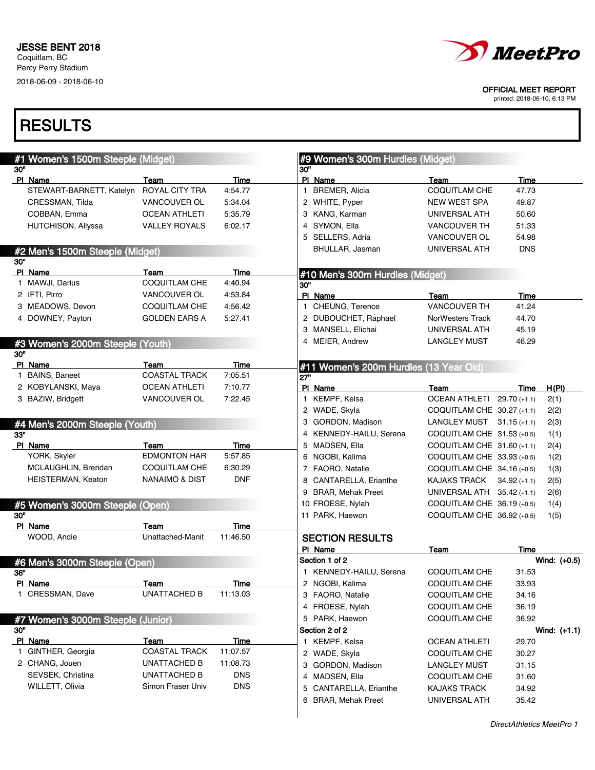JESSE BENT 2018
Coquitlam, BC
Percy Perry Stadium
2018-06-09 - 2018-06-10

**MeetPro**

OFFICIAL MEET REPORT
printed: 2018-06-10, 6:13 PM

# RESULTS

## #1 Women's 1500m Steeple (Midget)

30"

| Pl | Name | Team | Time |
|---|---|---|---|
| | STEWART-BARNETT, Katelyn | ROYAL CITY TRA | 4:54.77 |
| | CRESSMAN, Tilda | VANCOUVER OL | 5:34.04 |
| | COBBAN, Emma | OCEAN ATHLETI | 5:35.79 |
| | HUTCHISON, Allyssa | VALLEY ROYALS | 6:02.17 |

## #2 Men's 1500m Steeple (Midget)

30"

| Pl | Name | Team | Time |
|---|---|---|---|
| 1 | MAWJI, Darius | COQUITLAM CHE | 4:40.94 |
| 2 | IFTI, Pirro | VANCOUVER OL | 4:53.84 |
| 3 | MEADOWS, Devon | COQUITLAM CHE | 4:56.42 |
| 4 | DOWNEY, Payton | GOLDEN EARS A | 5:27.41 |

## #3 Women's 2000m Steeple (Youth)

30"

| Pl | Name | Team | Time |
|---|---|---|---|
| 1 | BAINS, Baneet | COASTAL TRACK | 7:05.51 |
| 2 | KOBYLANSKI, Maya | OCEAN ATHLETI | 7:10.77 |
| 3 | BAZIW, Bridgett | VANCOUVER OL | 7:22.45 |

## #4 Men's 2000m Steeple (Youth)

33"

| Pl | Name | Team | Time |
|---|---|---|---|
| | YORK, Skyler | EDMONTON HAR | 5:57.85 |
| | MCLAUGHLIN, Brendan | COQUITLAM CHE | 6:30.29 |
| | HEISTERMAN, Keaton | NANAIMO & DIST | DNF |

## #5 Women's 3000m Steeple (Open)

30"

| Pl | Name | Team | Time |
|---|---|---|---|
| | WOOD, Andie | Unattached-Manit | 11:46.50 |

## #6 Men's 3000m Steeple (Open)

36"

| Pl | Name | Team | Time |
|---|---|---|---|
| 1 | CRESSMAN, Dave | UNATTACHED B | 11:13.03 |

## #7 Women's 3000m Steeple (Junior)

30"

| Pl | Name | Team | Time |
|---|---|---|---|
| 1 | GINTHER, Georgia | COASTAL TRACK | 11:07.57 |
| 2 | CHANG, Jouen | UNATTACHED B | 11:08.73 |
| | SEVSEK, Christina | UNATTACHED B | DNS |
| | WILLETT, Olivia | Simon Fraser Univ | DNS |

## #9 Women's 300m Hurdles (Midget)

30"

| Pl | Name | Team | Time |
|---|---|---|---|
| 1 | BREMER, Alicia | COQUITLAM CHE | 47.73 |
| 2 | WHITE, Pyper | NEW WEST SPA | 49.87 |
| 3 | KANG, Karman | UNIVERSAL ATH | 50.60 |
| 4 | SYMON, Ella | VANCOUVER TH | 51.33 |
| 5 | SELLERS, Adria | VANCOUVER OL | 54.98 |
| | BHULLAR, Jasman | UNIVERSAL ATH | DNS |

## #10 Men's 300m Hurdles (Midget)

30"

| Pl | Name | Team | Time |
|---|---|---|---|
| 1 | CHEUNG, Terence | VANCOUVER TH | 41.24 |
| 2 | DUBOUCHET, Raphael | NorWesters Track | 44.70 |
| 3 | MANSELL, Elichai | UNIVERSAL ATH | 45.19 |
| 4 | MEIER, Andrew | LANGLEY MUST | 46.29 |

## #11 Women's 200m Hurdles (13 Year Old)

27"

| Pl | Name | Team | Time | H(Pl) |
|---|---|---|---|---|
| 1 | KEMPF, Kelsa | OCEAN ATHLETI | 29.70 (+1.1) | 2(1) |
| 2 | WADE, Skyla | COQUITLAM CHE | 30.27 (+1.1) | 2(2) |
| 3 | GORDON, Madison | LANGLEY MUST | 31.15 (+1.1) | 2(3) |
| 4 | KENNEDY-HAILU, Serena | COQUITLAM CHE | 31.53 (+0.5) | 1(1) |
| 5 | MADSEN, Ella | COQUITLAM CHE | 31.60 (+1.1) | 2(4) |
| 6 | NGOBI, Kalima | COQUITLAM CHE | 33.93 (+0.5) | 1(2) |
| 7 | FAORO, Natalie | COQUITLAM CHE | 34.16 (+0.5) | 1(3) |
| 8 | CANTARELLA, Erianthe | KAJAKS TRACK | 34.92 (+1.1) | 2(5) |
| 9 | BRAR, Mehak Preet | UNIVERSAL ATH | 35.42 (+1.1) | 2(6) |
| 10 | FROESE, Nylah | COQUITLAM CHE | 36.19 (+0.5) | 1(4) |
| 11 | PARK, Haewon | COQUITLAM CHE | 36.92 (+0.5) | 1(5) |

### SECTION RESULTS

| Pl | Name | Team | Time |
|---|---|---|---|
| **Section 1 of 2** | | | **Wind: (+0.5)** |
| 1 | KENNEDY-HAILU, Serena | COQUITLAM CHE | 31.53 |
| 2 | NGOBI, Kalima | COQUITLAM CHE | 33.93 |
| 3 | FAORO, Natalie | COQUITLAM CHE | 34.16 |
| 4 | FROESE, Nylah | COQUITLAM CHE | 36.19 |
| 5 | PARK, Haewon | COQUITLAM CHE | 36.92 |
| **Section 2 of 2** | | | **Wind: (+1.1)** |
| 1 | KEMPF, Kelsa | OCEAN ATHLETI | 29.70 |
| 2 | WADE, Skyla | COQUITLAM CHE | 30.27 |
| 3 | GORDON, Madison | LANGLEY MUST | 31.15 |
| 4 | MADSEN, Ella | COQUITLAM CHE | 31.60 |
| 5 | CANTARELLA, Erianthe | KAJAKS TRACK | 34.92 |
| 6 | BRAR, Mehak Preet | UNIVERSAL ATH | 35.42 |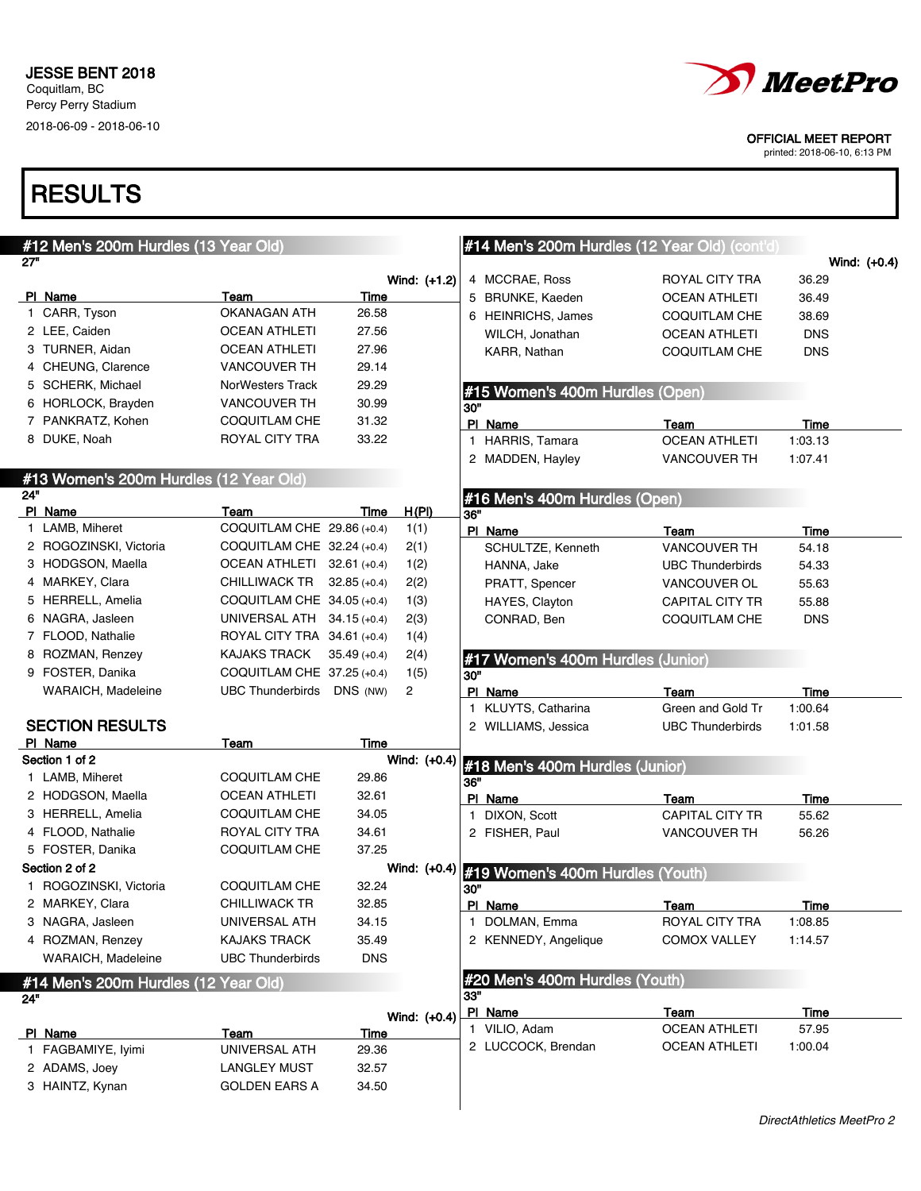JESSE BENT 2018
Coquitlam, BC
Percy Perry Stadium
2018-06-09 - 2018-06-10

OFFICIAL MEET REPORT
printed: 2018-06-10, 6:13 PM

# RESULTS

## #12 Men's 200m Hurdles (13 Year Old)

27"

Wind: (+1.2)

| Pl | Name | Team | Time |
|---|---|---|---|
| 1 | CARR, Tyson | OKANAGAN ATH | 26.58 |
| 2 | LEE, Caiden | OCEAN ATHLETI | 27.56 |
| 3 | TURNER, Aidan | OCEAN ATHLETI | 27.96 |
| 4 | CHEUNG, Clarence | VANCOUVER TH | 29.14 |
| 5 | SCHERK, Michael | NorWesters Track | 29.29 |
| 6 | HORLOCK, Brayden | VANCOUVER TH | 30.99 |
| 7 | PANKRATZ, Kohen | COQUITLAM CHE | 31.32 |
| 8 | DUKE, Noah | ROYAL CITY TRA | 33.22 |

## #13 Women's 200m Hurdles (12 Year Old)

24"

| Pl | Name | Team | Time | H(Pl) |
|---|---|---|---|---|
| 1 | LAMB, Miheret | COQUITLAM CHE | 29.86 (+0.4) | 1(1) |
| 2 | ROGOZINSKI, Victoria | COQUITLAM CHE | 32.24 (+0.4) | 2(1) |
| 3 | HODGSON, Maella | OCEAN ATHLETI | 32.61 (+0.4) | 1(2) |
| 4 | MARKEY, Clara | CHILLIWACK TR | 32.85 (+0.4) | 2(2) |
| 5 | HERRELL, Amelia | COQUITLAM CHE | 34.05 (+0.4) | 1(3) |
| 6 | NAGRA, Jasleen | UNIVERSAL ATH | 34.15 (+0.4) | 2(3) |
| 7 | FLOOD, Nathalie | ROYAL CITY TRA | 34.61 (+0.4) | 1(4) |
| 8 | ROZMAN, Renzey | KAJAKS TRACK | 35.49 (+0.4) | 2(4) |
| 9 | FOSTER, Danika | COQUITLAM CHE | 37.25 (+0.4) | 1(5) |
| | WARAICH, Madeleine | UBC Thunderbirds | DNS (NW) | 2 |

### SECTION RESULTS

Section 1 of 2 — Wind: (+0.4)

| Pl | Name | Team | Time |
|---|---|---|---|
| 1 | LAMB, Miheret | COQUITLAM CHE | 29.86 |
| 2 | HODGSON, Maella | OCEAN ATHLETI | 32.61 |
| 3 | HERRELL, Amelia | COQUITLAM CHE | 34.05 |
| 4 | FLOOD, Nathalie | ROYAL CITY TRA | 34.61 |
| 5 | FOSTER, Danika | COQUITLAM CHE | 37.25 |

Section 2 of 2 — Wind: (+0.4)

| Pl | Name | Team | Time |
|---|---|---|---|
| 1 | ROGOZINSKI, Victoria | COQUITLAM CHE | 32.24 |
| 2 | MARKEY, Clara | CHILLIWACK TR | 32.85 |
| 3 | NAGRA, Jasleen | UNIVERSAL ATH | 34.15 |
| 4 | ROZMAN, Renzey | KAJAKS TRACK | 35.49 |
| | WARAICH, Madeleine | UBC Thunderbirds | DNS |

## #14 Men's 200m Hurdles (12 Year Old)

24"

Wind: (+0.4)

| Pl | Name | Team | Time |
|---|---|---|---|
| 1 | FAGBAMIYE, Iyimi | UNIVERSAL ATH | 29.36 |
| 2 | ADAMS, Joey | LANGLEY MUST | 32.57 |
| 3 | HAINTZ, Kynan | GOLDEN EARS A | 34.50 |
| 4 | MCCRAE, Ross | ROYAL CITY TRA | 36.29 |
| 5 | BRUNKE, Kaeden | OCEAN ATHLETI | 36.49 |
| 6 | HEINRICHS, James | COQUITLAM CHE | 38.69 |
| | WILCH, Jonathan | OCEAN ATHLETI | DNS |
| | KARR, Nathan | COQUITLAM CHE | DNS |

## #15 Women's 400m Hurdles (Open)

30"

| Pl | Name | Team | Time |
|---|---|---|---|
| 1 | HARRIS, Tamara | OCEAN ATHLETI | 1:03.13 |
| 2 | MADDEN, Hayley | VANCOUVER TH | 1:07.41 |

## #16 Men's 400m Hurdles (Open)

36"

| Pl | Name | Team | Time |
|---|---|---|---|
| | SCHULTZE, Kenneth | VANCOUVER TH | 54.18 |
| | HANNA, Jake | UBC Thunderbirds | 54.33 |
| | PRATT, Spencer | VANCOUVER OL | 55.63 |
| | HAYES, Clayton | CAPITAL CITY TR | 55.88 |
| | CONRAD, Ben | COQUITLAM CHE | DNS |

## #17 Women's 400m Hurdles (Junior)

30"

| Pl | Name | Team | Time |
|---|---|---|---|
| 1 | KLUYTS, Catharina | Green and Gold Tr | 1:00.64 |
| 2 | WILLIAMS, Jessica | UBC Thunderbirds | 1:01.58 |

## #18 Men's 400m Hurdles (Junior)

36"

| Pl | Name | Team | Time |
|---|---|---|---|
| 1 | DIXON, Scott | CAPITAL CITY TR | 55.62 |
| 2 | FISHER, Paul | VANCOUVER TH | 56.26 |

## #19 Women's 400m Hurdles (Youth)

30"

| Pl | Name | Team | Time |
|---|---|---|---|
| 1 | DOLMAN, Emma | ROYAL CITY TRA | 1:08.85 |
| 2 | KENNEDY, Angelique | COMOX VALLEY | 1:14.57 |

## #20 Men's 400m Hurdles (Youth)

33"

| Pl | Name | Team | Time |
|---|---|---|---|
| 1 | VILIO, Adam | OCEAN ATHLETI | 57.95 |
| 2 | LUCCOCK, Brendan | OCEAN ATHLETI | 1:00.04 |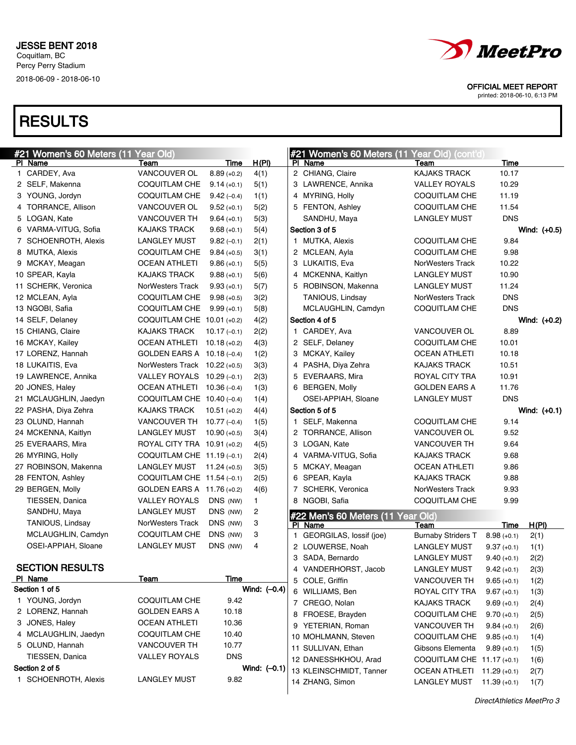JESSE BENT 2018
Coquitlam, BC
Percy Perry Stadium
2018-06-09 - 2018-06-10

MeetPro

OFFICIAL MEET REPORT
printed: 2018-06-10, 6:13 PM

# RESULTS

## #21 Women's 60 Meters (11 Year Old)

| Pl | Name | Team | Time | H(Pl) |
|---|---|---|---|---|
| 1 | CARDEY, Ava | VANCOUVER OL | 8.89 (+0.2) | 4(1) |
| 2 | SELF, Makenna | COQUITLAM CHE | 9.14 (+0.1) | 5(1) |
| 3 | YOUNG, Jordyn | COQUITLAM CHE | 9.42 (–0.4) | 1(1) |
| 4 | TORRANCE, Allison | VANCOUVER OL | 9.52 (+0.1) | 5(2) |
| 5 | LOGAN, Kate | VANCOUVER TH | 9.64 (+0.1) | 5(3) |
| 6 | VARMA-VITUG, Sofia | KAJAKS TRACK | 9.68 (+0.1) | 5(4) |
| 7 | SCHOENROTH, Alexis | LANGLEY MUST | 9.82 (–0.1) | 2(1) |
| 8 | MUTKA, Alexis | COQUITLAM CHE | 9.84 (+0.5) | 3(1) |
| 9 | MCKAY, Meagan | OCEAN ATHLETI | 9.86 (+0.1) | 5(5) |
| 10 | SPEAR, Kayla | KAJAKS TRACK | 9.88 (+0.1) | 5(6) |
| 11 | SCHERK, Veronica | NorWesters Track | 9.93 (+0.1) | 5(7) |
| 12 | MCLEAN, Ayla | COQUITLAM CHE | 9.98 (+0.5) | 3(2) |
| 13 | NGOBI, Safia | COQUITLAM CHE | 9.99 (+0.1) | 5(8) |
| 14 | SELF, Delaney | COQUITLAM CHE | 10.01 (+0.2) | 4(2) |
| 15 | CHIANG, Claire | KAJAKS TRACK | 10.17 (–0.1) | 2(2) |
| 16 | MCKAY, Kailey | OCEAN ATHLETI | 10.18 (+0.2) | 4(3) |
| 17 | LORENZ, Hannah | GOLDEN EARS A | 10.18 (–0.4) | 1(2) |
| 18 | LUKAITIS, Eva | NorWesters Track | 10.22 (+0.5) | 3(3) |
| 19 | LAWRENCE, Annika | VALLEY ROYALS | 10.29 (–0.1) | 2(3) |
| 20 | JONES, Haley | OCEAN ATHLETI | 10.36 (–0.4) | 1(3) |
| 21 | MCLAUGHLIN, Jaedyn | COQUITLAM CHE | 10.40 (–0.4) | 1(4) |
| 22 | PASHA, Diya Zehra | KAJAKS TRACK | 10.51 (+0.2) | 4(4) |
| 23 | OLUND, Hannah | VANCOUVER TH | 10.77 (–0.4) | 1(5) |
| 24 | MCKENNA, Kaitlyn | LANGLEY MUST | 10.90 (+0.5) | 3(4) |
| 25 | EVERAARS, Mira | ROYAL CITY TRA | 10.91 (+0.2) | 4(5) |
| 26 | MYRING, Holly | COQUITLAM CHE | 11.19 (–0.1) | 2(4) |
| 27 | ROBINSON, Makenna | LANGLEY MUST | 11.24 (+0.5) | 3(5) |
| 28 | FENTON, Ashley | COQUITLAM CHE | 11.54 (–0.1) | 2(5) |
| 29 | BERGEN, Molly | GOLDEN EARS A | 11.76 (+0.2) | 4(6) |
| | TIESSEN, Danica | VALLEY ROYALS | DNS (NW) | 1 |
| | SANDHU, Maya | LANGLEY MUST | DNS (NW) | 2 |
| | TANIOUS, Lindsay | NorWesters Track | DNS (NW) | 3 |
| | MCLAUGHLIN, Camdyn | COQUITLAM CHE | DNS (NW) | 3 |
| | OSEI-APPIAH, Sloane | LANGLEY MUST | DNS (NW) | 4 |

### SECTION RESULTS

| Pl | Name | Team | Time |
|---|---|---|---|
| **Section 1 of 5** | | | Wind: (–0.4) |
| 1 | YOUNG, Jordyn | COQUITLAM CHE | 9.42 |
| 2 | LORENZ, Hannah | GOLDEN EARS A | 10.18 |
| 3 | JONES, Haley | OCEAN ATHLETI | 10.36 |
| 4 | MCLAUGHLIN, Jaedyn | COQUITLAM CHE | 10.40 |
| 5 | OLUND, Hannah | VANCOUVER TH | 10.77 |
| | TIESSEN, Danica | VALLEY ROYALS | DNS |
| **Section 2 of 5** | | | Wind: (–0.1) |
| 1 | SCHOENROTH, Alexis | LANGLEY MUST | 9.82 |
| 2 | CHIANG, Claire | KAJAKS TRACK | 10.17 |
| 3 | LAWRENCE, Annika | VALLEY ROYALS | 10.29 |
| 4 | MYRING, Holly | COQUITLAM CHE | 11.19 |
| 5 | FENTON, Ashley | COQUITLAM CHE | 11.54 |
| | SANDHU, Maya | LANGLEY MUST | DNS |
| **Section 3 of 5** | | | Wind: (+0.5) |
| 1 | MUTKA, Alexis | COQUITLAM CHE | 9.84 |
| 2 | MCLEAN, Ayla | COQUITLAM CHE | 9.98 |
| 3 | LUKAITIS, Eva | NorWesters Track | 10.22 |
| 4 | MCKENNA, Kaitlyn | LANGLEY MUST | 10.90 |
| 5 | ROBINSON, Makenna | LANGLEY MUST | 11.24 |
| | TANIOUS, Lindsay | NorWesters Track | DNS |
| | MCLAUGHLIN, Camdyn | COQUITLAM CHE | DNS |
| **Section 4 of 5** | | | Wind: (+0.2) |
| 1 | CARDEY, Ava | VANCOUVER OL | 8.89 |
| 2 | SELF, Delaney | COQUITLAM CHE | 10.01 |
| 3 | MCKAY, Kailey | OCEAN ATHLETI | 10.18 |
| 4 | PASHA, Diya Zehra | KAJAKS TRACK | 10.51 |
| 5 | EVERAARS, Mira | ROYAL CITY TRA | 10.91 |
| 6 | BERGEN, Molly | GOLDEN EARS A | 11.76 |
| | OSEI-APPIAH, Sloane | LANGLEY MUST | DNS |
| **Section 5 of 5** | | | Wind: (+0.1) |
| 1 | SELF, Makenna | COQUITLAM CHE | 9.14 |
| 2 | TORRANCE, Allison | VANCOUVER OL | 9.52 |
| 3 | LOGAN, Kate | VANCOUVER TH | 9.64 |
| 4 | VARMA-VITUG, Sofia | KAJAKS TRACK | 9.68 |
| 5 | MCKAY, Meagan | OCEAN ATHLETI | 9.86 |
| 6 | SPEAR, Kayla | KAJAKS TRACK | 9.88 |
| 7 | SCHERK, Veronica | NorWesters Track | 9.93 |
| 8 | NGOBI, Safia | COQUITLAM CHE | 9.99 |

## #22 Men's 60 Meters (11 Year Old)

| Pl | Name | Team | Time | H(Pl) |
|---|---|---|---|---|
| 1 | GEORGILAS, Iossif (joe) | Burnaby Striders T | 8.98 (+0.1) | 2(1) |
| 2 | LOUWERSE, Noah | LANGLEY MUST | 9.37 (+0.1) | 1(1) |
| 3 | SADA, Bernardo | LANGLEY MUST | 9.40 (+0.1) | 2(2) |
| 4 | VANDERHORST, Jacob | LANGLEY MUST | 9.42 (+0.1) | 2(3) |
| 5 | COLE, Griffin | VANCOUVER TH | 9.65 (+0.1) | 1(2) |
| 6 | WILLIAMS, Ben | ROYAL CITY TRA | 9.67 (+0.1) | 1(3) |
| 7 | CREGO, Nolan | KAJAKS TRACK | 9.69 (+0.1) | 2(4) |
| 8 | FROESE, Brayden | COQUITLAM CHE | 9.70 (+0.1) | 2(5) |
| 9 | YETERIAN, Roman | VANCOUVER TH | 9.84 (+0.1) | 2(6) |
| 10 | MOHLMANN, Steven | COQUITLAM CHE | 9.85 (+0.1) | 1(4) |
| 11 | SULLIVAN, Ethan | Gibsons Elementa | 9.89 (+0.1) | 1(5) |
| 12 | DANESSHKHOU, Arad | COQUITLAM CHE | 11.17 (+0.1) | 1(6) |
| 13 | KLEINSCHMIDT, Tanner | OCEAN ATHLETI | 11.29 (+0.1) | 2(7) |
| 14 | ZHANG, Simon | LANGLEY MUST | 11.39 (+0.1) | 1(7) |

*DirectAthletics MeetPro 3*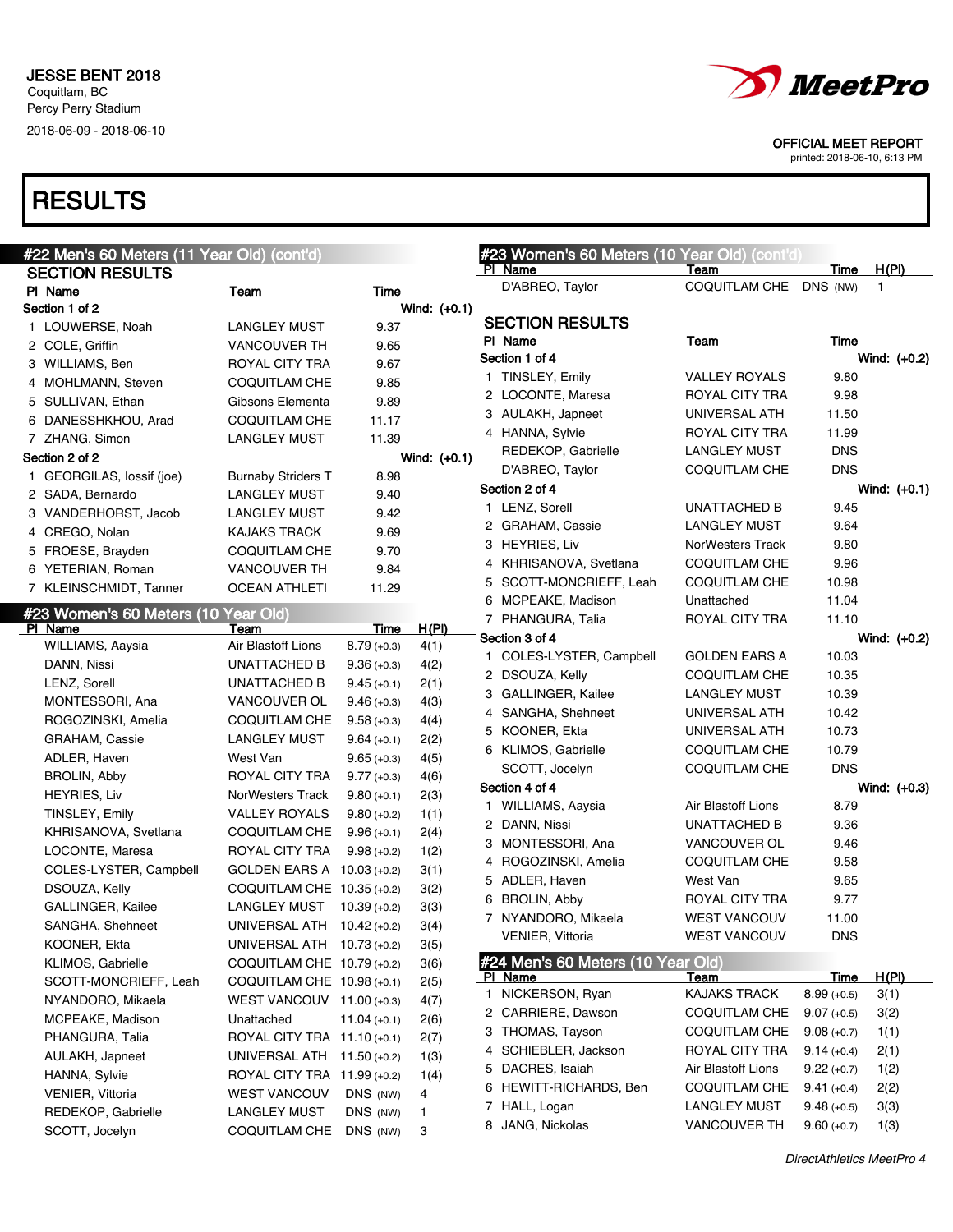JESSE BENT 2018
Coquitlam, BC
Percy Perry Stadium
2018-06-09 - 2018-06-10

OFFICIAL MEET REPORT
printed: 2018-06-10, 6:13 PM

# RESULTS

## #22 Men's 60 Meters (11 Year Old) (cont'd)

### SECTION RESULTS

**Section 1 of 2** Wind: (+0.1)

| Pl | Name | Team | Time |
|---|---|---|---|
| 1 | LOUWERSE, Noah | LANGLEY MUST | 9.37 |
| 2 | COLE, Griffin | VANCOUVER TH | 9.65 |
| 3 | WILLIAMS, Ben | ROYAL CITY TRA | 9.67 |
| 4 | MOHLMANN, Steven | COQUITLAM CHE | 9.85 |
| 5 | SULLIVAN, Ethan | Gibsons Elementa | 9.89 |
| 6 | DANESSHKHOU, Arad | COQUITLAM CHE | 11.17 |
| 7 | ZHANG, Simon | LANGLEY MUST | 11.39 |

**Section 2 of 2** Wind: (+0.1)

| Pl | Name | Team | Time |
|---|---|---|---|
| 1 | GEORGILAS, Iossif (joe) | Burnaby Striders T | 8.98 |
| 2 | SADA, Bernardo | LANGLEY MUST | 9.40 |
| 3 | VANDERHORST, Jacob | LANGLEY MUST | 9.42 |
| 4 | CREGO, Nolan | KAJAKS TRACK | 9.69 |
| 5 | FROESE, Brayden | COQUITLAM CHE | 9.70 |
| 6 | YETERIAN, Roman | VANCOUVER TH | 9.84 |
| 7 | KLEINSCHMIDT, Tanner | OCEAN ATHLETI | 11.29 |

## #23 Women's 60 Meters (10 Year Old)

| Pl | Name | Team | Time | H(Pl) |
|---|---|---|---|---|
| | WILLIAMS, Aaysia | Air Blastoff Lions | 8.79 (+0.3) | 4(1) |
| | DANN, Nissi | UNATTACHED B | 9.36 (+0.3) | 4(2) |
| | LENZ, Sorell | UNATTACHED B | 9.45 (+0.1) | 2(1) |
| | MONTESSORI, Ana | VANCOUVER OL | 9.46 (+0.3) | 4(3) |
| | ROGOZINSKI, Amelia | COQUITLAM CHE | 9.58 (+0.3) | 4(4) |
| | GRAHAM, Cassie | LANGLEY MUST | 9.64 (+0.1) | 2(2) |
| | ADLER, Haven | West Van | 9.65 (+0.3) | 4(5) |
| | BROLIN, Abby | ROYAL CITY TRA | 9.77 (+0.3) | 4(6) |
| | HEYRIES, Liv | NorWesters Track | 9.80 (+0.1) | 2(3) |
| | TINSLEY, Emily | VALLEY ROYALS | 9.80 (+0.2) | 1(1) |
| | KHRISANOVA, Svetlana | COQUITLAM CHE | 9.96 (+0.1) | 2(4) |
| | LOCONTE, Maresa | ROYAL CITY TRA | 9.98 (+0.2) | 1(2) |
| | COLES-LYSTER, Campbell | GOLDEN EARS A | 10.03 (+0.2) | 3(1) |
| | DSOUZA, Kelly | COQUITLAM CHE | 10.35 (+0.2) | 3(2) |
| | GALLINGER, Kailee | LANGLEY MUST | 10.39 (+0.2) | 3(3) |
| | SANGHA, Shehneet | UNIVERSAL ATH | 10.42 (+0.2) | 3(4) |
| | KOONER, Ekta | UNIVERSAL ATH | 10.73 (+0.2) | 3(5) |
| | KLIMOS, Gabrielle | COQUITLAM CHE | 10.79 (+0.2) | 3(6) |
| | SCOTT-MONCRIEFF, Leah | COQUITLAM CHE | 10.98 (+0.1) | 2(5) |
| | NYANDORO, Mikaela | WEST VANCOUV | 11.00 (+0.3) | 4(7) |
| | MCPEAKE, Madison | Unattached | 11.04 (+0.1) | 2(6) |
| | PHANGURA, Talia | ROYAL CITY TRA | 11.10 (+0.1) | 2(7) |
| | AULAKH, Japneet | UNIVERSAL ATH | 11.50 (+0.2) | 1(3) |
| | HANNA, Sylvie | ROYAL CITY TRA | 11.99 (+0.2) | 1(4) |
| | VENIER, Vittoria | WEST VANCOUV | DNS (NW) | 4 |
| | REDEKOP, Gabrielle | LANGLEY MUST | DNS (NW) | 1 |
| | SCOTT, Jocelyn | COQUITLAM CHE | DNS (NW) | 3 |
| | D'ABREO, Taylor | COQUITLAM CHE | DNS (NW) | 1 |

### SECTION RESULTS

**Section 1 of 4** Wind: (+0.2)

| Pl | Name | Team | Time |
|---|---|---|---|
| 1 | TINSLEY, Emily | VALLEY ROYALS | 9.80 |
| 2 | LOCONTE, Maresa | ROYAL CITY TRA | 9.98 |
| 3 | AULAKH, Japneet | UNIVERSAL ATH | 11.50 |
| 4 | HANNA, Sylvie | ROYAL CITY TRA | 11.99 |
| | REDEKOP, Gabrielle | LANGLEY MUST | DNS |
| | D'ABREO, Taylor | COQUITLAM CHE | DNS |

**Section 2 of 4** Wind: (+0.1)

| Pl | Name | Team | Time |
|---|---|---|---|
| 1 | LENZ, Sorell | UNATTACHED B | 9.45 |
| 2 | GRAHAM, Cassie | LANGLEY MUST | 9.64 |
| 3 | HEYRIES, Liv | NorWesters Track | 9.80 |
| 4 | KHRISANOVA, Svetlana | COQUITLAM CHE | 9.96 |
| 5 | SCOTT-MONCRIEFF, Leah | COQUITLAM CHE | 10.98 |
| 6 | MCPEAKE, Madison | Unattached | 11.04 |
| 7 | PHANGURA, Talia | ROYAL CITY TRA | 11.10 |

**Section 3 of 4** Wind: (+0.2)

| Pl | Name | Team | Time |
|---|---|---|---|
| 1 | COLES-LYSTER, Campbell | GOLDEN EARS A | 10.03 |
| 2 | DSOUZA, Kelly | COQUITLAM CHE | 10.35 |
| 3 | GALLINGER, Kailee | LANGLEY MUST | 10.39 |
| 4 | SANGHA, Shehneet | UNIVERSAL ATH | 10.42 |
| 5 | KOONER, Ekta | UNIVERSAL ATH | 10.73 |
| 6 | KLIMOS, Gabrielle | COQUITLAM CHE | 10.79 |
| | SCOTT, Jocelyn | COQUITLAM CHE | DNS |

**Section 4 of 4** Wind: (+0.3)

| Pl | Name | Team | Time |
|---|---|---|---|
| 1 | WILLIAMS, Aaysia | Air Blastoff Lions | 8.79 |
| 2 | DANN, Nissi | UNATTACHED B | 9.36 |
| 3 | MONTESSORI, Ana | VANCOUVER OL | 9.46 |
| 4 | ROGOZINSKI, Amelia | COQUITLAM CHE | 9.58 |
| 5 | ADLER, Haven | West Van | 9.65 |
| 6 | BROLIN, Abby | ROYAL CITY TRA | 9.77 |
| 7 | NYANDORO, Mikaela | WEST VANCOUV | 11.00 |
| | VENIER, Vittoria | WEST VANCOUV | DNS |

## #24 Men's 60 Meters (10 Year Old)

| Pl | Name | Team | Time | H(Pl) |
|---|---|---|---|---|
| 1 | NICKERSON, Ryan | KAJAKS TRACK | 8.99 (+0.5) | 3(1) |
| 2 | CARRIERE, Dawson | COQUITLAM CHE | 9.07 (+0.5) | 3(2) |
| 3 | THOMAS, Tayson | COQUITLAM CHE | 9.08 (+0.7) | 1(1) |
| 4 | SCHIEBLER, Jackson | ROYAL CITY TRA | 9.14 (+0.4) | 2(1) |
| 5 | DACRES, Isaiah | Air Blastoff Lions | 9.22 (+0.7) | 1(2) |
| 6 | HEWITT-RICHARDS, Ben | COQUITLAM CHE | 9.41 (+0.4) | 2(2) |
| 7 | HALL, Logan | LANGLEY MUST | 9.48 (+0.5) | 3(3) |
| 8 | JANG, Nickolas | VANCOUVER TH | 9.60 (+0.7) | 1(3) |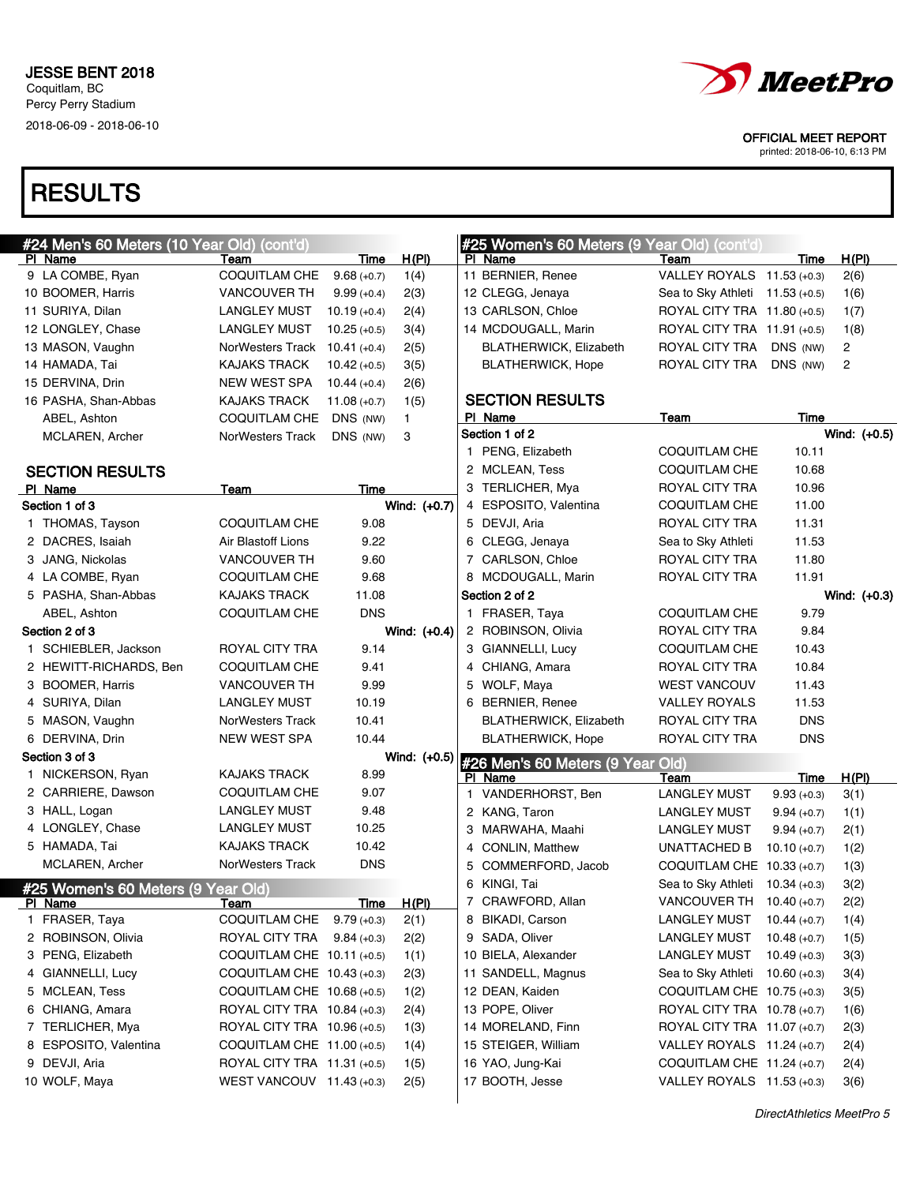# RESULTS

## #24 Men's 60 Meters (10 Year Old) (cont'd)

| Pl | Name | Team | Time | H(Pl) |
|---|---|---|---|---|
| 9 | LA COMBE, Ryan | COQUITLAM CHE | 9.68 (+0.7) | 1(4) |
| 10 | BOOMER, Harris | VANCOUVER TH | 9.99 (+0.4) | 2(3) |
| 11 | SURIYA, Dilan | LANGLEY MUST | 10.19 (+0.4) | 2(4) |
| 12 | LONGLEY, Chase | LANGLEY MUST | 10.25 (+0.5) | 3(4) |
| 13 | MASON, Vaughn | NorWesters Track | 10.41 (+0.4) | 2(5) |
| 14 | HAMADA, Tai | KAJAKS TRACK | 10.42 (+0.5) | 3(5) |
| 15 | DERVINA, Drin | NEW WEST SPA | 10.44 (+0.4) | 2(6) |
| 16 | PASHA, Shan-Abbas | KAJAKS TRACK | 11.08 (+0.7) | 1(5) |
| | ABEL, Ashton | COQUITLAM CHE | DNS (NW) | 1 |
| | MCLAREN, Archer | NorWesters Track | DNS (NW) | 3 |

### SECTION RESULTS

| Pl | Name | Team | Time |
|---|---|---|---|
| **Section 1 of 3** | | | Wind: (+0.7) |
| 1 | THOMAS, Tayson | COQUITLAM CHE | 9.08 |
| 2 | DACRES, Isaiah | Air Blastoff Lions | 9.22 |
| 3 | JANG, Nickolas | VANCOUVER TH | 9.60 |
| 4 | LA COMBE, Ryan | COQUITLAM CHE | 9.68 |
| 5 | PASHA, Shan-Abbas | KAJAKS TRACK | 11.08 |
| | ABEL, Ashton | COQUITLAM CHE | DNS |
| **Section 2 of 3** | | | Wind: (+0.4) |
| 1 | SCHIEBLER, Jackson | ROYAL CITY TRA | 9.14 |
| 2 | HEWITT-RICHARDS, Ben | COQUITLAM CHE | 9.41 |
| 3 | BOOMER, Harris | VANCOUVER TH | 9.99 |
| 4 | SURIYA, Dilan | LANGLEY MUST | 10.19 |
| 5 | MASON, Vaughn | NorWesters Track | 10.41 |
| 6 | DERVINA, Drin | NEW WEST SPA | 10.44 |
| **Section 3 of 3** | | | Wind: (+0.5) |
| 1 | NICKERSON, Ryan | KAJAKS TRACK | 8.99 |
| 2 | CARRIERE, Dawson | COQUITLAM CHE | 9.07 |
| 3 | HALL, Logan | LANGLEY MUST | 9.48 |
| 4 | LONGLEY, Chase | LANGLEY MUST | 10.25 |
| 5 | HAMADA, Tai | KAJAKS TRACK | 10.42 |
| | MCLAREN, Archer | NorWesters Track | DNS |

## #25 Women's 60 Meters (9 Year Old)

| Pl | Name | Team | Time | H(Pl) |
|---|---|---|---|---|
| 1 | FRASER, Taya | COQUITLAM CHE | 9.79 (+0.3) | 2(1) |
| 2 | ROBINSON, Olivia | ROYAL CITY TRA | 9.84 (+0.3) | 2(2) |
| 3 | PENG, Elizabeth | COQUITLAM CHE | 10.11 (+0.5) | 1(1) |
| 4 | GIANNELLI, Lucy | COQUITLAM CHE | 10.43 (+0.3) | 2(3) |
| 5 | MCLEAN, Tess | COQUITLAM CHE | 10.68 (+0.5) | 1(2) |
| 6 | CHIANG, Amara | ROYAL CITY TRA | 10.84 (+0.3) | 2(4) |
| 7 | TERLICHER, Mya | ROYAL CITY TRA | 10.96 (+0.5) | 1(3) |
| 8 | ESPOSITO, Valentina | COQUITLAM CHE | 11.00 (+0.5) | 1(4) |
| 9 | DEVJI, Aria | ROYAL CITY TRA | 11.31 (+0.5) | 1(5) |
| 10 | WOLF, Maya | WEST VANCOUV | 11.43 (+0.3) | 2(5) |
| 11 | BERNIER, Renee | VALLEY ROYALS | 11.53 (+0.3) | 2(6) |
| 12 | CLEGG, Jenaya | Sea to Sky Athleti | 11.53 (+0.5) | 1(6) |
| 13 | CARLSON, Chloe | ROYAL CITY TRA | 11.80 (+0.5) | 1(7) |
| 14 | MCDOUGALL, Marin | ROYAL CITY TRA | 11.91 (+0.5) | 1(8) |
| | BLATHERWICK, Elizabeth | ROYAL CITY TRA | DNS (NW) | 2 |
| | BLATHERWICK, Hope | ROYAL CITY TRA | DNS (NW) | 2 |

### SECTION RESULTS

| Pl | Name | Team | Time |
|---|---|---|---|
| **Section 1 of 2** | | | Wind: (+0.5) |
| 1 | PENG, Elizabeth | COQUITLAM CHE | 10.11 |
| 2 | MCLEAN, Tess | COQUITLAM CHE | 10.68 |
| 3 | TERLICHER, Mya | ROYAL CITY TRA | 10.96 |
| 4 | ESPOSITO, Valentina | COQUITLAM CHE | 11.00 |
| 5 | DEVJI, Aria | ROYAL CITY TRA | 11.31 |
| 6 | CLEGG, Jenaya | Sea to Sky Athleti | 11.53 |
| 7 | CARLSON, Chloe | ROYAL CITY TRA | 11.80 |
| 8 | MCDOUGALL, Marin | ROYAL CITY TRA | 11.91 |
| **Section 2 of 2** | | | Wind: (+0.3) |
| 1 | FRASER, Taya | COQUITLAM CHE | 9.79 |
| 2 | ROBINSON, Olivia | ROYAL CITY TRA | 9.84 |
| 3 | GIANNELLI, Lucy | COQUITLAM CHE | 10.43 |
| 4 | CHIANG, Amara | ROYAL CITY TRA | 10.84 |
| 5 | WOLF, Maya | WEST VANCOUV | 11.43 |
| 6 | BERNIER, Renee | VALLEY ROYALS | 11.53 |
| | BLATHERWICK, Elizabeth | ROYAL CITY TRA | DNS |
| | BLATHERWICK, Hope | ROYAL CITY TRA | DNS |

## #26 Men's 60 Meters (9 Year Old)

| Pl | Name | Team | Time | H(Pl) |
|---|---|---|---|---|
| 1 | VANDERHORST, Ben | LANGLEY MUST | 9.93 (+0.3) | 3(1) |
| 2 | KANG, Taron | LANGLEY MUST | 9.94 (+0.7) | 1(1) |
| 3 | MARWAHA, Maahi | LANGLEY MUST | 9.94 (+0.7) | 2(1) |
| 4 | CONLIN, Matthew | UNATTACHED B | 10.10 (+0.7) | 1(2) |
| 5 | COMMERFORD, Jacob | COQUITLAM CHE | 10.33 (+0.7) | 1(3) |
| 6 | KINGI, Tai | Sea to Sky Athleti | 10.34 (+0.3) | 3(2) |
| 7 | CRAWFORD, Allan | VANCOUVER TH | 10.40 (+0.7) | 2(2) |
| 8 | BIKADI, Carson | LANGLEY MUST | 10.44 (+0.7) | 1(4) |
| 9 | SADA, Oliver | LANGLEY MUST | 10.48 (+0.7) | 1(5) |
| 10 | BIELA, Alexander | LANGLEY MUST | 10.49 (+0.3) | 3(3) |
| 11 | SANDELL, Magnus | Sea to Sky Athleti | 10.60 (+0.3) | 3(4) |
| 12 | DEAN, Kaiden | COQUITLAM CHE | 10.75 (+0.3) | 3(5) |
| 13 | POPE, Oliver | ROYAL CITY TRA | 10.78 (+0.7) | 1(6) |
| 14 | MORELAND, Finn | ROYAL CITY TRA | 11.07 (+0.7) | 2(3) |
| 15 | STEIGER, William | VALLEY ROYALS | 11.24 (+0.7) | 2(4) |
| 16 | YAO, Jung-Kai | COQUITLAM CHE | 11.24 (+0.7) | 2(4) |
| 17 | BOOTH, Jesse | VALLEY ROYALS | 11.53 (+0.3) | 3(6) |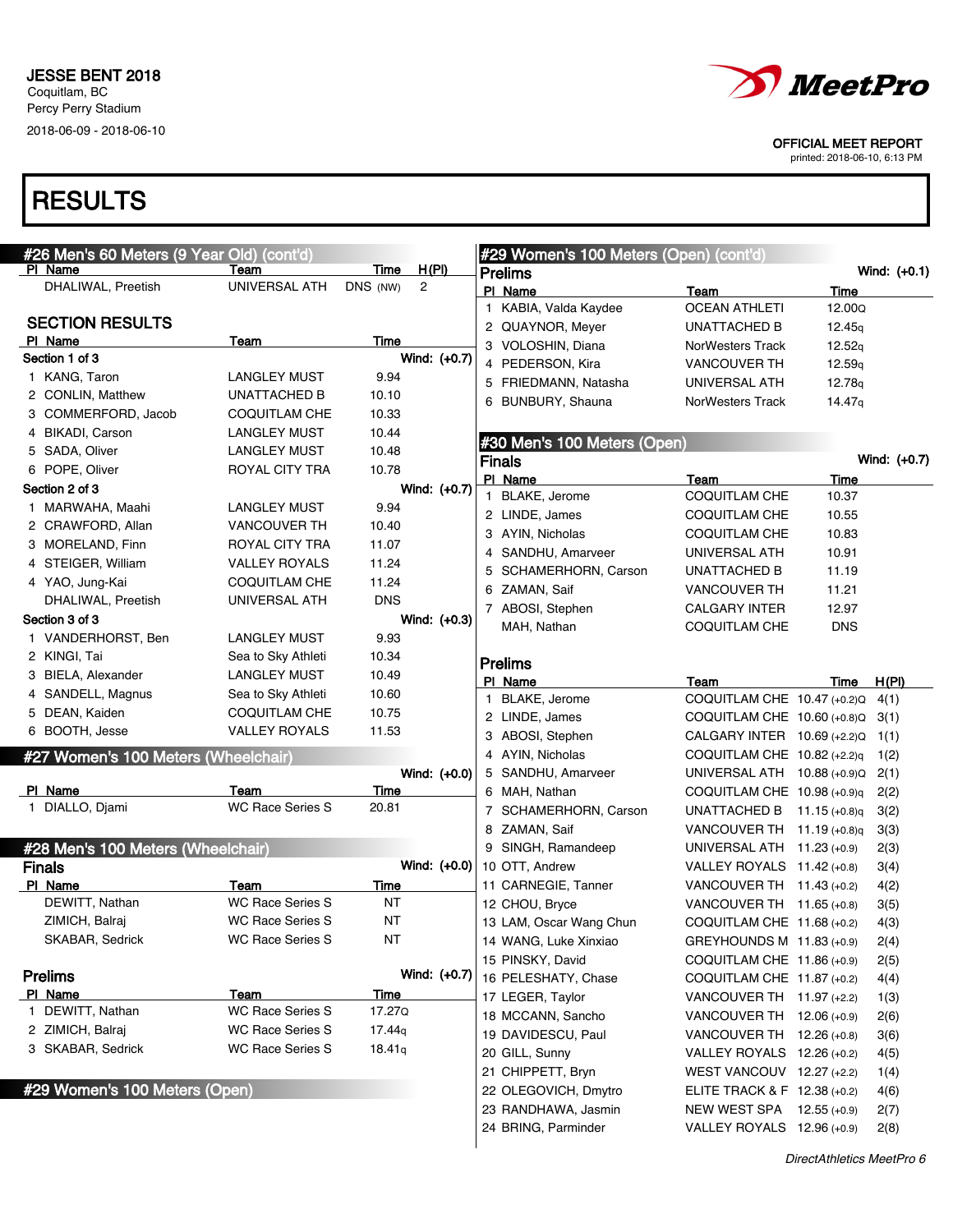# RESULTS

## #26 Men's 60 Meters (9 Year Old) (cont'd)

| Pl | Name | Team | Time | H(Pl) |
|---|---|---|---|---|
| | DHALIWAL, Preetish | UNIVERSAL ATH | DNS (NW) | 2 |

### SECTION RESULTS

| Pl | Name | Team | Time |
|---|---|---|---|
| **Section 1 of 3** | | | Wind: (+0.7) |
| 1 | KANG, Taron | LANGLEY MUST | 9.94 |
| 2 | CONLIN, Matthew | UNATTACHED B | 10.10 |
| 3 | COMMERFORD, Jacob | COQUITLAM CHE | 10.33 |
| 4 | BIKADI, Carson | LANGLEY MUST | 10.44 |
| 5 | SADA, Oliver | LANGLEY MUST | 10.48 |
| 6 | POPE, Oliver | ROYAL CITY TRA | 10.78 |
| **Section 2 of 3** | | | Wind: (+0.7) |
| 1 | MARWAHA, Maahi | LANGLEY MUST | 9.94 |
| 2 | CRAWFORD, Allan | VANCOUVER TH | 10.40 |
| 3 | MORELAND, Finn | ROYAL CITY TRA | 11.07 |
| 4 | STEIGER, William | VALLEY ROYALS | 11.24 |
| 4 | YAO, Jung-Kai | COQUITLAM CHE | 11.24 |
| | DHALIWAL, Preetish | UNIVERSAL ATH | DNS |
| **Section 3 of 3** | | | Wind: (+0.3) |
| 1 | VANDERHORST, Ben | LANGLEY MUST | 9.93 |
| 2 | KINGI, Tai | Sea to Sky Athleti | 10.34 |
| 3 | BIELA, Alexander | LANGLEY MUST | 10.49 |
| 4 | SANDELL, Magnus | Sea to Sky Athleti | 10.60 |
| 5 | DEAN, Kaiden | COQUITLAM CHE | 10.75 |
| 6 | BOOTH, Jesse | VALLEY ROYALS | 11.53 |

## #27 Women's 100 Meters (Wheelchair)

Wind: (+0.0)

| Pl | Name | Team | Time |
|---|---|---|---|
| 1 | DIALLO, Djami | WC Race Series S | 20.81 |

## #28 Men's 100 Meters (Wheelchair)

### Finals

Wind: (+0.0)

| Pl | Name | Team | Time |
|---|---|---|---|
| | DEWITT, Nathan | WC Race Series S | NT |
| | ZIMICH, Balraj | WC Race Series S | NT |
| | SKABAR, Sedrick | WC Race Series S | NT |

### Prelims

Wind: (+0.7)

| Pl | Name | Team | Time |
|---|---|---|---|
| 1 | DEWITT, Nathan | WC Race Series S | 17.27Q |
| 2 | ZIMICH, Balraj | WC Race Series S | 17.44q |
| 3 | SKABAR, Sedrick | WC Race Series S | 18.41q |

## #29 Women's 100 Meters (Open)

## #29 Women's 100 Meters (Open) (cont'd)

### Prelims

Wind: (+0.1)

| Pl | Name | Team | Time |
|---|---|---|---|
| 1 | KABIA, Valda Kaydee | OCEAN ATHLETI | 12.00Q |
| 2 | QUAYNOR, Meyer | UNATTACHED B | 12.45q |
| 3 | VOLOSHIN, Diana | NorWesters Track | 12.52q |
| 4 | PEDERSON, Kira | VANCOUVER TH | 12.59q |
| 5 | FRIEDMANN, Natasha | UNIVERSAL ATH | 12.78q |
| 6 | BUNBURY, Shauna | NorWesters Track | 14.47q |

## #30 Men's 100 Meters (Open)

### Finals

Wind: (+0.7)

| Pl | Name | Team | Time |
|---|---|---|---|
| 1 | BLAKE, Jerome | COQUITLAM CHE | 10.37 |
| 2 | LINDE, James | COQUITLAM CHE | 10.55 |
| 3 | AYIN, Nicholas | COQUITLAM CHE | 10.83 |
| 4 | SANDHU, Amarveer | UNIVERSAL ATH | 10.91 |
| 5 | SCHAMERHORN, Carson | UNATTACHED B | 11.19 |
| 6 | ZAMAN, Saif | VANCOUVER TH | 11.21 |
| 7 | ABOSI, Stephen | CALGARY INTER | 12.97 |
| | MAH, Nathan | COQUITLAM CHE | DNS |

### Prelims

| Pl | Name | Team | Time | H(Pl) |
|---|---|---|---|---|
| 1 | BLAKE, Jerome | COQUITLAM CHE | 10.47 (+0.2)Q | 4(1) |
| 2 | LINDE, James | COQUITLAM CHE | 10.60 (+0.8)Q | 3(1) |
| 3 | ABOSI, Stephen | CALGARY INTER | 10.69 (+2.2)Q | 1(1) |
| 4 | AYIN, Nicholas | COQUITLAM CHE | 10.82 (+2.2)q | 1(2) |
| 5 | SANDHU, Amarveer | UNIVERSAL ATH | 10.88 (+0.9)Q | 2(1) |
| 6 | MAH, Nathan | COQUITLAM CHE | 10.98 (+0.9)q | 2(2) |
| 7 | SCHAMERHORN, Carson | UNATTACHED B | 11.15 (+0.8)q | 3(2) |
| 8 | ZAMAN, Saif | VANCOUVER TH | 11.19 (+0.8)q | 3(3) |
| 9 | SINGH, Ramandeep | UNIVERSAL ATH | 11.23 (+0.9) | 2(3) |
| 10 | OTT, Andrew | VALLEY ROYALS | 11.42 (+0.8) | 3(4) |
| 11 | CARNEGIE, Tanner | VANCOUVER TH | 11.43 (+0.2) | 4(2) |
| 12 | CHOU, Bryce | VANCOUVER TH | 11.65 (+0.8) | 3(5) |
| 13 | LAM, Oscar Wang Chun | COQUITLAM CHE | 11.68 (+0.2) | 4(3) |
| 14 | WANG, Luke Xinxiao | GREYHOUNDS M | 11.83 (+0.9) | 2(4) |
| 15 | PINSKY, David | COQUITLAM CHE | 11.86 (+0.9) | 2(5) |
| 16 | PELESHATY, Chase | COQUITLAM CHE | 11.87 (+0.2) | 4(4) |
| 17 | LEGER, Taylor | VANCOUVER TH | 11.97 (+2.2) | 1(3) |
| 18 | MCCANN, Sancho | VANCOUVER TH | 12.06 (+0.9) | 2(6) |
| 19 | DAVIDESCU, Paul | VANCOUVER TH | 12.26 (+0.8) | 3(6) |
| 20 | GILL, Sunny | VALLEY ROYALS | 12.26 (+0.2) | 4(5) |
| 21 | CHIPPETT, Bryn | WEST VANCOUV | 12.27 (+2.2) | 1(4) |
| 22 | OLEGOVICH, Dmytro | ELITE TRACK & F | 12.38 (+0.2) | 4(6) |
| 23 | RANDHAWA, Jasmin | NEW WEST SPA | 12.55 (+0.9) | 2(7) |
| 24 | BRING, Parminder | VALLEY ROYALS | 12.96 (+0.9) | 2(8) |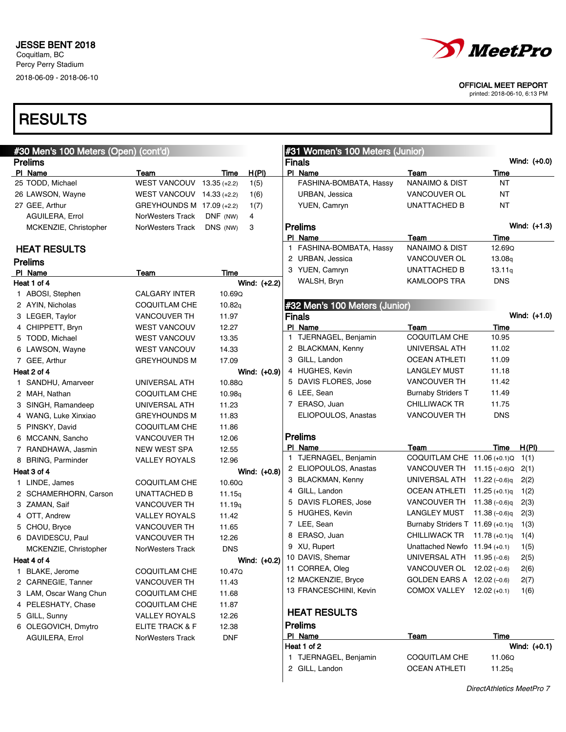JESSE BENT 2018
Coquitlam, BC
Percy Perry Stadium
2018-06-09 - 2018-06-10

OFFICIAL MEET REPORT
printed: 2018-06-10, 6:13 PM

# RESULTS

## #30 Men's 100 Meters (Open) (cont'd)

### Prelims

| Pl | Name | Team | Time | H(Pl) |
|---|---|---|---|---|
| 25 | TODD, Michael | WEST VANCOUV | 13.35 (+2.2) | 1(5) |
| 26 | LAWSON, Wayne | WEST VANCOUV | 14.33 (+2.2) | 1(6) |
| 27 | GEE, Arthur | GREYHOUNDS M | 17.09 (+2.2) | 1(7) |
| | AGUILERA, Errol | NorWesters Track | DNF (NW) | 4 |
| | MCKENZIE, Christopher | NorWesters Track | DNS (NW) | 3 |

### HEAT RESULTS

### Prelims

**Heat 1 of 4** — Wind: (+2.2)

| Pl | Name | Team | Time |
|---|---|---|---|
| 1 | ABOSI, Stephen | CALGARY INTER | 10.69Q |
| 2 | AYIN, Nicholas | COQUITLAM CHE | 10.82q |
| 3 | LEGER, Taylor | VANCOUVER TH | 11.97 |
| 4 | CHIPPETT, Bryn | WEST VANCOUV | 12.27 |
| 5 | TODD, Michael | WEST VANCOUV | 13.35 |
| 6 | LAWSON, Wayne | WEST VANCOUV | 14.33 |
| 7 | GEE, Arthur | GREYHOUNDS M | 17.09 |

**Heat 2 of 4** — Wind: (+0.9)

| Pl | Name | Team | Time |
|---|---|---|---|
| 1 | SANDHU, Amarveer | UNIVERSAL ATH | 10.88Q |
| 2 | MAH, Nathan | COQUITLAM CHE | 10.98q |
| 3 | SINGH, Ramandeep | UNIVERSAL ATH | 11.23 |
| 4 | WANG, Luke Xinxiao | GREYHOUNDS M | 11.83 |
| 5 | PINSKY, David | COQUITLAM CHE | 11.86 |
| 6 | MCCANN, Sancho | VANCOUVER TH | 12.06 |
| 7 | RANDHAWA, Jasmin | NEW WEST SPA | 12.55 |
| 8 | BRING, Parminder | VALLEY ROYALS | 12.96 |

**Heat 3 of 4** — Wind: (+0.8)

| Pl | Name | Team | Time |
|---|---|---|---|
| 1 | LINDE, James | COQUITLAM CHE | 10.60Q |
| 2 | SCHAMERHORN, Carson | UNATTACHED B | 11.15q |
| 3 | ZAMAN, Saif | VANCOUVER TH | 11.19q |
| 4 | OTT, Andrew | VALLEY ROYALS | 11.42 |
| 5 | CHOU, Bryce | VANCOUVER TH | 11.65 |
| 6 | DAVIDESCU, Paul | VANCOUVER TH | 12.26 |
| | MCKENZIE, Christopher | NorWesters Track | DNS |

**Heat 4 of 4** — Wind: (+0.2)

| Pl | Name | Team | Time |
|---|---|---|---|
| 1 | BLAKE, Jerome | COQUITLAM CHE | 10.47Q |
| 2 | CARNEGIE, Tanner | VANCOUVER TH | 11.43 |
| 3 | LAM, Oscar Wang Chun | COQUITLAM CHE | 11.68 |
| 4 | PELESHATY, Chase | COQUITLAM CHE | 11.87 |
| 5 | GILL, Sunny | VALLEY ROYALS | 12.26 |
| 6 | OLEGOVICH, Dmytro | ELITE TRACK & F | 12.38 |
| | AGUILERA, Errol | NorWesters Track | DNF |

## #31 Women's 100 Meters (Junior)

### Finals

Wind: (+0.0)

| Pl | Name | Team | Time |
|---|---|---|---|
| | FASHINA-BOMBATA, Hassy | NANAIMO & DIST | NT |
| | URBAN, Jessica | VANCOUVER OL | NT |
| | YUEN, Camryn | UNATTACHED B | NT |

### Prelims

Wind: (+1.3)

| Pl | Name | Team | Time |
|---|---|---|---|
| 1 | FASHINA-BOMBATA, Hassy | NANAIMO & DIST | 12.69Q |
| 2 | URBAN, Jessica | VANCOUVER OL | 13.08q |
| 3 | YUEN, Camryn | UNATTACHED B | 13.11q |
| | WALSH, Bryn | KAMLOOPS TRA | DNS |

## #32 Men's 100 Meters (Junior)

### Finals

Wind: (+1.0)

| Pl | Name | Team | Time |
|---|---|---|---|
| 1 | TJERNAGEL, Benjamin | COQUITLAM CHE | 10.95 |
| 2 | BLACKMAN, Kenny | UNIVERSAL ATH | 11.02 |
| 3 | GILL, Landon | OCEAN ATHLETI | 11.09 |
| 4 | HUGHES, Kevin | LANGLEY MUST | 11.18 |
| 5 | DAVIS FLORES, Jose | VANCOUVER TH | 11.42 |
| 6 | LEE, Sean | Burnaby Striders T | 11.49 |
| 7 | ERASO, Juan | CHILLIWACK TR | 11.75 |
| | ELIOPOULOS, Anastas | VANCOUVER TH | DNS |

### Prelims

| Pl | Name | Team | Time | H(Pl) |
|---|---|---|---|---|
| 1 | TJERNAGEL, Benjamin | COQUITLAM CHE | 11.06 (+0.1)Q | 1(1) |
| 2 | ELIOPOULOS, Anastas | VANCOUVER TH | 11.15 (−0.6)Q | 2(1) |
| 3 | BLACKMAN, Kenny | UNIVERSAL ATH | 11.22 (−0.6)q | 2(2) |
| 4 | GILL, Landon | OCEAN ATHLETI | 11.25 (+0.1)q | 1(2) |
| 5 | DAVIS FLORES, Jose | VANCOUVER TH | 11.38 (−0.6)q | 2(3) |
| 5 | HUGHES, Kevin | LANGLEY MUST | 11.38 (−0.6)q | 2(3) |
| 7 | LEE, Sean | Burnaby Striders T | 11.69 (+0.1)q | 1(3) |
| 8 | ERASO, Juan | CHILLIWACK TR | 11.78 (+0.1)q | 1(4) |
| 9 | XU, Rupert | Unattached Newfo | 11.94 (+0.1) | 1(5) |
| 10 | DAVIS, Shemar | UNIVERSAL ATH | 11.95 (−0.6) | 2(5) |
| 11 | CORREA, Oleg | VANCOUVER OL | 12.02 (−0.6) | 2(6) |
| 12 | MACKENZIE, Bryce | GOLDEN EARS A | 12.02 (−0.6) | 2(7) |
| 13 | FRANCESCHINI, Kevin | COMOX VALLEY | 12.02 (+0.1) | 1(6) |

### HEAT RESULTS

### Prelims

**Heat 1 of 2** — Wind: (+0.1)

| Pl | Name | Team | Time |
|---|---|---|---|
| 1 | TJERNAGEL, Benjamin | COQUITLAM CHE | 11.06Q |
| 2 | GILL, Landon | OCEAN ATHLETI | 11.25q |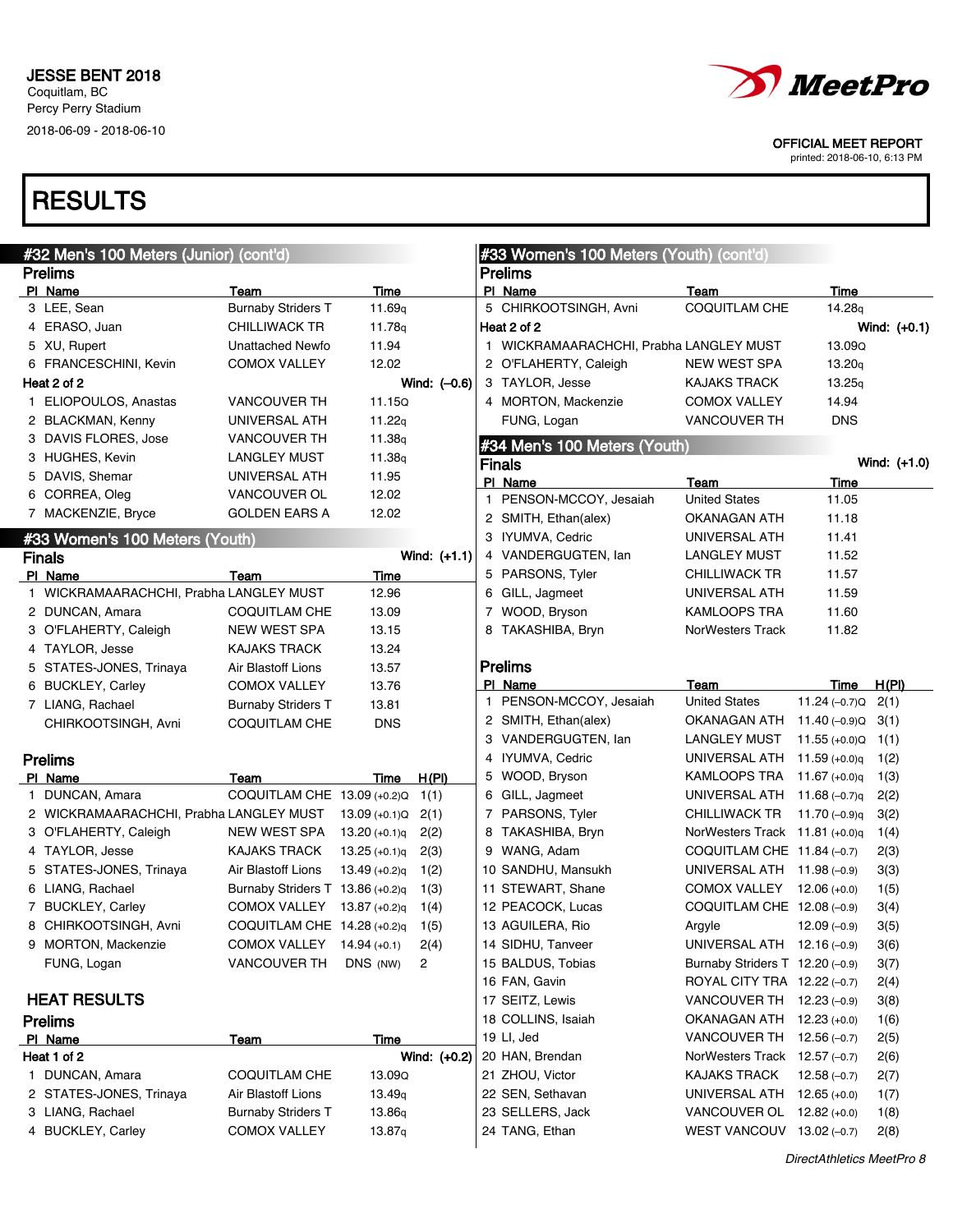JESSE BENT 2018
Coquitlam, BC
Percy Perry Stadium
2018-06-09 - 2018-06-10

OFFICIAL MEET REPORT
printed: 2018-06-10, 6:13 PM

# RESULTS

## #32 Men's 100 Meters (Junior) (cont'd)

### Prelims

| Pl | Name | Team | Time |
|---|---|---|---|
| 3 | LEE, Sean | Burnaby Striders T | 11.69q |
| 4 | ERASO, Juan | CHILLIWACK TR | 11.78q |
| 5 | XU, Rupert | Unattached Newfo | 11.94 |
| 6 | FRANCESCHINI, Kevin | COMOX VALLEY | 12.02 |

Heat 2 of 2 — Wind: (–0.6)

| Pl | Name | Team | Time |
|---|---|---|---|
| 1 | ELIOPOULOS, Anastas | VANCOUVER TH | 11.15Q |
| 2 | BLACKMAN, Kenny | UNIVERSAL ATH | 11.22q |
| 3 | DAVIS FLORES, Jose | VANCOUVER TH | 11.38q |
| 3 | HUGHES, Kevin | LANGLEY MUST | 11.38q |
| 5 | DAVIS, Shemar | UNIVERSAL ATH | 11.95 |
| 6 | CORREA, Oleg | VANCOUVER OL | 12.02 |
| 7 | MACKENZIE, Bryce | GOLDEN EARS A | 12.02 |

## #33 Women's 100 Meters (Youth)

### Finals — Wind: (+1.1)

| Pl | Name | Team | Time |
|---|---|---|---|
| 1 | WICKRAMAARACHCHI, Prabha | LANGLEY MUST | 12.96 |
| 2 | DUNCAN, Amara | COQUITLAM CHE | 13.09 |
| 3 | O'FLAHERTY, Caleigh | NEW WEST SPA | 13.15 |
| 4 | TAYLOR, Jesse | KAJAKS TRACK | 13.24 |
| 5 | STATES-JONES, Trinaya | Air Blastoff Lions | 13.57 |
| 6 | BUCKLEY, Carley | COMOX VALLEY | 13.76 |
| 7 | LIANG, Rachael | Burnaby Striders T | 13.81 |
| | CHIRKOOTSINGH, Avni | COQUITLAM CHE | DNS |

### Prelims

| Pl | Name | Team | Time | H(Pl) |
|---|---|---|---|---|
| 1 | DUNCAN, Amara | COQUITLAM CHE | 13.09 (+0.2)Q | 1(1) |
| 2 | WICKRAMAARACHCHI, Prabha | LANGLEY MUST | 13.09 (+0.1)Q | 2(1) |
| 3 | O'FLAHERTY, Caleigh | NEW WEST SPA | 13.20 (+0.1)q | 2(2) |
| 4 | TAYLOR, Jesse | KAJAKS TRACK | 13.25 (+0.1)q | 2(3) |
| 5 | STATES-JONES, Trinaya | Air Blastoff Lions | 13.49 (+0.2)q | 1(2) |
| 6 | LIANG, Rachael | Burnaby Striders T | 13.86 (+0.2)q | 1(3) |
| 7 | BUCKLEY, Carley | COMOX VALLEY | 13.87 (+0.2)q | 1(4) |
| 8 | CHIRKOOTSINGH, Avni | COQUITLAM CHE | 14.28 (+0.2)q | 1(5) |
| 9 | MORTON, Mackenzie | COMOX VALLEY | 14.94 (+0.1) | 2(4) |
| | FUNG, Logan | VANCOUVER TH | DNS (NW) | 2 |

### HEAT RESULTS

### Prelims

Heat 1 of 2 — Wind: (+0.2)

| Pl | Name | Team | Time |
|---|---|---|---|
| 1 | DUNCAN, Amara | COQUITLAM CHE | 13.09Q |
| 2 | STATES-JONES, Trinaya | Air Blastoff Lions | 13.49q |
| 3 | LIANG, Rachael | Burnaby Striders T | 13.86q |
| 4 | BUCKLEY, Carley | COMOX VALLEY | 13.87q |

## #33 Women's 100 Meters (Youth) (cont'd)

### Prelims

| Pl | Name | Team | Time |
|---|---|---|---|
| 5 | CHIRKOOTSINGH, Avni | COQUITLAM CHE | 14.28q |

Heat 2 of 2 — Wind: (+0.1)

| Pl | Name | Team | Time |
|---|---|---|---|
| 1 | WICKRAMAARACHCHI, Prabha | LANGLEY MUST | 13.09Q |
| 2 | O'FLAHERTY, Caleigh | NEW WEST SPA | 13.20q |
| 3 | TAYLOR, Jesse | KAJAKS TRACK | 13.25q |
| 4 | MORTON, Mackenzie | COMOX VALLEY | 14.94 |
| | FUNG, Logan | VANCOUVER TH | DNS |

## #34 Men's 100 Meters (Youth)

### Finals — Wind: (+1.0)

| Pl | Name | Team | Time |
|---|---|---|---|
| 1 | PENSON-MCCOY, Jesaiah | United States | 11.05 |
| 2 | SMITH, Ethan(alex) | OKANAGAN ATH | 11.18 |
| 3 | IYUMVA, Cedric | UNIVERSAL ATH | 11.41 |
| 4 | VANDERGUGTEN, Ian | LANGLEY MUST | 11.52 |
| 5 | PARSONS, Tyler | CHILLIWACK TR | 11.57 |
| 6 | GILL, Jagmeet | UNIVERSAL ATH | 11.59 |
| 7 | WOOD, Bryson | KAMLOOPS TRA | 11.60 |
| 8 | TAKASHIBA, Bryn | NorWesters Track | 11.82 |

### Prelims

| Pl | Name | Team | Time | H(Pl) |
|---|---|---|---|---|
| 1 | PENSON-MCCOY, Jesaiah | United States | 11.24 (–0.7)Q | 2(1) |
| 2 | SMITH, Ethan(alex) | OKANAGAN ATH | 11.40 (–0.9)Q | 3(1) |
| 3 | VANDERGUGTEN, Ian | LANGLEY MUST | 11.55 (+0.0)Q | 1(1) |
| 4 | IYUMVA, Cedric | UNIVERSAL ATH | 11.59 (+0.0)q | 1(2) |
| 5 | WOOD, Bryson | KAMLOOPS TRA | 11.67 (+0.0)q | 1(3) |
| 6 | GILL, Jagmeet | UNIVERSAL ATH | 11.68 (–0.7)q | 2(2) |
| 7 | PARSONS, Tyler | CHILLIWACK TR | 11.70 (–0.9)q | 3(2) |
| 8 | TAKASHIBA, Bryn | NorWesters Track | 11.81 (+0.0)q | 1(4) |
| 9 | WANG, Adam | COQUITLAM CHE | 11.84 (–0.7) | 2(3) |
| 10 | SANDHU, Mansukh | UNIVERSAL ATH | 11.98 (–0.9) | 3(3) |
| 11 | STEWART, Shane | COMOX VALLEY | 12.06 (+0.0) | 1(5) |
| 12 | PEACOCK, Lucas | COQUITLAM CHE | 12.08 (–0.9) | 3(4) |
| 13 | AGUILERA, Rio | Argyle | 12.09 (–0.9) | 3(5) |
| 14 | SIDHU, Tanveer | UNIVERSAL ATH | 12.16 (–0.9) | 3(6) |
| 15 | BALDUS, Tobias | Burnaby Striders T | 12.20 (–0.9) | 3(7) |
| 16 | FAN, Gavin | ROYAL CITY TRA | 12.22 (–0.7) | 2(4) |
| 17 | SEITZ, Lewis | VANCOUVER TH | 12.23 (–0.9) | 3(8) |
| 18 | COLLINS, Isaiah | OKANAGAN ATH | 12.23 (+0.0) | 1(6) |
| 19 | LI, Jed | VANCOUVER TH | 12.56 (–0.7) | 2(5) |
| 20 | HAN, Brendan | NorWesters Track | 12.57 (–0.7) | 2(6) |
| 21 | ZHOU, Victor | KAJAKS TRACK | 12.58 (–0.7) | 2(7) |
| 22 | SEN, Sethavan | UNIVERSAL ATH | 12.65 (+0.0) | 1(7) |
| 23 | SELLERS, Jack | VANCOUVER OL | 12.82 (+0.0) | 1(8) |
| 24 | TANG, Ethan | WEST VANCOUV | 13.02 (–0.7) | 2(8) |

*DirectAthletics MeetPro 8*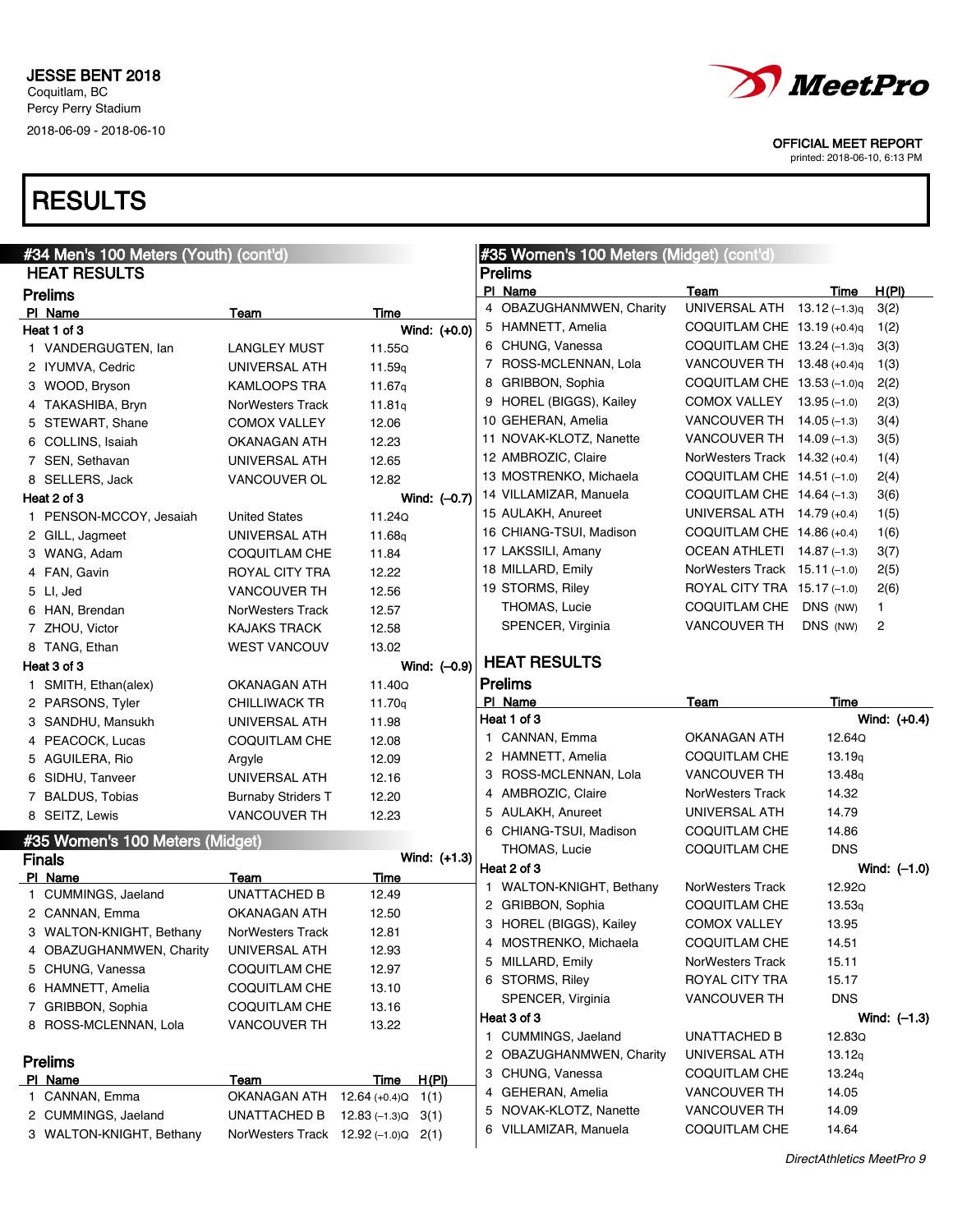JESSE BENT 2018
Coquitlam, BC
Percy Perry Stadium
2018-06-09 - 2018-06-10

OFFICIAL MEET REPORT
printed: 2018-06-10, 6:13 PM

# RESULTS

## #34 Men's 100 Meters (Youth) (cont'd)

### HEAT RESULTS

### Prelims

**Heat 1 of 3** — Wind: (+0.0)

| Pl | Name | Team | Time |
|---|---|---|---|
| 1 | VANDERGUGTEN, Ian | LANGLEY MUST | 11.55Q |
| 2 | IYUMVA, Cedric | UNIVERSAL ATH | 11.59q |
| 3 | WOOD, Bryson | KAMLOOPS TRA | 11.67q |
| 4 | TAKASHIBA, Bryn | NorWesters Track | 11.81q |
| 5 | STEWART, Shane | COMOX VALLEY | 12.06 |
| 6 | COLLINS, Isaiah | OKANAGAN ATH | 12.23 |
| 7 | SEN, Sethavan | UNIVERSAL ATH | 12.65 |
| 8 | SELLERS, Jack | VANCOUVER OL | 12.82 |

**Heat 2 of 3** — Wind: (–0.7)

| Pl | Name | Team | Time |
|---|---|---|---|
| 1 | PENSON-MCCOY, Jesaiah | United States | 11.24Q |
| 2 | GILL, Jagmeet | UNIVERSAL ATH | 11.68q |
| 3 | WANG, Adam | COQUITLAM CHE | 11.84 |
| 4 | FAN, Gavin | ROYAL CITY TRA | 12.22 |
| 5 | LI, Jed | VANCOUVER TH | 12.56 |
| 6 | HAN, Brendan | NorWesters Track | 12.57 |
| 7 | ZHOU, Victor | KAJAKS TRACK | 12.58 |
| 8 | TANG, Ethan | WEST VANCOUV | 13.02 |

**Heat 3 of 3** — Wind: (–0.9)

| Pl | Name | Team | Time |
|---|---|---|---|
| 1 | SMITH, Ethan(alex) | OKANAGAN ATH | 11.40Q |
| 2 | PARSONS, Tyler | CHILLIWACK TR | 11.70q |
| 3 | SANDHU, Mansukh | UNIVERSAL ATH | 11.98 |
| 4 | PEACOCK, Lucas | COQUITLAM CHE | 12.08 |
| 5 | AGUILERA, Rio | Argyle | 12.09 |
| 6 | SIDHU, Tanveer | UNIVERSAL ATH | 12.16 |
| 7 | BALDUS, Tobias | Burnaby Striders T | 12.20 |
| 8 | SEITZ, Lewis | VANCOUVER TH | 12.23 |

## #35 Women's 100 Meters (Midget)

### Finals

Wind: (+1.3)

| Pl | Name | Team | Time |
|---|---|---|---|
| 1 | CUMMINGS, Jaeland | UNATTACHED B | 12.49 |
| 2 | CANNAN, Emma | OKANAGAN ATH | 12.50 |
| 3 | WALTON-KNIGHT, Bethany | NorWesters Track | 12.81 |
| 4 | OBAZUGHANMWEN, Charity | UNIVERSAL ATH | 12.93 |
| 5 | CHUNG, Vanessa | COQUITLAM CHE | 12.97 |
| 6 | HAMNETT, Amelia | COQUITLAM CHE | 13.10 |
| 7 | GRIBBON, Sophia | COQUITLAM CHE | 13.16 |
| 8 | ROSS-MCLENNAN, Lola | VANCOUVER TH | 13.22 |

### Prelims

| Pl | Name | Team | Time | H(Pl) |
|---|---|---|---|---|
| 1 | CANNAN, Emma | OKANAGAN ATH | 12.64 (+0.4)Q | 1(1) |
| 2 | CUMMINGS, Jaeland | UNATTACHED B | 12.83 (–1.3)Q | 3(1) |
| 3 | WALTON-KNIGHT, Bethany | NorWesters Track | 12.92 (–1.0)Q | 2(1) |
| 4 | OBAZUGHANMWEN, Charity | UNIVERSAL ATH | 13.12 (–1.3)q | 3(2) |
| 5 | HAMNETT, Amelia | COQUITLAM CHE | 13.19 (+0.4)q | 1(2) |
| 6 | CHUNG, Vanessa | COQUITLAM CHE | 13.24 (–1.3)q | 3(3) |
| 7 | ROSS-MCLENNAN, Lola | VANCOUVER TH | 13.48 (+0.4)q | 1(3) |
| 8 | GRIBBON, Sophia | COQUITLAM CHE | 13.53 (–1.0)q | 2(2) |
| 9 | HOREL (BIGGS), Kailey | COMOX VALLEY | 13.95 (–1.0) | 2(3) |
| 10 | GEHERAN, Amelia | VANCOUVER TH | 14.05 (–1.3) | 3(4) |
| 11 | NOVAK-KLOTZ, Nanette | VANCOUVER TH | 14.09 (–1.3) | 3(5) |
| 12 | AMBROZIC, Claire | NorWesters Track | 14.32 (+0.4) | 1(4) |
| 13 | MOSTRENKO, Michaela | COQUITLAM CHE | 14.51 (–1.0) | 2(4) |
| 14 | VILLAMIZAR, Manuela | COQUITLAM CHE | 14.64 (–1.3) | 3(6) |
| 15 | AULAKH, Anureet | UNIVERSAL ATH | 14.79 (+0.4) | 1(5) |
| 16 | CHIANG-TSUI, Madison | COQUITLAM CHE | 14.86 (+0.4) | 1(6) |
| 17 | LAKSSILI, Amany | OCEAN ATHLETI | 14.87 (–1.3) | 3(7) |
| 18 | MILLARD, Emily | NorWesters Track | 15.11 (–1.0) | 2(5) |
| 19 | STORMS, Riley | ROYAL CITY TRA | 15.17 (–1.0) | 2(6) |
| | THOMAS, Lucie | COQUITLAM CHE | DNS (NW) | 1 |
| | SPENCER, Virginia | VANCOUVER TH | DNS (NW) | 2 |

### HEAT RESULTS

### Prelims

**Heat 1 of 3** — Wind: (+0.4)

| Pl | Name | Team | Time |
|---|---|---|---|
| 1 | CANNAN, Emma | OKANAGAN ATH | 12.64Q |
| 2 | HAMNETT, Amelia | COQUITLAM CHE | 13.19q |
| 3 | ROSS-MCLENNAN, Lola | VANCOUVER TH | 13.48q |
| 4 | AMBROZIC, Claire | NorWesters Track | 14.32 |
| 5 | AULAKH, Anureet | UNIVERSAL ATH | 14.79 |
| 6 | CHIANG-TSUI, Madison | COQUITLAM CHE | 14.86 |
| | THOMAS, Lucie | COQUITLAM CHE | DNS |

**Heat 2 of 3** — Wind: (–1.0)

| Pl | Name | Team | Time |
|---|---|---|---|
| 1 | WALTON-KNIGHT, Bethany | NorWesters Track | 12.92Q |
| 2 | GRIBBON, Sophia | COQUITLAM CHE | 13.53q |
| 3 | HOREL (BIGGS), Kailey | COMOX VALLEY | 13.95 |
| 4 | MOSTRENKO, Michaela | COQUITLAM CHE | 14.51 |
| 5 | MILLARD, Emily | NorWesters Track | 15.11 |
| 6 | STORMS, Riley | ROYAL CITY TRA | 15.17 |
| | SPENCER, Virginia | VANCOUVER TH | DNS |

**Heat 3 of 3** — Wind: (–1.3)

| Pl | Name | Team | Time |
|---|---|---|---|
| 1 | CUMMINGS, Jaeland | UNATTACHED B | 12.83Q |
| 2 | OBAZUGHANMWEN, Charity | UNIVERSAL ATH | 13.12q |
| 3 | CHUNG, Vanessa | COQUITLAM CHE | 13.24q |
| 4 | GEHERAN, Amelia | VANCOUVER TH | 14.05 |
| 5 | NOVAK-KLOTZ, Nanette | VANCOUVER TH | 14.09 |
| 6 | VILLAMIZAR, Manuela | COQUITLAM CHE | 14.64 |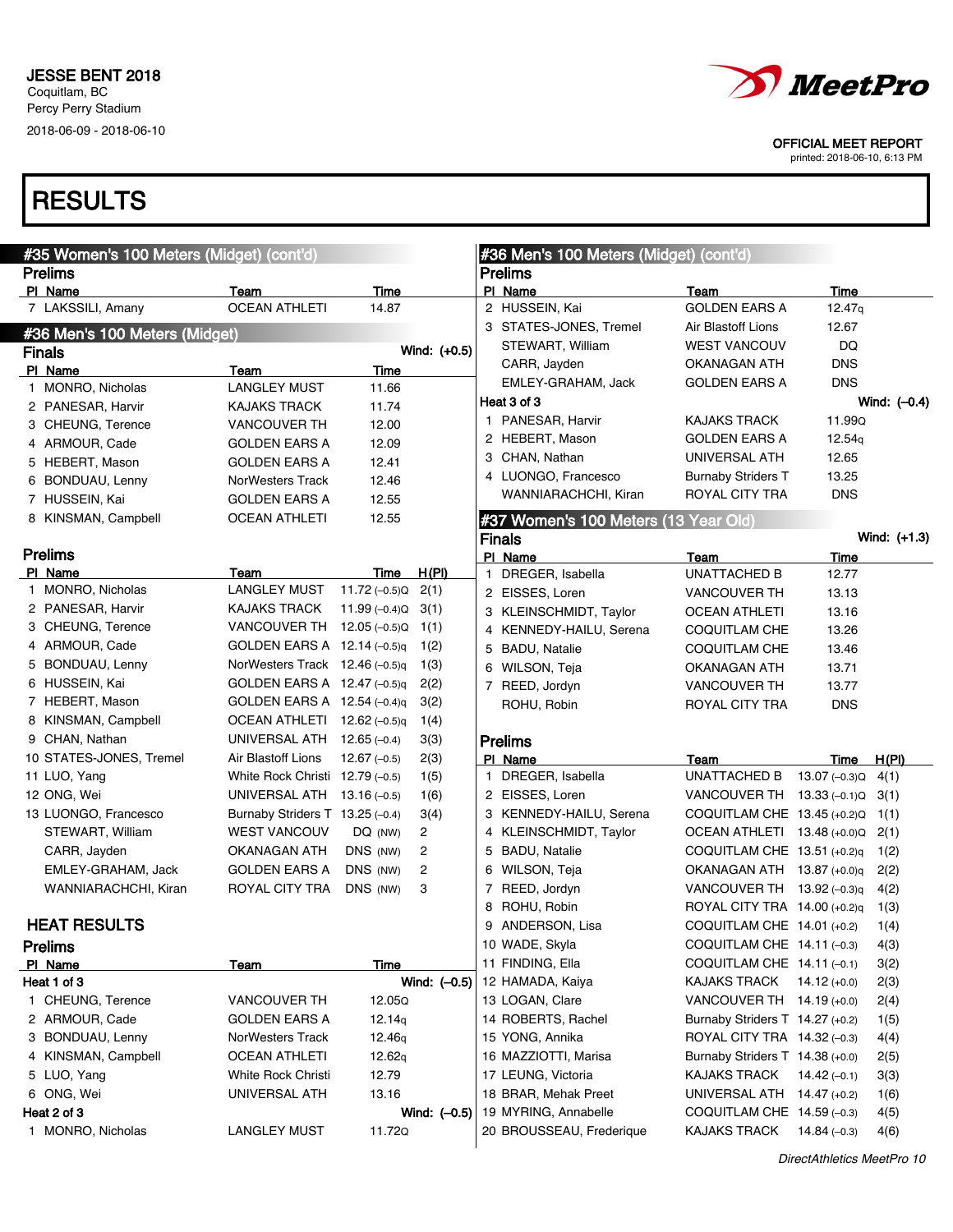JESSE BENT 2018
Coquitlam, BC
Percy Perry Stadium
2018-06-09 - 2018-06-10

OFFICIAL MEET REPORT
printed: 2018-06-10, 6:13 PM

# RESULTS

## #35 Women's 100 Meters (Midget) (cont'd)

### Prelims

| Pl | Name | Team | Time |
|---|---|---|---|
| 7 | LAKSSILI, Amany | OCEAN ATHLETI | 14.87 |

## #36 Men's 100 Meters (Midget)

### Finals

Wind: (+0.5)

| Pl | Name | Team | Time |
|---|---|---|---|
| 1 | MONRO, Nicholas | LANGLEY MUST | 11.66 |
| 2 | PANESAR, Harvir | KAJAKS TRACK | 11.74 |
| 3 | CHEUNG, Terence | VANCOUVER TH | 12.00 |
| 4 | ARMOUR, Cade | GOLDEN EARS A | 12.09 |
| 5 | HEBERT, Mason | GOLDEN EARS A | 12.41 |
| 6 | BONDUAU, Lenny | NorWesters Track | 12.46 |
| 7 | HUSSEIN, Kai | GOLDEN EARS A | 12.55 |
| 8 | KINSMAN, Campbell | OCEAN ATHLETI | 12.55 |

### Prelims

| Pl | Name | Team | Time | H(Pl) |
|---|---|---|---|---|
| 1 | MONRO, Nicholas | LANGLEY MUST | 11.72 (–0.5)Q | 2(1) |
| 2 | PANESAR, Harvir | KAJAKS TRACK | 11.99 (–0.4)Q | 3(1) |
| 3 | CHEUNG, Terence | VANCOUVER TH | 12.05 (–0.5)Q | 1(1) |
| 4 | ARMOUR, Cade | GOLDEN EARS A | 12.14 (–0.5)q | 1(2) |
| 5 | BONDUAU, Lenny | NorWesters Track | 12.46 (–0.5)q | 1(3) |
| 6 | HUSSEIN, Kai | GOLDEN EARS A | 12.47 (–0.5)q | 2(2) |
| 7 | HEBERT, Mason | GOLDEN EARS A | 12.54 (–0.4)q | 3(2) |
| 8 | KINSMAN, Campbell | OCEAN ATHLETI | 12.62 (–0.5)q | 1(4) |
| 9 | CHAN, Nathan | UNIVERSAL ATH | 12.65 (–0.4) | 3(3) |
| 10 | STATES-JONES, Tremel | Air Blastoff Lions | 12.67 (–0.5) | 2(3) |
| 11 | LUO, Yang | White Rock Christi | 12.79 (–0.5) | 1(5) |
| 12 | ONG, Wei | UNIVERSAL ATH | 13.16 (–0.5) | 1(6) |
| 13 | LUONGO, Francesco | Burnaby Striders T | 13.25 (–0.4) | 3(4) |
| | STEWART, William | WEST VANCOUV | DQ (NW) | 2 |
| | CARR, Jayden | OKANAGAN ATH | DNS (NW) | 2 |
| | EMLEY-GRAHAM, Jack | GOLDEN EARS A | DNS (NW) | 2 |
| | WANNIARACHCHI, Kiran | ROYAL CITY TRA | DNS (NW) | 3 |

### HEAT RESULTS

### Prelims

**Heat 1 of 3** — Wind: (–0.5)

| Pl | Name | Team | Time |
|---|---|---|---|
| 1 | CHEUNG, Terence | VANCOUVER TH | 12.05Q |
| 2 | ARMOUR, Cade | GOLDEN EARS A | 12.14q |
| 3 | BONDUAU, Lenny | NorWesters Track | 12.46q |
| 4 | KINSMAN, Campbell | OCEAN ATHLETI | 12.62q |
| 5 | LUO, Yang | White Rock Christi | 12.79 |
| 6 | ONG, Wei | UNIVERSAL ATH | 13.16 |

**Heat 2 of 3** — Wind: (–0.5)

| Pl | Name | Team | Time |
|---|---|---|---|
| 1 | MONRO, Nicholas | LANGLEY MUST | 11.72Q |
| 2 | HUSSEIN, Kai | GOLDEN EARS A | 12.47q |
| 3 | STATES-JONES, Tremel | Air Blastoff Lions | 12.67 |
| | STEWART, William | WEST VANCOUV | DQ |
| | CARR, Jayden | OKANAGAN ATH | DNS |
| | EMLEY-GRAHAM, Jack | GOLDEN EARS A | DNS |

**Heat 3 of 3** — Wind: (–0.4)

| Pl | Name | Team | Time |
|---|---|---|---|
| 1 | PANESAR, Harvir | KAJAKS TRACK | 11.99Q |
| 2 | HEBERT, Mason | GOLDEN EARS A | 12.54q |
| 3 | CHAN, Nathan | UNIVERSAL ATH | 12.65 |
| 4 | LUONGO, Francesco | Burnaby Striders T | 13.25 |
| | WANNIARACHCHI, Kiran | ROYAL CITY TRA | DNS |

## #37 Women's 100 Meters (13 Year Old)

### Finals

Wind: (+1.3)

| Pl | Name | Team | Time |
|---|---|---|---|
| 1 | DREGER, Isabella | UNATTACHED B | 12.77 |
| 2 | EISSES, Loren | VANCOUVER TH | 13.13 |
| 3 | KLEINSCHMIDT, Taylor | OCEAN ATHLETI | 13.16 |
| 4 | KENNEDY-HAILU, Serena | COQUITLAM CHE | 13.26 |
| 5 | BADU, Natalie | COQUITLAM CHE | 13.46 |
| 6 | WILSON, Teja | OKANAGAN ATH | 13.71 |
| 7 | REED, Jordyn | VANCOUVER TH | 13.77 |
| | ROHU, Robin | ROYAL CITY TRA | DNS |

### Prelims

| Pl | Name | Team | Time | H(Pl) |
|---|---|---|---|---|
| 1 | DREGER, Isabella | UNATTACHED B | 13.07 (–0.3)Q | 4(1) |
| 2 | EISSES, Loren | VANCOUVER TH | 13.33 (–0.1)Q | 3(1) |
| 3 | KENNEDY-HAILU, Serena | COQUITLAM CHE | 13.45 (+0.2)Q | 1(1) |
| 4 | KLEINSCHMIDT, Taylor | OCEAN ATHLETI | 13.48 (+0.0)Q | 2(1) |
| 5 | BADU, Natalie | COQUITLAM CHE | 13.51 (+0.2)q | 1(2) |
| 6 | WILSON, Teja | OKANAGAN ATH | 13.87 (+0.0)q | 2(2) |
| 7 | REED, Jordyn | VANCOUVER TH | 13.92 (–0.3)q | 4(2) |
| 8 | ROHU, Robin | ROYAL CITY TRA | 14.00 (+0.2)q | 1(3) |
| 9 | ANDERSON, Lisa | COQUITLAM CHE | 14.01 (+0.2) | 1(4) |
| 10 | WADE, Skyla | COQUITLAM CHE | 14.11 (–0.3) | 4(3) |
| 11 | FINDING, Ella | COQUITLAM CHE | 14.11 (–0.1) | 3(2) |
| 12 | HAMADA, Kaiya | KAJAKS TRACK | 14.12 (+0.0) | 2(3) |
| 13 | LOGAN, Clare | VANCOUVER TH | 14.19 (+0.0) | 2(4) |
| 14 | ROBERTS, Rachel | Burnaby Striders T | 14.27 (+0.2) | 1(5) |
| 15 | YONG, Annika | ROYAL CITY TRA | 14.32 (–0.3) | 4(4) |
| 16 | MAZZIOTTI, Marisa | Burnaby Striders T | 14.38 (+0.0) | 2(5) |
| 17 | LEUNG, Victoria | KAJAKS TRACK | 14.42 (–0.1) | 3(3) |
| 18 | BRAR, Mehak Preet | UNIVERSAL ATH | 14.47 (+0.2) | 1(6) |
| 19 | MYRING, Annabelle | COQUITLAM CHE | 14.59 (–0.3) | 4(5) |
| 20 | BROUSSEAU, Frederique | KAJAKS TRACK | 14.84 (–0.3) | 4(6) |

DirectAthletics MeetPro 10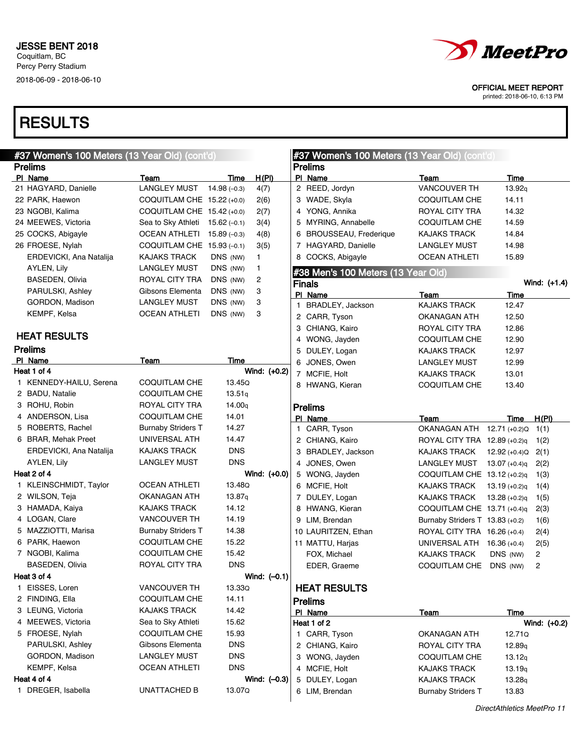# RESULTS

## #37 Women's 100 Meters (13 Year Old) (cont'd)

### Prelims

| Pl | Name | Team | Time | H(Pl) |
|---|---|---|---|---|
| 21 | HAGYARD, Danielle | LANGLEY MUST | 14.98 (-0.3) | 4(7) |
| 22 | PARK, Haewon | COQUITLAM CHE | 15.22 (+0.0) | 2(6) |
| 23 | NGOBI, Kalima | COQUITLAM CHE | 15.42 (+0.0) | 2(7) |
| 24 | MEEWES, Victoria | Sea to Sky Athleti | 15.62 (-0.1) | 3(4) |
| 25 | COCKS, Abigayle | OCEAN ATHLETI | 15.89 (-0.3) | 4(8) |
| 26 | FROESE, Nylah | COQUITLAM CHE | 15.93 (-0.1) | 3(5) |
| | ERDEVICKI, Ana Natalija | KAJAKS TRACK | DNS (NW) | 1 |
| | AYLEN, Lily | LANGLEY MUST | DNS (NW) | 1 |
| | BASEDEN, Olivia | ROYAL CITY TRA | DNS (NW) | 2 |
| | PARULSKI, Ashley | Gibsons Elementa | DNS (NW) | 3 |
| | GORDON, Madison | LANGLEY MUST | DNS (NW) | 3 |
| | KEMPF, Kelsa | OCEAN ATHLETI | DNS (NW) | 3 |

## HEAT RESULTS

### Prelims

| Pl | Name | Team | Time |
|---|---|---|---|
| **Heat 1 of 4** | | | **Wind: (+0.2)** |
| 1 | KENNEDY-HAILU, Serena | COQUITLAM CHE | 13.45Q |
| 2 | BADU, Natalie | COQUITLAM CHE | 13.51q |
| 3 | ROHU, Robin | ROYAL CITY TRA | 14.00q |
| 4 | ANDERSON, Lisa | COQUITLAM CHE | 14.01 |
| 5 | ROBERTS, Rachel | Burnaby Striders T | 14.27 |
| 6 | BRAR, Mehak Preet | UNIVERSAL ATH | 14.47 |
| | ERDEVICKI, Ana Natalija | KAJAKS TRACK | DNS |
| | AYLEN, Lily | LANGLEY MUST | DNS |
| **Heat 2 of 4** | | | **Wind: (+0.0)** |
| 1 | KLEINSCHMIDT, Taylor | OCEAN ATHLETI | 13.48Q |
| 2 | WILSON, Teja | OKANAGAN ATH | 13.87q |
| 3 | HAMADA, Kaiya | KAJAKS TRACK | 14.12 |
| 4 | LOGAN, Clare | VANCOUVER TH | 14.19 |
| 5 | MAZZIOTTI, Marisa | Burnaby Striders T | 14.38 |
| 6 | PARK, Haewon | COQUITLAM CHE | 15.22 |
| 7 | NGOBI, Kalima | COQUITLAM CHE | 15.42 |
| | BASEDEN, Olivia | ROYAL CITY TRA | DNS |
| **Heat 3 of 4** | | | **Wind: (-0.1)** |
| 1 | EISSES, Loren | VANCOUVER TH | 13.33Q |
| 2 | FINDING, Ella | COQUITLAM CHE | 14.11 |
| 3 | LEUNG, Victoria | KAJAKS TRACK | 14.42 |
| 4 | MEEWES, Victoria | Sea to Sky Athleti | 15.62 |
| 5 | FROESE, Nylah | COQUITLAM CHE | 15.93 |
| | PARULSKI, Ashley | Gibsons Elementa | DNS |
| | GORDON, Madison | LANGLEY MUST | DNS |
| | KEMPF, Kelsa | OCEAN ATHLETI | DNS |
| **Heat 4 of 4** | | | **Wind: (-0.3)** |
| 1 | DREGER, Isabella | UNATTACHED B | 13.07Q |
| 2 | REED, Jordyn | VANCOUVER TH | 13.92q |
| 3 | WADE, Skyla | COQUITLAM CHE | 14.11 |
| 4 | YONG, Annika | ROYAL CITY TRA | 14.32 |
| 5 | MYRING, Annabelle | COQUITLAM CHE | 14.59 |
| 6 | BROUSSEAU, Frederique | KAJAKS TRACK | 14.84 |
| 7 | HAGYARD, Danielle | LANGLEY MUST | 14.98 |
| 8 | COCKS, Abigayle | OCEAN ATHLETI | 15.89 |

## #38 Men's 100 Meters (13 Year Old)

### Finals

Wind: (+1.4)

| Pl | Name | Team | Time |
|---|---|---|---|
| 1 | BRADLEY, Jackson | KAJAKS TRACK | 12.47 |
| 2 | CARR, Tyson | OKANAGAN ATH | 12.50 |
| 3 | CHIANG, Kairo | ROYAL CITY TRA | 12.86 |
| 4 | WONG, Jayden | COQUITLAM CHE | 12.90 |
| 5 | DULEY, Logan | KAJAKS TRACK | 12.97 |
| 6 | JONES, Owen | LANGLEY MUST | 12.99 |
| 7 | MCFIE, Holt | KAJAKS TRACK | 13.01 |
| 8 | HWANG, Kieran | COQUITLAM CHE | 13.40 |

### Prelims

| Pl | Name | Team | Time | H(Pl) |
|---|---|---|---|---|
| 1 | CARR, Tyson | OKANAGAN ATH | 12.71 (+0.2)Q | 1(1) |
| 2 | CHIANG, Kairo | ROYAL CITY TRA | 12.89 (+0.2)q | 1(2) |
| 3 | BRADLEY, Jackson | KAJAKS TRACK | 12.92 (+0.4)Q | 2(1) |
| 4 | JONES, Owen | LANGLEY MUST | 13.07 (+0.4)q | 2(2) |
| 5 | WONG, Jayden | COQUITLAM CHE | 13.12 (+0.2)q | 1(3) |
| 6 | MCFIE, Holt | KAJAKS TRACK | 13.19 (+0.2)q | 1(4) |
| 7 | DULEY, Logan | KAJAKS TRACK | 13.28 (+0.2)q | 1(5) |
| 8 | HWANG, Kieran | COQUITLAM CHE | 13.71 (+0.4)q | 2(3) |
| 9 | LIM, Brendan | Burnaby Striders T | 13.83 (+0.2) | 1(6) |
| 10 | LAURITZEN, Ethan | ROYAL CITY TRA | 16.26 (+0.4) | 2(4) |
| 11 | MATTU, Harjas | UNIVERSAL ATH | 16.36 (+0.4) | 2(5) |
| | FOX, Michael | KAJAKS TRACK | DNS (NW) | 2 |
| | EDER, Graeme | COQUITLAM CHE | DNS (NW) | 2 |

## HEAT RESULTS

### Prelims

| Pl | Name | Team | Time |
|---|---|---|---|
| **Heat 1 of 2** | | | **Wind: (+0.2)** |
| 1 | CARR, Tyson | OKANAGAN ATH | 12.71Q |
| 2 | CHIANG, Kairo | ROYAL CITY TRA | 12.89q |
| 3 | WONG, Jayden | COQUITLAM CHE | 13.12q |
| 4 | MCFIE, Holt | KAJAKS TRACK | 13.19q |
| 5 | DULEY, Logan | KAJAKS TRACK | 13.28q |
| 6 | LIM, Brendan | Burnaby Striders T | 13.83 |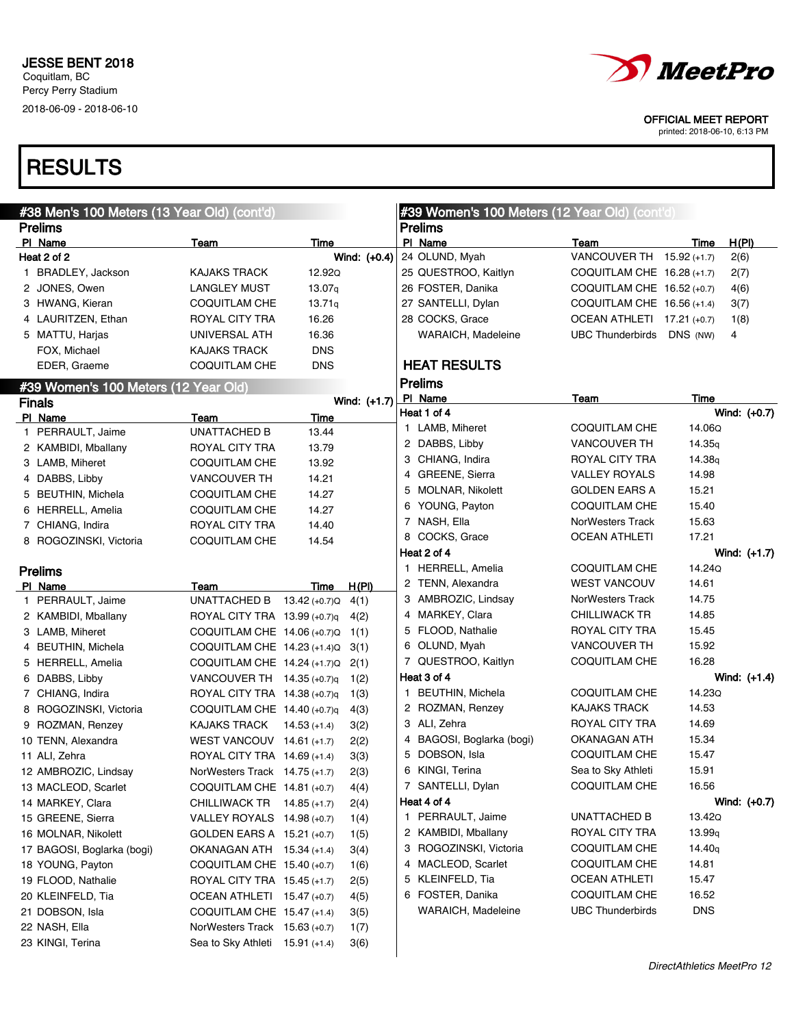JESSE BENT 2018
Coquitlam, BC
Percy Perry Stadium
2018-06-09 - 2018-06-10

**MeetPro**

OFFICIAL MEET REPORT
printed: 2018-06-10, 6:13 PM

# RESULTS

## #38 Men's 100 Meters (13 Year Old) (cont'd)

### Prelims

**Heat 2 of 2** Wind: (+0.4)

| Pl | Name | Team | Time |
|---|---|---|---|
| 1 | BRADLEY, Jackson | KAJAKS TRACK | 12.92Q |
| 2 | JONES, Owen | LANGLEY MUST | 13.07q |
| 3 | HWANG, Kieran | COQUITLAM CHE | 13.71q |
| 4 | LAURITZEN, Ethan | ROYAL CITY TRA | 16.26 |
| 5 | MATTU, Harjas | UNIVERSAL ATH | 16.36 |
|  | FOX, Michael | KAJAKS TRACK | DNS |
|  | EDER, Graeme | COQUITLAM CHE | DNS |

## #39 Women's 100 Meters (12 Year Old)

### Finals

Wind: (+1.7)

| Pl | Name | Team | Time |
|---|---|---|---|
| 1 | PERRAULT, Jaime | UNATTACHED B | 13.44 |
| 2 | KAMBIDI, Mballany | ROYAL CITY TRA | 13.79 |
| 3 | LAMB, Miheret | COQUITLAM CHE | 13.92 |
| 4 | DABBS, Libby | VANCOUVER TH | 14.21 |
| 5 | BEUTHIN, Michela | COQUITLAM CHE | 14.27 |
| 6 | HERRELL, Amelia | COQUITLAM CHE | 14.27 |
| 7 | CHIANG, Indira | ROYAL CITY TRA | 14.40 |
| 8 | ROGOZINSKI, Victoria | COQUITLAM CHE | 14.54 |

### Prelims

| Pl | Name | Team | Time | H(Pl) |
|---|---|---|---|---|
| 1 | PERRAULT, Jaime | UNATTACHED B | 13.42 (+0.7)Q | 4(1) |
| 2 | KAMBIDI, Mballany | ROYAL CITY TRA | 13.99 (+0.7)q | 4(2) |
| 3 | LAMB, Miheret | COQUITLAM CHE | 14.06 (+0.7)Q | 1(1) |
| 4 | BEUTHIN, Michela | COQUITLAM CHE | 14.23 (+1.4)Q | 3(1) |
| 5 | HERRELL, Amelia | COQUITLAM CHE | 14.24 (+1.7)Q | 2(1) |
| 6 | DABBS, Libby | VANCOUVER TH | 14.35 (+0.7)q | 1(2) |
| 7 | CHIANG, Indira | ROYAL CITY TRA | 14.38 (+0.7)q | 1(3) |
| 8 | ROGOZINSKI, Victoria | COQUITLAM CHE | 14.40 (+0.7)q | 4(3) |
| 9 | ROZMAN, Renzey | KAJAKS TRACK | 14.53 (+1.4) | 3(2) |
| 10 | TENN, Alexandra | WEST VANCOUV | 14.61 (+1.7) | 2(2) |
| 11 | ALI, Zehra | ROYAL CITY TRA | 14.69 (+1.4) | 3(3) |
| 12 | AMBROZIC, Lindsay | NorWesters Track | 14.75 (+1.7) | 2(3) |
| 13 | MACLEOD, Scarlet | COQUITLAM CHE | 14.81 (+0.7) | 4(4) |
| 14 | MARKEY, Clara | CHILLIWACK TR | 14.85 (+1.7) | 2(4) |
| 15 | GREENE, Sierra | VALLEY ROYALS | 14.98 (+0.7) | 1(4) |
| 16 | MOLNAR, Nikolett | GOLDEN EARS A | 15.21 (+0.7) | 1(5) |
| 17 | BAGOSI, Boglarka (bogi) | OKANAGAN ATH | 15.34 (+1.4) | 3(4) |
| 18 | YOUNG, Payton | COQUITLAM CHE | 15.40 (+0.7) | 1(6) |
| 19 | FLOOD, Nathalie | ROYAL CITY TRA | 15.45 (+1.7) | 2(5) |
| 20 | KLEINFELD, Tia | OCEAN ATHLETI | 15.47 (+0.7) | 4(5) |
| 21 | DOBSON, Isla | COQUITLAM CHE | 15.47 (+1.4) | 3(5) |
| 22 | NASH, Ella | NorWesters Track | 15.63 (+0.7) | 1(7) |
| 23 | KINGI, Terina | Sea to Sky Athleti | 15.91 (+1.4) | 3(6) |
| 24 | OLUND, Myah | VANCOUVER TH | 15.92 (+1.7) | 2(6) |
| 25 | QUESTROO, Kaitlyn | COQUITLAM CHE | 16.28 (+1.7) | 2(7) |
| 26 | FOSTER, Danika | COQUITLAM CHE | 16.52 (+0.7) | 4(6) |
| 27 | SANTELLI, Dylan | COQUITLAM CHE | 16.56 (+1.4) | 3(7) |
| 28 | COCKS, Grace | OCEAN ATHLETI | 17.21 (+0.7) | 1(8) |
|  | WARAICH, Madeleine | UBC Thunderbirds | DNS (NW) | 4 |

## HEAT RESULTS

### Prelims

**Heat 1 of 4** Wind: (+0.7)

| Pl | Name | Team | Time |
|---|---|---|---|
| 1 | LAMB, Miheret | COQUITLAM CHE | 14.06Q |
| 2 | DABBS, Libby | VANCOUVER TH | 14.35q |
| 3 | CHIANG, Indira | ROYAL CITY TRA | 14.38q |
| 4 | GREENE, Sierra | VALLEY ROYALS | 14.98 |
| 5 | MOLNAR, Nikolett | GOLDEN EARS A | 15.21 |
| 6 | YOUNG, Payton | COQUITLAM CHE | 15.40 |
| 7 | NASH, Ella | NorWesters Track | 15.63 |
| 8 | COCKS, Grace | OCEAN ATHLETI | 17.21 |

**Heat 2 of 4** Wind: (+1.7)

| Pl | Name | Team | Time |
|---|---|---|---|
| 1 | HERRELL, Amelia | COQUITLAM CHE | 14.24Q |
| 2 | TENN, Alexandra | WEST VANCOUV | 14.61 |
| 3 | AMBROZIC, Lindsay | NorWesters Track | 14.75 |
| 4 | MARKEY, Clara | CHILLIWACK TR | 14.85 |
| 5 | FLOOD, Nathalie | ROYAL CITY TRA | 15.45 |
| 6 | OLUND, Myah | VANCOUVER TH | 15.92 |
| 7 | QUESTROO, Kaitlyn | COQUITLAM CHE | 16.28 |

**Heat 3 of 4** Wind: (+1.4)

| Pl | Name | Team | Time |
|---|---|---|---|
| 1 | BEUTHIN, Michela | COQUITLAM CHE | 14.23Q |
| 2 | ROZMAN, Renzey | KAJAKS TRACK | 14.53 |
| 3 | ALI, Zehra | ROYAL CITY TRA | 14.69 |
| 4 | BAGOSI, Boglarka (bogi) | OKANAGAN ATH | 15.34 |
| 5 | DOBSON, Isla | COQUITLAM CHE | 15.47 |
| 6 | KINGI, Terina | Sea to Sky Athleti | 15.91 |
| 7 | SANTELLI, Dylan | COQUITLAM CHE | 16.56 |

**Heat 4 of 4** Wind: (+0.7)

| Pl | Name | Team | Time |
|---|---|---|---|
| 1 | PERRAULT, Jaime | UNATTACHED B | 13.42Q |
| 2 | KAMBIDI, Mballany | ROYAL CITY TRA | 13.99q |
| 3 | ROGOZINSKI, Victoria | COQUITLAM CHE | 14.40q |
| 4 | MACLEOD, Scarlet | COQUITLAM CHE | 14.81 |
| 5 | KLEINFELD, Tia | OCEAN ATHLETI | 15.47 |
| 6 | FOSTER, Danika | COQUITLAM CHE | 16.52 |
|  | WARAICH, Madeleine | UBC Thunderbirds | DNS |

*DirectAthletics MeetPro 12*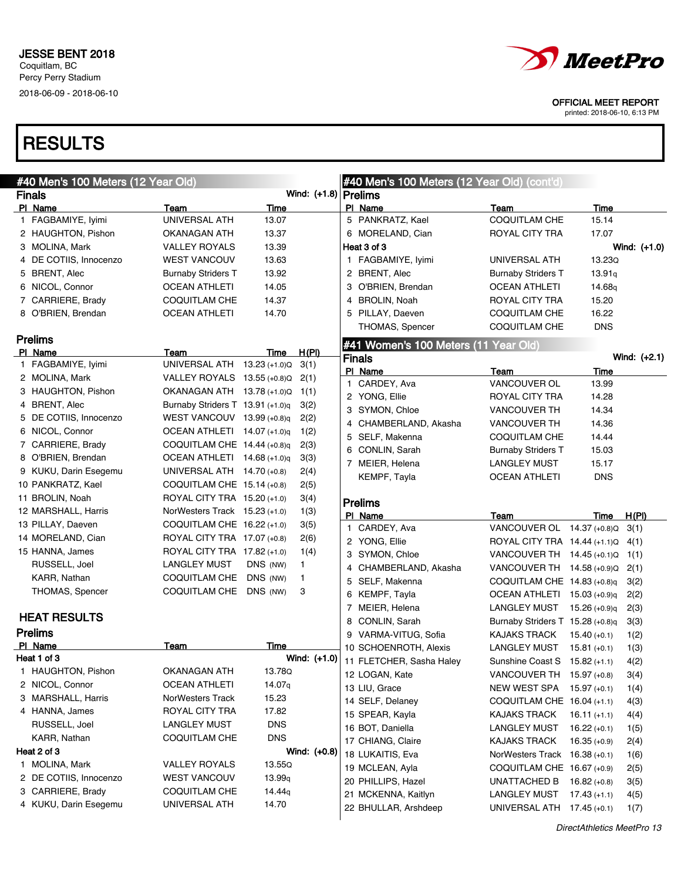JESSE BENT 2018
Coquitlam, BC
Percy Perry Stadium
2018-06-09 - 2018-06-10

OFFICIAL MEET REPORT
printed: 2018-06-10, 6:13 PM

# RESULTS

## #40 Men's 100 Meters (12 Year Old)

### Finals

Wind: (+1.8)

| Pl | Name | Team | Time |
|---|---|---|---|
| 1 | FAGBAMIYE, Iyimi | UNIVERSAL ATH | 13.07 |
| 2 | HAUGHTON, Pishon | OKANAGAN ATH | 13.37 |
| 3 | MOLINA, Mark | VALLEY ROYALS | 13.39 |
| 4 | DE COTIIS, Innocenzo | WEST VANCOUV | 13.63 |
| 5 | BRENT, Alec | Burnaby Striders T | 13.92 |
| 6 | NICOL, Connor | OCEAN ATHLETI | 14.05 |
| 7 | CARRIERE, Brady | COQUITLAM CHE | 14.37 |
| 8 | O'BRIEN, Brendan | OCEAN ATHLETI | 14.70 |

### Prelims

| Pl | Name | Team | Time | H(Pl) |
|---|---|---|---|---|
| 1 | FAGBAMIYE, Iyimi | UNIVERSAL ATH | 13.23 (+1.0)Q | 3(1) |
| 2 | MOLINA, Mark | VALLEY ROYALS | 13.55 (+0.8)Q | 2(1) |
| 3 | HAUGHTON, Pishon | OKANAGAN ATH | 13.78 (+1.0)Q | 1(1) |
| 4 | BRENT, Alec | Burnaby Striders T | 13.91 (+1.0)q | 3(2) |
| 5 | DE COTIIS, Innocenzo | WEST VANCOUV | 13.99 (+0.8)q | 2(2) |
| 6 | NICOL, Connor | OCEAN ATHLETI | 14.07 (+1.0)q | 1(2) |
| 7 | CARRIERE, Brady | COQUITLAM CHE | 14.44 (+0.8)q | 2(3) |
| 8 | O'BRIEN, Brendan | OCEAN ATHLETI | 14.68 (+1.0)q | 3(3) |
| 9 | KUKU, Darin Esegemu | UNIVERSAL ATH | 14.70 (+0.8) | 2(4) |
| 10 | PANKRATZ, Kael | COQUITLAM CHE | 15.14 (+0.8) | 2(5) |
| 11 | BROLIN, Noah | ROYAL CITY TRA | 15.20 (+1.0) | 3(4) |
| 12 | MARSHALL, Harris | NorWesters Track | 15.23 (+1.0) | 1(3) |
| 13 | PILLAY, Daeven | COQUITLAM CHE | 16.22 (+1.0) | 3(5) |
| 14 | MORELAND, Cian | ROYAL CITY TRA | 17.07 (+0.8) | 2(6) |
| 15 | HANNA, James | ROYAL CITY TRA | 17.82 (+1.0) | 1(4) |
| | RUSSELL, Joel | LANGLEY MUST | DNS (NW) | 1 |
| | KARR, Nathan | COQUITLAM CHE | DNS (NW) | 1 |
| | THOMAS, Spencer | COQUITLAM CHE | DNS (NW) | 3 |

### HEAT RESULTS

### Prelims

**Heat 1 of 3** — Wind: (+1.0)

| Pl | Name | Team | Time |
|---|---|---|---|
| 1 | HAUGHTON, Pishon | OKANAGAN ATH | 13.78Q |
| 2 | NICOL, Connor | OCEAN ATHLETI | 14.07q |
| 3 | MARSHALL, Harris | NorWesters Track | 15.23 |
| 4 | HANNA, James | ROYAL CITY TRA | 17.82 |
| | RUSSELL, Joel | LANGLEY MUST | DNS |
| | KARR, Nathan | COQUITLAM CHE | DNS |

**Heat 2 of 3** — Wind: (+0.8)

| Pl | Name | Team | Time |
|---|---|---|---|
| 1 | MOLINA, Mark | VALLEY ROYALS | 13.55Q |
| 2 | DE COTIIS, Innocenzo | WEST VANCOUV | 13.99q |
| 3 | CARRIERE, Brady | COQUITLAM CHE | 14.44q |
| 4 | KUKU, Darin Esegemu | UNIVERSAL ATH | 14.70 |
| 5 | PANKRATZ, Kael | COQUITLAM CHE | 15.14 |
| 6 | MORELAND, Cian | ROYAL CITY TRA | 17.07 |

**Heat 3 of 3** — Wind: (+1.0)

| Pl | Name | Team | Time |
|---|---|---|---|
| 1 | FAGBAMIYE, Iyimi | UNIVERSAL ATH | 13.23Q |
| 2 | BRENT, Alec | Burnaby Striders T | 13.91q |
| 3 | O'BRIEN, Brendan | OCEAN ATHLETI | 14.68q |
| 4 | BROLIN, Noah | ROYAL CITY TRA | 15.20 |
| 5 | PILLAY, Daeven | COQUITLAM CHE | 16.22 |
| | THOMAS, Spencer | COQUITLAM CHE | DNS |

## #41 Women's 100 Meters (11 Year Old)

### Finals

Wind: (+2.1)

| Pl | Name | Team | Time |
|---|---|---|---|
| 1 | CARDEY, Ava | VANCOUVER OL | 13.99 |
| 2 | YONG, Ellie | ROYAL CITY TRA | 14.28 |
| 3 | SYMON, Chloe | VANCOUVER TH | 14.34 |
| 4 | CHAMBERLAND, Akasha | VANCOUVER TH | 14.36 |
| 5 | SELF, Makenna | COQUITLAM CHE | 14.44 |
| 6 | CONLIN, Sarah | Burnaby Striders T | 15.03 |
| 7 | MEIER, Helena | LANGLEY MUST | 15.17 |
| | KEMPF, Tayla | OCEAN ATHLETI | DNS |

### Prelims

| Pl | Name | Team | Time | H(Pl) |
|---|---|---|---|---|
| 1 | CARDEY, Ava | VANCOUVER OL | 14.37 (+0.8)Q | 3(1) |
| 2 | YONG, Ellie | ROYAL CITY TRA | 14.44 (+1.1)Q | 4(1) |
| 3 | SYMON, Chloe | VANCOUVER TH | 14.45 (+0.1)Q | 1(1) |
| 4 | CHAMBERLAND, Akasha | VANCOUVER TH | 14.58 (+0.9)Q | 2(1) |
| 5 | SELF, Makenna | COQUITLAM CHE | 14.83 (+0.8)q | 3(2) |
| 6 | KEMPF, Tayla | OCEAN ATHLETI | 15.03 (+0.9)q | 2(2) |
| 7 | MEIER, Helena | LANGLEY MUST | 15.26 (+0.9)q | 2(3) |
| 8 | CONLIN, Sarah | Burnaby Striders T | 15.28 (+0.8)q | 3(3) |
| 9 | VARMA-VITUG, Sofia | KAJAKS TRACK | 15.40 (+0.1) | 1(2) |
| 10 | SCHOENROTH, Alexis | LANGLEY MUST | 15.81 (+0.1) | 1(3) |
| 11 | FLETCHER, Sasha Haley | Sunshine Coast S | 15.82 (+1.1) | 4(2) |
| 12 | LOGAN, Kate | VANCOUVER TH | 15.97 (+0.8) | 3(4) |
| 13 | LIU, Grace | NEW WEST SPA | 15.97 (+0.1) | 1(4) |
| 14 | SELF, Delaney | COQUITLAM CHE | 16.04 (+1.1) | 4(3) |
| 15 | SPEAR, Kayla | KAJAKS TRACK | 16.11 (+1.1) | 4(4) |
| 16 | BOT, Daniella | LANGLEY MUST | 16.22 (+0.1) | 1(5) |
| 17 | CHIANG, Claire | KAJAKS TRACK | 16.35 (+0.9) | 2(4) |
| 18 | LUKAITIS, Eva | NorWesters Track | 16.38 (+0.1) | 1(6) |
| 19 | MCLEAN, Ayla | COQUITLAM CHE | 16.67 (+0.9) | 2(5) |
| 20 | PHILLIPS, Hazel | UNATTACHED B | 16.82 (+0.8) | 3(5) |
| 21 | MCKENNA, Kaitlyn | LANGLEY MUST | 17.43 (+1.1) | 4(5) |
| 22 | BHULLAR, Arshdeep | UNIVERSAL ATH | 17.45 (+0.1) | 1(7) |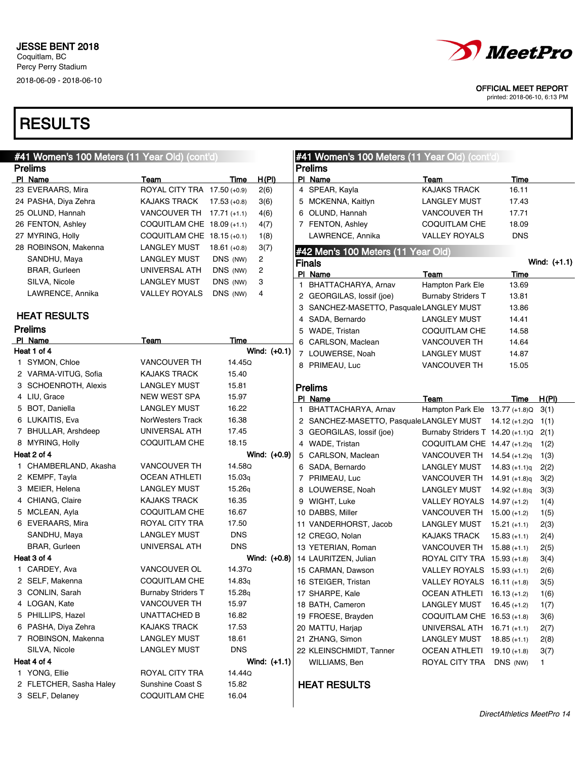# RESULTS

## #41 Women's 100 Meters (11 Year Old) (cont'd)

### Prelims

| Pl | Name | Team | Time | H(Pl) |
|---|---|---|---|---|
| 23 | EVERAARS, Mira | ROYAL CITY TRA | 17.50 (+0.9) | 2(6) |
| 24 | PASHA, Diya Zehra | KAJAKS TRACK | 17.53 (+0.8) | 3(6) |
| 25 | OLUND, Hannah | VANCOUVER TH | 17.71 (+1.1) | 4(6) |
| 26 | FENTON, Ashley | COQUITLAM CHE | 18.09 (+1.1) | 4(7) |
| 27 | MYRING, Holly | COQUITLAM CHE | 18.15 (+0.1) | 1(8) |
| 28 | ROBINSON, Makenna | LANGLEY MUST | 18.61 (+0.8) | 3(7) |
| | SANDHU, Maya | LANGLEY MUST | DNS (NW) | 2 |
| | BRAR, Gurleen | UNIVERSAL ATH | DNS (NW) | 2 |
| | SILVA, Nicole | LANGLEY MUST | DNS (NW) | 3 |
| | LAWRENCE, Annika | VALLEY ROYALS | DNS (NW) | 4 |

### HEAT RESULTS

### Prelims

**Heat 1 of 4** Wind: (+0.1)

| Pl | Name | Team | Time |
|---|---|---|---|
| 1 | SYMON, Chloe | VANCOUVER TH | 14.45Q |
| 2 | VARMA-VITUG, Sofia | KAJAKS TRACK | 15.40 |
| 3 | SCHOENROTH, Alexis | LANGLEY MUST | 15.81 |
| 4 | LIU, Grace | NEW WEST SPA | 15.97 |
| 5 | BOT, Daniella | LANGLEY MUST | 16.22 |
| 6 | LUKAITIS, Eva | NorWesters Track | 16.38 |
| 7 | BHULLAR, Arshdeep | UNIVERSAL ATH | 17.45 |
| 8 | MYRING, Holly | COQUITLAM CHE | 18.15 |

**Heat 2 of 4** Wind: (+0.9)

| Pl | Name | Team | Time |
|---|---|---|---|
| 1 | CHAMBERLAND, Akasha | VANCOUVER TH | 14.58Q |
| 2 | KEMPF, Tayla | OCEAN ATHLETI | 15.03q |
| 3 | MEIER, Helena | LANGLEY MUST | 15.26q |
| 4 | CHIANG, Claire | KAJAKS TRACK | 16.35 |
| 5 | MCLEAN, Ayla | COQUITLAM CHE | 16.67 |
| 6 | EVERAARS, Mira | ROYAL CITY TRA | 17.50 |
| | SANDHU, Maya | LANGLEY MUST | DNS |
| | BRAR, Gurleen | UNIVERSAL ATH | DNS |

**Heat 3 of 4** Wind: (+0.8)

| Pl | Name | Team | Time |
|---|---|---|---|
| 1 | CARDEY, Ava | VANCOUVER OL | 14.37Q |
| 2 | SELF, Makenna | COQUITLAM CHE | 14.83q |
| 3 | CONLIN, Sarah | Burnaby Striders T | 15.28q |
| 4 | LOGAN, Kate | VANCOUVER TH | 15.97 |
| 5 | PHILLIPS, Hazel | UNATTACHED B | 16.82 |
| 6 | PASHA, Diya Zehra | KAJAKS TRACK | 17.53 |
| 7 | ROBINSON, Makenna | LANGLEY MUST | 18.61 |
| | SILVA, Nicole | LANGLEY MUST | DNS |

**Heat 4 of 4** Wind: (+1.1)

| Pl | Name | Team | Time |
|---|---|---|---|
| 1 | YONG, Ellie | ROYAL CITY TRA | 14.44Q |
| 2 | FLETCHER, Sasha Haley | Sunshine Coast S | 15.82 |
| 3 | SELF, Delaney | COQUITLAM CHE | 16.04 |
| 4 | SPEAR, Kayla | KAJAKS TRACK | 16.11 |
| 5 | MCKENNA, Kaitlyn | LANGLEY MUST | 17.43 |
| 6 | OLUND, Hannah | VANCOUVER TH | 17.71 |
| 7 | FENTON, Ashley | COQUITLAM CHE | 18.09 |
| | LAWRENCE, Annika | VALLEY ROYALS | DNS |

## #42 Men's 100 Meters (11 Year Old)

### Finals

Wind: (+1.1)

| Pl | Name | Team | Time |
|---|---|---|---|
| 1 | BHATTACHARYA, Arnav | Hampton Park Ele | 13.69 |
| 2 | GEORGILAS, Iossif (joe) | Burnaby Striders T | 13.81 |
| 3 | SANCHEZ-MASETTO, Pasquale | LANGLEY MUST | 13.86 |
| 4 | SADA, Bernardo | LANGLEY MUST | 14.41 |
| 5 | WADE, Tristan | COQUITLAM CHE | 14.58 |
| 6 | CARLSON, Maclean | VANCOUVER TH | 14.64 |
| 7 | LOUWERSE, Noah | LANGLEY MUST | 14.87 |
| 8 | PRIMEAU, Luc | VANCOUVER TH | 15.05 |

### Prelims

| Pl | Name | Team | Time | H(Pl) |
|---|---|---|---|---|
| 1 | BHATTACHARYA, Arnav | Hampton Park Ele | 13.77 (+1.8)Q | 3(1) |
| 2 | SANCHEZ-MASETTO, Pasquale | LANGLEY MUST | 14.12 (+1.2)Q | 1(1) |
| 3 | GEORGILAS, Iossif (joe) | Burnaby Striders T | 14.20 (+1.1)Q | 2(1) |
| 4 | WADE, Tristan | COQUITLAM CHE | 14.47 (+1.2)q | 1(2) |
| 5 | CARLSON, Maclean | VANCOUVER TH | 14.54 (+1.2)q | 1(3) |
| 6 | SADA, Bernardo | LANGLEY MUST | 14.83 (+1.1)q | 2(2) |
| 7 | PRIMEAU, Luc | VANCOUVER TH | 14.91 (+1.8)q | 3(2) |
| 8 | LOUWERSE, Noah | LANGLEY MUST | 14.92 (+1.8)q | 3(3) |
| 9 | WIGHT, Luke | VALLEY ROYALS | 14.97 (+1.2) | 1(4) |
| 10 | DABBS, Miller | VANCOUVER TH | 15.00 (+1.2) | 1(5) |
| 11 | VANDERHORST, Jacob | LANGLEY MUST | 15.21 (+1.1) | 2(3) |
| 12 | CREGO, Nolan | KAJAKS TRACK | 15.83 (+1.1) | 2(4) |
| 13 | YETERIAN, Roman | VANCOUVER TH | 15.88 (+1.1) | 2(5) |
| 14 | LAURITZEN, Julian | ROYAL CITY TRA | 15.93 (+1.8) | 3(4) |
| 15 | CARMAN, Dawson | VALLEY ROYALS | 15.93 (+1.1) | 2(6) |
| 16 | STEIGER, Tristan | VALLEY ROYALS | 16.11 (+1.8) | 3(5) |
| 17 | SHARPE, Kale | OCEAN ATHLETI | 16.13 (+1.2) | 1(6) |
| 18 | BATH, Cameron | LANGLEY MUST | 16.45 (+1.2) | 1(7) |
| 19 | FROESE, Brayden | COQUITLAM CHE | 16.53 (+1.8) | 3(6) |
| 20 | MATTU, Harjap | UNIVERSAL ATH | 16.71 (+1.1) | 2(7) |
| 21 | ZHANG, Simon | LANGLEY MUST | 18.85 (+1.1) | 2(8) |
| 22 | KLEINSCHMIDT, Tanner | OCEAN ATHLETI | 19.10 (+1.8) | 3(7) |
| | WILLIAMS, Ben | ROYAL CITY TRA | DNS (NW) | 1 |

### HEAT RESULTS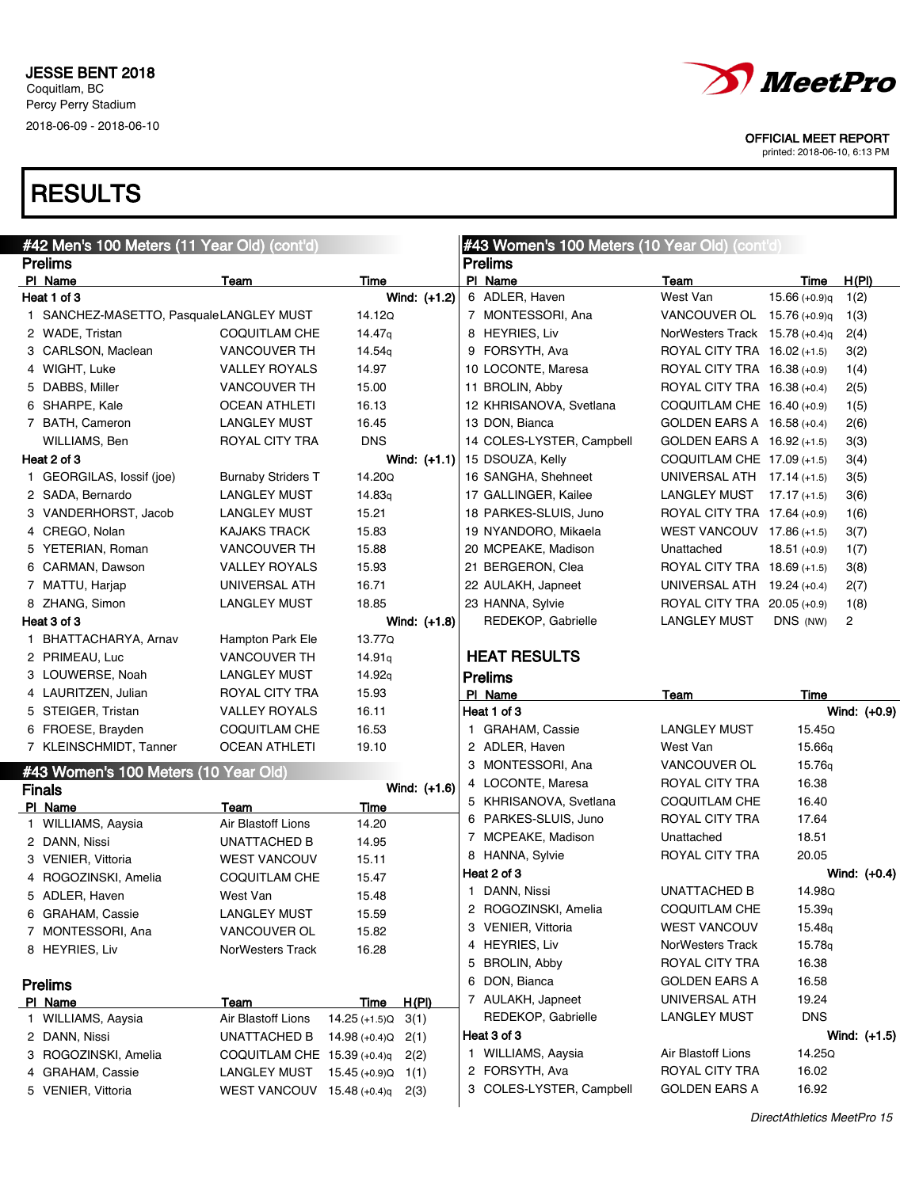JESSE BENT 2018
Coquitlam, BC
Percy Perry Stadium
2018-06-09 - 2018-06-10

OFFICIAL MEET REPORT
printed: 2018-06-10, 6:13 PM

# RESULTS

## #42 Men's 100 Meters (11 Year Old) (cont'd)

### Prelims

**Heat 1 of 3** Wind: (+1.2)

| Pl | Name | Team | Time |
|---|---|---|---|
| 1 | SANCHEZ-MASETTO, Pasquale | LANGLEY MUST | 14.12Q |
| 2 | WADE, Tristan | COQUITLAM CHE | 14.47q |
| 3 | CARLSON, Maclean | VANCOUVER TH | 14.54q |
| 4 | WIGHT, Luke | VALLEY ROYALS | 14.97 |
| 5 | DABBS, Miller | VANCOUVER TH | 15.00 |
| 6 | SHARPE, Kale | OCEAN ATHLETI | 16.13 |
| 7 | BATH, Cameron | LANGLEY MUST | 16.45 |
| | WILLIAMS, Ben | ROYAL CITY TRA | DNS |

**Heat 2 of 3** Wind: (+1.1)

| Pl | Name | Team | Time |
|---|---|---|---|
| 1 | GEORGILAS, Iossif (joe) | Burnaby Striders T | 14.20Q |
| 2 | SADA, Bernardo | LANGLEY MUST | 14.83q |
| 3 | VANDERHORST, Jacob | LANGLEY MUST | 15.21 |
| 4 | CREGO, Nolan | KAJAKS TRACK | 15.83 |
| 5 | YETERIAN, Roman | VANCOUVER TH | 15.88 |
| 6 | CARMAN, Dawson | VALLEY ROYALS | 15.93 |
| 7 | MATTU, Harjap | UNIVERSAL ATH | 16.71 |
| 8 | ZHANG, Simon | LANGLEY MUST | 18.85 |

**Heat 3 of 3** Wind: (+1.8)

| Pl | Name | Team | Time |
|---|---|---|---|
| 1 | BHATTACHARYA, Arnav | Hampton Park Ele | 13.77Q |
| 2 | PRIMEAU, Luc | VANCOUVER TH | 14.91q |
| 3 | LOUWERSE, Noah | LANGLEY MUST | 14.92q |
| 4 | LAURITZEN, Julian | ROYAL CITY TRA | 15.93 |
| 5 | STEIGER, Tristan | VALLEY ROYALS | 16.11 |
| 6 | FROESE, Brayden | COQUITLAM CHE | 16.53 |
| 7 | KLEINSCHMIDT, Tanner | OCEAN ATHLETI | 19.10 |

## #43 Women's 100 Meters (10 Year Old)

### Finals

Wind: (+1.6)

| Pl | Name | Team | Time |
|---|---|---|---|
| 1 | WILLIAMS, Aaysia | Air Blastoff Lions | 14.20 |
| 2 | DANN, Nissi | UNATTACHED B | 14.95 |
| 3 | VENIER, Vittoria | WEST VANCOUV | 15.11 |
| 4 | ROGOZINSKI, Amelia | COQUITLAM CHE | 15.47 |
| 5 | ADLER, Haven | West Van | 15.48 |
| 6 | GRAHAM, Cassie | LANGLEY MUST | 15.59 |
| 7 | MONTESSORI, Ana | VANCOUVER OL | 15.82 |
| 8 | HEYRIES, Liv | NorWesters Track | 16.28 |

### Prelims

| Pl | Name | Team | Time | H(Pl) |
|---|---|---|---|---|
| 1 | WILLIAMS, Aaysia | Air Blastoff Lions | 14.25 (+1.5)Q | 3(1) |
| 2 | DANN, Nissi | UNATTACHED B | 14.98 (+0.4)Q | 2(1) |
| 3 | ROGOZINSKI, Amelia | COQUITLAM CHE | 15.39 (+0.4)q | 2(2) |
| 4 | GRAHAM, Cassie | LANGLEY MUST | 15.45 (+0.9)Q | 1(1) |
| 5 | VENIER, Vittoria | WEST VANCOUV | 15.48 (+0.4)q | 2(3) |
| 6 | ADLER, Haven | West Van | 15.66 (+0.9)q | 1(2) |
| 7 | MONTESSORI, Ana | VANCOUVER OL | 15.76 (+0.9)q | 1(3) |
| 8 | HEYRIES, Liv | NorWesters Track | 15.78 (+0.4)q | 2(4) |
| 9 | FORSYTH, Ava | ROYAL CITY TRA | 16.02 (+1.5) | 3(2) |
| 10 | LOCONTE, Maresa | ROYAL CITY TRA | 16.38 (+0.9) | 1(4) |
| 11 | BROLIN, Abby | ROYAL CITY TRA | 16.38 (+0.4) | 2(5) |
| 12 | KHRISANOVA, Svetlana | COQUITLAM CHE | 16.40 (+0.9) | 1(5) |
| 13 | DON, Bianca | GOLDEN EARS A | 16.58 (+0.4) | 2(6) |
| 14 | COLES-LYSTER, Campbell | GOLDEN EARS A | 16.92 (+1.5) | 3(3) |
| 15 | DSOUZA, Kelly | COQUITLAM CHE | 17.09 (+1.5) | 3(4) |
| 16 | SANGHA, Shehneet | UNIVERSAL ATH | 17.14 (+1.5) | 3(5) |
| 17 | GALLINGER, Kailee | LANGLEY MUST | 17.17 (+1.5) | 3(6) |
| 18 | PARKES-SLUIS, Juno | ROYAL CITY TRA | 17.64 (+0.9) | 1(6) |
| 19 | NYANDORO, Mikaela | WEST VANCOUV | 17.86 (+1.5) | 3(7) |
| 20 | MCPEAKE, Madison | Unattached | 18.51 (+0.9) | 1(7) |
| 21 | BERGERON, Clea | ROYAL CITY TRA | 18.69 (+1.5) | 3(8) |
| 22 | AULAKH, Japneet | UNIVERSAL ATH | 19.24 (+0.4) | 2(7) |
| 23 | HANNA, Sylvie | ROYAL CITY TRA | 20.05 (+0.9) | 1(8) |
| | REDEKOP, Gabrielle | LANGLEY MUST | DNS (NW) | 2 |

## HEAT RESULTS

### Prelims

**Heat 1 of 3** Wind: (+0.9)

| Pl | Name | Team | Time |
|---|---|---|---|
| 1 | GRAHAM, Cassie | LANGLEY MUST | 15.45Q |
| 2 | ADLER, Haven | West Van | 15.66q |
| 3 | MONTESSORI, Ana | VANCOUVER OL | 15.76q |
| 4 | LOCONTE, Maresa | ROYAL CITY TRA | 16.38 |
| 5 | KHRISANOVA, Svetlana | COQUITLAM CHE | 16.40 |
| 6 | PARKES-SLUIS, Juno | ROYAL CITY TRA | 17.64 |
| 7 | MCPEAKE, Madison | Unattached | 18.51 |
| 8 | HANNA, Sylvie | ROYAL CITY TRA | 20.05 |

**Heat 2 of 3** Wind: (+0.4)

| Pl | Name | Team | Time |
|---|---|---|---|
| 1 | DANN, Nissi | UNATTACHED B | 14.98Q |
| 2 | ROGOZINSKI, Amelia | COQUITLAM CHE | 15.39q |
| 3 | VENIER, Vittoria | WEST VANCOUV | 15.48q |
| 4 | HEYRIES, Liv | NorWesters Track | 15.78q |
| 5 | BROLIN, Abby | ROYAL CITY TRA | 16.38 |
| 6 | DON, Bianca | GOLDEN EARS A | 16.58 |
| 7 | AULAKH, Japneet | UNIVERSAL ATH | 19.24 |
| | REDEKOP, Gabrielle | LANGLEY MUST | DNS |

**Heat 3 of 3** Wind: (+1.5)

| Pl | Name | Team | Time |
|---|---|---|---|
| 1 | WILLIAMS, Aaysia | Air Blastoff Lions | 14.25Q |
| 2 | FORSYTH, Ava | ROYAL CITY TRA | 16.02 |
| 3 | COLES-LYSTER, Campbell | GOLDEN EARS A | 16.92 |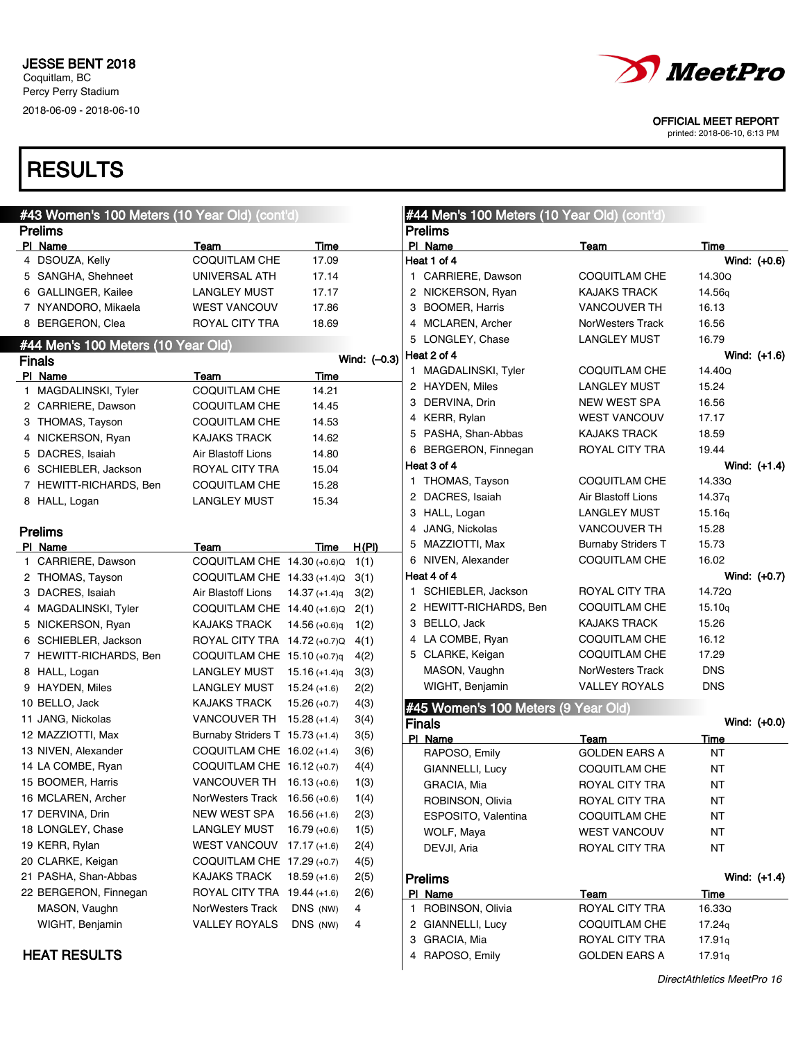# JESSE BENT 2018

Coquitlam, BC
Percy Perry Stadium
2018-06-09 - 2018-06-10

OFFICIAL MEET REPORT
printed: 2018-06-10, 6:13 PM

# RESULTS

## #43 Women's 100 Meters (10 Year Old) (cont'd)

### Prelims

| Pl | Name | Team | Time |
|---|---|---|---|
| 4 | DSOUZA, Kelly | COQUITLAM CHE | 17.09 |
| 5 | SANGHA, Shehneet | UNIVERSAL ATH | 17.14 |
| 6 | GALLINGER, Kailee | LANGLEY MUST | 17.17 |
| 7 | NYANDORO, Mikaela | WEST VANCOUV | 17.86 |
| 8 | BERGERON, Clea | ROYAL CITY TRA | 18.69 |

## #44 Men's 100 Meters (10 Year Old)

### Finals

Wind: (–0.3)

| Pl | Name | Team | Time |
|---|---|---|---|
| 1 | MAGDALINSKI, Tyler | COQUITLAM CHE | 14.21 |
| 2 | CARRIERE, Dawson | COQUITLAM CHE | 14.45 |
| 3 | THOMAS, Tayson | COQUITLAM CHE | 14.53 |
| 4 | NICKERSON, Ryan | KAJAKS TRACK | 14.62 |
| 5 | DACRES, Isaiah | Air Blastoff Lions | 14.80 |
| 6 | SCHIEBLER, Jackson | ROYAL CITY TRA | 15.04 |
| 7 | HEWITT-RICHARDS, Ben | COQUITLAM CHE | 15.28 |
| 8 | HALL, Logan | LANGLEY MUST | 15.34 |

### Prelims

| Pl | Name | Team | Time | H(Pl) |
|---|---|---|---|---|
| 1 | CARRIERE, Dawson | COQUITLAM CHE | 14.30 (+0.6)Q | 1(1) |
| 2 | THOMAS, Tayson | COQUITLAM CHE | 14.33 (+1.4)Q | 3(1) |
| 3 | DACRES, Isaiah | Air Blastoff Lions | 14.37 (+1.4)q | 3(2) |
| 4 | MAGDALINSKI, Tyler | COQUITLAM CHE | 14.40 (+1.6)Q | 2(1) |
| 5 | NICKERSON, Ryan | KAJAKS TRACK | 14.56 (+0.6)q | 1(2) |
| 6 | SCHIEBLER, Jackson | ROYAL CITY TRA | 14.72 (+0.7)Q | 4(1) |
| 7 | HEWITT-RICHARDS, Ben | COQUITLAM CHE | 15.10 (+0.7)q | 4(2) |
| 8 | HALL, Logan | LANGLEY MUST | 15.16 (+1.4)q | 3(3) |
| 9 | HAYDEN, Miles | LANGLEY MUST | 15.24 (+1.6) | 2(2) |
| 10 | BELLO, Jack | KAJAKS TRACK | 15.26 (+0.7) | 4(3) |
| 11 | JANG, Nickolas | VANCOUVER TH | 15.28 (+1.4) | 3(4) |
| 12 | MAZZIOTTI, Max | Burnaby Striders T | 15.73 (+1.4) | 3(5) |
| 13 | NIVEN, Alexander | COQUITLAM CHE | 16.02 (+1.4) | 3(6) |
| 14 | LA COMBE, Ryan | COQUITLAM CHE | 16.12 (+0.7) | 4(4) |
| 15 | BOOMER, Harris | VANCOUVER TH | 16.13 (+0.6) | 1(3) |
| 16 | MCLAREN, Archer | NorWesters Track | 16.56 (+0.6) | 1(4) |
| 17 | DERVINA, Drin | NEW WEST SPA | 16.56 (+1.6) | 2(3) |
| 18 | LONGLEY, Chase | LANGLEY MUST | 16.79 (+0.6) | 1(5) |
| 19 | KERR, Rylan | WEST VANCOUV | 17.17 (+1.6) | 2(4) |
| 20 | CLARKE, Keigan | COQUITLAM CHE | 17.29 (+0.7) | 4(5) |
| 21 | PASHA, Shan-Abbas | KAJAKS TRACK | 18.59 (+1.6) | 2(5) |
| 22 | BERGERON, Finnegan | ROYAL CITY TRA | 19.44 (+1.6) | 2(6) |
| | MASON, Vaughn | NorWesters Track | DNS (NW) | 4 |
| | WIGHT, Benjamin | VALLEY ROYALS | DNS (NW) | 4 |

### HEAT RESULTS

## #44 Men's 100 Meters (10 Year Old) (cont'd)

### Prelims

**Heat 1 of 4** — Wind: (+0.6)

| Pl | Name | Team | Time |
|---|---|---|---|
| 1 | CARRIERE, Dawson | COQUITLAM CHE | 14.30Q |
| 2 | NICKERSON, Ryan | KAJAKS TRACK | 14.56q |
| 3 | BOOMER, Harris | VANCOUVER TH | 16.13 |
| 4 | MCLAREN, Archer | NorWesters Track | 16.56 |
| 5 | LONGLEY, Chase | LANGLEY MUST | 16.79 |

**Heat 2 of 4** — Wind: (+1.6)

| Pl | Name | Team | Time |
|---|---|---|---|
| 1 | MAGDALINSKI, Tyler | COQUITLAM CHE | 14.40Q |
| 2 | HAYDEN, Miles | LANGLEY MUST | 15.24 |
| 3 | DERVINA, Drin | NEW WEST SPA | 16.56 |
| 4 | KERR, Rylan | WEST VANCOUV | 17.17 |
| 5 | PASHA, Shan-Abbas | KAJAKS TRACK | 18.59 |
| 6 | BERGERON, Finnegan | ROYAL CITY TRA | 19.44 |

**Heat 3 of 4** — Wind: (+1.4)

| Pl | Name | Team | Time |
|---|---|---|---|
| 1 | THOMAS, Tayson | COQUITLAM CHE | 14.33Q |
| 2 | DACRES, Isaiah | Air Blastoff Lions | 14.37q |
| 3 | HALL, Logan | LANGLEY MUST | 15.16q |
| 4 | JANG, Nickolas | VANCOUVER TH | 15.28 |
| 5 | MAZZIOTTI, Max | Burnaby Striders T | 15.73 |
| 6 | NIVEN, Alexander | COQUITLAM CHE | 16.02 |

**Heat 4 of 4** — Wind: (+0.7)

| Pl | Name | Team | Time |
|---|---|---|---|
| 1 | SCHIEBLER, Jackson | ROYAL CITY TRA | 14.72Q |
| 2 | HEWITT-RICHARDS, Ben | COQUITLAM CHE | 15.10q |
| 3 | BELLO, Jack | KAJAKS TRACK | 15.26 |
| 4 | LA COMBE, Ryan | COQUITLAM CHE | 16.12 |
| 5 | CLARKE, Keigan | COQUITLAM CHE | 17.29 |
| | MASON, Vaughn | NorWesters Track | DNS |
| | WIGHT, Benjamin | VALLEY ROYALS | DNS |

## #45 Women's 100 Meters (9 Year Old)

### Finals

Wind: (+0.0)

| Pl | Name | Team | Time |
|---|---|---|---|
| | RAPOSO, Emily | GOLDEN EARS A | NT |
| | GIANNELLI, Lucy | COQUITLAM CHE | NT |
| | GRACIA, Mia | ROYAL CITY TRA | NT |
| | ROBINSON, Olivia | ROYAL CITY TRA | NT |
| | ESPOSITO, Valentina | COQUITLAM CHE | NT |
| | WOLF, Maya | WEST VANCOUV | NT |
| | DEVJI, Aria | ROYAL CITY TRA | NT |

### Prelims

Wind: (+1.4)

| Pl | Name | Team | Time |
|---|---|---|---|
| 1 | ROBINSON, Olivia | ROYAL CITY TRA | 16.33Q |
| 2 | GIANNELLI, Lucy | COQUITLAM CHE | 17.24q |
| 3 | GRACIA, Mia | ROYAL CITY TRA | 17.91q |
| 4 | RAPOSO, Emily | GOLDEN EARS A | 17.91q |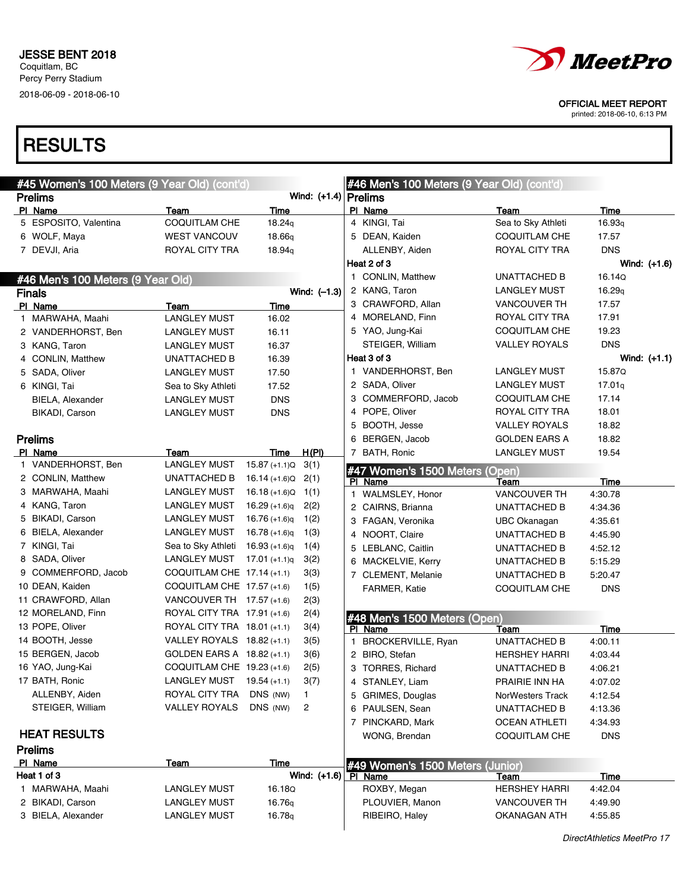JESSE BENT 2018
Coquitlam, BC
Percy Perry Stadium
2018-06-09 - 2018-06-10

OFFICIAL MEET REPORT
printed: 2018-06-10, 6:13 PM

# RESULTS

## #45 Women's 100 Meters (9 Year Old) (cont'd)

### Prelims

Wind: (+1.4)

| Pl | Name | Team | Time |
|---|---|---|---|
| 5 | ESPOSITO, Valentina | COQUITLAM CHE | 18.24q |
| 6 | WOLF, Maya | WEST VANCOUV | 18.66q |
| 7 | DEVJI, Aria | ROYAL CITY TRA | 18.94q |

## #46 Men's 100 Meters (9 Year Old)

### Finals

Wind: (–1.3)

| Pl | Name | Team | Time |
|---|---|---|---|
| 1 | MARWAHA, Maahi | LANGLEY MUST | 16.02 |
| 2 | VANDERHORST, Ben | LANGLEY MUST | 16.11 |
| 3 | KANG, Taron | LANGLEY MUST | 16.37 |
| 4 | CONLIN, Matthew | UNATTACHED B | 16.39 |
| 5 | SADA, Oliver | LANGLEY MUST | 17.50 |
| 6 | KINGI, Tai | Sea to Sky Athleti | 17.52 |
| | BIELA, Alexander | LANGLEY MUST | DNS |
| | BIKADI, Carson | LANGLEY MUST | DNS |

### Prelims

| Pl | Name | Team | Time | H(Pl) |
|---|---|---|---|---|
| 1 | VANDERHORST, Ben | LANGLEY MUST | 15.87 (+1.1)Q | 3(1) |
| 2 | CONLIN, Matthew | UNATTACHED B | 16.14 (+1.6)Q | 2(1) |
| 3 | MARWAHA, Maahi | LANGLEY MUST | 16.18 (+1.6)Q | 1(1) |
| 4 | KANG, Taron | LANGLEY MUST | 16.29 (+1.6)q | 2(2) |
| 5 | BIKADI, Carson | LANGLEY MUST | 16.76 (+1.6)q | 1(2) |
| 6 | BIELA, Alexander | LANGLEY MUST | 16.78 (+1.6)q | 1(3) |
| 7 | KINGI, Tai | Sea to Sky Athleti | 16.93 (+1.6)q | 1(4) |
| 8 | SADA, Oliver | LANGLEY MUST | 17.01 (+1.1)q | 3(2) |
| 9 | COMMERFORD, Jacob | COQUITLAM CHE | 17.14 (+1.1) | 3(3) |
| 10 | DEAN, Kaiden | COQUITLAM CHE | 17.57 (+1.6) | 1(5) |
| 11 | CRAWFORD, Allan | VANCOUVER TH | 17.57 (+1.6) | 2(3) |
| 12 | MORELAND, Finn | ROYAL CITY TRA | 17.91 (+1.6) | 2(4) |
| 13 | POPE, Oliver | ROYAL CITY TRA | 18.01 (+1.1) | 3(4) |
| 14 | BOOTH, Jesse | VALLEY ROYALS | 18.82 (+1.1) | 3(5) |
| 15 | BERGEN, Jacob | GOLDEN EARS A | 18.82 (+1.1) | 3(6) |
| 16 | YAO, Jung-Kai | COQUITLAM CHE | 19.23 (+1.6) | 2(5) |
| 17 | BATH, Ronic | LANGLEY MUST | 19.54 (+1.1) | 3(7) |
| | ALLENBY, Aiden | ROYAL CITY TRA | DNS (NW) | 1 |
| | STEIGER, William | VALLEY ROYALS | DNS (NW) | 2 |

### HEAT RESULTS

### Prelims

**Heat 1 of 3** — Wind: (+1.6)

| Pl | Name | Team | Time |
|---|---|---|---|
| 1 | MARWAHA, Maahi | LANGLEY MUST | 16.18Q |
| 2 | BIKADI, Carson | LANGLEY MUST | 16.76q |
| 3 | BIELA, Alexander | LANGLEY MUST | 16.78q |
| 4 | KINGI, Tai | Sea to Sky Athleti | 16.93q |
| 5 | DEAN, Kaiden | COQUITLAM CHE | 17.57 |
| | ALLENBY, Aiden | ROYAL CITY TRA | DNS |

**Heat 2 of 3** — Wind: (+1.6)

| Pl | Name | Team | Time |
|---|---|---|---|
| 1 | CONLIN, Matthew | UNATTACHED B | 16.14Q |
| 2 | KANG, Taron | LANGLEY MUST | 16.29q |
| 3 | CRAWFORD, Allan | VANCOUVER TH | 17.57 |
| 4 | MORELAND, Finn | ROYAL CITY TRA | 17.91 |
| 5 | YAO, Jung-Kai | COQUITLAM CHE | 19.23 |
| | STEIGER, William | VALLEY ROYALS | DNS |

**Heat 3 of 3** — Wind: (+1.1)

| Pl | Name | Team | Time |
|---|---|---|---|
| 1 | VANDERHORST, Ben | LANGLEY MUST | 15.87Q |
| 2 | SADA, Oliver | LANGLEY MUST | 17.01q |
| 3 | COMMERFORD, Jacob | COQUITLAM CHE | 17.14 |
| 4 | POPE, Oliver | ROYAL CITY TRA | 18.01 |
| 5 | BOOTH, Jesse | VALLEY ROYALS | 18.82 |
| 6 | BERGEN, Jacob | GOLDEN EARS A | 18.82 |
| 7 | BATH, Ronic | LANGLEY MUST | 19.54 |

## #47 Women's 1500 Meters (Open)

| Pl | Name | Team | Time |
|---|---|---|---|
| 1 | WALMSLEY, Honor | VANCOUVER TH | 4:30.78 |
| 2 | CAIRNS, Brianna | UNATTACHED B | 4:34.36 |
| 3 | FAGAN, Veronika | UBC Okanagan | 4:35.61 |
| 4 | NOORT, Claire | UNATTACHED B | 4:45.90 |
| 5 | LEBLANC, Caitlin | UNATTACHED B | 4:52.12 |
| 6 | MACKELVIE, Kerry | UNATTACHED B | 5:15.29 |
| 7 | CLEMENT, Melanie | UNATTACHED B | 5:20.47 |
| | FARMER, Katie | COQUITLAM CHE | DNS |

## #48 Men's 1500 Meters (Open)

| Pl | Name | Team | Time |
|---|---|---|---|
| 1 | BROCKERVILLE, Ryan | UNATTACHED B | 4:00.11 |
| 2 | BIRO, Stefan | HERSHEY HARRI | 4:03.44 |
| 3 | TORRES, Richard | UNATTACHED B | 4:06.21 |
| 4 | STANLEY, Liam | PRAIRIE INN HA | 4:07.02 |
| 5 | GRIMES, Douglas | NorWesters Track | 4:12.54 |
| 6 | PAULSEN, Sean | UNATTACHED B | 4:13.36 |
| 7 | PINCKARD, Mark | OCEAN ATHLETI | 4:34.93 |
| | WONG, Brendan | COQUITLAM CHE | DNS |

## #49 Women's 1500 Meters (Junior)

| Pl | Name | Team | Time |
|---|---|---|---|
| | ROXBY, Megan | HERSHEY HARRI | 4:42.04 |
| | PLOUVIER, Manon | VANCOUVER TH | 4:49.90 |
| | RIBEIRO, Haley | OKANAGAN ATH | 4:55.85 |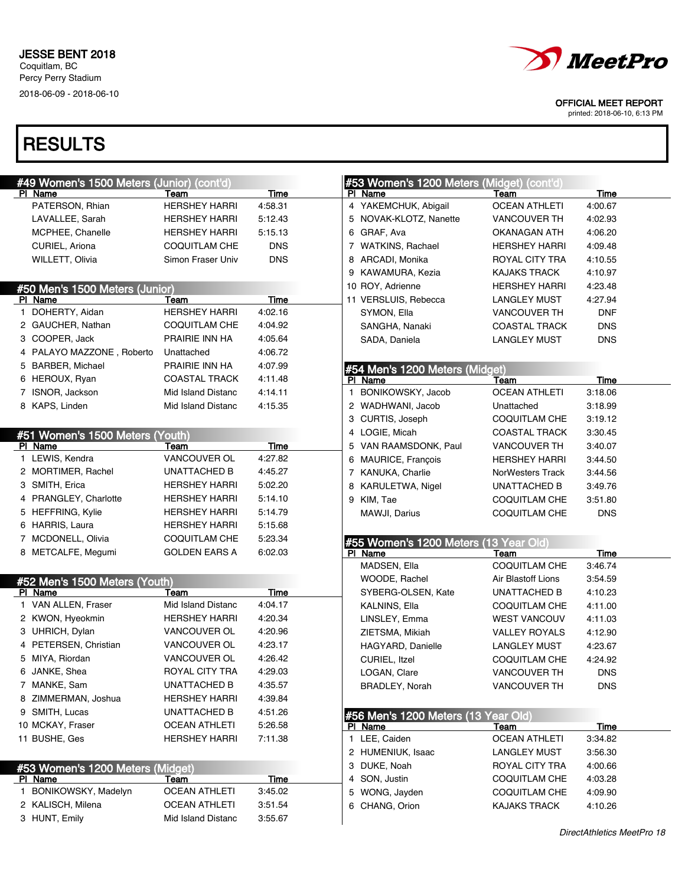JESSE BENT 2018
Coquitlam, BC
Percy Perry Stadium
2018-06-09 - 2018-06-10

OFFICIAL MEET REPORT
printed: 2018-06-10, 6:13 PM

# RESULTS

## #49 Women's 1500 Meters (Junior) (cont'd)

| Pl | Name | Team | Time |
|---|---|---|---|
| | PATERSON, Rhian | HERSHEY HARRI | 4:58.31 |
| | LAVALLEE, Sarah | HERSHEY HARRI | 5:12.43 |
| | MCPHEE, Chanelle | HERSHEY HARRI | 5:15.13 |
| | CURIEL, Ariona | COQUITLAM CHE | DNS |
| | WILLETT, Olivia | Simon Fraser Univ | DNS |

## #50 Men's 1500 Meters (Junior)

| Pl | Name | Team | Time |
|---|---|---|---|
| 1 | DOHERTY, Aidan | HERSHEY HARRI | 4:02.16 |
| 2 | GAUCHER, Nathan | COQUITLAM CHE | 4:04.92 |
| 3 | COOPER, Jack | PRAIRIE INN HA | 4:05.64 |
| 4 | PALAYO MAZZONE , Roberto | Unattached | 4:06.72 |
| 5 | BARBER, Michael | PRAIRIE INN HA | 4:07.99 |
| 6 | HEROUX, Ryan | COASTAL TRACK | 4:11.48 |
| 7 | ISNOR, Jackson | Mid Island Distanc | 4:14.11 |
| 8 | KAPS, Linden | Mid Island Distanc | 4:15.35 |

## #51 Women's 1500 Meters (Youth)

| Pl | Name | Team | Time |
|---|---|---|---|
| 1 | LEWIS, Kendra | VANCOUVER OL | 4:27.82 |
| 2 | MORTIMER, Rachel | UNATTACHED B | 4:45.27 |
| 3 | SMITH, Erica | HERSHEY HARRI | 5:02.20 |
| 4 | PRANGLEY, Charlotte | HERSHEY HARRI | 5:14.10 |
| 5 | HEFFRING, Kylie | HERSHEY HARRI | 5:14.79 |
| 6 | HARRIS, Laura | HERSHEY HARRI | 5:15.68 |
| 7 | MCDONELL, Olivia | COQUITLAM CHE | 5:23.34 |
| 8 | METCALFE, Megumi | GOLDEN EARS A | 6:02.03 |

## #52 Men's 1500 Meters (Youth)

| Pl | Name | Team | Time |
|---|---|---|---|
| 1 | VAN ALLEN, Fraser | Mid Island Distanc | 4:04.17 |
| 2 | KWON, Hyeokmin | HERSHEY HARRI | 4:20.34 |
| 3 | UHRICH, Dylan | VANCOUVER OL | 4:20.96 |
| 4 | PETERSEN, Christian | VANCOUVER OL | 4:23.17 |
| 5 | MIYA, Riordan | VANCOUVER OL | 4:26.42 |
| 6 | JANKE, Shea | ROYAL CITY TRA | 4:29.03 |
| 7 | MANKE, Sam | UNATTACHED B | 4:35.57 |
| 8 | ZIMMERMAN, Joshua | HERSHEY HARRI | 4:39.84 |
| 9 | SMITH, Lucas | UNATTACHED B | 4:51.26 |
| 10 | MCKAY, Fraser | OCEAN ATHLETI | 5:26.58 |
| 11 | BUSHE, Ges | HERSHEY HARRI | 7:11.38 |

## #53 Women's 1200 Meters (Midget)

| Pl | Name | Team | Time |
|---|---|---|---|
| 1 | BONIKOWSKY, Madelyn | OCEAN ATHLETI | 3:45.02 |
| 2 | KALISCH, Milena | OCEAN ATHLETI | 3:51.54 |
| 3 | HUNT, Emily | Mid Island Distanc | 3:55.67 |
| 4 | YAKEMCHUK, Abigail | OCEAN ATHLETI | 4:00.67 |
| 5 | NOVAK-KLOTZ, Nanette | VANCOUVER TH | 4:02.93 |
| 6 | GRAF, Ava | OKANAGAN ATH | 4:06.20 |
| 7 | WATKINS, Rachael | HERSHEY HARRI | 4:09.48 |
| 8 | ARCADI, Monika | ROYAL CITY TRA | 4:10.55 |
| 9 | KAWAMURA, Kezia | KAJAKS TRACK | 4:10.97 |
| 10 | ROY, Adrienne | HERSHEY HARRI | 4:23.48 |
| 11 | VERSLUIS, Rebecca | LANGLEY MUST | 4:27.94 |
| | SYMON, Ella | VANCOUVER TH | DNF |
| | SANGHA, Nanaki | COASTAL TRACK | DNS |
| | SADA, Daniela | LANGLEY MUST | DNS |

## #54 Men's 1200 Meters (Midget)

| Pl | Name | Team | Time |
|---|---|---|---|
| 1 | BONIKOWSKY, Jacob | OCEAN ATHLETI | 3:18.06 |
| 2 | WADHWANI, Jacob | Unattached | 3:18.99 |
| 3 | CURTIS, Joseph | COQUITLAM CHE | 3:19.12 |
| 4 | LOGIE, Micah | COASTAL TRACK | 3:30.45 |
| 5 | VAN RAAMSDONK, Paul | VANCOUVER TH | 3:40.07 |
| 6 | MAURICE, François | HERSHEY HARRI | 3:44.50 |
| 7 | KANUKA, Charlie | NorWesters Track | 3:44.56 |
| 8 | KARULETWA, Nigel | UNATTACHED B | 3:49.76 |
| 9 | KIM, Tae | COQUITLAM CHE | 3:51.80 |
| | MAWJI, Darius | COQUITLAM CHE | DNS |

## #55 Women's 1200 Meters (13 Year Old)

| Pl | Name | Team | Time |
|---|---|---|---|
| | MADSEN, Ella | COQUITLAM CHE | 3:46.74 |
| | WOODE, Rachel | Air Blastoff Lions | 3:54.59 |
| | SYBERG-OLSEN, Kate | UNATTACHED B | 4:10.23 |
| | KALNINS, Ella | COQUITLAM CHE | 4:11.00 |
| | LINSLEY, Emma | WEST VANCOUV | 4:11.03 |
| | ZIETSMA, Mikiah | VALLEY ROYALS | 4:12.90 |
| | HAGYARD, Danielle | LANGLEY MUST | 4:23.67 |
| | CURIEL, Itzel | COQUITLAM CHE | 4:24.92 |
| | LOGAN, Clare | VANCOUVER TH | DNS |
| | BRADLEY, Norah | VANCOUVER TH | DNS |

## #56 Men's 1200 Meters (13 Year Old)

| Pl | Name | Team | Time |
|---|---|---|---|
| 1 | LEE, Caiden | OCEAN ATHLETI | 3:34.82 |
| 2 | HUMENIUK, Isaac | LANGLEY MUST | 3:56.30 |
| 3 | DUKE, Noah | ROYAL CITY TRA | 4:00.66 |
| 4 | SON, Justin | COQUITLAM CHE | 4:03.28 |
| 5 | WONG, Jayden | COQUITLAM CHE | 4:09.90 |
| 6 | CHANG, Orion | KAJAKS TRACK | 4:10.26 |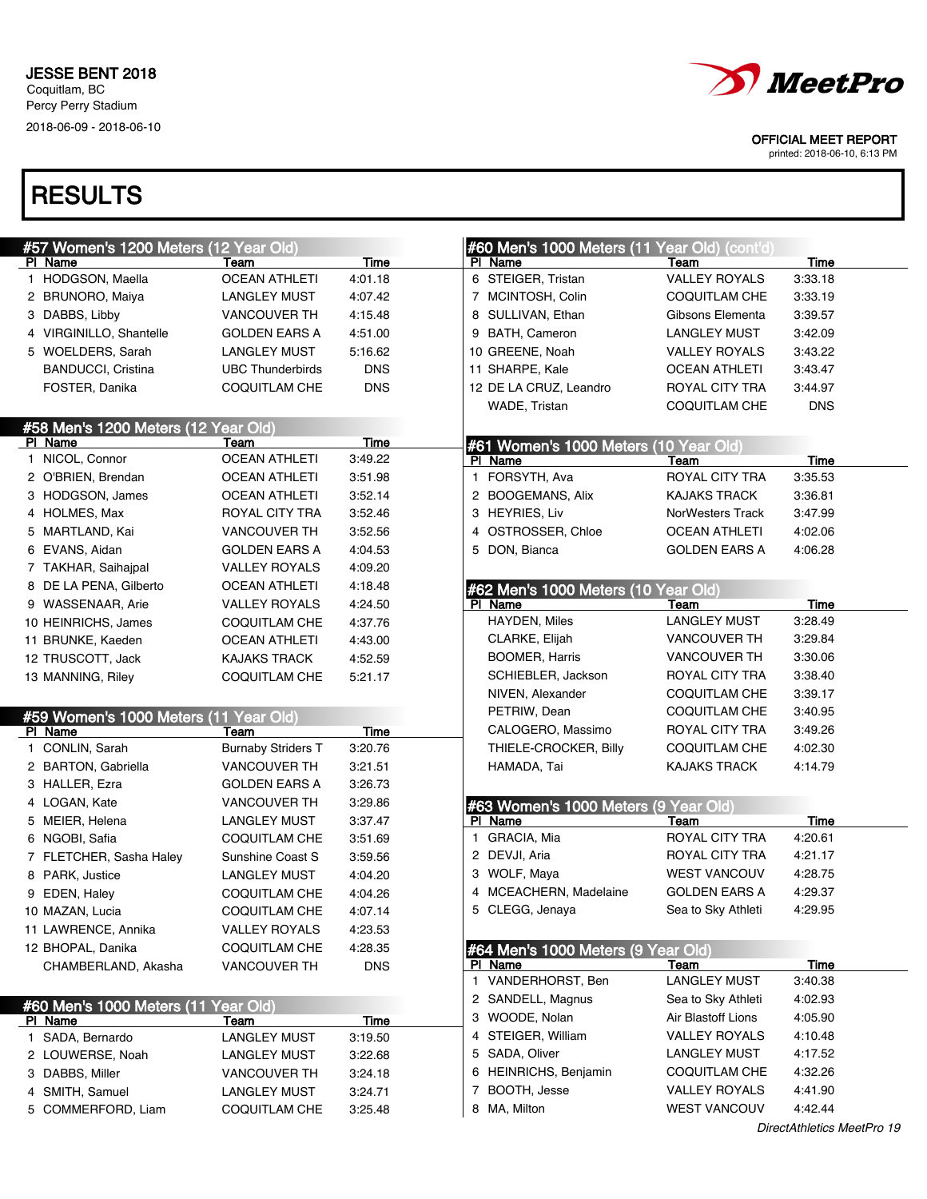JESSE BENT 2018
Coquitlam, BC
Percy Perry Stadium
2018-06-09 - 2018-06-10

OFFICIAL MEET REPORT
printed: 2018-06-10, 6:13 PM

# RESULTS

## #57 Women's 1200 Meters (12 Year Old)

| Pl | Name | Team | Time |
|---|---|---|---|
| 1 | HODGSON, Maella | OCEAN ATHLETI | 4:01.18 |
| 2 | BRUNORO, Maiya | LANGLEY MUST | 4:07.42 |
| 3 | DABBS, Libby | VANCOUVER TH | 4:15.48 |
| 4 | VIRGINILLO, Shantelle | GOLDEN EARS A | 4:51.00 |
| 5 | WOELDERS, Sarah | LANGLEY MUST | 5:16.62 |
| | BANDUCCI, Cristina | UBC Thunderbirds | DNS |
| | FOSTER, Danika | COQUITLAM CHE | DNS |

## #58 Men's 1200 Meters (12 Year Old)

| Pl | Name | Team | Time |
|---|---|---|---|
| 1 | NICOL, Connor | OCEAN ATHLETI | 3:49.22 |
| 2 | O'BRIEN, Brendan | OCEAN ATHLETI | 3:51.98 |
| 3 | HODGSON, James | OCEAN ATHLETI | 3:52.14 |
| 4 | HOLMES, Max | ROYAL CITY TRA | 3:52.46 |
| 5 | MARTLAND, Kai | VANCOUVER TH | 3:52.56 |
| 6 | EVANS, Aidan | GOLDEN EARS A | 4:04.53 |
| 7 | TAKHAR, Saihajpal | VALLEY ROYALS | 4:09.20 |
| 8 | DE LA PENA, Gilberto | OCEAN ATHLETI | 4:18.48 |
| 9 | WASSENAAR, Arie | VALLEY ROYALS | 4:24.50 |
| 10 | HEINRICHS, James | COQUITLAM CHE | 4:37.76 |
| 11 | BRUNKE, Kaeden | OCEAN ATHLETI | 4:43.00 |
| 12 | TRUSCOTT, Jack | KAJAKS TRACK | 4:52.59 |
| 13 | MANNING, Riley | COQUITLAM CHE | 5:21.17 |

## #59 Women's 1000 Meters (11 Year Old)

| Pl | Name | Team | Time |
|---|---|---|---|
| 1 | CONLIN, Sarah | Burnaby Striders T | 3:20.76 |
| 2 | BARTON, Gabriella | VANCOUVER TH | 3:21.51 |
| 3 | HALLER, Ezra | GOLDEN EARS A | 3:26.73 |
| 4 | LOGAN, Kate | VANCOUVER TH | 3:29.86 |
| 5 | MEIER, Helena | LANGLEY MUST | 3:37.47 |
| 6 | NGOBI, Safia | COQUITLAM CHE | 3:51.69 |
| 7 | FLETCHER, Sasha Haley | Sunshine Coast S | 3:59.56 |
| 8 | PARK, Justice | LANGLEY MUST | 4:04.20 |
| 9 | EDEN, Haley | COQUITLAM CHE | 4:04.26 |
| 10 | MAZAN, Lucia | COQUITLAM CHE | 4:07.14 |
| 11 | LAWRENCE, Annika | VALLEY ROYALS | 4:23.53 |
| 12 | BHOPAL, Danika | COQUITLAM CHE | 4:28.35 |
| | CHAMBERLAND, Akasha | VANCOUVER TH | DNS |

## #60 Men's 1000 Meters (11 Year Old)

| Pl | Name | Team | Time |
|---|---|---|---|
| 1 | SADA, Bernardo | LANGLEY MUST | 3:19.50 |
| 2 | LOUWERSE, Noah | LANGLEY MUST | 3:22.68 |
| 3 | DABBS, Miller | VANCOUVER TH | 3:24.18 |
| 4 | SMITH, Samuel | LANGLEY MUST | 3:24.71 |
| 5 | COMMERFORD, Liam | COQUITLAM CHE | 3:25.48 |
| 6 | STEIGER, Tristan | VALLEY ROYALS | 3:33.18 |
| 7 | MCINTOSH, Colin | COQUITLAM CHE | 3:33.19 |
| 8 | SULLIVAN, Ethan | Gibsons Elementa | 3:39.57 |
| 9 | BATH, Cameron | LANGLEY MUST | 3:42.09 |
| 10 | GREENE, Noah | VALLEY ROYALS | 3:43.22 |
| 11 | SHARPE, Kale | OCEAN ATHLETI | 3:43.47 |
| 12 | DE LA CRUZ, Leandro | ROYAL CITY TRA | 3:44.97 |
| | WADE, Tristan | COQUITLAM CHE | DNS |

## #61 Women's 1000 Meters (10 Year Old)

| Pl | Name | Team | Time |
|---|---|---|---|
| 1 | FORSYTH, Ava | ROYAL CITY TRA | 3:35.53 |
| 2 | BOOGEMANS, Alix | KAJAKS TRACK | 3:36.81 |
| 3 | HEYRIES, Liv | NorWesters Track | 3:47.99 |
| 4 | OSTROSSER, Chloe | OCEAN ATHLETI | 4:02.06 |
| 5 | DON, Bianca | GOLDEN EARS A | 4:06.28 |

## #62 Men's 1000 Meters (10 Year Old)

| Pl | Name | Team | Time |
|---|---|---|---|
| | HAYDEN, Miles | LANGLEY MUST | 3:28.49 |
| | CLARKE, Elijah | VANCOUVER TH | 3:29.84 |
| | BOOMER, Harris | VANCOUVER TH | 3:30.06 |
| | SCHIEBLER, Jackson | ROYAL CITY TRA | 3:38.40 |
| | NIVEN, Alexander | COQUITLAM CHE | 3:39.17 |
| | PETRIW, Dean | COQUITLAM CHE | 3:40.95 |
| | CALOGERO, Massimo | ROYAL CITY TRA | 3:49.26 |
| | THIELE-CROCKER, Billy | COQUITLAM CHE | 4:02.30 |
| | HAMADA, Tai | KAJAKS TRACK | 4:14.79 |

## #63 Women's 1000 Meters (9 Year Old)

| Pl | Name | Team | Time |
|---|---|---|---|
| 1 | GRACIA, Mia | ROYAL CITY TRA | 4:20.61 |
| 2 | DEVJI, Aria | ROYAL CITY TRA | 4:21.17 |
| 3 | WOLF, Maya | WEST VANCOUV | 4:28.75 |
| 4 | MCEACHERN, Madelaine | GOLDEN EARS A | 4:29.37 |
| 5 | CLEGG, Jenaya | Sea to Sky Athleti | 4:29.95 |

## #64 Men's 1000 Meters (9 Year Old)

| Pl | Name | Team | Time |
|---|---|---|---|
| 1 | VANDERHORST, Ben | LANGLEY MUST | 3:40.38 |
| 2 | SANDELL, Magnus | Sea to Sky Athleti | 4:02.93 |
| 3 | WOODE, Nolan | Air Blastoff Lions | 4:05.90 |
| 4 | STEIGER, William | VALLEY ROYALS | 4:10.48 |
| 5 | SADA, Oliver | LANGLEY MUST | 4:17.52 |
| 6 | HEINRICHS, Benjamin | COQUITLAM CHE | 4:32.26 |
| 7 | BOOTH, Jesse | VALLEY ROYALS | 4:41.90 |
| 8 | MA, Milton | WEST VANCOUV | 4:42.44 |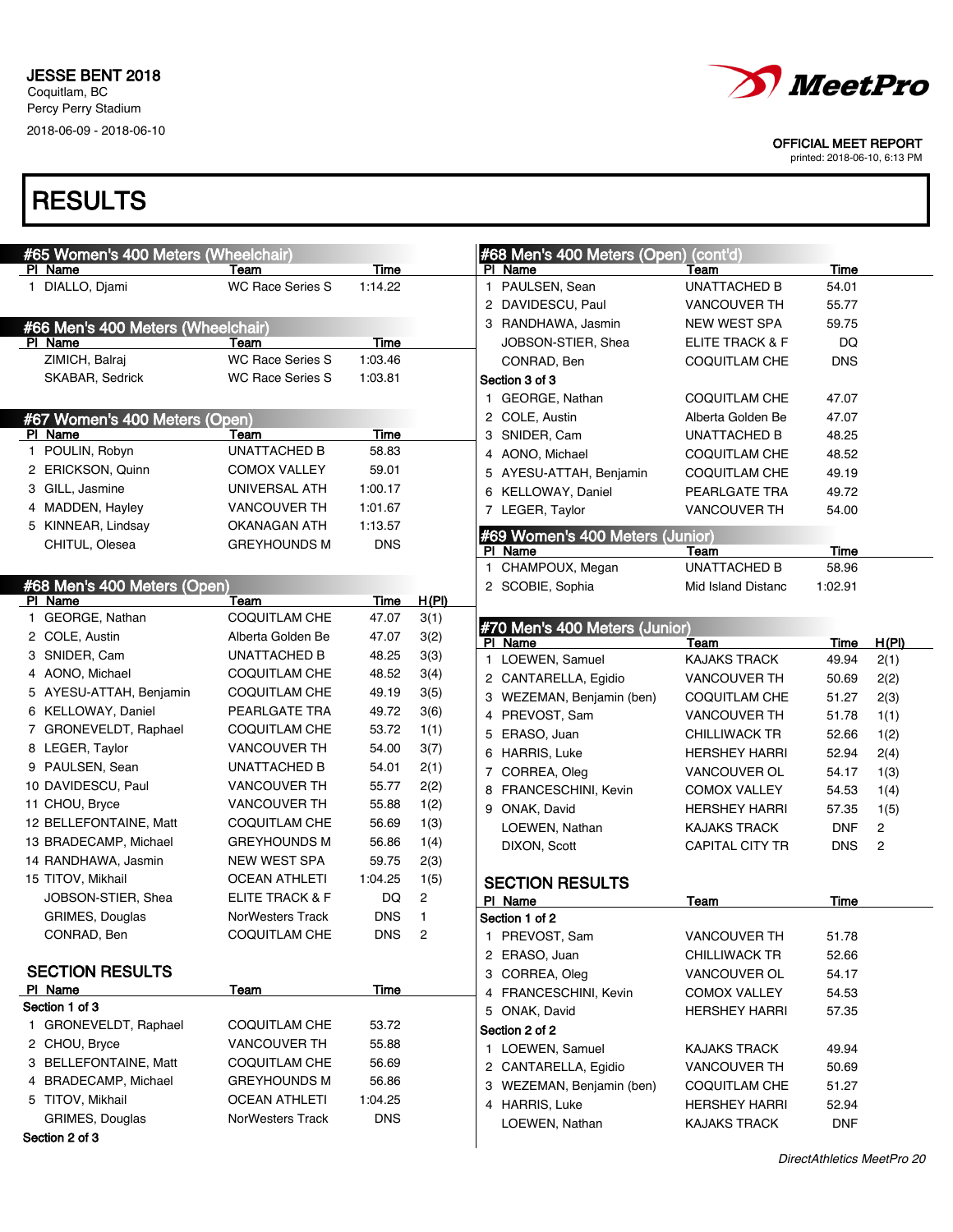JESSE BENT 2018
Coquitlam, BC
Percy Perry Stadium
2018-06-09 - 2018-06-10

OFFICIAL MEET REPORT
printed: 2018-06-10, 6:13 PM

# RESULTS

## #65 Women's 400 Meters (Wheelchair)

| Pl | Name | Team | Time |
|---|---|---|---|
| 1 | DIALLO, Djami | WC Race Series S | 1:14.22 |

## #66 Men's 400 Meters (Wheelchair)

| Pl | Name | Team | Time |
|---|---|---|---|
| | ZIMICH, Balraj | WC Race Series S | 1:03.46 |
| | SKABAR, Sedrick | WC Race Series S | 1:03.81 |

## #67 Women's 400 Meters (Open)

| Pl | Name | Team | Time |
|---|---|---|---|
| 1 | POULIN, Robyn | UNATTACHED B | 58.83 |
| 2 | ERICKSON, Quinn | COMOX VALLEY | 59.01 |
| 3 | GILL, Jasmine | UNIVERSAL ATH | 1:00.17 |
| 4 | MADDEN, Hayley | VANCOUVER TH | 1:01.67 |
| 5 | KINNEAR, Lindsay | OKANAGAN ATH | 1:13.57 |
| | CHITUL, Olesea | GREYHOUNDS M | DNS |

## #68 Men's 400 Meters (Open)

| Pl | Name | Team | Time | H(Pl) |
|---|---|---|---|---|
| 1 | GEORGE, Nathan | COQUITLAM CHE | 47.07 | 3(1) |
| 2 | COLE, Austin | Alberta Golden Be | 47.07 | 3(2) |
| 3 | SNIDER, Cam | UNATTACHED B | 48.25 | 3(3) |
| 4 | AONO, Michael | COQUITLAM CHE | 48.52 | 3(4) |
| 5 | AYESU-ATTAH, Benjamin | COQUITLAM CHE | 49.19 | 3(5) |
| 6 | KELLOWAY, Daniel | PEARLGATE TRA | 49.72 | 3(6) |
| 7 | GRONEVELDT, Raphael | COQUITLAM CHE | 53.72 | 1(1) |
| 8 | LEGER, Taylor | VANCOUVER TH | 54.00 | 3(7) |
| 9 | PAULSEN, Sean | UNATTACHED B | 54.01 | 2(1) |
| 10 | DAVIDESCU, Paul | VANCOUVER TH | 55.77 | 2(2) |
| 11 | CHOU, Bryce | VANCOUVER TH | 55.88 | 1(2) |
| 12 | BELLEFONTAINE, Matt | COQUITLAM CHE | 56.69 | 1(3) |
| 13 | BRADECAMP, Michael | GREYHOUNDS M | 56.86 | 1(4) |
| 14 | RANDHAWA, Jasmin | NEW WEST SPA | 59.75 | 2(3) |
| 15 | TITOV, Mikhail | OCEAN ATHLETI | 1:04.25 | 1(5) |
| | JOBSON-STIER, Shea | ELITE TRACK & F | DQ | 2 |
| | GRIMES, Douglas | NorWesters Track | DNS | 1 |
| | CONRAD, Ben | COQUITLAM CHE | DNS | 2 |

### SECTION RESULTS

| Pl | Name | Team | Time |
|---|---|---|---|
| **Section 1 of 3** | | | |
| 1 | GRONEVELDT, Raphael | COQUITLAM CHE | 53.72 |
| 2 | CHOU, Bryce | VANCOUVER TH | 55.88 |
| 3 | BELLEFONTAINE, Matt | COQUITLAM CHE | 56.69 |
| 4 | BRADECAMP, Michael | GREYHOUNDS M | 56.86 |
| 5 | TITOV, Mikhail | OCEAN ATHLETI | 1:04.25 |
| | GRIMES, Douglas | NorWesters Track | DNS |
| **Section 2 of 3** | | | |
| 1 | PAULSEN, Sean | UNATTACHED B | 54.01 |
| 2 | DAVIDESCU, Paul | VANCOUVER TH | 55.77 |
| 3 | RANDHAWA, Jasmin | NEW WEST SPA | 59.75 |
| | JOBSON-STIER, Shea | ELITE TRACK & F | DQ |
| | CONRAD, Ben | COQUITLAM CHE | DNS |
| **Section 3 of 3** | | | |
| 1 | GEORGE, Nathan | COQUITLAM CHE | 47.07 |
| 2 | COLE, Austin | Alberta Golden Be | 47.07 |
| 3 | SNIDER, Cam | UNATTACHED B | 48.25 |
| 4 | AONO, Michael | COQUITLAM CHE | 48.52 |
| 5 | AYESU-ATTAH, Benjamin | COQUITLAM CHE | 49.19 |
| 6 | KELLOWAY, Daniel | PEARLGATE TRA | 49.72 |
| 7 | LEGER, Taylor | VANCOUVER TH | 54.00 |

## #69 Women's 400 Meters (Junior)

| Pl | Name | Team | Time |
|---|---|---|---|
| 1 | CHAMPOUX, Megan | UNATTACHED B | 58.96 |
| 2 | SCOBIE, Sophia | Mid Island Distanc | 1:02.91 |

## #70 Men's 400 Meters (Junior)

| Pl | Name | Team | Time | H(Pl) |
|---|---|---|---|---|
| 1 | LOEWEN, Samuel | KAJAKS TRACK | 49.94 | 2(1) |
| 2 | CANTARELLA, Egidio | VANCOUVER TH | 50.69 | 2(2) |
| 3 | WEZEMAN, Benjamin (ben) | COQUITLAM CHE | 51.27 | 2(3) |
| 4 | PREVOST, Sam | VANCOUVER TH | 51.78 | 1(1) |
| 5 | ERASO, Juan | CHILLIWACK TR | 52.66 | 1(2) |
| 6 | HARRIS, Luke | HERSHEY HARRI | 52.94 | 2(4) |
| 7 | CORREA, Oleg | VANCOUVER OL | 54.17 | 1(3) |
| 8 | FRANCESCHINI, Kevin | COMOX VALLEY | 54.53 | 1(4) |
| 9 | ONAK, David | HERSHEY HARRI | 57.35 | 1(5) |
| | LOEWEN, Nathan | KAJAKS TRACK | DNF | 2 |
| | DIXON, Scott | CAPITAL CITY TR | DNS | 2 |

### SECTION RESULTS

| Pl | Name | Team | Time |
|---|---|---|---|
| **Section 1 of 2** | | | |
| 1 | PREVOST, Sam | VANCOUVER TH | 51.78 |
| 2 | ERASO, Juan | CHILLIWACK TR | 52.66 |
| 3 | CORREA, Oleg | VANCOUVER OL | 54.17 |
| 4 | FRANCESCHINI, Kevin | COMOX VALLEY | 54.53 |
| 5 | ONAK, David | HERSHEY HARRI | 57.35 |
| **Section 2 of 2** | | | |
| 1 | LOEWEN, Samuel | KAJAKS TRACK | 49.94 |
| 2 | CANTARELLA, Egidio | VANCOUVER TH | 50.69 |
| 3 | WEZEMAN, Benjamin (ben) | COQUITLAM CHE | 51.27 |
| 4 | HARRIS, Luke | HERSHEY HARRI | 52.94 |
| | LOEWEN, Nathan | KAJAKS TRACK | DNF |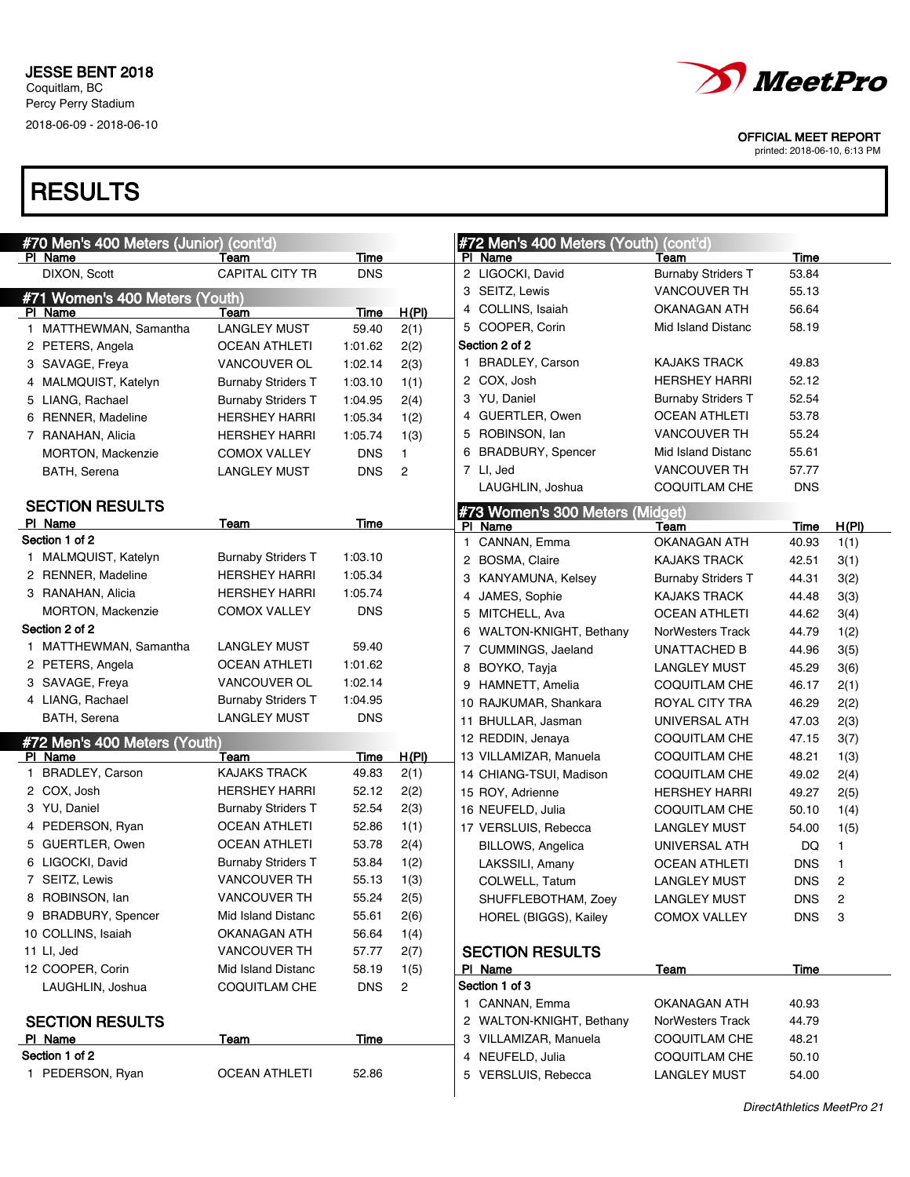JESSE BENT 2018
Coquitlam, BC
Percy Perry Stadium
2018-06-09 - 2018-06-10

OFFICIAL MEET REPORT
printed: 2018-06-10, 6:13 PM

# RESULTS

## #70 Men's 400 Meters (Junior) (cont'd)

| Pl | Name | Team | Time |
|---|---|---|---|
| | DIXON, Scott | CAPITAL CITY TR | DNS |

## #71 Women's 400 Meters (Youth)

| Pl | Name | Team | Time | H(Pl) |
|---|---|---|---|---|
| 1 | MATTHEWMAN, Samantha | LANGLEY MUST | 59.40 | 2(1) |
| 2 | PETERS, Angela | OCEAN ATHLETI | 1:01.62 | 2(2) |
| 3 | SAVAGE, Freya | VANCOUVER OL | 1:02.14 | 2(3) |
| 4 | MALMQUIST, Katelyn | Burnaby Striders T | 1:03.10 | 1(1) |
| 5 | LIANG, Rachael | Burnaby Striders T | 1:04.95 | 2(4) |
| 6 | RENNER, Madeline | HERSHEY HARRI | 1:05.34 | 1(2) |
| 7 | RANAHAN, Alicia | HERSHEY HARRI | 1:05.74 | 1(3) |
| | MORTON, Mackenzie | COMOX VALLEY | DNS | 1 |
| | BATH, Serena | LANGLEY MUST | DNS | 2 |

### SECTION RESULTS

| Pl | Name | Team | Time |
|---|---|---|---|
| **Section 1 of 2** | | | |
| 1 | MALMQUIST, Katelyn | Burnaby Striders T | 1:03.10 |
| 2 | RENNER, Madeline | HERSHEY HARRI | 1:05.34 |
| 3 | RANAHAN, Alicia | HERSHEY HARRI | 1:05.74 |
| | MORTON, Mackenzie | COMOX VALLEY | DNS |
| **Section 2 of 2** | | | |
| 1 | MATTHEWMAN, Samantha | LANGLEY MUST | 59.40 |
| 2 | PETERS, Angela | OCEAN ATHLETI | 1:01.62 |
| 3 | SAVAGE, Freya | VANCOUVER OL | 1:02.14 |
| 4 | LIANG, Rachael | Burnaby Striders T | 1:04.95 |
| | BATH, Serena | LANGLEY MUST | DNS |

## #72 Men's 400 Meters (Youth)

| Pl | Name | Team | Time | H(Pl) |
|---|---|---|---|---|
| 1 | BRADLEY, Carson | KAJAKS TRACK | 49.83 | 2(1) |
| 2 | COX, Josh | HERSHEY HARRI | 52.12 | 2(2) |
| 3 | YU, Daniel | Burnaby Striders T | 52.54 | 2(3) |
| 4 | PEDERSON, Ryan | OCEAN ATHLETI | 52.86 | 1(1) |
| 5 | GUERTLER, Owen | OCEAN ATHLETI | 53.78 | 2(4) |
| 6 | LIGOCKI, David | Burnaby Striders T | 53.84 | 1(2) |
| 7 | SEITZ, Lewis | VANCOUVER TH | 55.13 | 1(3) |
| 8 | ROBINSON, Ian | VANCOUVER TH | 55.24 | 2(5) |
| 9 | BRADBURY, Spencer | Mid Island Distanc | 55.61 | 2(6) |
| 10 | COLLINS, Isaiah | OKANAGAN ATH | 56.64 | 1(4) |
| 11 | LI, Jed | VANCOUVER TH | 57.77 | 2(7) |
| 12 | COOPER, Corin | Mid Island Distanc | 58.19 | 1(5) |
| | LAUGHLIN, Joshua | COQUITLAM CHE | DNS | 2 |

### SECTION RESULTS

| Pl | Name | Team | Time |
|---|---|---|---|
| **Section 1 of 2** | | | |
| 1 | PEDERSON, Ryan | OCEAN ATHLETI | 52.86 |
| 2 | LIGOCKI, David | Burnaby Striders T | 53.84 |
| 3 | SEITZ, Lewis | VANCOUVER TH | 55.13 |
| 4 | COLLINS, Isaiah | OKANAGAN ATH | 56.64 |
| 5 | COOPER, Corin | Mid Island Distanc | 58.19 |
| **Section 2 of 2** | | | |
| 1 | BRADLEY, Carson | KAJAKS TRACK | 49.83 |
| 2 | COX, Josh | HERSHEY HARRI | 52.12 |
| 3 | YU, Daniel | Burnaby Striders T | 52.54 |
| 4 | GUERTLER, Owen | OCEAN ATHLETI | 53.78 |
| 5 | ROBINSON, Ian | VANCOUVER TH | 55.24 |
| 6 | BRADBURY, Spencer | Mid Island Distanc | 55.61 |
| 7 | LI, Jed | VANCOUVER TH | 57.77 |
| | LAUGHLIN, Joshua | COQUITLAM CHE | DNS |

## #73 Women's 300 Meters (Midget)

| Pl | Name | Team | Time | H(Pl) |
|---|---|---|---|---|
| 1 | CANNAN, Emma | OKANAGAN ATH | 40.93 | 1(1) |
| 2 | BOSMA, Claire | KAJAKS TRACK | 42.51 | 3(1) |
| 3 | KANYAMUNA, Kelsey | Burnaby Striders T | 44.31 | 3(2) |
| 4 | JAMES, Sophie | KAJAKS TRACK | 44.48 | 3(3) |
| 5 | MITCHELL, Ava | OCEAN ATHLETI | 44.62 | 3(4) |
| 6 | WALTON-KNIGHT, Bethany | NorWesters Track | 44.79 | 1(2) |
| 7 | CUMMINGS, Jaeland | UNATTACHED B | 44.96 | 3(5) |
| 8 | BOYKO, Tayja | LANGLEY MUST | 45.29 | 3(6) |
| 9 | HAMNETT, Amelia | COQUITLAM CHE | 46.17 | 2(1) |
| 10 | RAJKUMAR, Shankara | ROYAL CITY TRA | 46.29 | 2(2) |
| 11 | BHULLAR, Jasman | UNIVERSAL ATH | 47.03 | 2(3) |
| 12 | REDDIN, Jenaya | COQUITLAM CHE | 47.15 | 3(7) |
| 13 | VILLAMIZAR, Manuela | COQUITLAM CHE | 48.21 | 1(3) |
| 14 | CHIANG-TSUI, Madison | COQUITLAM CHE | 49.02 | 2(4) |
| 15 | ROY, Adrienne | HERSHEY HARRI | 49.27 | 2(5) |
| 16 | NEUFELD, Julia | COQUITLAM CHE | 50.10 | 1(4) |
| 17 | VERSLUIS, Rebecca | LANGLEY MUST | 54.00 | 1(5) |
| | BILLOWS, Angelica | UNIVERSAL ATH | DQ | 1 |
| | LAKSSILI, Amany | OCEAN ATHLETI | DNS | 1 |
| | COLWELL, Tatum | LANGLEY MUST | DNS | 2 |
| | SHUFFLEBOTHAM, Zoey | LANGLEY MUST | DNS | 2 |
| | HOREL (BIGGS), Kailey | COMOX VALLEY | DNS | 3 |

### SECTION RESULTS

| Pl | Name | Team | Time |
|---|---|---|---|
| **Section 1 of 3** | | | |
| 1 | CANNAN, Emma | OKANAGAN ATH | 40.93 |
| 2 | WALTON-KNIGHT, Bethany | NorWesters Track | 44.79 |
| 3 | VILLAMIZAR, Manuela | COQUITLAM CHE | 48.21 |
| 4 | NEUFELD, Julia | COQUITLAM CHE | 50.10 |
| 5 | VERSLUIS, Rebecca | LANGLEY MUST | 54.00 |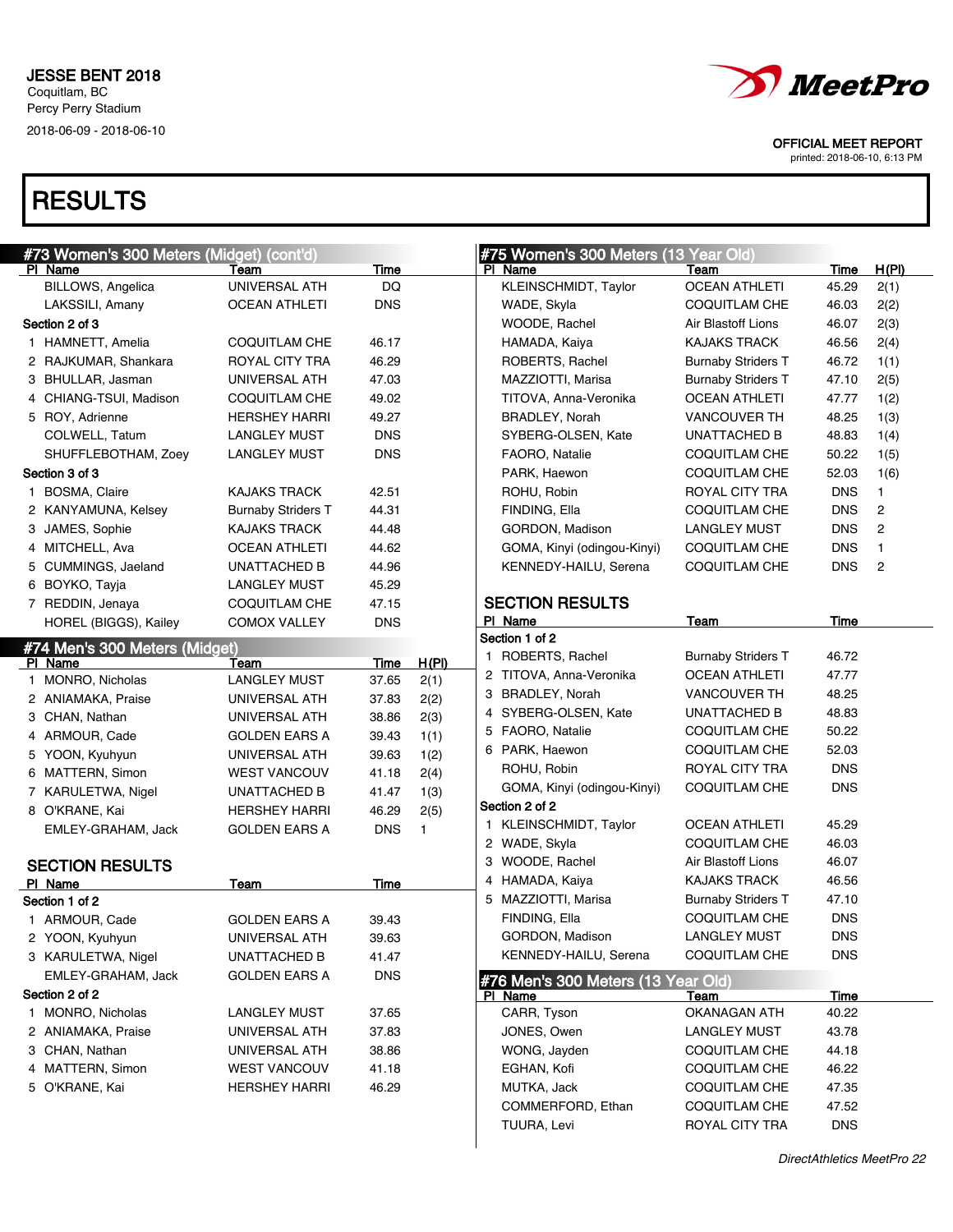JESSE BENT 2018
Coquitlam, BC
Percy Perry Stadium
2018-06-09 - 2018-06-10

OFFICIAL MEET REPORT
printed: 2018-06-10, 6:13 PM

# RESULTS

## #73 Women's 300 Meters (Midget) (cont'd)

| Pl | Name | Team | Time |
|---|---|---|---|
| | BILLOWS, Angelica | UNIVERSAL ATH | DQ |
| | LAKSSILI, Amany | OCEAN ATHLETI | DNS |
| **Section 2 of 3** | | | |
| 1 | HAMNETT, Amelia | COQUITLAM CHE | 46.17 |
| 2 | RAJKUMAR, Shankara | ROYAL CITY TRA | 46.29 |
| 3 | BHULLAR, Jasman | UNIVERSAL ATH | 47.03 |
| 4 | CHIANG-TSUI, Madison | COQUITLAM CHE | 49.02 |
| 5 | ROY, Adrienne | HERSHEY HARRI | 49.27 |
| | COLWELL, Tatum | LANGLEY MUST | DNS |
| | SHUFFLEBOTHAM, Zoey | LANGLEY MUST | DNS |
| **Section 3 of 3** | | | |
| 1 | BOSMA, Claire | KAJAKS TRACK | 42.51 |
| 2 | KANYAMUNA, Kelsey | Burnaby Striders T | 44.31 |
| 3 | JAMES, Sophie | KAJAKS TRACK | 44.48 |
| 4 | MITCHELL, Ava | OCEAN ATHLETI | 44.62 |
| 5 | CUMMINGS, Jaeland | UNATTACHED B | 44.96 |
| 6 | BOYKO, Tayja | LANGLEY MUST | 45.29 |
| 7 | REDDIN, Jenaya | COQUITLAM CHE | 47.15 |
| | HOREL (BIGGS), Kailey | COMOX VALLEY | DNS |

## #74 Men's 300 Meters (Midget)

| Pl | Name | Team | Time | H(Pl) |
|---|---|---|---|---|
| 1 | MONRO, Nicholas | LANGLEY MUST | 37.65 | 2(1) |
| 2 | ANIAMAKA, Praise | UNIVERSAL ATH | 37.83 | 2(2) |
| 3 | CHAN, Nathan | UNIVERSAL ATH | 38.86 | 2(3) |
| 4 | ARMOUR, Cade | GOLDEN EARS A | 39.43 | 1(1) |
| 5 | YOON, Kyuhyun | UNIVERSAL ATH | 39.63 | 1(2) |
| 6 | MATTERN, Simon | WEST VANCOUV | 41.18 | 2(4) |
| 7 | KARULETWA, Nigel | UNATTACHED B | 41.47 | 1(3) |
| 8 | O'KRANE, Kai | HERSHEY HARRI | 46.29 | 2(5) |
| | EMLEY-GRAHAM, Jack | GOLDEN EARS A | DNS | 1 |

### SECTION RESULTS

| Pl | Name | Team | Time |
|---|---|---|---|
| **Section 1 of 2** | | | |
| 1 | ARMOUR, Cade | GOLDEN EARS A | 39.43 |
| 2 | YOON, Kyuhyun | UNIVERSAL ATH | 39.63 |
| 3 | KARULETWA, Nigel | UNATTACHED B | 41.47 |
| | EMLEY-GRAHAM, Jack | GOLDEN EARS A | DNS |
| **Section 2 of 2** | | | |
| 1 | MONRO, Nicholas | LANGLEY MUST | 37.65 |
| 2 | ANIAMAKA, Praise | UNIVERSAL ATH | 37.83 |
| 3 | CHAN, Nathan | UNIVERSAL ATH | 38.86 |
| 4 | MATTERN, Simon | WEST VANCOUV | 41.18 |
| 5 | O'KRANE, Kai | HERSHEY HARRI | 46.29 |

## #75 Women's 300 Meters (13 Year Old)

| Pl | Name | Team | Time | H(Pl) |
|---|---|---|---|---|
| | KLEINSCHMIDT, Taylor | OCEAN ATHLETI | 45.29 | 2(1) |
| | WADE, Skyla | COQUITLAM CHE | 46.03 | 2(2) |
| | WOODE, Rachel | Air Blastoff Lions | 46.07 | 2(3) |
| | HAMADA, Kaiya | KAJAKS TRACK | 46.56 | 2(4) |
| | ROBERTS, Rachel | Burnaby Striders T | 46.72 | 1(1) |
| | MAZZIOTTI, Marisa | Burnaby Striders T | 47.10 | 2(5) |
| | TITOVA, Anna-Veronika | OCEAN ATHLETI | 47.77 | 1(2) |
| | BRADLEY, Norah | VANCOUVER TH | 48.25 | 1(3) |
| | SYBERG-OLSEN, Kate | UNATTACHED B | 48.83 | 1(4) |
| | FAORO, Natalie | COQUITLAM CHE | 50.22 | 1(5) |
| | PARK, Haewon | COQUITLAM CHE | 52.03 | 1(6) |
| | ROHU, Robin | ROYAL CITY TRA | DNS | 1 |
| | FINDING, Ella | COQUITLAM CHE | DNS | 2 |
| | GORDON, Madison | LANGLEY MUST | DNS | 2 |
| | GOMA, Kinyi (odingou-Kinyi) | COQUITLAM CHE | DNS | 1 |
| | KENNEDY-HAILU, Serena | COQUITLAM CHE | DNS | 2 |

### SECTION RESULTS

| Pl | Name | Team | Time |
|---|---|---|---|
| **Section 1 of 2** | | | |
| 1 | ROBERTS, Rachel | Burnaby Striders T | 46.72 |
| 2 | TITOVA, Anna-Veronika | OCEAN ATHLETI | 47.77 |
| 3 | BRADLEY, Norah | VANCOUVER TH | 48.25 |
| 4 | SYBERG-OLSEN, Kate | UNATTACHED B | 48.83 |
| 5 | FAORO, Natalie | COQUITLAM CHE | 50.22 |
| 6 | PARK, Haewon | COQUITLAM CHE | 52.03 |
| | ROHU, Robin | ROYAL CITY TRA | DNS |
| | GOMA, Kinyi (odingou-Kinyi) | COQUITLAM CHE | DNS |
| **Section 2 of 2** | | | |
| 1 | KLEINSCHMIDT, Taylor | OCEAN ATHLETI | 45.29 |
| 2 | WADE, Skyla | COQUITLAM CHE | 46.03 |
| 3 | WOODE, Rachel | Air Blastoff Lions | 46.07 |
| 4 | HAMADA, Kaiya | KAJAKS TRACK | 46.56 |
| 5 | MAZZIOTTI, Marisa | Burnaby Striders T | 47.10 |
| | FINDING, Ella | COQUITLAM CHE | DNS |
| | GORDON, Madison | LANGLEY MUST | DNS |
| | KENNEDY-HAILU, Serena | COQUITLAM CHE | DNS |

## #76 Men's 300 Meters (13 Year Old)

| Pl | Name | Team | Time |
|---|---|---|---|
| | CARR, Tyson | OKANAGAN ATH | 40.22 |
| | JONES, Owen | LANGLEY MUST | 43.78 |
| | WONG, Jayden | COQUITLAM CHE | 44.18 |
| | EGHAN, Kofi | COQUITLAM CHE | 46.22 |
| | MUTKA, Jack | COQUITLAM CHE | 47.35 |
| | COMMERFORD, Ethan | COQUITLAM CHE | 47.52 |
| | TUURA, Levi | ROYAL CITY TRA | DNS |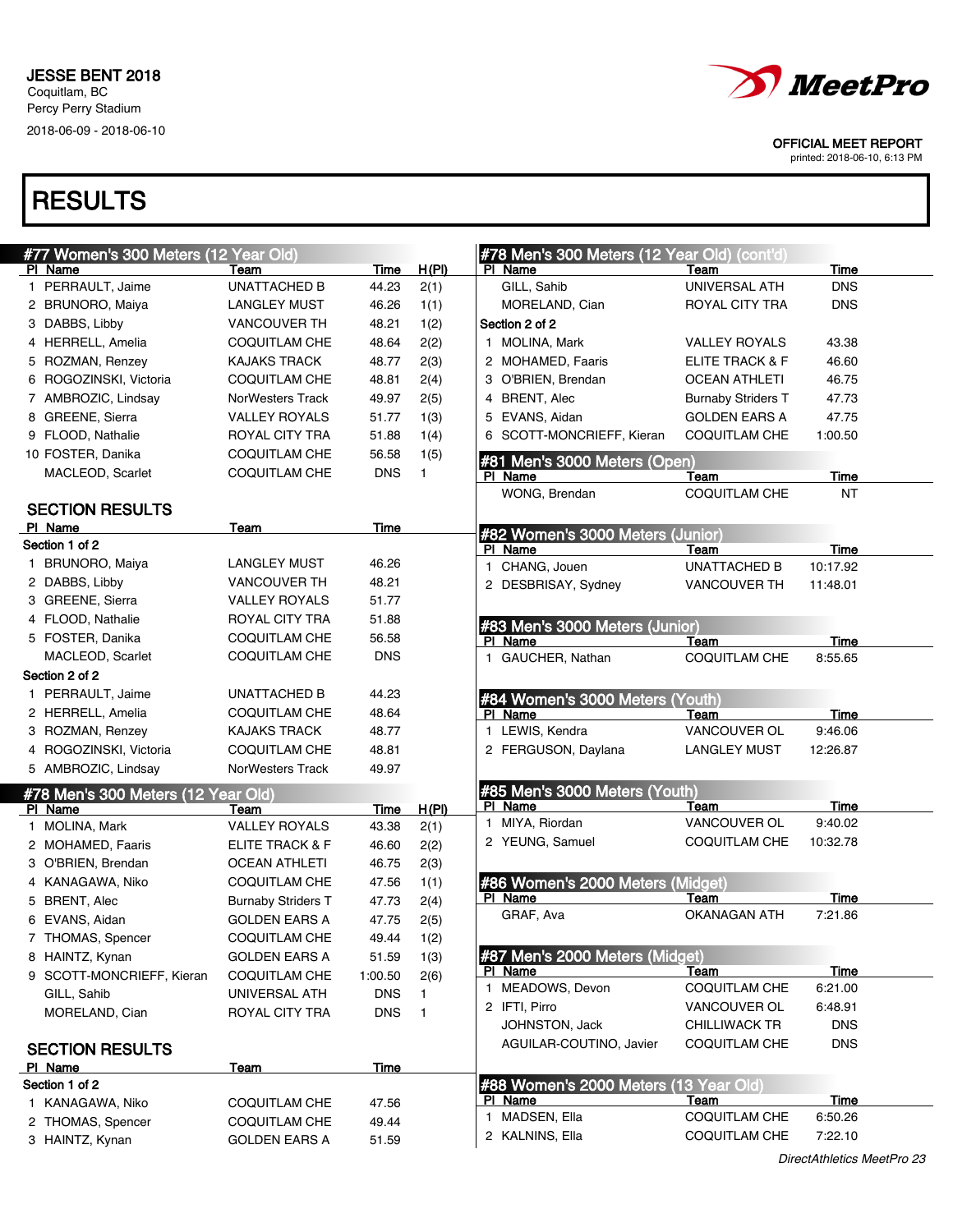JESSE BENT 2018
Coquitlam, BC
Percy Perry Stadium
2018-06-09 - 2018-06-10

OFFICIAL MEET REPORT
printed: 2018-06-10, 6:13 PM

# RESULTS

## #77 Women's 300 Meters (12 Year Old)

| Pl | Name | Team | Time | H(Pl) |
|---|---|---|---|---|
| 1 | PERRAULT, Jaime | UNATTACHED B | 44.23 | 2(1) |
| 2 | BRUNORO, Maiya | LANGLEY MUST | 46.26 | 1(1) |
| 3 | DABBS, Libby | VANCOUVER TH | 48.21 | 1(2) |
| 4 | HERRELL, Amelia | COQUITLAM CHE | 48.64 | 2(2) |
| 5 | ROZMAN, Renzey | KAJAKS TRACK | 48.77 | 2(3) |
| 6 | ROGOZINSKI, Victoria | COQUITLAM CHE | 48.81 | 2(4) |
| 7 | AMBROZIC, Lindsay | NorWesters Track | 49.97 | 2(5) |
| 8 | GREENE, Sierra | VALLEY ROYALS | 51.77 | 1(3) |
| 9 | FLOOD, Nathalie | ROYAL CITY TRA | 51.88 | 1(4) |
| 10 | FOSTER, Danika | COQUITLAM CHE | 56.58 | 1(5) |
| | MACLEOD, Scarlet | COQUITLAM CHE | DNS | 1 |

### SECTION RESULTS

| Pl | Name | Team | Time |
|---|---|---|---|
| **Section 1 of 2** | | | |
| 1 | BRUNORO, Maiya | LANGLEY MUST | 46.26 |
| 2 | DABBS, Libby | VANCOUVER TH | 48.21 |
| 3 | GREENE, Sierra | VALLEY ROYALS | 51.77 |
| 4 | FLOOD, Nathalie | ROYAL CITY TRA | 51.88 |
| 5 | FOSTER, Danika | COQUITLAM CHE | 56.58 |
| | MACLEOD, Scarlet | COQUITLAM CHE | DNS |
| **Section 2 of 2** | | | |
| 1 | PERRAULT, Jaime | UNATTACHED B | 44.23 |
| 2 | HERRELL, Amelia | COQUITLAM CHE | 48.64 |
| 3 | ROZMAN, Renzey | KAJAKS TRACK | 48.77 |
| 4 | ROGOZINSKI, Victoria | COQUITLAM CHE | 48.81 |
| 5 | AMBROZIC, Lindsay | NorWesters Track | 49.97 |

## #78 Men's 300 Meters (12 Year Old)

| Pl | Name | Team | Time | H(Pl) |
|---|---|---|---|---|
| 1 | MOLINA, Mark | VALLEY ROYALS | 43.38 | 2(1) |
| 2 | MOHAMED, Faaris | ELITE TRACK & F | 46.60 | 2(2) |
| 3 | O'BRIEN, Brendan | OCEAN ATHLETI | 46.75 | 2(3) |
| 4 | KANAGAWA, Niko | COQUITLAM CHE | 47.56 | 1(1) |
| 5 | BRENT, Alec | Burnaby Striders T | 47.73 | 2(4) |
| 6 | EVANS, Aidan | GOLDEN EARS A | 47.75 | 2(5) |
| 7 | THOMAS, Spencer | COQUITLAM CHE | 49.44 | 1(2) |
| 8 | HAINTZ, Kynan | GOLDEN EARS A | 51.59 | 1(3) |
| 9 | SCOTT-MONCRIEFF, Kieran | COQUITLAM CHE | 1:00.50 | 2(6) |
| | GILL, Sahib | UNIVERSAL ATH | DNS | 1 |
| | MORELAND, Cian | ROYAL CITY TRA | DNS | 1 |

### SECTION RESULTS

| Pl | Name | Team | Time |
|---|---|---|---|
| **Section 1 of 2** | | | |
| 1 | KANAGAWA, Niko | COQUITLAM CHE | 47.56 |
| 2 | THOMAS, Spencer | COQUITLAM CHE | 49.44 |
| 3 | HAINTZ, Kynan | GOLDEN EARS A | 51.59 |
| | GILL, Sahib | UNIVERSAL ATH | DNS |
| | MORELAND, Cian | ROYAL CITY TRA | DNS |
| **Section 2 of 2** | | | |
| 1 | MOLINA, Mark | VALLEY ROYALS | 43.38 |
| 2 | MOHAMED, Faaris | ELITE TRACK & F | 46.60 |
| 3 | O'BRIEN, Brendan | OCEAN ATHLETI | 46.75 |
| 4 | BRENT, Alec | Burnaby Striders T | 47.73 |
| 5 | EVANS, Aidan | GOLDEN EARS A | 47.75 |
| 6 | SCOTT-MONCRIEFF, Kieran | COQUITLAM CHE | 1:00.50 |

## #81 Men's 3000 Meters (Open)

| Pl | Name | Team | Time |
|---|---|---|---|
| | WONG, Brendan | COQUITLAM CHE | NT |

## #82 Women's 3000 Meters (Junior)

| Pl | Name | Team | Time |
|---|---|---|---|
| 1 | CHANG, Jouen | UNATTACHED B | 10:17.92 |
| 2 | DESBRISAY, Sydney | VANCOUVER TH | 11:48.01 |

## #83 Men's 3000 Meters (Junior)

| Pl | Name | Team | Time |
|---|---|---|---|
| 1 | GAUCHER, Nathan | COQUITLAM CHE | 8:55.65 |

## #84 Women's 3000 Meters (Youth)

| Pl | Name | Team | Time |
|---|---|---|---|
| 1 | LEWIS, Kendra | VANCOUVER OL | 9:46.06 |
| 2 | FERGUSON, Daylana | LANGLEY MUST | 12:26.87 |

## #85 Men's 3000 Meters (Youth)

| Pl | Name | Team | Time |
|---|---|---|---|
| 1 | MIYA, Riordan | VANCOUVER OL | 9:40.02 |
| 2 | YEUNG, Samuel | COQUITLAM CHE | 10:32.78 |

## #86 Women's 2000 Meters (Midget)

| Pl | Name | Team | Time |
|---|---|---|---|
| | GRAF, Ava | OKANAGAN ATH | 7:21.86 |

## #87 Men's 2000 Meters (Midget)

| Pl | Name | Team | Time |
|---|---|---|---|
| 1 | MEADOWS, Devon | COQUITLAM CHE | 6:21.00 |
| 2 | IFTI, Pirro | VANCOUVER OL | 6:48.91 |
| | JOHNSTON, Jack | CHILLIWACK TR | DNS |
| | AGUILAR-COUTINO, Javier | COQUITLAM CHE | DNS |

## #88 Women's 2000 Meters (13 Year Old)

| Pl | Name | Team | Time |
|---|---|---|---|
| 1 | MADSEN, Ella | COQUITLAM CHE | 6:50.26 |
| 2 | KALNINS, Ella | COQUITLAM CHE | 7:22.10 |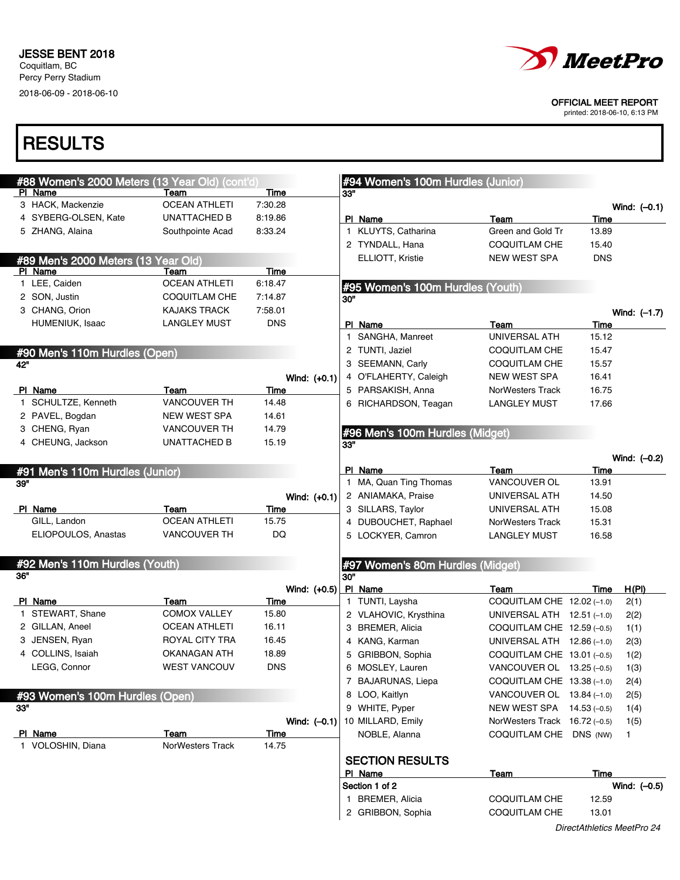JESSE BENT 2018
Coquitlam, BC
Percy Perry Stadium
2018-06-09 - 2018-06-10

OFFICIAL MEET REPORT
printed: 2018-06-10, 6:13 PM

# RESULTS

## #88 Women's 2000 Meters (13 Year Old) (cont'd)

| Pl | Name | Team | Time |
|---|---|---|---|
| 3 | HACK, Mackenzie | OCEAN ATHLETI | 7:30.28 |
| 4 | SYBERG-OLSEN, Kate | UNATTACHED B | 8:19.86 |
| 5 | ZHANG, Alaina | Southpointe Acad | 8:33.24 |

## #89 Men's 2000 Meters (13 Year Old)

| Pl | Name | Team | Time |
|---|---|---|---|
| 1 | LEE, Caiden | OCEAN ATHLETI | 6:18.47 |
| 2 | SON, Justin | COQUITLAM CHE | 7:14.87 |
| 3 | CHANG, Orion | KAJAKS TRACK | 7:58.01 |
| | HUMENIUK, Isaac | LANGLEY MUST | DNS |

## #90 Men's 110m Hurdles (Open)

42"

Wind: (+0.1)

| Pl | Name | Team | Time |
|---|---|---|---|
| 1 | SCHULTZE, Kenneth | VANCOUVER TH | 14.48 |
| 2 | PAVEL, Bogdan | NEW WEST SPA | 14.61 |
| 3 | CHENG, Ryan | VANCOUVER TH | 14.79 |
| 4 | CHEUNG, Jackson | UNATTACHED B | 15.19 |

## #91 Men's 110m Hurdles (Junior)

39"

Wind: (+0.1)

| Pl | Name | Team | Time |
|---|---|---|---|
| | GILL, Landon | OCEAN ATHLETI | 15.75 |
| | ELIOPOULOS, Anastas | VANCOUVER TH | DQ |

## #92 Men's 110m Hurdles (Youth)

36"

Wind: (+0.5)

| Pl | Name | Team | Time |
|---|---|---|---|
| 1 | STEWART, Shane | COMOX VALLEY | 15.80 |
| 2 | GILLAN, Aneel | OCEAN ATHLETI | 16.11 |
| 3 | JENSEN, Ryan | ROYAL CITY TRA | 16.45 |
| 4 | COLLINS, Isaiah | OKANAGAN ATH | 18.89 |
| | LEGG, Connor | WEST VANCOUV | DNS |

## #93 Women's 100m Hurdles (Open)

33"

Wind: (–0.1)

| Pl | Name | Team | Time |
|---|---|---|---|
| 1 | VOLOSHIN, Diana | NorWesters Track | 14.75 |

## #94 Women's 100m Hurdles (Junior)

33"

Wind: (–0.1)

| Pl | Name | Team | Time |
|---|---|---|---|
| 1 | KLUYTS, Catharina | Green and Gold Tr | 13.89 |
| 2 | TYNDALL, Hana | COQUITLAM CHE | 15.40 |
| | ELLIOTT, Kristie | NEW WEST SPA | DNS |

## #95 Women's 100m Hurdles (Youth)

30"

Wind: (–1.7)

| Pl | Name | Team | Time |
|---|---|---|---|
| 1 | SANGHA, Manreet | UNIVERSAL ATH | 15.12 |
| 2 | TUNTI, Jaziel | COQUITLAM CHE | 15.47 |
| 3 | SEEMANN, Carly | COQUITLAM CHE | 15.57 |
| 4 | O'FLAHERTY, Caleigh | NEW WEST SPA | 16.41 |
| 5 | PARSAKISH, Anna | NorWesters Track | 16.75 |
| 6 | RICHARDSON, Teagan | LANGLEY MUST | 17.66 |

## #96 Men's 100m Hurdles (Midget)

33"

Wind: (–0.2)

| Pl | Name | Team | Time |
|---|---|---|---|
| 1 | MA, Quan Ting Thomas | VANCOUVER OL | 13.91 |
| 2 | ANIAMAKA, Praise | UNIVERSAL ATH | 14.50 |
| 3 | SILLARS, Taylor | UNIVERSAL ATH | 15.08 |
| 4 | DUBOUCHET, Raphael | NorWesters Track | 15.31 |
| 5 | LOCKYER, Camron | LANGLEY MUST | 16.58 |

## #97 Women's 80m Hurdles (Midget)

30"

| Pl | Name | Team | Time | H(Pl) |
|---|---|---|---|---|
| 1 | TUNTI, Laysha | COQUITLAM CHE | 12.02 (–1.0) | 2(1) |
| 2 | VLAHOVIC, Krysthina | UNIVERSAL ATH | 12.51 (–1.0) | 2(2) |
| 3 | BREMER, Alicia | COQUITLAM CHE | 12.59 (–0.5) | 1(1) |
| 4 | KANG, Karman | UNIVERSAL ATH | 12.86 (–1.0) | 2(3) |
| 5 | GRIBBON, Sophia | COQUITLAM CHE | 13.01 (–0.5) | 1(2) |
| 6 | MOSLEY, Lauren | VANCOUVER OL | 13.25 (–0.5) | 1(3) |
| 7 | BAJARUNAS, Liepa | COQUITLAM CHE | 13.38 (–1.0) | 2(4) |
| 8 | LOO, Kaitlyn | VANCOUVER OL | 13.84 (–1.0) | 2(5) |
| 9 | WHITE, Pyper | NEW WEST SPA | 14.53 (–0.5) | 1(4) |
| 10 | MILLARD, Emily | NorWesters Track | 16.72 (–0.5) | 1(5) |
| | NOBLE, Alanna | COQUITLAM CHE | DNS (NW) | 1 |

### SECTION RESULTS

Section 1 of 2 — Wind: (–0.5)

| Pl | Name | Team | Time |
|---|---|---|---|
| 1 | BREMER, Alicia | COQUITLAM CHE | 12.59 |
| 2 | GRIBBON, Sophia | COQUITLAM CHE | 13.01 |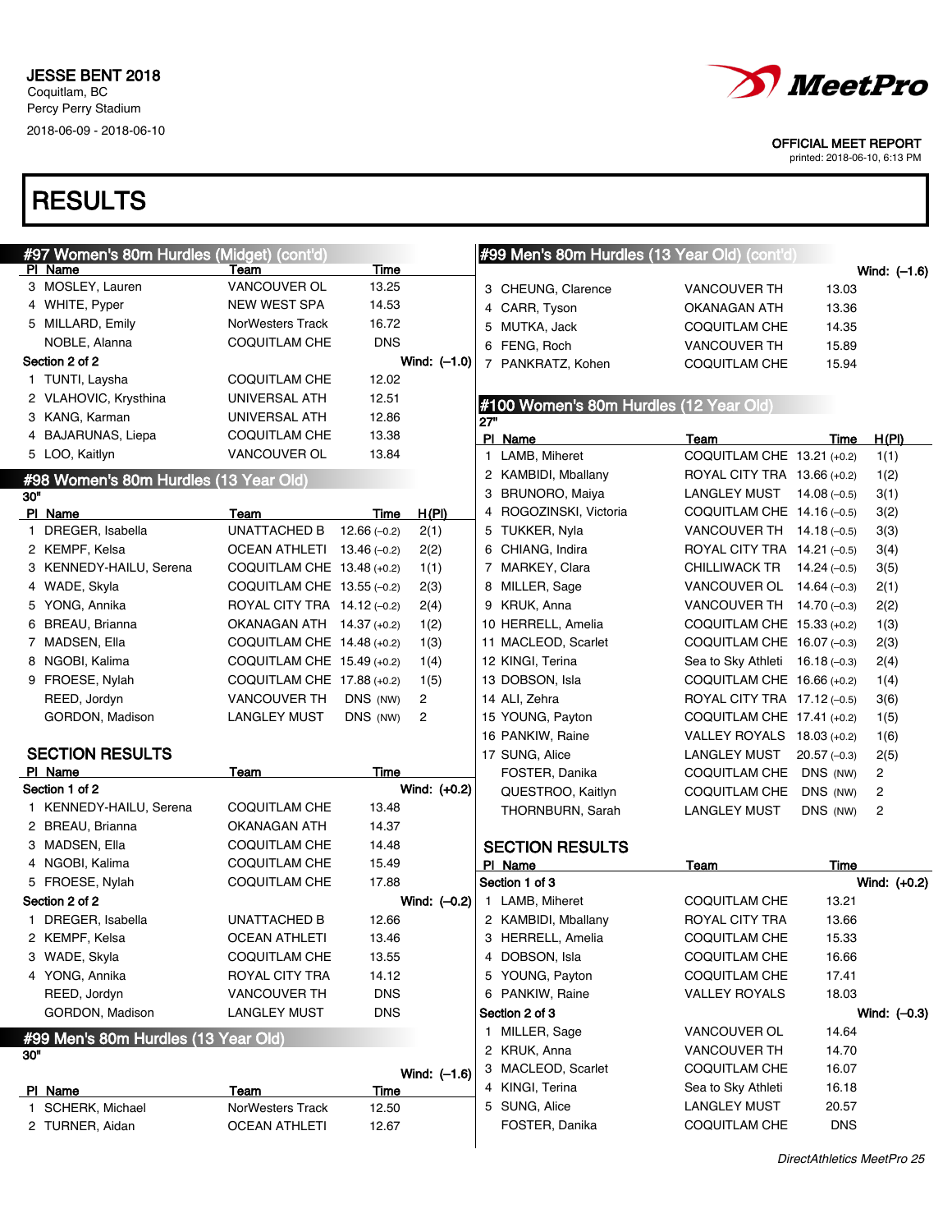# JESSE BENT 2018

Coquitlam, BC
Percy Perry Stadium
2018-06-09 - 2018-06-10

OFFICIAL MEET REPORT
printed: 2018-06-10, 6:13 PM

# RESULTS

## #97 Women's 80m Hurdles (Midget) (cont'd)

| Pl | Name | Team | Time |
|---|---|---|---|
| 3 | MOSLEY, Lauren | VANCOUVER OL | 13.25 |
| 4 | WHITE, Pyper | NEW WEST SPA | 14.53 |
| 5 | MILLARD, Emily | NorWesters Track | 16.72 |
| | NOBLE, Alanna | COQUITLAM CHE | DNS |
| **Section 2 of 2** | | | **Wind: (–1.0)** |
| 1 | TUNTI, Laysha | COQUITLAM CHE | 12.02 |
| 2 | VLAHOVIC, Krysthina | UNIVERSAL ATH | 12.51 |
| 3 | KANG, Karman | UNIVERSAL ATH | 12.86 |
| 4 | BAJARUNAS, Liepa | COQUITLAM CHE | 13.38 |
| 5 | LOO, Kaitlyn | VANCOUVER OL | 13.84 |

## #98 Women's 80m Hurdles (13 Year Old)

30"

| Pl | Name | Team | Time | H(Pl) |
|---|---|---|---|---|
| 1 | DREGER, Isabella | UNATTACHED B | 12.66 (–0.2) | 2(1) |
| 2 | KEMPF, Kelsa | OCEAN ATHLETI | 13.46 (–0.2) | 2(2) |
| 3 | KENNEDY-HAILU, Serena | COQUITLAM CHE | 13.48 (+0.2) | 1(1) |
| 4 | WADE, Skyla | COQUITLAM CHE | 13.55 (–0.2) | 2(3) |
| 5 | YONG, Annika | ROYAL CITY TRA | 14.12 (–0.2) | 2(4) |
| 6 | BREAU, Brianna | OKANAGAN ATH | 14.37 (+0.2) | 1(2) |
| 7 | MADSEN, Ella | COQUITLAM CHE | 14.48 (+0.2) | 1(3) |
| 8 | NGOBI, Kalima | COQUITLAM CHE | 15.49 (+0.2) | 1(4) |
| 9 | FROESE, Nylah | COQUITLAM CHE | 17.88 (+0.2) | 1(5) |
| | REED, Jordyn | VANCOUVER TH | DNS (NW) | 2 |
| | GORDON, Madison | LANGLEY MUST | DNS (NW) | 2 |

### SECTION RESULTS

| Pl | Name | Team | Time |
|---|---|---|---|
| **Section 1 of 2** | | | **Wind: (+0.2)** |
| 1 | KENNEDY-HAILU, Serena | COQUITLAM CHE | 13.48 |
| 2 | BREAU, Brianna | OKANAGAN ATH | 14.37 |
| 3 | MADSEN, Ella | COQUITLAM CHE | 14.48 |
| 4 | NGOBI, Kalima | COQUITLAM CHE | 15.49 |
| 5 | FROESE, Nylah | COQUITLAM CHE | 17.88 |
| **Section 2 of 2** | | | **Wind: (–0.2)** |
| 1 | DREGER, Isabella | UNATTACHED B | 12.66 |
| 2 | KEMPF, Kelsa | OCEAN ATHLETI | 13.46 |
| 3 | WADE, Skyla | COQUITLAM CHE | 13.55 |
| 4 | YONG, Annika | ROYAL CITY TRA | 14.12 |
| | REED, Jordyn | VANCOUVER TH | DNS |
| | GORDON, Madison | LANGLEY MUST | DNS |

## #99 Men's 80m Hurdles (13 Year Old)

30"

Wind: (–1.6)

| Pl | Name | Team | Time |
|---|---|---|---|
| 1 | SCHERK, Michael | NorWesters Track | 12.50 |
| 2 | TURNER, Aidan | OCEAN ATHLETI | 12.67 |
| 3 | CHEUNG, Clarence | VANCOUVER TH | 13.03 |
| 4 | CARR, Tyson | OKANAGAN ATH | 13.36 |
| 5 | MUTKA, Jack | COQUITLAM CHE | 14.35 |
| 6 | FENG, Roch | VANCOUVER TH | 15.89 |
| 7 | PANKRATZ, Kohen | COQUITLAM CHE | 15.94 |

## #100 Women's 80m Hurdles (12 Year Old)

27"

| Pl | Name | Team | Time | H(Pl) |
|---|---|---|---|---|
| 1 | LAMB, Miheret | COQUITLAM CHE | 13.21 (+0.2) | 1(1) |
| 2 | KAMBIDI, Mballany | ROYAL CITY TRA | 13.66 (+0.2) | 1(2) |
| 3 | BRUNORO, Maiya | LANGLEY MUST | 14.08 (–0.5) | 3(1) |
| 4 | ROGOZINSKI, Victoria | COQUITLAM CHE | 14.16 (–0.5) | 3(2) |
| 5 | TUKKER, Nyla | VANCOUVER TH | 14.18 (–0.5) | 3(3) |
| 6 | CHIANG, Indira | ROYAL CITY TRA | 14.21 (–0.5) | 3(4) |
| 7 | MARKEY, Clara | CHILLIWACK TR | 14.24 (–0.5) | 3(5) |
| 8 | MILLER, Sage | VANCOUVER OL | 14.64 (–0.3) | 2(1) |
| 9 | KRUK, Anna | VANCOUVER TH | 14.70 (–0.3) | 2(2) |
| 10 | HERRELL, Amelia | COQUITLAM CHE | 15.33 (+0.2) | 1(3) |
| 11 | MACLEOD, Scarlet | COQUITLAM CHE | 16.07 (–0.3) | 2(3) |
| 12 | KINGI, Terina | Sea to Sky Athleti | 16.18 (–0.3) | 2(4) |
| 13 | DOBSON, Isla | COQUITLAM CHE | 16.66 (+0.2) | 1(4) |
| 14 | ALI, Zehra | ROYAL CITY TRA | 17.12 (–0.5) | 3(6) |
| 15 | YOUNG, Payton | COQUITLAM CHE | 17.41 (+0.2) | 1(5) |
| 16 | PANKIW, Raine | VALLEY ROYALS | 18.03 (+0.2) | 1(6) |
| 17 | SUNG, Alice | LANGLEY MUST | 20.57 (–0.3) | 2(5) |
| | FOSTER, Danika | COQUITLAM CHE | DNS (NW) | 2 |
| | QUESTROO, Kaitlyn | COQUITLAM CHE | DNS (NW) | 2 |
| | THORNBURN, Sarah | LANGLEY MUST | DNS (NW) | 2 |

### SECTION RESULTS

| Pl | Name | Team | Time |
|---|---|---|---|
| **Section 1 of 3** | | | **Wind: (+0.2)** |
| 1 | LAMB, Miheret | COQUITLAM CHE | 13.21 |
| 2 | KAMBIDI, Mballany | ROYAL CITY TRA | 13.66 |
| 3 | HERRELL, Amelia | COQUITLAM CHE | 15.33 |
| 4 | DOBSON, Isla | COQUITLAM CHE | 16.66 |
| 5 | YOUNG, Payton | COQUITLAM CHE | 17.41 |
| 6 | PANKIW, Raine | VALLEY ROYALS | 18.03 |
| **Section 2 of 3** | | | **Wind: (–0.3)** |
| 1 | MILLER, Sage | VANCOUVER OL | 14.64 |
| 2 | KRUK, Anna | VANCOUVER TH | 14.70 |
| 3 | MACLEOD, Scarlet | COQUITLAM CHE | 16.07 |
| 4 | KINGI, Terina | Sea to Sky Athleti | 16.18 |
| 5 | SUNG, Alice | LANGLEY MUST | 20.57 |
| | FOSTER, Danika | COQUITLAM CHE | DNS |

*DirectAthletics MeetPro 25*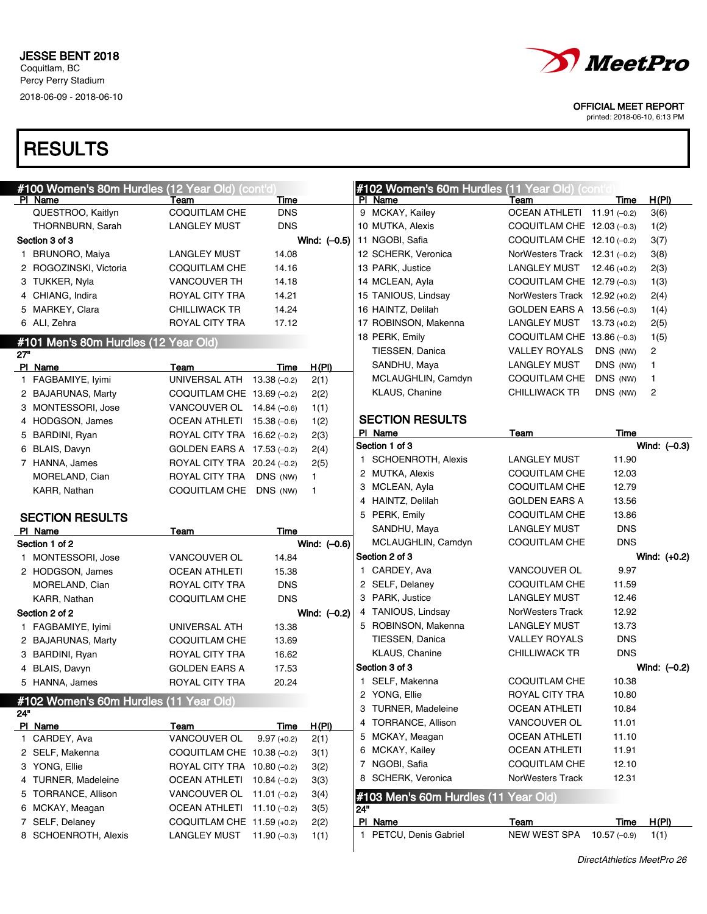JESSE BENT 2018
Coquitlam, BC
Percy Perry Stadium
2018-06-09 - 2018-06-10

OFFICIAL MEET REPORT
printed: 2018-06-10, 6:13 PM

# RESULTS

## #100 Women's 80m Hurdles (12 Year Old) (cont'd)

| Pl | Name | Team | Time |
|---|---|---|---|
| | QUESTROO, Kaitlyn | COQUITLAM CHE | DNS |
| | THORNBURN, Sarah | LANGLEY MUST | DNS |
| **Section 3 of 3** | | | **Wind: (–0.5)** |
| 1 | BRUNORO, Maiya | LANGLEY MUST | 14.08 |
| 2 | ROGOZINSKI, Victoria | COQUITLAM CHE | 14.16 |
| 3 | TUKKER, Nyla | VANCOUVER TH | 14.18 |
| 4 | CHIANG, Indira | ROYAL CITY TRA | 14.21 |
| 5 | MARKEY, Clara | CHILLIWACK TR | 14.24 |
| 6 | ALI, Zehra | ROYAL CITY TRA | 17.12 |

## #101 Men's 80m Hurdles (12 Year Old)

27"

| Pl | Name | Team | Time | H(Pl) |
|---|---|---|---|---|
| 1 | FAGBAMIYE, Iyimi | UNIVERSAL ATH | 13.38 (–0.2) | 2(1) |
| 2 | BAJARUNAS, Marty | COQUITLAM CHE | 13.69 (–0.2) | 2(2) |
| 3 | MONTESSORI, Jose | VANCOUVER OL | 14.84 (–0.6) | 1(1) |
| 4 | HODGSON, James | OCEAN ATHLETI | 15.38 (–0.6) | 1(2) |
| 5 | BARDINI, Ryan | ROYAL CITY TRA | 16.62 (–0.2) | 2(3) |
| 6 | BLAIS, Davyn | GOLDEN EARS A | 17.53 (–0.2) | 2(4) |
| 7 | HANNA, James | ROYAL CITY TRA | 20.24 (–0.2) | 2(5) |
| | MORELAND, Cian | ROYAL CITY TRA | DNS (NW) | 1 |
| | KARR, Nathan | COQUITLAM CHE | DNS (NW) | 1 |

### SECTION RESULTS

| Pl | Name | Team | Time |
|---|---|---|---|
| **Section 1 of 2** | | | **Wind: (–0.6)** |
| 1 | MONTESSORI, Jose | VANCOUVER OL | 14.84 |
| 2 | HODGSON, James | OCEAN ATHLETI | 15.38 |
| | MORELAND, Cian | ROYAL CITY TRA | DNS |
| | KARR, Nathan | COQUITLAM CHE | DNS |
| **Section 2 of 2** | | | **Wind: (–0.2)** |
| 1 | FAGBAMIYE, Iyimi | UNIVERSAL ATH | 13.38 |
| 2 | BAJARUNAS, Marty | COQUITLAM CHE | 13.69 |
| 3 | BARDINI, Ryan | ROYAL CITY TRA | 16.62 |
| 4 | BLAIS, Davyn | GOLDEN EARS A | 17.53 |
| 5 | HANNA, James | ROYAL CITY TRA | 20.24 |

## #102 Women's 60m Hurdles (11 Year Old)

24"

| Pl | Name | Team | Time | H(Pl) |
|---|---|---|---|---|
| 1 | CARDEY, Ava | VANCOUVER OL | 9.97 (+0.2) | 2(1) |
| 2 | SELF, Makenna | COQUITLAM CHE | 10.38 (–0.2) | 3(1) |
| 3 | YONG, Ellie | ROYAL CITY TRA | 10.80 (–0.2) | 3(2) |
| 4 | TURNER, Madeleine | OCEAN ATHLETI | 10.84 (–0.2) | 3(3) |
| 5 | TORRANCE, Allison | VANCOUVER OL | 11.01 (–0.2) | 3(4) |
| 6 | MCKAY, Meagan | OCEAN ATHLETI | 11.10 (–0.2) | 3(5) |
| 7 | SELF, Delaney | COQUITLAM CHE | 11.59 (+0.2) | 2(2) |
| 8 | SCHOENROTH, Alexis | LANGLEY MUST | 11.90 (–0.3) | 1(1) |
| 9 | MCKAY, Kailey | OCEAN ATHLETI | 11.91 (–0.2) | 3(6) |
| 10 | MUTKA, Alexis | COQUITLAM CHE | 12.03 (–0.3) | 1(2) |
| 11 | NGOBI, Safia | COQUITLAM CHE | 12.10 (–0.2) | 3(7) |
| 12 | SCHERK, Veronica | NorWesters Track | 12.31 (–0.2) | 3(8) |
| 13 | PARK, Justice | LANGLEY MUST | 12.46 (+0.2) | 2(3) |
| 14 | MCLEAN, Ayla | COQUITLAM CHE | 12.79 (–0.3) | 1(3) |
| 15 | TANIOUS, Lindsay | NorWesters Track | 12.92 (+0.2) | 2(4) |
| 16 | HAINTZ, Delilah | GOLDEN EARS A | 13.56 (–0.3) | 1(4) |
| 17 | ROBINSON, Makenna | LANGLEY MUST | 13.73 (+0.2) | 2(5) |
| 18 | PERK, Emily | COQUITLAM CHE | 13.86 (–0.3) | 1(5) |
| | TIESSEN, Danica | VALLEY ROYALS | DNS (NW) | 2 |
| | SANDHU, Maya | LANGLEY MUST | DNS (NW) | 1 |
| | MCLAUGHLIN, Camdyn | COQUITLAM CHE | DNS (NW) | 1 |
| | KLAUS, Chanine | CHILLIWACK TR | DNS (NW) | 2 |

### SECTION RESULTS

| Pl | Name | Team | Time |
|---|---|---|---|
| **Section 1 of 3** | | | **Wind: (–0.3)** |
| 1 | SCHOENROTH, Alexis | LANGLEY MUST | 11.90 |
| 2 | MUTKA, Alexis | COQUITLAM CHE | 12.03 |
| 3 | MCLEAN, Ayla | COQUITLAM CHE | 12.79 |
| 4 | HAINTZ, Delilah | GOLDEN EARS A | 13.56 |
| 5 | PERK, Emily | COQUITLAM CHE | 13.86 |
| | SANDHU, Maya | LANGLEY MUST | DNS |
| | MCLAUGHLIN, Camdyn | COQUITLAM CHE | DNS |
| **Section 2 of 3** | | | **Wind: (+0.2)** |
| 1 | CARDEY, Ava | VANCOUVER OL | 9.97 |
| 2 | SELF, Delaney | COQUITLAM CHE | 11.59 |
| 3 | PARK, Justice | LANGLEY MUST | 12.46 |
| 4 | TANIOUS, Lindsay | NorWesters Track | 12.92 |
| 5 | ROBINSON, Makenna | LANGLEY MUST | 13.73 |
| | TIESSEN, Danica | VALLEY ROYALS | DNS |
| | KLAUS, Chanine | CHILLIWACK TR | DNS |
| **Section 3 of 3** | | | **Wind: (–0.2)** |
| 1 | SELF, Makenna | COQUITLAM CHE | 10.38 |
| 2 | YONG, Ellie | ROYAL CITY TRA | 10.80 |
| 3 | TURNER, Madeleine | OCEAN ATHLETI | 10.84 |
| 4 | TORRANCE, Allison | VANCOUVER OL | 11.01 |
| 5 | MCKAY, Meagan | OCEAN ATHLETI | 11.10 |
| 6 | MCKAY, Kailey | OCEAN ATHLETI | 11.91 |
| 7 | NGOBI, Safia | COQUITLAM CHE | 12.10 |
| 8 | SCHERK, Veronica | NorWesters Track | 12.31 |

## #103 Men's 60m Hurdles (11 Year Old)

24"

| Pl | Name | Team | Time | H(Pl) |
|---|---|---|---|---|
| 1 | PETCU, Denis Gabriel | NEW WEST SPA | 10.57 (–0.9) | 1(1) |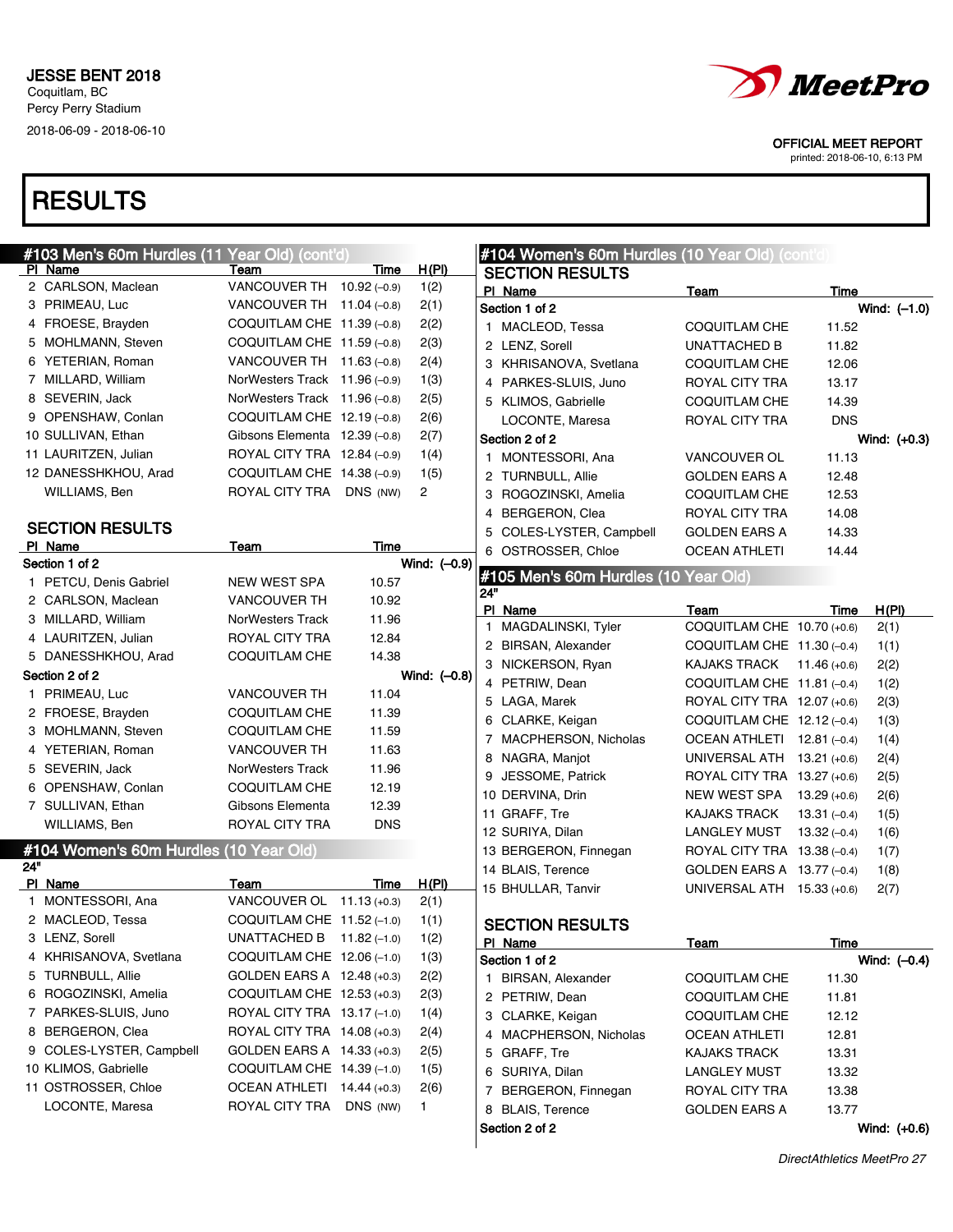JESSE BENT 2018
Coquitlam, BC
Percy Perry Stadium
2018-06-09 - 2018-06-10

OFFICIAL MEET REPORT
printed: 2018-06-10, 6:13 PM

# RESULTS

## #103 Men's 60m Hurdles (11 Year Old) (cont'd)

| Pl | Name | Team | Time | H(Pl) |
|---|---|---|---|---|
| 2 | CARLSON, Maclean | VANCOUVER TH | 10.92 (–0.9) | 1(2) |
| 3 | PRIMEAU, Luc | VANCOUVER TH | 11.04 (–0.8) | 2(1) |
| 4 | FROESE, Brayden | COQUITLAM CHE | 11.39 (–0.8) | 2(2) |
| 5 | MOHLMANN, Steven | COQUITLAM CHE | 11.59 (–0.8) | 2(3) |
| 6 | YETERIAN, Roman | VANCOUVER TH | 11.63 (–0.8) | 2(4) |
| 7 | MILLARD, William | NorWesters Track | 11.96 (–0.9) | 1(3) |
| 8 | SEVERIN, Jack | NorWesters Track | 11.96 (–0.8) | 2(5) |
| 9 | OPENSHAW, Conlan | COQUITLAM CHE | 12.19 (–0.8) | 2(6) |
| 10 | SULLIVAN, Ethan | Gibsons Elementa | 12.39 (–0.8) | 2(7) |
| 11 | LAURITZEN, Julian | ROYAL CITY TRA | 12.84 (–0.9) | 1(4) |
| 12 | DANESSHKHOU, Arad | COQUITLAM CHE | 14.38 (–0.9) | 1(5) |
| | WILLIAMS, Ben | ROYAL CITY TRA | DNS (NW) | 2 |

### SECTION RESULTS

| Pl | Name | Team | Time |
|---|---|---|---|
| **Section 1 of 2** | | | Wind: (–0.9) |
| 1 | PETCU, Denis Gabriel | NEW WEST SPA | 10.57 |
| 2 | CARLSON, Maclean | VANCOUVER TH | 10.92 |
| 3 | MILLARD, William | NorWesters Track | 11.96 |
| 4 | LAURITZEN, Julian | ROYAL CITY TRA | 12.84 |
| 5 | DANESSHKHOU, Arad | COQUITLAM CHE | 14.38 |
| **Section 2 of 2** | | | Wind: (–0.8) |
| 1 | PRIMEAU, Luc | VANCOUVER TH | 11.04 |
| 2 | FROESE, Brayden | COQUITLAM CHE | 11.39 |
| 3 | MOHLMANN, Steven | COQUITLAM CHE | 11.59 |
| 4 | YETERIAN, Roman | VANCOUVER TH | 11.63 |
| 5 | SEVERIN, Jack | NorWesters Track | 11.96 |
| 6 | OPENSHAW, Conlan | COQUITLAM CHE | 12.19 |
| 7 | SULLIVAN, Ethan | Gibsons Elementa | 12.39 |
| | WILLIAMS, Ben | ROYAL CITY TRA | DNS |

## #104 Women's 60m Hurdles (10 Year Old)

24"

| Pl | Name | Team | Time | H(Pl) |
|---|---|---|---|---|
| 1 | MONTESSORI, Ana | VANCOUVER OL | 11.13 (+0.3) | 2(1) |
| 2 | MACLEOD, Tessa | COQUITLAM CHE | 11.52 (–1.0) | 1(1) |
| 3 | LENZ, Sorell | UNATTACHED B | 11.82 (–1.0) | 1(2) |
| 4 | KHRISANOVA, Svetlana | COQUITLAM CHE | 12.06 (–1.0) | 1(3) |
| 5 | TURNBULL, Allie | GOLDEN EARS A | 12.48 (+0.3) | 2(2) |
| 6 | ROGOZINSKI, Amelia | COQUITLAM CHE | 12.53 (+0.3) | 2(3) |
| 7 | PARKES-SLUIS, Juno | ROYAL CITY TRA | 13.17 (–1.0) | 1(4) |
| 8 | BERGERON, Clea | ROYAL CITY TRA | 14.08 (+0.3) | 2(4) |
| 9 | COLES-LYSTER, Campbell | GOLDEN EARS A | 14.33 (+0.3) | 2(5) |
| 10 | KLIMOS, Gabrielle | COQUITLAM CHE | 14.39 (–1.0) | 1(5) |
| 11 | OSTROSSER, Chloe | OCEAN ATHLETI | 14.44 (+0.3) | 2(6) |
| | LOCONTE, Maresa | ROYAL CITY TRA | DNS (NW) | 1 |

## #104 Women's 60m Hurdles (10 Year Old) (cont'd)

### SECTION RESULTS

| Pl | Name | Team | Time |
|---|---|---|---|
| **Section 1 of 2** | | | Wind: (–1.0) |
| 1 | MACLEOD, Tessa | COQUITLAM CHE | 11.52 |
| 2 | LENZ, Sorell | UNATTACHED B | 11.82 |
| 3 | KHRISANOVA, Svetlana | COQUITLAM CHE | 12.06 |
| 4 | PARKES-SLUIS, Juno | ROYAL CITY TRA | 13.17 |
| 5 | KLIMOS, Gabrielle | COQUITLAM CHE | 14.39 |
| | LOCONTE, Maresa | ROYAL CITY TRA | DNS |
| **Section 2 of 2** | | | Wind: (+0.3) |
| 1 | MONTESSORI, Ana | VANCOUVER OL | 11.13 |
| 2 | TURNBULL, Allie | GOLDEN EARS A | 12.48 |
| 3 | ROGOZINSKI, Amelia | COQUITLAM CHE | 12.53 |
| 4 | BERGERON, Clea | ROYAL CITY TRA | 14.08 |
| 5 | COLES-LYSTER, Campbell | GOLDEN EARS A | 14.33 |
| 6 | OSTROSSER, Chloe | OCEAN ATHLETI | 14.44 |

## #105 Men's 60m Hurdles (10 Year Old)

24"

| Pl | Name | Team | Time | H(Pl) |
|---|---|---|---|---|
| 1 | MAGDALINSKI, Tyler | COQUITLAM CHE | 10.70 (+0.6) | 2(1) |
| 2 | BIRSAN, Alexander | COQUITLAM CHE | 11.30 (–0.4) | 1(1) |
| 3 | NICKERSON, Ryan | KAJAKS TRACK | 11.46 (+0.6) | 2(2) |
| 4 | PETRIW, Dean | COQUITLAM CHE | 11.81 (–0.4) | 1(2) |
| 5 | LAGA, Marek | ROYAL CITY TRA | 12.07 (+0.6) | 2(3) |
| 6 | CLARKE, Keigan | COQUITLAM CHE | 12.12 (–0.4) | 1(3) |
| 7 | MACPHERSON, Nicholas | OCEAN ATHLETI | 12.81 (–0.4) | 1(4) |
| 8 | NAGRA, Manjot | UNIVERSAL ATH | 13.21 (+0.6) | 2(4) |
| 9 | JESSOME, Patrick | ROYAL CITY TRA | 13.27 (+0.6) | 2(5) |
| 10 | DERVINA, Drin | NEW WEST SPA | 13.29 (+0.6) | 2(6) |
| 11 | GRAFF, Tre | KAJAKS TRACK | 13.31 (–0.4) | 1(5) |
| 12 | SURIYA, Dilan | LANGLEY MUST | 13.32 (–0.4) | 1(6) |
| 13 | BERGERON, Finnegan | ROYAL CITY TRA | 13.38 (–0.4) | 1(7) |
| 14 | BLAIS, Terence | GOLDEN EARS A | 13.77 (–0.4) | 1(8) |
| 15 | BHULLAR, Tanvir | UNIVERSAL ATH | 15.33 (+0.6) | 2(7) |

### SECTION RESULTS

| Pl | Name | Team | Time |
|---|---|---|---|
| **Section 1 of 2** | | | Wind: (–0.4) |
| 1 | BIRSAN, Alexander | COQUITLAM CHE | 11.30 |
| 2 | PETRIW, Dean | COQUITLAM CHE | 11.81 |
| 3 | CLARKE, Keigan | COQUITLAM CHE | 12.12 |
| 4 | MACPHERSON, Nicholas | OCEAN ATHLETI | 12.81 |
| 5 | GRAFF, Tre | KAJAKS TRACK | 13.31 |
| 6 | SURIYA, Dilan | LANGLEY MUST | 13.32 |
| 7 | BERGERON, Finnegan | ROYAL CITY TRA | 13.38 |
| 8 | BLAIS, Terence | GOLDEN EARS A | 13.77 |
| **Section 2 of 2** | | | Wind: (+0.6) |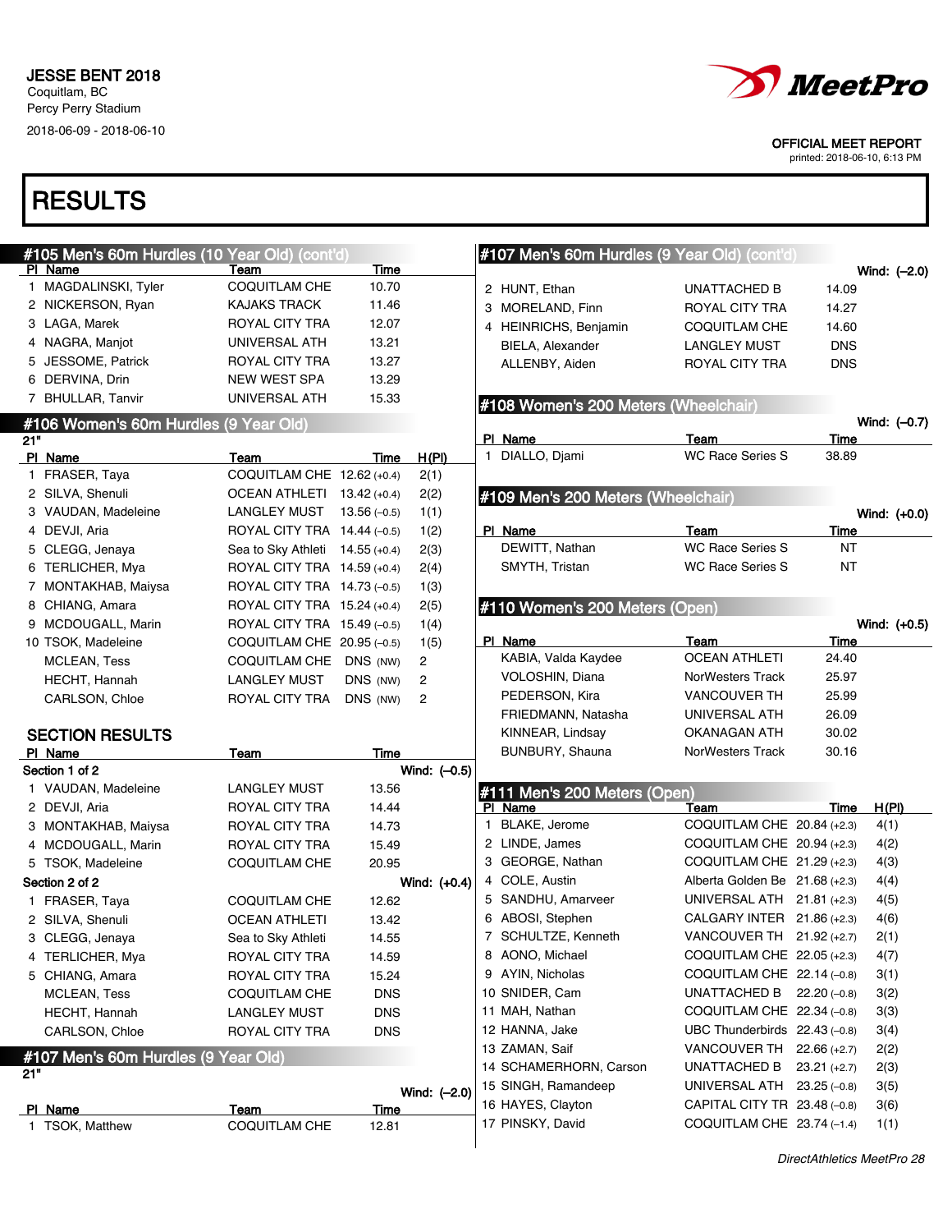JESSE BENT 2018
Coquitlam, BC
Percy Perry Stadium
2018-06-09 - 2018-06-10

OFFICIAL MEET REPORT
printed: 2018-06-10, 6:13 PM

# RESULTS

## #105 Men's 60m Hurdles (10 Year Old) (cont'd)

| Pl | Name | Team | Time |
|---|---|---|---|
| 1 | MAGDALINSKI, Tyler | COQUITLAM CHE | 10.70 |
| 2 | NICKERSON, Ryan | KAJAKS TRACK | 11.46 |
| 3 | LAGA, Marek | ROYAL CITY TRA | 12.07 |
| 4 | NAGRA, Manjot | UNIVERSAL ATH | 13.21 |
| 5 | JESSOME, Patrick | ROYAL CITY TRA | 13.27 |
| 6 | DERVINA, Drin | NEW WEST SPA | 13.29 |
| 7 | BHULLAR, Tanvir | UNIVERSAL ATH | 15.33 |

## #106 Women's 60m Hurdles (9 Year Old)

21"

| Pl | Name | Team | Time | H(Pl) |
|---|---|---|---|---|
| 1 | FRASER, Taya | COQUITLAM CHE | 12.62 (+0.4) | 2(1) |
| 2 | SILVA, Shenuli | OCEAN ATHLETI | 13.42 (+0.4) | 2(2) |
| 3 | VAUDAN, Madeleine | LANGLEY MUST | 13.56 (–0.5) | 1(1) |
| 4 | DEVJI, Aria | ROYAL CITY TRA | 14.44 (–0.5) | 1(2) |
| 5 | CLEGG, Jenaya | Sea to Sky Athleti | 14.55 (+0.4) | 2(3) |
| 6 | TERLICHER, Mya | ROYAL CITY TRA | 14.59 (+0.4) | 2(4) |
| 7 | MONTAKHAB, Maiysa | ROYAL CITY TRA | 14.73 (–0.5) | 1(3) |
| 8 | CHIANG, Amara | ROYAL CITY TRA | 15.24 (+0.4) | 2(5) |
| 9 | MCDOUGALL, Marin | ROYAL CITY TRA | 15.49 (–0.5) | 1(4) |
| 10 | TSOK, Madeleine | COQUITLAM CHE | 20.95 (–0.5) | 1(5) |
| | MCLEAN, Tess | COQUITLAM CHE | DNS (NW) | 2 |
| | HECHT, Hannah | LANGLEY MUST | DNS (NW) | 2 |
| | CARLSON, Chloe | ROYAL CITY TRA | DNS (NW) | 2 |

### SECTION RESULTS

| Pl | Name | Team | Time |
|---|---|---|---|
| **Section 1 of 2** | | | Wind: (–0.5) |
| 1 | VAUDAN, Madeleine | LANGLEY MUST | 13.56 |
| 2 | DEVJI, Aria | ROYAL CITY TRA | 14.44 |
| 3 | MONTAKHAB, Maiysa | ROYAL CITY TRA | 14.73 |
| 4 | MCDOUGALL, Marin | ROYAL CITY TRA | 15.49 |
| 5 | TSOK, Madeleine | COQUITLAM CHE | 20.95 |
| **Section 2 of 2** | | | Wind: (+0.4) |
| 1 | FRASER, Taya | COQUITLAM CHE | 12.62 |
| 2 | SILVA, Shenuli | OCEAN ATHLETI | 13.42 |
| 3 | CLEGG, Jenaya | Sea to Sky Athleti | 14.55 |
| 4 | TERLICHER, Mya | ROYAL CITY TRA | 14.59 |
| 5 | CHIANG, Amara | ROYAL CITY TRA | 15.24 |
| | MCLEAN, Tess | COQUITLAM CHE | DNS |
| | HECHT, Hannah | LANGLEY MUST | DNS |
| | CARLSON, Chloe | ROYAL CITY TRA | DNS |

## #107 Men's 60m Hurdles (9 Year Old)

21"

Wind: (–2.0)

| Pl | Name | Team | Time |
|---|---|---|---|
| 1 | TSOK, Matthew | COQUITLAM CHE | 12.81 |
| 2 | HUNT, Ethan | UNATTACHED B | 14.09 |
| 3 | MORELAND, Finn | ROYAL CITY TRA | 14.27 |
| 4 | HEINRICHS, Benjamin | COQUITLAM CHE | 14.60 |
| | BIELA, Alexander | LANGLEY MUST | DNS |
| | ALLENBY, Aiden | ROYAL CITY TRA | DNS |

## #108 Women's 200 Meters (Wheelchair)

Wind: (–0.7)

| Pl | Name | Team | Time |
|---|---|---|---|
| 1 | DIALLO, Djami | WC Race Series S | 38.89 |

## #109 Men's 200 Meters (Wheelchair)

Wind: (+0.0)

| Pl | Name | Team | Time |
|---|---|---|---|
| | DEWITT, Nathan | WC Race Series S | NT |
| | SMYTH, Tristan | WC Race Series S | NT |

## #110 Women's 200 Meters (Open)

Wind: (+0.5)

| Pl | Name | Team | Time |
|---|---|---|---|
| | KABIA, Valda Kaydee | OCEAN ATHLETI | 24.40 |
| | VOLOSHIN, Diana | NorWesters Track | 25.97 |
| | PEDERSON, Kira | VANCOUVER TH | 25.99 |
| | FRIEDMANN, Natasha | UNIVERSAL ATH | 26.09 |
| | KINNEAR, Lindsay | OKANAGAN ATH | 30.02 |
| | BUNBURY, Shauna | NorWesters Track | 30.16 |

## #111 Men's 200 Meters (Open)

| Pl | Name | Team | Time | H(Pl) |
|---|---|---|---|---|
| 1 | BLAKE, Jerome | COQUITLAM CHE | 20.84 (+2.3) | 4(1) |
| 2 | LINDE, James | COQUITLAM CHE | 20.94 (+2.3) | 4(2) |
| 3 | GEORGE, Nathan | COQUITLAM CHE | 21.29 (+2.3) | 4(3) |
| 4 | COLE, Austin | Alberta Golden Be | 21.68 (+2.3) | 4(4) |
| 5 | SANDHU, Amarveer | UNIVERSAL ATH | 21.81 (+2.3) | 4(5) |
| 6 | ABOSI, Stephen | CALGARY INTER | 21.86 (+2.3) | 4(6) |
| 7 | SCHULTZE, Kenneth | VANCOUVER TH | 21.92 (+2.7) | 2(1) |
| 8 | AONO, Michael | COQUITLAM CHE | 22.05 (+2.3) | 4(7) |
| 9 | AYIN, Nicholas | COQUITLAM CHE | 22.14 (–0.8) | 3(1) |
| 10 | SNIDER, Cam | UNATTACHED B | 22.20 (–0.8) | 3(2) |
| 11 | MAH, Nathan | COQUITLAM CHE | 22.34 (–0.8) | 3(3) |
| 12 | HANNA, Jake | UBC Thunderbirds | 22.43 (–0.8) | 3(4) |
| 13 | ZAMAN, Saif | VANCOUVER TH | 22.66 (+2.7) | 2(2) |
| 14 | SCHAMERHORN, Carson | UNATTACHED B | 23.21 (+2.7) | 2(3) |
| 15 | SINGH, Ramandeep | UNIVERSAL ATH | 23.25 (–0.8) | 3(5) |
| 16 | HAYES, Clayton | CAPITAL CITY TR | 23.48 (–0.8) | 3(6) |
| 17 | PINSKY, David | COQUITLAM CHE | 23.74 (–1.4) | 1(1) |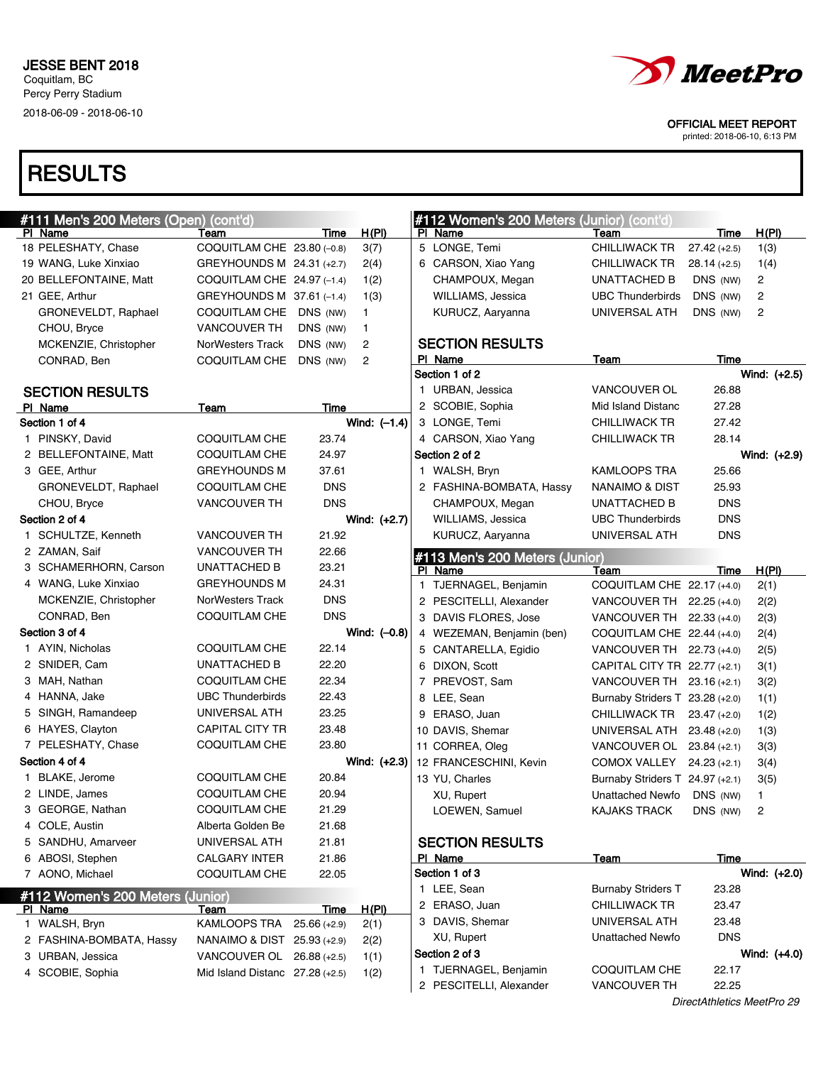JESSE BENT 2018
Coquitlam, BC
Percy Perry Stadium
2018-06-09 - 2018-06-10

OFFICIAL MEET REPORT
printed: 2018-06-10, 6:13 PM

# RESULTS

## #111 Men's 200 Meters (Open) (cont'd)

| Pl | Name | Team | Time | H(Pl) |
|---|---|---|---|---|
| 18 | PELESHATY, Chase | COQUITLAM CHE | 23.80 (–0.8) | 3(7) |
| 19 | WANG, Luke Xinxiao | GREYHOUNDS M | 24.31 (+2.7) | 2(4) |
| 20 | BELLEFONTAINE, Matt | COQUITLAM CHE | 24.97 (–1.4) | 1(2) |
| 21 | GEE, Arthur | GREYHOUNDS M | 37.61 (–1.4) | 1(3) |
| | GRONEVELDT, Raphael | COQUITLAM CHE | DNS (NW) | 1 |
| | CHOU, Bryce | VANCOUVER TH | DNS (NW) | 1 |
| | MCKENZIE, Christopher | NorWesters Track | DNS (NW) | 2 |
| | CONRAD, Ben | COQUITLAM CHE | DNS (NW) | 2 |

### SECTION RESULTS

| Pl | Name | Team | Time |
|---|---|---|---|
| **Section 1 of 4** | | | **Wind: (–1.4)** |
| 1 | PINSKY, David | COQUITLAM CHE | 23.74 |
| 2 | BELLEFONTAINE, Matt | COQUITLAM CHE | 24.97 |
| 3 | GEE, Arthur | GREYHOUNDS M | 37.61 |
| | GRONEVELDT, Raphael | COQUITLAM CHE | DNS |
| | CHOU, Bryce | VANCOUVER TH | DNS |
| **Section 2 of 4** | | | **Wind: (+2.7)** |
| 1 | SCHULTZE, Kenneth | VANCOUVER TH | 21.92 |
| 2 | ZAMAN, Saif | VANCOUVER TH | 22.66 |
| 3 | SCHAMERHORN, Carson | UNATTACHED B | 23.21 |
| 4 | WANG, Luke Xinxiao | GREYHOUNDS M | 24.31 |
| | MCKENZIE, Christopher | NorWesters Track | DNS |
| | CONRAD, Ben | COQUITLAM CHE | DNS |
| **Section 3 of 4** | | | **Wind: (–0.8)** |
| 1 | AYIN, Nicholas | COQUITLAM CHE | 22.14 |
| 2 | SNIDER, Cam | UNATTACHED B | 22.20 |
| 3 | MAH, Nathan | COQUITLAM CHE | 22.34 |
| 4 | HANNA, Jake | UBC Thunderbirds | 22.43 |
| 5 | SINGH, Ramandeep | UNIVERSAL ATH | 23.25 |
| 6 | HAYES, Clayton | CAPITAL CITY TR | 23.48 |
| 7 | PELESHATY, Chase | COQUITLAM CHE | 23.80 |
| **Section 4 of 4** | | | **Wind: (+2.3)** |
| 1 | BLAKE, Jerome | COQUITLAM CHE | 20.84 |
| 2 | LINDE, James | COQUITLAM CHE | 20.94 |
| 3 | GEORGE, Nathan | COQUITLAM CHE | 21.29 |
| 4 | COLE, Austin | Alberta Golden Be | 21.68 |
| 5 | SANDHU, Amarveer | UNIVERSAL ATH | 21.81 |
| 6 | ABOSI, Stephen | CALGARY INTER | 21.86 |
| 7 | AONO, Michael | COQUITLAM CHE | 22.05 |

## #112 Women's 200 Meters (Junior)

| Pl | Name | Team | Time | H(Pl) |
|---|---|---|---|---|
| 1 | WALSH, Bryn | KAMLOOPS TRA | 25.66 (+2.9) | 2(1) |
| 2 | FASHINA-BOMBATA, Hassy | NANAIMO & DIST | 25.93 (+2.9) | 2(2) |
| 3 | URBAN, Jessica | VANCOUVER OL | 26.88 (+2.5) | 1(1) |
| 4 | SCOBIE, Sophia | Mid Island Distanc | 27.28 (+2.5) | 1(2) |
| 5 | LONGE, Temi | CHILLIWACK TR | 27.42 (+2.5) | 1(3) |
| 6 | CARSON, Xiao Yang | CHILLIWACK TR | 28.14 (+2.5) | 1(4) |
| | CHAMPOUX, Megan | UNATTACHED B | DNS (NW) | 2 |
| | WILLIAMS, Jessica | UBC Thunderbirds | DNS (NW) | 2 |
| | KURUCZ, Aaryanna | UNIVERSAL ATH | DNS (NW) | 2 |

### SECTION RESULTS

| Pl | Name | Team | Time |
|---|---|---|---|
| **Section 1 of 2** | | | **Wind: (+2.5)** |
| 1 | URBAN, Jessica | VANCOUVER OL | 26.88 |
| 2 | SCOBIE, Sophia | Mid Island Distanc | 27.28 |
| 3 | LONGE, Temi | CHILLIWACK TR | 27.42 |
| 4 | CARSON, Xiao Yang | CHILLIWACK TR | 28.14 |
| **Section 2 of 2** | | | **Wind: (+2.9)** |
| 1 | WALSH, Bryn | KAMLOOPS TRA | 25.66 |
| 2 | FASHINA-BOMBATA, Hassy | NANAIMO & DIST | 25.93 |
| | CHAMPOUX, Megan | UNATTACHED B | DNS |
| | WILLIAMS, Jessica | UBC Thunderbirds | DNS |
| | KURUCZ, Aaryanna | UNIVERSAL ATH | DNS |

## #113 Men's 200 Meters (Junior)

| Pl | Name | Team | Time | H(Pl) |
|---|---|---|---|---|
| 1 | TJERNAGEL, Benjamin | COQUITLAM CHE | 22.17 (+4.0) | 2(1) |
| 2 | PESCITELLI, Alexander | VANCOUVER TH | 22.25 (+4.0) | 2(2) |
| 3 | DAVIS FLORES, Jose | VANCOUVER TH | 22.33 (+4.0) | 2(3) |
| 4 | WEZEMAN, Benjamin (ben) | COQUITLAM CHE | 22.44 (+4.0) | 2(4) |
| 5 | CANTARELLA, Egidio | VANCOUVER TH | 22.73 (+4.0) | 2(5) |
| 6 | DIXON, Scott | CAPITAL CITY TR | 22.77 (+2.1) | 3(1) |
| 7 | PREVOST, Sam | VANCOUVER TH | 23.16 (+2.1) | 3(2) |
| 8 | LEE, Sean | Burnaby Striders T | 23.28 (+2.0) | 1(1) |
| 9 | ERASO, Juan | CHILLIWACK TR | 23.47 (+2.0) | 1(2) |
| 10 | DAVIS, Shemar | UNIVERSAL ATH | 23.48 (+2.0) | 1(3) |
| 11 | CORREA, Oleg | VANCOUVER OL | 23.84 (+2.1) | 3(3) |
| 12 | FRANCESCHINI, Kevin | COMOX VALLEY | 24.23 (+2.1) | 3(4) |
| 13 | YU, Charles | Burnaby Striders T | 24.97 (+2.1) | 3(5) |
| | XU, Rupert | Unattached Newfo | DNS (NW) | 1 |
| | LOEWEN, Samuel | KAJAKS TRACK | DNS (NW) | 2 |

### SECTION RESULTS

| Pl | Name | Team | Time |
|---|---|---|---|
| **Section 1 of 3** | | | **Wind: (+2.0)** |
| 1 | LEE, Sean | Burnaby Striders T | 23.28 |
| 2 | ERASO, Juan | CHILLIWACK TR | 23.47 |
| 3 | DAVIS, Shemar | UNIVERSAL ATH | 23.48 |
| | XU, Rupert | Unattached Newfo | DNS |
| **Section 2 of 3** | | | **Wind: (+4.0)** |
| 1 | TJERNAGEL, Benjamin | COQUITLAM CHE | 22.17 |
| 2 | PESCITELLI, Alexander | VANCOUVER TH | 22.25 |

DirectAthletics MeetPro 29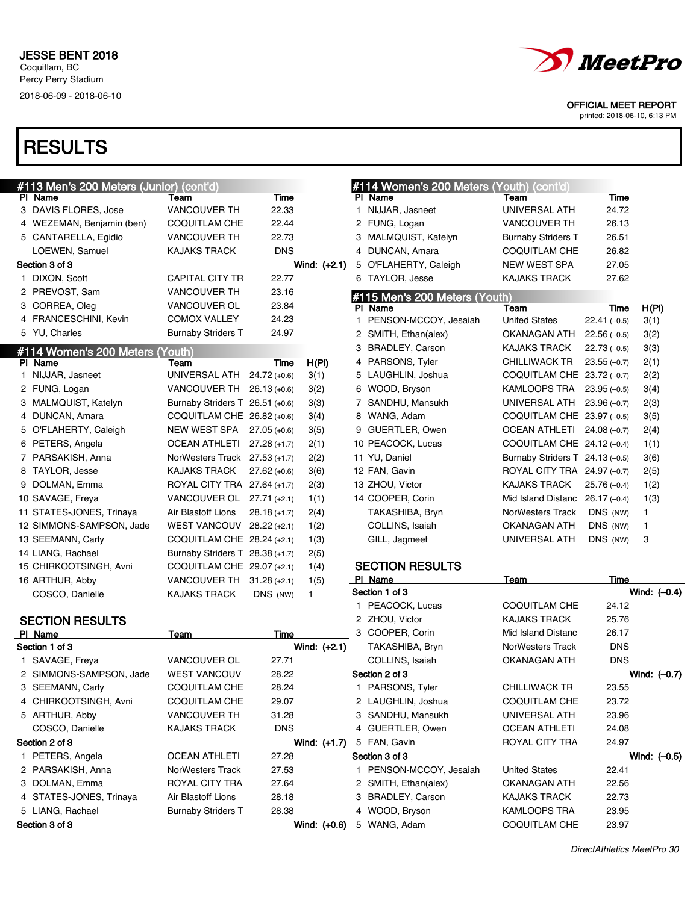# JESSE BENT 2018

Coquitlam, BC
Percy Perry Stadium
2018-06-09 - 2018-06-10

OFFICIAL MEET REPORT
printed: 2018-06-10, 6:13 PM

# RESULTS

## #113 Men's 200 Meters (Junior) (cont'd)

| Pl | Name | Team | Time |
|---|---|---|---|
| 3 | DAVIS FLORES, Jose | VANCOUVER TH | 22.33 |
| 4 | WEZEMAN, Benjamin (ben) | COQUITLAM CHE | 22.44 |
| 5 | CANTARELLA, Egidio | VANCOUVER TH | 22.73 |
| | LOEWEN, Samuel | KAJAKS TRACK | DNS |
| **Section 3 of 3** | | | **Wind: (+2.1)** |
| 1 | DIXON, Scott | CAPITAL CITY TR | 22.77 |
| 2 | PREVOST, Sam | VANCOUVER TH | 23.16 |
| 3 | CORREA, Oleg | VANCOUVER OL | 23.84 |
| 4 | FRANCESCHINI, Kevin | COMOX VALLEY | 24.23 |
| 5 | YU, Charles | Burnaby Striders T | 24.97 |

## #114 Women's 200 Meters (Youth)

| Pl | Name | Team | Time | H(Pl) |
|---|---|---|---|---|
| 1 | NIJJAR, Jasneet | UNIVERSAL ATH | 24.72 (+0.6) | 3(1) |
| 2 | FUNG, Logan | VANCOUVER TH | 26.13 (+0.6) | 3(2) |
| 3 | MALMQUIST, Katelyn | Burnaby Striders T | 26.51 (+0.6) | 3(3) |
| 4 | DUNCAN, Amara | COQUITLAM CHE | 26.82 (+0.6) | 3(4) |
| 5 | O'FLAHERTY, Caleigh | NEW WEST SPA | 27.05 (+0.6) | 3(5) |
| 6 | PETERS, Angela | OCEAN ATHLETI | 27.28 (+1.7) | 2(1) |
| 7 | PARSAKISH, Anna | NorWesters Track | 27.53 (+1.7) | 2(2) |
| 8 | TAYLOR, Jesse | KAJAKS TRACK | 27.62 (+0.6) | 3(6) |
| 9 | DOLMAN, Emma | ROYAL CITY TRA | 27.64 (+1.7) | 2(3) |
| 10 | SAVAGE, Freya | VANCOUVER OL | 27.71 (+2.1) | 1(1) |
| 11 | STATES-JONES, Trinaya | Air Blastoff Lions | 28.18 (+1.7) | 2(4) |
| 12 | SIMMONS-SAMPSON, Jade | WEST VANCOUV | 28.22 (+2.1) | 1(2) |
| 13 | SEEMANN, Carly | COQUITLAM CHE | 28.24 (+2.1) | 1(3) |
| 14 | LIANG, Rachael | Burnaby Striders T | 28.38 (+1.7) | 2(5) |
| 15 | CHIRKOOTSINGH, Avni | COQUITLAM CHE | 29.07 (+2.1) | 1(4) |
| 16 | ARTHUR, Abby | VANCOUVER TH | 31.28 (+2.1) | 1(5) |
| | COSCO, Danielle | KAJAKS TRACK | DNS (NW) | 1 |

### SECTION RESULTS

| Pl | Name | Team | Time |
|---|---|---|---|
| **Section 1 of 3** | | | **Wind: (+2.1)** |
| 1 | SAVAGE, Freya | VANCOUVER OL | 27.71 |
| 2 | SIMMONS-SAMPSON, Jade | WEST VANCOUV | 28.22 |
| 3 | SEEMANN, Carly | COQUITLAM CHE | 28.24 |
| 4 | CHIRKOOTSINGH, Avni | COQUITLAM CHE | 29.07 |
| 5 | ARTHUR, Abby | VANCOUVER TH | 31.28 |
| | COSCO, Danielle | KAJAKS TRACK | DNS |
| **Section 2 of 3** | | | **Wind: (+1.7)** |
| 1 | PETERS, Angela | OCEAN ATHLETI | 27.28 |
| 2 | PARSAKISH, Anna | NorWesters Track | 27.53 |
| 3 | DOLMAN, Emma | ROYAL CITY TRA | 27.64 |
| 4 | STATES-JONES, Trinaya | Air Blastoff Lions | 28.18 |
| 5 | LIANG, Rachael | Burnaby Striders T | 28.38 |
| **Section 3 of 3** | | | **Wind: (+0.6)** |

## #114 Women's 200 Meters (Youth) (cont'd)

| Pl | Name | Team | Time |
|---|---|---|---|
| 1 | NIJJAR, Jasneet | UNIVERSAL ATH | 24.72 |
| 2 | FUNG, Logan | VANCOUVER TH | 26.13 |
| 3 | MALMQUIST, Katelyn | Burnaby Striders T | 26.51 |
| 4 | DUNCAN, Amara | COQUITLAM CHE | 26.82 |
| 5 | O'FLAHERTY, Caleigh | NEW WEST SPA | 27.05 |
| 6 | TAYLOR, Jesse | KAJAKS TRACK | 27.62 |

## #115 Men's 200 Meters (Youth)

| Pl | Name | Team | Time | H(Pl) |
|---|---|---|---|---|
| 1 | PENSON-MCCOY, Jesaiah | United States | 22.41 (–0.5) | 3(1) |
| 2 | SMITH, Ethan(alex) | OKANAGAN ATH | 22.56 (–0.5) | 3(2) |
| 3 | BRADLEY, Carson | KAJAKS TRACK | 22.73 (–0.5) | 3(3) |
| 4 | PARSONS, Tyler | CHILLIWACK TR | 23.55 (–0.7) | 2(1) |
| 5 | LAUGHLIN, Joshua | COQUITLAM CHE | 23.72 (–0.7) | 2(2) |
| 6 | WOOD, Bryson | KAMLOOPS TRA | 23.95 (–0.5) | 3(4) |
| 7 | SANDHU, Mansukh | UNIVERSAL ATH | 23.96 (–0.7) | 2(3) |
| 8 | WANG, Adam | COQUITLAM CHE | 23.97 (–0.5) | 3(5) |
| 9 | GUERTLER, Owen | OCEAN ATHLETI | 24.08 (–0.7) | 2(4) |
| 10 | PEACOCK, Lucas | COQUITLAM CHE | 24.12 (–0.4) | 1(1) |
| 11 | YU, Daniel | Burnaby Striders T | 24.13 (–0.5) | 3(6) |
| 12 | FAN, Gavin | ROYAL CITY TRA | 24.97 (–0.7) | 2(5) |
| 13 | ZHOU, Victor | KAJAKS TRACK | 25.76 (–0.4) | 1(2) |
| 14 | COOPER, Corin | Mid Island Distanc | 26.17 (–0.4) | 1(3) |
| | TAKASHIBA, Bryn | NorWesters Track | DNS (NW) | 1 |
| | COLLINS, Isaiah | OKANAGAN ATH | DNS (NW) | 1 |
| | GILL, Jagmeet | UNIVERSAL ATH | DNS (NW) | 3 |

### SECTION RESULTS

| Pl | Name | Team | Time |
|---|---|---|---|
| **Section 1 of 3** | | | **Wind: (–0.4)** |
| 1 | PEACOCK, Lucas | COQUITLAM CHE | 24.12 |
| 2 | ZHOU, Victor | KAJAKS TRACK | 25.76 |
| 3 | COOPER, Corin | Mid Island Distanc | 26.17 |
| | TAKASHIBA, Bryn | NorWesters Track | DNS |
| | COLLINS, Isaiah | OKANAGAN ATH | DNS |
| **Section 2 of 3** | | | **Wind: (–0.7)** |
| 1 | PARSONS, Tyler | CHILLIWACK TR | 23.55 |
| 2 | LAUGHLIN, Joshua | COQUITLAM CHE | 23.72 |
| 3 | SANDHU, Mansukh | UNIVERSAL ATH | 23.96 |
| 4 | GUERTLER, Owen | OCEAN ATHLETI | 24.08 |
| 5 | FAN, Gavin | ROYAL CITY TRA | 24.97 |
| **Section 3 of 3** | | | **Wind: (–0.5)** |
| 1 | PENSON-MCCOY, Jesaiah | United States | 22.41 |
| 2 | SMITH, Ethan(alex) | OKANAGAN ATH | 22.56 |
| 3 | BRADLEY, Carson | KAJAKS TRACK | 22.73 |
| 4 | WOOD, Bryson | KAMLOOPS TRA | 23.95 |
| 5 | WANG, Adam | COQUITLAM CHE | 23.97 |

*DirectAthletics MeetPro 30*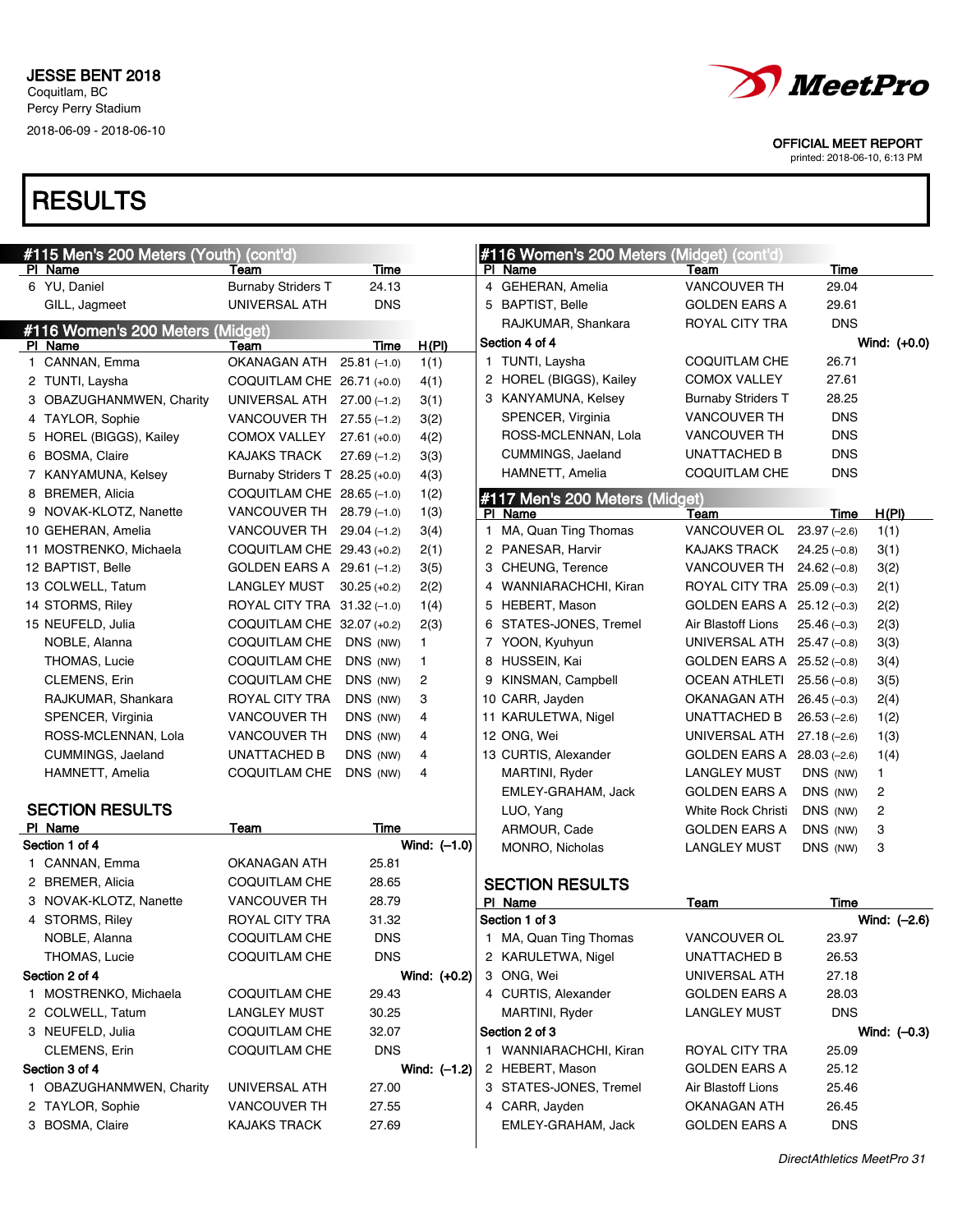# JESSE BENT 2018

Coquitlam, BC
Percy Perry Stadium
2018-06-09 - 2018-06-10

OFFICIAL MEET REPORT
printed: 2018-06-10, 6:13 PM

# RESULTS

## #115 Men's 200 Meters (Youth) (cont'd)

| Pl | Name | Team | Time |
|---|---|---|---|
| 6 | YU, Daniel | Burnaby Striders T | 24.13 |
| | GILL, Jagmeet | UNIVERSAL ATH | DNS |

## #116 Women's 200 Meters (Midget)

| Pl | Name | Team | Time | | H(Pl) |
|---|---|---|---|---|---|
| 1 | CANNAN, Emma | OKANAGAN ATH | 25.81 | (–1.0) | 1(1) |
| 2 | TUNTI, Laysha | COQUITLAM CHE | 26.71 | (+0.0) | 4(1) |
| 3 | OBAZUGHANMWEN, Charity | UNIVERSAL ATH | 27.00 | (–1.2) | 3(1) |
| 4 | TAYLOR, Sophie | VANCOUVER TH | 27.55 | (–1.2) | 3(2) |
| 5 | HOREL (BIGGS), Kailey | COMOX VALLEY | 27.61 | (+0.0) | 4(2) |
| 6 | BOSMA, Claire | KAJAKS TRACK | 27.69 | (–1.2) | 3(3) |
| 7 | KANYAMUNA, Kelsey | Burnaby Striders T | 28.25 | (+0.0) | 4(3) |
| 8 | BREMER, Alicia | COQUITLAM CHE | 28.65 | (–1.0) | 1(2) |
| 9 | NOVAK-KLOTZ, Nanette | VANCOUVER TH | 28.79 | (–1.0) | 1(3) |
| 10 | GEHERAN, Amelia | VANCOUVER TH | 29.04 | (–1.2) | 3(4) |
| 11 | MOSTRENKO, Michaela | COQUITLAM CHE | 29.43 | (+0.2) | 2(1) |
| 12 | BAPTIST, Belle | GOLDEN EARS A | 29.61 | (–1.2) | 3(5) |
| 13 | COLWELL, Tatum | LANGLEY MUST | 30.25 | (+0.2) | 2(2) |
| 14 | STORMS, Riley | ROYAL CITY TRA | 31.32 | (–1.0) | 1(4) |
| 15 | NEUFELD, Julia | COQUITLAM CHE | 32.07 | (+0.2) | 2(3) |
| | NOBLE, Alanna | COQUITLAM CHE | DNS | (NW) | 1 |
| | THOMAS, Lucie | COQUITLAM CHE | DNS | (NW) | 1 |
| | CLEMENS, Erin | COQUITLAM CHE | DNS | (NW) | 2 |
| | RAJKUMAR, Shankara | ROYAL CITY TRA | DNS | (NW) | 3 |
| | SPENCER, Virginia | VANCOUVER TH | DNS | (NW) | 4 |
| | ROSS-MCLENNAN, Lola | VANCOUVER TH | DNS | (NW) | 4 |
| | CUMMINGS, Jaeland | UNATTACHED B | DNS | (NW) | 4 |
| | HAMNETT, Amelia | COQUITLAM CHE | DNS | (NW) | 4 |

### SECTION RESULTS

| Pl | Name | Team | Time |
|---|---|---|---|
| **Section 1 of 4** | | | **Wind: (–1.0)** |
| 1 | CANNAN, Emma | OKANAGAN ATH | 25.81 |
| 2 | BREMER, Alicia | COQUITLAM CHE | 28.65 |
| 3 | NOVAK-KLOTZ, Nanette | VANCOUVER TH | 28.79 |
| 4 | STORMS, Riley | ROYAL CITY TRA | 31.32 |
| | NOBLE, Alanna | COQUITLAM CHE | DNS |
| | THOMAS, Lucie | COQUITLAM CHE | DNS |
| **Section 2 of 4** | | | **Wind: (+0.2)** |
| 1 | MOSTRENKO, Michaela | COQUITLAM CHE | 29.43 |
| 2 | COLWELL, Tatum | LANGLEY MUST | 30.25 |
| 3 | NEUFELD, Julia | COQUITLAM CHE | 32.07 |
| | CLEMENS, Erin | COQUITLAM CHE | DNS |
| **Section 3 of 4** | | | **Wind: (–1.2)** |
| 1 | OBAZUGHANMWEN, Charity | UNIVERSAL ATH | 27.00 |
| 2 | TAYLOR, Sophie | VANCOUVER TH | 27.55 |
| 3 | BOSMA, Claire | KAJAKS TRACK | 27.69 |

## #116 Women's 200 Meters (Midget) (cont'd)

| Pl | Name | Team | Time |
|---|---|---|---|
| 4 | GEHERAN, Amelia | VANCOUVER TH | 29.04 |
| 5 | BAPTIST, Belle | GOLDEN EARS A | 29.61 |
| | RAJKUMAR, Shankara | ROYAL CITY TRA | DNS |
| **Section 4 of 4** | | | **Wind: (+0.0)** |
| 1 | TUNTI, Laysha | COQUITLAM CHE | 26.71 |
| 2 | HOREL (BIGGS), Kailey | COMOX VALLEY | 27.61 |
| 3 | KANYAMUNA, Kelsey | Burnaby Striders T | 28.25 |
| | SPENCER, Virginia | VANCOUVER TH | DNS |
| | ROSS-MCLENNAN, Lola | VANCOUVER TH | DNS |
| | CUMMINGS, Jaeland | UNATTACHED B | DNS |
| | HAMNETT, Amelia | COQUITLAM CHE | DNS |

## #117 Men's 200 Meters (Midget)

| Pl | Name | Team | Time | | H(Pl) |
|---|---|---|---|---|---|
| 1 | MA, Quan Ting Thomas | VANCOUVER OL | 23.97 | (–2.6) | 1(1) |
| 2 | PANESAR, Harvir | KAJAKS TRACK | 24.25 | (–0.8) | 3(1) |
| 3 | CHEUNG, Terence | VANCOUVER TH | 24.62 | (–0.8) | 3(2) |
| 4 | WANNIARACHCHI, Kiran | ROYAL CITY TRA | 25.09 | (–0.3) | 2(1) |
| 5 | HEBERT, Mason | GOLDEN EARS A | 25.12 | (–0.3) | 2(2) |
| 6 | STATES-JONES, Tremel | Air Blastoff Lions | 25.46 | (–0.3) | 2(3) |
| 7 | YOON, Kyuhyun | UNIVERSAL ATH | 25.47 | (–0.8) | 3(3) |
| 8 | HUSSEIN, Kai | GOLDEN EARS A | 25.52 | (–0.8) | 3(4) |
| 9 | KINSMAN, Campbell | OCEAN ATHLETI | 25.56 | (–0.8) | 3(5) |
| 10 | CARR, Jayden | OKANAGAN ATH | 26.45 | (–0.3) | 2(4) |
| 11 | KARULETWA, Nigel | UNATTACHED B | 26.53 | (–2.6) | 1(2) |
| 12 | ONG, Wei | UNIVERSAL ATH | 27.18 | (–2.6) | 1(3) |
| 13 | CURTIS, Alexander | GOLDEN EARS A | 28.03 | (–2.6) | 1(4) |
| | MARTINI, Ryder | LANGLEY MUST | DNS | (NW) | 1 |
| | EMLEY-GRAHAM, Jack | GOLDEN EARS A | DNS | (NW) | 2 |
| | LUO, Yang | White Rock Christi | DNS | (NW) | 2 |
| | ARMOUR, Cade | GOLDEN EARS A | DNS | (NW) | 3 |
| | MONRO, Nicholas | LANGLEY MUST | DNS | (NW) | 3 |

### SECTION RESULTS

| Pl | Name | Team | Time |
|---|---|---|---|
| **Section 1 of 3** | | | **Wind: (–2.6)** |
| 1 | MA, Quan Ting Thomas | VANCOUVER OL | 23.97 |
| 2 | KARULETWA, Nigel | UNATTACHED B | 26.53 |
| 3 | ONG, Wei | UNIVERSAL ATH | 27.18 |
| 4 | CURTIS, Alexander | GOLDEN EARS A | 28.03 |
| | MARTINI, Ryder | LANGLEY MUST | DNS |
| **Section 2 of 3** | | | **Wind: (–0.3)** |
| 1 | WANNIARACHCHI, Kiran | ROYAL CITY TRA | 25.09 |
| 2 | HEBERT, Mason | GOLDEN EARS A | 25.12 |
| 3 | STATES-JONES, Tremel | Air Blastoff Lions | 25.46 |
| 4 | CARR, Jayden | OKANAGAN ATH | 26.45 |
| | EMLEY-GRAHAM, Jack | GOLDEN EARS A | DNS |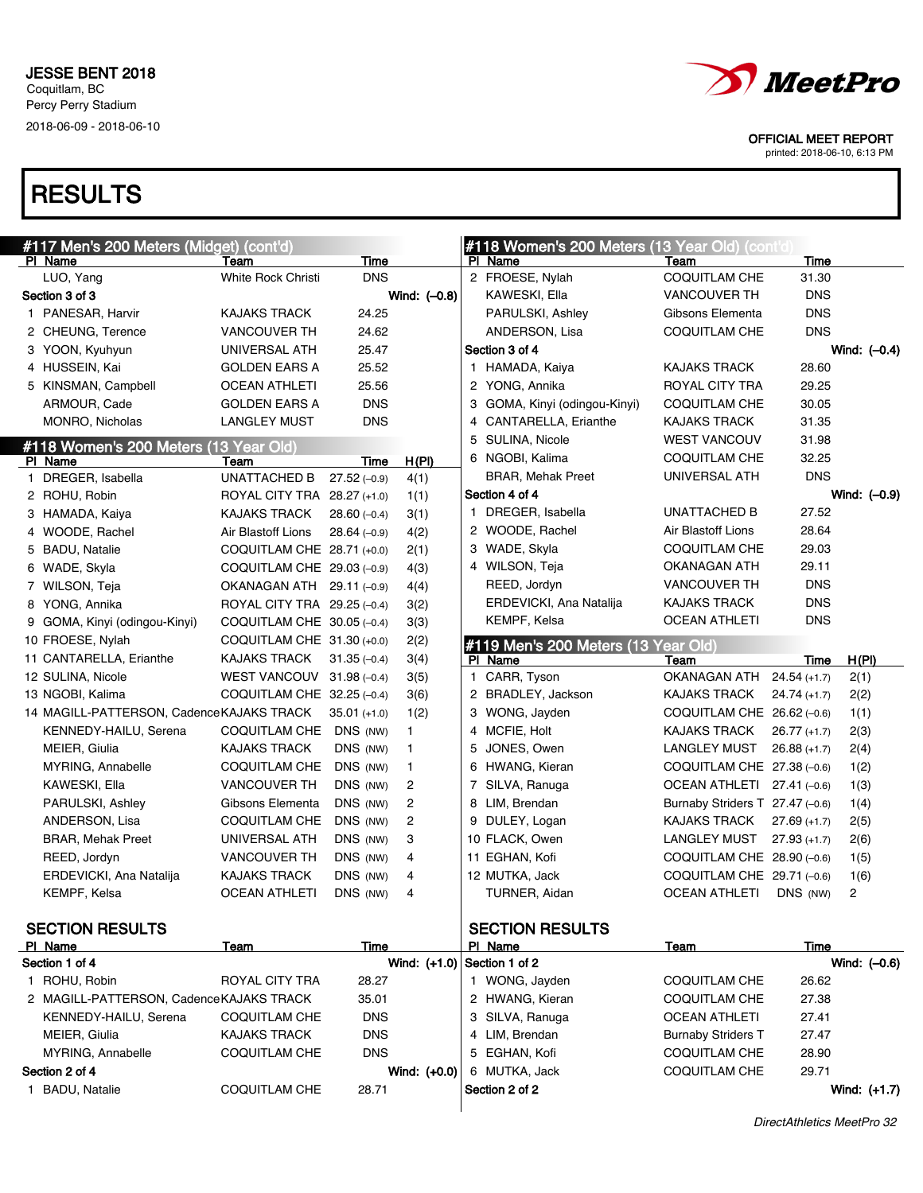JESSE BENT 2018
Coquitlam, BC
Percy Perry Stadium
2018-06-09 - 2018-06-10

OFFICIAL MEET REPORT
printed: 2018-06-10, 6:13 PM

# RESULTS

## #117 Men's 200 Meters (Midget) (cont'd)

| Pl | Name | Team | Time |
|---|---|---|---|
| | LUO, Yang | White Rock Christi | DNS |
| **Section 3 of 3** | | | **Wind: (–0.8)** |
| 1 | PANESAR, Harvir | KAJAKS TRACK | 24.25 |
| 2 | CHEUNG, Terence | VANCOUVER TH | 24.62 |
| 3 | YOON, Kyuhyun | UNIVERSAL ATH | 25.47 |
| 4 | HUSSEIN, Kai | GOLDEN EARS A | 25.52 |
| 5 | KINSMAN, Campbell | OCEAN ATHLETI | 25.56 |
| | ARMOUR, Cade | GOLDEN EARS A | DNS |
| | MONRO, Nicholas | LANGLEY MUST | DNS |

## #118 Women's 200 Meters (13 Year Old)

| Pl | Name | Team | Time | H(Pl) |
|---|---|---|---|---|
| 1 | DREGER, Isabella | UNATTACHED B | 27.52 (–0.9) | 4(1) |
| 2 | ROHU, Robin | ROYAL CITY TRA | 28.27 (+1.0) | 1(1) |
| 3 | HAMADA, Kaiya | KAJAKS TRACK | 28.60 (–0.4) | 3(1) |
| 4 | WOODE, Rachel | Air Blastoff Lions | 28.64 (–0.9) | 4(2) |
| 5 | BADU, Natalie | COQUITLAM CHE | 28.71 (+0.0) | 2(1) |
| 6 | WADE, Skyla | COQUITLAM CHE | 29.03 (–0.9) | 4(3) |
| 7 | WILSON, Teja | OKANAGAN ATH | 29.11 (–0.9) | 4(4) |
| 8 | YONG, Annika | ROYAL CITY TRA | 29.25 (–0.4) | 3(2) |
| 9 | GOMA, Kinyi (odingou-Kinyi) | COQUITLAM CHE | 30.05 (–0.4) | 3(3) |
| 10 | FROESE, Nylah | COQUITLAM CHE | 31.30 (+0.0) | 2(2) |
| 11 | CANTARELLA, Erianthe | KAJAKS TRACK | 31.35 (–0.4) | 3(4) |
| 12 | SULINA, Nicole | WEST VANCOUV | 31.98 (–0.4) | 3(5) |
| 13 | NGOBI, Kalima | COQUITLAM CHE | 32.25 (–0.4) | 3(6) |
| 14 | MAGILL-PATTERSON, Cadence | KAJAKS TRACK | 35.01 (+1.0) | 1(2) |
| | KENNEDY-HAILU, Serena | COQUITLAM CHE | DNS (NW) | 1 |
| | MEIER, Giulia | KAJAKS TRACK | DNS (NW) | 1 |
| | MYRING, Annabelle | COQUITLAM CHE | DNS (NW) | 1 |
| | KAWESKI, Ella | VANCOUVER TH | DNS (NW) | 2 |
| | PARULSKI, Ashley | Gibsons Elementa | DNS (NW) | 2 |
| | ANDERSON, Lisa | COQUITLAM CHE | DNS (NW) | 2 |
| | BRAR, Mehak Preet | UNIVERSAL ATH | DNS (NW) | 3 |
| | REED, Jordyn | VANCOUVER TH | DNS (NW) | 4 |
| | ERDEVICKI, Ana Natalija | KAJAKS TRACK | DNS (NW) | 4 |
| | KEMPF, Kelsa | OCEAN ATHLETI | DNS (NW) | 4 |

### SECTION RESULTS

| Pl | Name | Team | Time |
|---|---|---|---|
| **Section 1 of 4** | | | **Wind: (+1.0)** |
| 1 | ROHU, Robin | ROYAL CITY TRA | 28.27 |
| 2 | MAGILL-PATTERSON, Cadence | KAJAKS TRACK | 35.01 |
| | KENNEDY-HAILU, Serena | COQUITLAM CHE | DNS |
| | MEIER, Giulia | KAJAKS TRACK | DNS |
| | MYRING, Annabelle | COQUITLAM CHE | DNS |
| **Section 2 of 4** | | | **Wind: (+0.0)** |
| 1 | BADU, Natalie | COQUITLAM CHE | 28.71 |
| 2 | FROESE, Nylah | COQUITLAM CHE | 31.30 |
| | KAWESKI, Ella | VANCOUVER TH | DNS |
| | PARULSKI, Ashley | Gibsons Elementa | DNS |
| | ANDERSON, Lisa | COQUITLAM CHE | DNS |
| **Section 3 of 4** | | | **Wind: (–0.4)** |
| 1 | HAMADA, Kaiya | KAJAKS TRACK | 28.60 |
| 2 | YONG, Annika | ROYAL CITY TRA | 29.25 |
| 3 | GOMA, Kinyi (odingou-Kinyi) | COQUITLAM CHE | 30.05 |
| 4 | CANTARELLA, Erianthe | KAJAKS TRACK | 31.35 |
| 5 | SULINA, Nicole | WEST VANCOUV | 31.98 |
| 6 | NGOBI, Kalima | COQUITLAM CHE | 32.25 |
| | BRAR, Mehak Preet | UNIVERSAL ATH | DNS |
| **Section 4 of 4** | | | **Wind: (–0.9)** |
| 1 | DREGER, Isabella | UNATTACHED B | 27.52 |
| 2 | WOODE, Rachel | Air Blastoff Lions | 28.64 |
| 3 | WADE, Skyla | COQUITLAM CHE | 29.03 |
| 4 | WILSON, Teja | OKANAGAN ATH | 29.11 |
| | REED, Jordyn | VANCOUVER TH | DNS |
| | ERDEVICKI, Ana Natalija | KAJAKS TRACK | DNS |
| | KEMPF, Kelsa | OCEAN ATHLETI | DNS |

## #119 Men's 200 Meters (13 Year Old)

| Pl | Name | Team | Time | H(Pl) |
|---|---|---|---|---|
| 1 | CARR, Tyson | OKANAGAN ATH | 24.54 (+1.7) | 2(1) |
| 2 | BRADLEY, Jackson | KAJAKS TRACK | 24.74 (+1.7) | 2(2) |
| 3 | WONG, Jayden | COQUITLAM CHE | 26.62 (–0.6) | 1(1) |
| 4 | MCFIE, Holt | KAJAKS TRACK | 26.77 (+1.7) | 2(3) |
| 5 | JONES, Owen | LANGLEY MUST | 26.88 (+1.7) | 2(4) |
| 6 | HWANG, Kieran | COQUITLAM CHE | 27.38 (–0.6) | 1(2) |
| 7 | SILVA, Ranuga | OCEAN ATHLETI | 27.41 (–0.6) | 1(3) |
| 8 | LIM, Brendan | Burnaby Striders T | 27.47 (–0.6) | 1(4) |
| 9 | DULEY, Logan | KAJAKS TRACK | 27.69 (+1.7) | 2(5) |
| 10 | FLACK, Owen | LANGLEY MUST | 27.93 (+1.7) | 2(6) |
| 11 | EGHAN, Kofi | COQUITLAM CHE | 28.90 (–0.6) | 1(5) |
| 12 | MUTKA, Jack | COQUITLAM CHE | 29.71 (–0.6) | 1(6) |
| | TURNER, Aidan | OCEAN ATHLETI | DNS (NW) | 2 |

### SECTION RESULTS

| Pl | Name | Team | Time |
|---|---|---|---|
| **Section 1 of 2** | | | **Wind: (–0.6)** |
| 1 | WONG, Jayden | COQUITLAM CHE | 26.62 |
| 2 | HWANG, Kieran | COQUITLAM CHE | 27.38 |
| 3 | SILVA, Ranuga | OCEAN ATHLETI | 27.41 |
| 4 | LIM, Brendan | Burnaby Striders T | 27.47 |
| 5 | EGHAN, Kofi | COQUITLAM CHE | 28.90 |
| 6 | MUTKA, Jack | COQUITLAM CHE | 29.71 |
| **Section 2 of 2** | | | **Wind: (+1.7)** |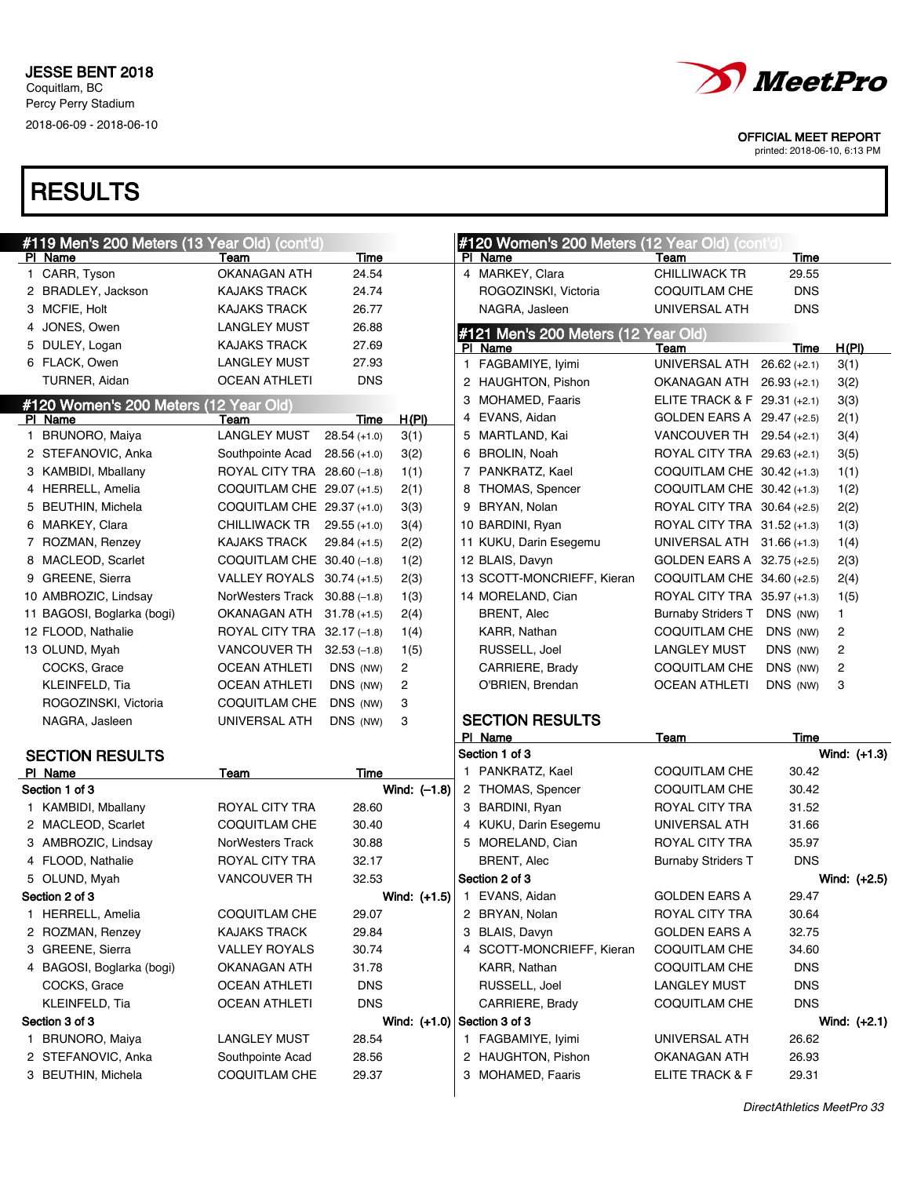JESSE BENT 2018
Coquitlam, BC
Percy Perry Stadium
2018-06-09 - 2018-06-10

OFFICIAL MEET REPORT
printed: 2018-06-10, 6:13 PM

# RESULTS

## #119 Men's 200 Meters (13 Year Old) (cont'd)

| Pl | Name | Team | Time |
|---|---|---|---|
| 1 | CARR, Tyson | OKANAGAN ATH | 24.54 |
| 2 | BRADLEY, Jackson | KAJAKS TRACK | 24.74 |
| 3 | MCFIE, Holt | KAJAKS TRACK | 26.77 |
| 4 | JONES, Owen | LANGLEY MUST | 26.88 |
| 5 | DULEY, Logan | KAJAKS TRACK | 27.69 |
| 6 | FLACK, Owen | LANGLEY MUST | 27.93 |
| | TURNER, Aidan | OCEAN ATHLETI | DNS |

## #120 Women's 200 Meters (12 Year Old)

| Pl | Name | Team | Time | H(Pl) |
|---|---|---|---|---|
| 1 | BRUNORO, Maiya | LANGLEY MUST | 28.54 (+1.0) | 3(1) |
| 2 | STEFANOVIC, Anka | Southpointe Acad | 28.56 (+1.0) | 3(2) |
| 3 | KAMBIDI, Mballany | ROYAL CITY TRA | 28.60 (–1.8) | 1(1) |
| 4 | HERRELL, Amelia | COQUITLAM CHE | 29.07 (+1.5) | 2(1) |
| 5 | BEUTHIN, Michela | COQUITLAM CHE | 29.37 (+1.0) | 3(3) |
| 6 | MARKEY, Clara | CHILLIWACK TR | 29.55 (+1.0) | 3(4) |
| 7 | ROZMAN, Renzey | KAJAKS TRACK | 29.84 (+1.5) | 2(2) |
| 8 | MACLEOD, Scarlet | COQUITLAM CHE | 30.40 (–1.8) | 1(2) |
| 9 | GREENE, Sierra | VALLEY ROYALS | 30.74 (+1.5) | 2(3) |
| 10 | AMBROZIC, Lindsay | NorWesters Track | 30.88 (–1.8) | 1(3) |
| 11 | BAGOSI, Boglarka (bogi) | OKANAGAN ATH | 31.78 (+1.5) | 2(4) |
| 12 | FLOOD, Nathalie | ROYAL CITY TRA | 32.17 (–1.8) | 1(4) |
| 13 | OLUND, Myah | VANCOUVER TH | 32.53 (–1.8) | 1(5) |
| | COCKS, Grace | OCEAN ATHLETI | DNS (NW) | 2 |
| | KLEINFELD, Tia | OCEAN ATHLETI | DNS (NW) | 2 |
| | ROGOZINSKI, Victoria | COQUITLAM CHE | DNS (NW) | 3 |
| | NAGRA, Jasleen | UNIVERSAL ATH | DNS (NW) | 3 |

### SECTION RESULTS

| Pl | Name | Team | Time |
|---|---|---|---|
| **Section 1 of 3** | | | Wind: (–1.8) |
| 1 | KAMBIDI, Mballany | ROYAL CITY TRA | 28.60 |
| 2 | MACLEOD, Scarlet | COQUITLAM CHE | 30.40 |
| 3 | AMBROZIC, Lindsay | NorWesters Track | 30.88 |
| 4 | FLOOD, Nathalie | ROYAL CITY TRA | 32.17 |
| 5 | OLUND, Myah | VANCOUVER TH | 32.53 |
| **Section 2 of 3** | | | Wind: (+1.5) |
| 1 | HERRELL, Amelia | COQUITLAM CHE | 29.07 |
| 2 | ROZMAN, Renzey | KAJAKS TRACK | 29.84 |
| 3 | GREENE, Sierra | VALLEY ROYALS | 30.74 |
| 4 | BAGOSI, Boglarka (bogi) | OKANAGAN ATH | 31.78 |
| | COCKS, Grace | OCEAN ATHLETI | DNS |
| | KLEINFELD, Tia | OCEAN ATHLETI | DNS |
| **Section 3 of 3** | | | Wind: (+1.0) |
| 1 | BRUNORO, Maiya | LANGLEY MUST | 28.54 |
| 2 | STEFANOVIC, Anka | Southpointe Acad | 28.56 |
| 3 | BEUTHIN, Michela | COQUITLAM CHE | 29.37 |

## #120 Women's 200 Meters (12 Year Old) (cont'd)

| Pl | Name | Team | Time |
|---|---|---|---|
| 4 | MARKEY, Clara | CHILLIWACK TR | 29.55 |
| | ROGOZINSKI, Victoria | COQUITLAM CHE | DNS |
| | NAGRA, Jasleen | UNIVERSAL ATH | DNS |

## #121 Men's 200 Meters (12 Year Old)

| Pl | Name | Team | Time | H(Pl) |
|---|---|---|---|---|
| 1 | FAGBAMIYE, Iyimi | UNIVERSAL ATH | 26.62 (+2.1) | 3(1) |
| 2 | HAUGHTON, Pishon | OKANAGAN ATH | 26.93 (+2.1) | 3(2) |
| 3 | MOHAMED, Faaris | ELITE TRACK & F | 29.31 (+2.1) | 3(3) |
| 4 | EVANS, Aidan | GOLDEN EARS A | 29.47 (+2.5) | 2(1) |
| 5 | MARTLAND, Kai | VANCOUVER TH | 29.54 (+2.1) | 3(4) |
| 6 | BROLIN, Noah | ROYAL CITY TRA | 29.63 (+2.1) | 3(5) |
| 7 | PANKRATZ, Kael | COQUITLAM CHE | 30.42 (+1.3) | 1(1) |
| 8 | THOMAS, Spencer | COQUITLAM CHE | 30.42 (+1.3) | 1(2) |
| 9 | BRYAN, Nolan | ROYAL CITY TRA | 30.64 (+2.5) | 2(2) |
| 10 | BARDINI, Ryan | ROYAL CITY TRA | 31.52 (+1.3) | 1(3) |
| 11 | KUKU, Darin Esegemu | UNIVERSAL ATH | 31.66 (+1.3) | 1(4) |
| 12 | BLAIS, Davyn | GOLDEN EARS A | 32.75 (+2.5) | 2(3) |
| 13 | SCOTT-MONCRIEFF, Kieran | COQUITLAM CHE | 34.60 (+2.5) | 2(4) |
| 14 | MORELAND, Cian | ROYAL CITY TRA | 35.97 (+1.3) | 1(5) |
| | BRENT, Alec | Burnaby Striders T | DNS (NW) | 1 |
| | KARR, Nathan | COQUITLAM CHE | DNS (NW) | 2 |
| | RUSSELL, Joel | LANGLEY MUST | DNS (NW) | 2 |
| | CARRIERE, Brady | COQUITLAM CHE | DNS (NW) | 2 |
| | O'BRIEN, Brendan | OCEAN ATHLETI | DNS (NW) | 3 |

### SECTION RESULTS

| Pl | Name | Team | Time |
|---|---|---|---|
| **Section 1 of 3** | | | Wind: (+1.3) |
| 1 | PANKRATZ, Kael | COQUITLAM CHE | 30.42 |
| 2 | THOMAS, Spencer | COQUITLAM CHE | 30.42 |
| 3 | BARDINI, Ryan | ROYAL CITY TRA | 31.52 |
| 4 | KUKU, Darin Esegemu | UNIVERSAL ATH | 31.66 |
| 5 | MORELAND, Cian | ROYAL CITY TRA | 35.97 |
| | BRENT, Alec | Burnaby Striders T | DNS |
| **Section 2 of 3** | | | Wind: (+2.5) |
| 1 | EVANS, Aidan | GOLDEN EARS A | 29.47 |
| 2 | BRYAN, Nolan | ROYAL CITY TRA | 30.64 |
| 3 | BLAIS, Davyn | GOLDEN EARS A | 32.75 |
| 4 | SCOTT-MONCRIEFF, Kieran | COQUITLAM CHE | 34.60 |
| | KARR, Nathan | COQUITLAM CHE | DNS |
| | RUSSELL, Joel | LANGLEY MUST | DNS |
| | CARRIERE, Brady | COQUITLAM CHE | DNS |
| **Section 3 of 3** | | | Wind: (+2.1) |
| 1 | FAGBAMIYE, Iyimi | UNIVERSAL ATH | 26.62 |
| 2 | HAUGHTON, Pishon | OKANAGAN ATH | 26.93 |
| 3 | MOHAMED, Faaris | ELITE TRACK & F | 29.31 |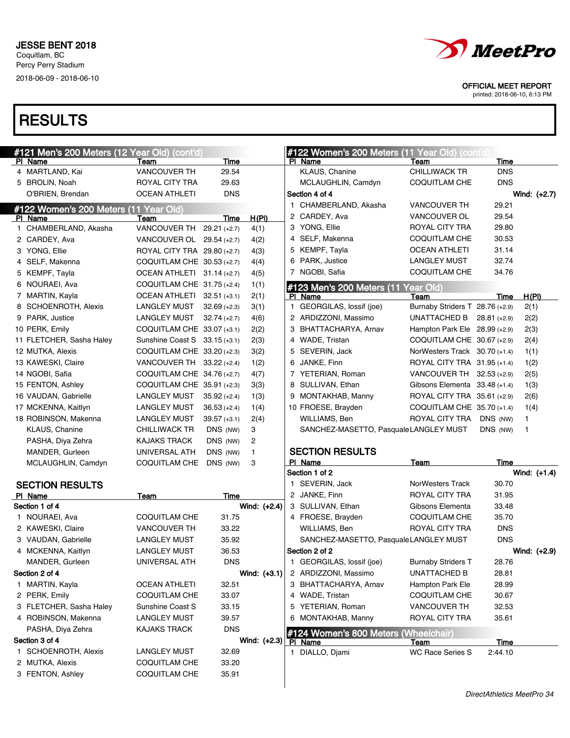JESSE BENT 2018
Coquitlam, BC
Percy Perry Stadium
2018-06-09 - 2018-06-10

OFFICIAL MEET REPORT
printed: 2018-06-10, 6:13 PM

# RESULTS

## #121 Men's 200 Meters (12 Year Old) (cont'd)

| Pl | Name | Team | Time |
|---|---|---|---|
| 4 | MARTLAND, Kai | VANCOUVER TH | 29.54 |
| 5 | BROLIN, Noah | ROYAL CITY TRA | 29.63 |
| | O'BRIEN, Brendan | OCEAN ATHLETI | DNS |

## #122 Women's 200 Meters (11 Year Old)

| Pl | Name | Team | Time | H(Pl) |
|---|---|---|---|---|
| 1 | CHAMBERLAND, Akasha | VANCOUVER TH | 29.21 (+2.7) | 4(1) |
| 2 | CARDEY, Ava | VANCOUVER OL | 29.54 (+2.7) | 4(2) |
| 3 | YONG, Ellie | ROYAL CITY TRA | 29.80 (+2.7) | 4(3) |
| 4 | SELF, Makenna | COQUITLAM CHE | 30.53 (+2.7) | 4(4) |
| 5 | KEMPF, Tayla | OCEAN ATHLETI | 31.14 (+2.7) | 4(5) |
| 6 | NOURAEI, Ava | COQUITLAM CHE | 31.75 (+2.4) | 1(1) |
| 7 | MARTIN, Kayla | OCEAN ATHLETI | 32.51 (+3.1) | 2(1) |
| 8 | SCHOENROTH, Alexis | LANGLEY MUST | 32.69 (+2.3) | 3(1) |
| 9 | PARK, Justice | LANGLEY MUST | 32.74 (+2.7) | 4(6) |
| 10 | PERK, Emily | COQUITLAM CHE | 33.07 (+3.1) | 2(2) |
| 11 | FLETCHER, Sasha Haley | Sunshine Coast S | 33.15 (+3.1) | 2(3) |
| 12 | MUTKA, Alexis | COQUITLAM CHE | 33.20 (+2.3) | 3(2) |
| 13 | KAWESKI, Claire | VANCOUVER TH | 33.22 (+2.4) | 1(2) |
| 14 | NGOBI, Safia | COQUITLAM CHE | 34.76 (+2.7) | 4(7) |
| 15 | FENTON, Ashley | COQUITLAM CHE | 35.91 (+2.3) | 3(3) |
| 16 | VAUDAN, Gabrielle | LANGLEY MUST | 35.92 (+2.4) | 1(3) |
| 17 | MCKENNA, Kaitlyn | LANGLEY MUST | 36.53 (+2.4) | 1(4) |
| 18 | ROBINSON, Makenna | LANGLEY MUST | 39.57 (+3.1) | 2(4) |
| | KLAUS, Chanine | CHILLIWACK TR | DNS (NW) | 3 |
| | PASHA, Diya Zehra | KAJAKS TRACK | DNS (NW) | 2 |
| | MANDER, Gurleen | UNIVERSAL ATH | DNS (NW) | 1 |
| | MCLAUGHLIN, Camdyn | COQUITLAM CHE | DNS (NW) | 3 |

### SECTION RESULTS

| Pl | Name | Team | Time |
|---|---|---|---|
| **Section 1 of 4** | | | Wind: (+2.4) |
| 1 | NOURAEI, Ava | COQUITLAM CHE | 31.75 |
| 2 | KAWESKI, Claire | VANCOUVER TH | 33.22 |
| 3 | VAUDAN, Gabrielle | LANGLEY MUST | 35.92 |
| 4 | MCKENNA, Kaitlyn | LANGLEY MUST | 36.53 |
| | MANDER, Gurleen | UNIVERSAL ATH | DNS |
| **Section 2 of 4** | | | Wind: (+3.1) |
| 1 | MARTIN, Kayla | OCEAN ATHLETI | 32.51 |
| 2 | PERK, Emily | COQUITLAM CHE | 33.07 |
| 3 | FLETCHER, Sasha Haley | Sunshine Coast S | 33.15 |
| 4 | ROBINSON, Makenna | LANGLEY MUST | 39.57 |
| | PASHA, Diya Zehra | KAJAKS TRACK | DNS |
| **Section 3 of 4** | | | Wind: (+2.3) |
| 1 | SCHOENROTH, Alexis | LANGLEY MUST | 32.69 |
| 2 | MUTKA, Alexis | COQUITLAM CHE | 33.20 |
| 3 | FENTON, Ashley | COQUITLAM CHE | 35.91 |
| | KLAUS, Chanine | CHILLIWACK TR | DNS |
| | MCLAUGHLIN, Camdyn | COQUITLAM CHE | DNS |
| **Section 4 of 4** | | | Wind: (+2.7) |
| 1 | CHAMBERLAND, Akasha | VANCOUVER TH | 29.21 |
| 2 | CARDEY, Ava | VANCOUVER OL | 29.54 |
| 3 | YONG, Ellie | ROYAL CITY TRA | 29.80 |
| 4 | SELF, Makenna | COQUITLAM CHE | 30.53 |
| 5 | KEMPF, Tayla | OCEAN ATHLETI | 31.14 |
| 6 | PARK, Justice | LANGLEY MUST | 32.74 |
| 7 | NGOBI, Safia | COQUITLAM CHE | 34.76 |

## #123 Men's 200 Meters (11 Year Old)

| Pl | Name | Team | Time | H(Pl) |
|---|---|---|---|---|
| 1 | GEORGILAS, Iossif (joe) | Burnaby Striders T | 28.76 (+2.9) | 2(1) |
| 2 | ARDIZZONI, Massimo | UNATTACHED B | 28.81 (+2.9) | 2(2) |
| 3 | BHATTACHARYA, Arnav | Hampton Park Ele | 28.99 (+2.9) | 2(3) |
| 4 | WADE, Tristan | COQUITLAM CHE | 30.67 (+2.9) | 2(4) |
| 5 | SEVERIN, Jack | NorWesters Track | 30.70 (+1.4) | 1(1) |
| 6 | JANKE, Finn | ROYAL CITY TRA | 31.95 (+1.4) | 1(2) |
| 7 | YETERIAN, Roman | VANCOUVER TH | 32.53 (+2.9) | 2(5) |
| 8 | SULLIVAN, Ethan | Gibsons Elementa | 33.48 (+1.4) | 1(3) |
| 9 | MONTAKHAB, Manny | ROYAL CITY TRA | 35.61 (+2.9) | 2(6) |
| 10 | FROESE, Brayden | COQUITLAM CHE | 35.70 (+1.4) | 1(4) |
| | WILLIAMS, Ben | ROYAL CITY TRA | DNS (NW) | 1 |
| | SANCHEZ-MASETTO, Pasquale | LANGLEY MUST | DNS (NW) | 1 |

### SECTION RESULTS

| Pl | Name | Team | Time |
|---|---|---|---|
| **Section 1 of 2** | | | Wind: (+1.4) |
| 1 | SEVERIN, Jack | NorWesters Track | 30.70 |
| 2 | JANKE, Finn | ROYAL CITY TRA | 31.95 |
| 3 | SULLIVAN, Ethan | Gibsons Elementa | 33.48 |
| 4 | FROESE, Brayden | COQUITLAM CHE | 35.70 |
| | WILLIAMS, Ben | ROYAL CITY TRA | DNS |
| | SANCHEZ-MASETTO, Pasquale | LANGLEY MUST | DNS |
| **Section 2 of 2** | | | Wind: (+2.9) |
| 1 | GEORGILAS, Iossif (joe) | Burnaby Striders T | 28.76 |
| 2 | ARDIZZONI, Massimo | UNATTACHED B | 28.81 |
| 3 | BHATTACHARYA, Arnav | Hampton Park Ele | 28.99 |
| 4 | WADE, Tristan | COQUITLAM CHE | 30.67 |
| 5 | YETERIAN, Roman | VANCOUVER TH | 32.53 |
| 6 | MONTAKHAB, Manny | ROYAL CITY TRA | 35.61 |

## #124 Women's 800 Meters (Wheelchair)

| Pl | Name | Team | Time |
|---|---|---|---|
| 1 | DIALLO, Djami | WC Race Series S | 2:44.10 |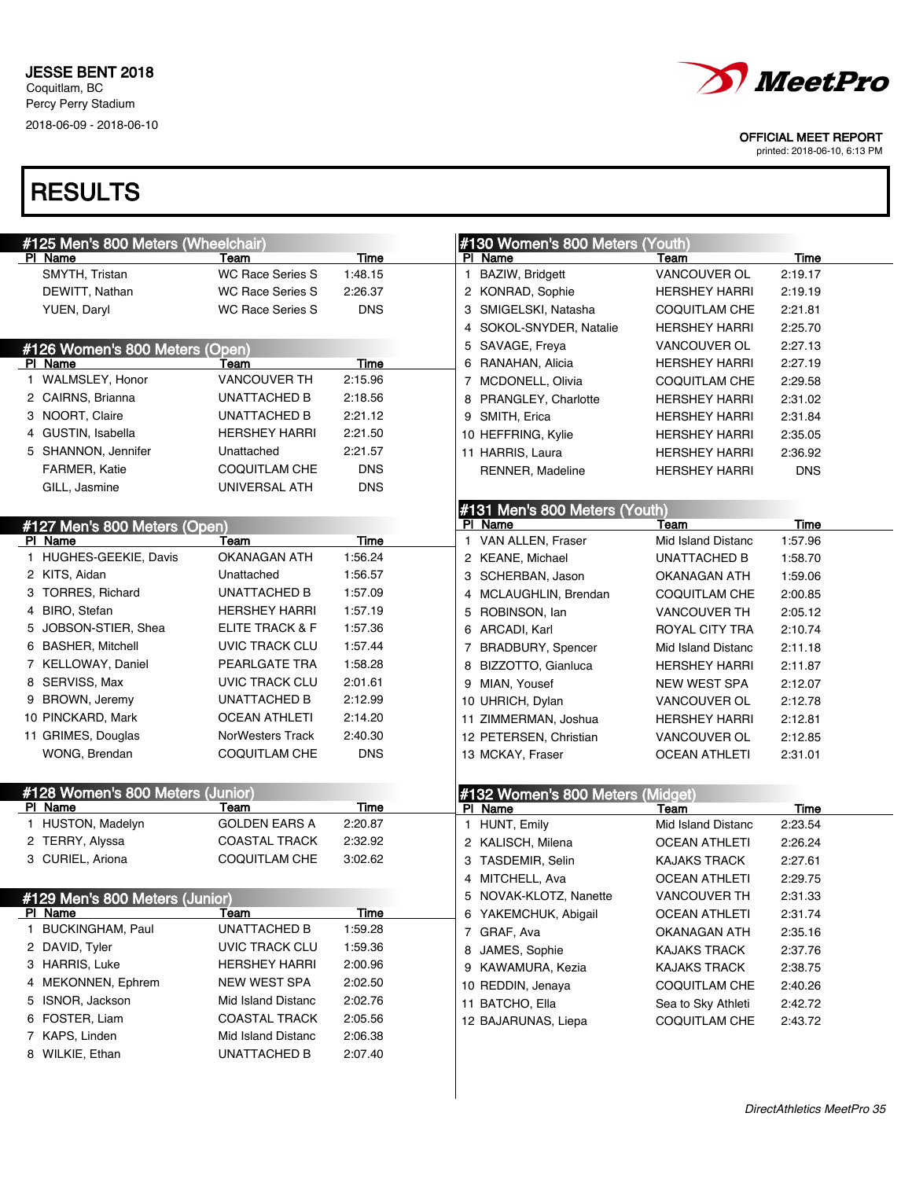JESSE BENT 2018
Coquitlam, BC
Percy Perry Stadium
2018-06-09 - 2018-06-10

OFFICIAL MEET REPORT
printed: 2018-06-10, 6:13 PM

# RESULTS

## #125 Men's 800 Meters (Wheelchair)

| Pl | Name | Team | Time |
|---|---|---|---|
| | SMYTH, Tristan | WC Race Series S | 1:48.15 |
| | DEWITT, Nathan | WC Race Series S | 2:26.37 |
| | YUEN, Daryl | WC Race Series S | DNS |

## #126 Women's 800 Meters (Open)

| Pl | Name | Team | Time |
|---|---|---|---|
| 1 | WALMSLEY, Honor | VANCOUVER TH | 2:15.96 |
| 2 | CAIRNS, Brianna | UNATTACHED B | 2:18.56 |
| 3 | NOORT, Claire | UNATTACHED B | 2:21.12 |
| 4 | GUSTIN, Isabella | HERSHEY HARRI | 2:21.50 |
| 5 | SHANNON, Jennifer | Unattached | 2:21.57 |
| | FARMER, Katie | COQUITLAM CHE | DNS |
| | GILL, Jasmine | UNIVERSAL ATH | DNS |

## #127 Men's 800 Meters (Open)

| Pl | Name | Team | Time |
|---|---|---|---|
| 1 | HUGHES-GEEKIE, Davis | OKANAGAN ATH | 1:56.24 |
| 2 | KITS, Aidan | Unattached | 1:56.57 |
| 3 | TORRES, Richard | UNATTACHED B | 1:57.09 |
| 4 | BIRO, Stefan | HERSHEY HARRI | 1:57.19 |
| 5 | JOBSON-STIER, Shea | ELITE TRACK & F | 1:57.36 |
| 6 | BASHER, Mitchell | UVIC TRACK CLU | 1:57.44 |
| 7 | KELLOWAY, Daniel | PEARLGATE TRA | 1:58.28 |
| 8 | SERVISS, Max | UVIC TRACK CLU | 2:01.61 |
| 9 | BROWN, Jeremy | UNATTACHED B | 2:12.99 |
| 10 | PINCKARD, Mark | OCEAN ATHLETI | 2:14.20 |
| 11 | GRIMES, Douglas | NorWesters Track | 2:40.30 |
| | WONG, Brendan | COQUITLAM CHE | DNS |

## #128 Women's 800 Meters (Junior)

| Pl | Name | Team | Time |
|---|---|---|---|
| 1 | HUSTON, Madelyn | GOLDEN EARS A | 2:20.87 |
| 2 | TERRY, Alyssa | COASTAL TRACK | 2:32.92 |
| 3 | CURIEL, Ariona | COQUITLAM CHE | 3:02.62 |

## #129 Men's 800 Meters (Junior)

| Pl | Name | Team | Time |
|---|---|---|---|
| 1 | BUCKINGHAM, Paul | UNATTACHED B | 1:59.28 |
| 2 | DAVID, Tyler | UVIC TRACK CLU | 1:59.36 |
| 3 | HARRIS, Luke | HERSHEY HARRI | 2:00.96 |
| 4 | MEKONNEN, Ephrem | NEW WEST SPA | 2:02.50 |
| 5 | ISNOR, Jackson | Mid Island Distanc | 2:02.76 |
| 6 | FOSTER, Liam | COASTAL TRACK | 2:05.56 |
| 7 | KAPS, Linden | Mid Island Distanc | 2:06.38 |
| 8 | WILKIE, Ethan | UNATTACHED B | 2:07.40 |

## #130 Women's 800 Meters (Youth)

| Pl | Name | Team | Time |
|---|---|---|---|
| 1 | BAZIW, Bridgett | VANCOUVER OL | 2:19.17 |
| 2 | KONRAD, Sophie | HERSHEY HARRI | 2:19.19 |
| 3 | SMIGELSKI, Natasha | COQUITLAM CHE | 2:21.81 |
| 4 | SOKOL-SNYDER, Natalie | HERSHEY HARRI | 2:25.70 |
| 5 | SAVAGE, Freya | VANCOUVER OL | 2:27.13 |
| 6 | RANAHAN, Alicia | HERSHEY HARRI | 2:27.19 |
| 7 | MCDONELL, Olivia | COQUITLAM CHE | 2:29.58 |
| 8 | PRANGLEY, Charlotte | HERSHEY HARRI | 2:31.02 |
| 9 | SMITH, Erica | HERSHEY HARRI | 2:31.84 |
| 10 | HEFFRING, Kylie | HERSHEY HARRI | 2:35.05 |
| 11 | HARRIS, Laura | HERSHEY HARRI | 2:36.92 |
| | RENNER, Madeline | HERSHEY HARRI | DNS |

## #131 Men's 800 Meters (Youth)

| Pl | Name | Team | Time |
|---|---|---|---|
| 1 | VAN ALLEN, Fraser | Mid Island Distanc | 1:57.96 |
| 2 | KEANE, Michael | UNATTACHED B | 1:58.70 |
| 3 | SCHERBAN, Jason | OKANAGAN ATH | 1:59.06 |
| 4 | MCLAUGHLIN, Brendan | COQUITLAM CHE | 2:00.85 |
| 5 | ROBINSON, Ian | VANCOUVER TH | 2:05.12 |
| 6 | ARCADI, Karl | ROYAL CITY TRA | 2:10.74 |
| 7 | BRADBURY, Spencer | Mid Island Distanc | 2:11.18 |
| 8 | BIZZOTTO, Gianluca | HERSHEY HARRI | 2:11.87 |
| 9 | MIAN, Yousef | NEW WEST SPA | 2:12.07 |
| 10 | UHRICH, Dylan | VANCOUVER OL | 2:12.78 |
| 11 | ZIMMERMAN, Joshua | HERSHEY HARRI | 2:12.81 |
| 12 | PETERSEN, Christian | VANCOUVER OL | 2:12.85 |
| 13 | MCKAY, Fraser | OCEAN ATHLETI | 2:31.01 |

## #132 Women's 800 Meters (Midget)

| Pl | Name | Team | Time |
|---|---|---|---|
| 1 | HUNT, Emily | Mid Island Distanc | 2:23.54 |
| 2 | KALISCH, Milena | OCEAN ATHLETI | 2:26.24 |
| 3 | TASDEMIR, Selin | KAJAKS TRACK | 2:27.61 |
| 4 | MITCHELL, Ava | OCEAN ATHLETI | 2:29.75 |
| 5 | NOVAK-KLOTZ, Nanette | VANCOUVER TH | 2:31.33 |
| 6 | YAKEMCHUK, Abigail | OCEAN ATHLETI | 2:31.74 |
| 7 | GRAF, Ava | OKANAGAN ATH | 2:35.16 |
| 8 | JAMES, Sophie | KAJAKS TRACK | 2:37.76 |
| 9 | KAWAMURA, Kezia | KAJAKS TRACK | 2:38.75 |
| 10 | REDDIN, Jenaya | COQUITLAM CHE | 2:40.26 |
| 11 | BATCHO, Ella | Sea to Sky Athleti | 2:42.72 |
| 12 | BAJARUNAS, Liepa | COQUITLAM CHE | 2:43.72 |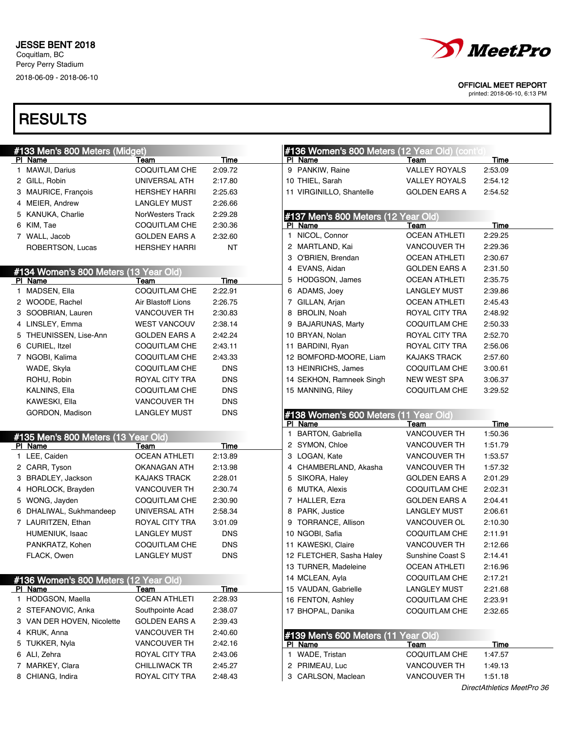JESSE BENT 2018
Coquitlam, BC
Percy Perry Stadium
2018-06-09 - 2018-06-10

OFFICIAL MEET REPORT
printed: 2018-06-10, 6:13 PM

# RESULTS

## #133 Men's 800 Meters (Midget)

| Pl | Name | Team | Time |
|---|---|---|---|
| 1 | MAWJI, Darius | COQUITLAM CHE | 2:09.72 |
| 2 | GILL, Robin | UNIVERSAL ATH | 2:17.80 |
| 3 | MAURICE, François | HERSHEY HARRI | 2:25.63 |
| 4 | MEIER, Andrew | LANGLEY MUST | 2:26.66 |
| 5 | KANUKA, Charlie | NorWesters Track | 2:29.28 |
| 6 | KIM, Tae | COQUITLAM CHE | 2:30.36 |
| 7 | WALL, Jacob | GOLDEN EARS A | 2:32.60 |
| | ROBERTSON, Lucas | HERSHEY HARRI | NT |

## #134 Women's 800 Meters (13 Year Old)

| Pl | Name | Team | Time |
|---|---|---|---|
| 1 | MADSEN, Ella | COQUITLAM CHE | 2:22.91 |
| 2 | WOODE, Rachel | Air Blastoff Lions | 2:26.75 |
| 3 | SOOBRIAN, Lauren | VANCOUVER TH | 2:30.83 |
| 4 | LINSLEY, Emma | WEST VANCOUV | 2:38.14 |
| 5 | THEUNISSEN, Lise-Ann | GOLDEN EARS A | 2:42.24 |
| 6 | CURIEL, Itzel | COQUITLAM CHE | 2:43.11 |
| 7 | NGOBI, Kalima | COQUITLAM CHE | 2:43.33 |
| | WADE, Skyla | COQUITLAM CHE | DNS |
| | ROHU, Robin | ROYAL CITY TRA | DNS |
| | KALNINS, Ella | COQUITLAM CHE | DNS |
| | KAWESKI, Ella | VANCOUVER TH | DNS |
| | GORDON, Madison | LANGLEY MUST | DNS |

## #135 Men's 800 Meters (13 Year Old)

| Pl | Name | Team | Time |
|---|---|---|---|
| 1 | LEE, Caiden | OCEAN ATHLETI | 2:13.89 |
| 2 | CARR, Tyson | OKANAGAN ATH | 2:13.98 |
| 3 | BRADLEY, Jackson | KAJAKS TRACK | 2:28.01 |
| 4 | HORLOCK, Brayden | VANCOUVER TH | 2:30.74 |
| 5 | WONG, Jayden | COQUITLAM CHE | 2:30.90 |
| 6 | DHALIWAL, Sukhmandeep | UNIVERSAL ATH | 2:58.34 |
| 7 | LAURITZEN, Ethan | ROYAL CITY TRA | 3:01.09 |
| | HUMENIUK, Isaac | LANGLEY MUST | DNS |
| | PANKRATZ, Kohen | COQUITLAM CHE | DNS |
| | FLACK, Owen | LANGLEY MUST | DNS |

## #136 Women's 800 Meters (12 Year Old)

| Pl | Name | Team | Time |
|---|---|---|---|
| 1 | HODGSON, Maella | OCEAN ATHLETI | 2:28.93 |
| 2 | STEFANOVIC, Anka | Southpointe Acad | 2:38.07 |
| 3 | VAN DER HOVEN, Nicolette | GOLDEN EARS A | 2:39.43 |
| 4 | KRUK, Anna | VANCOUVER TH | 2:40.60 |
| 5 | TUKKER, Nyla | VANCOUVER TH | 2:42.16 |
| 6 | ALI, Zehra | ROYAL CITY TRA | 2:43.06 |
| 7 | MARKEY, Clara | CHILLIWACK TR | 2:45.27 |
| 8 | CHIANG, Indira | ROYAL CITY TRA | 2:48.43 |
| 9 | PANKIW, Raine | VALLEY ROYALS | 2:53.09 |
| 10 | THIEL, Sarah | VALLEY ROYALS | 2:54.12 |
| 11 | VIRGINILLO, Shantelle | GOLDEN EARS A | 2:54.52 |

## #137 Men's 800 Meters (12 Year Old)

| Pl | Name | Team | Time |
|---|---|---|---|
| 1 | NICOL, Connor | OCEAN ATHLETI | 2:29.25 |
| 2 | MARTLAND, Kai | VANCOUVER TH | 2:29.36 |
| 3 | O'BRIEN, Brendan | OCEAN ATHLETI | 2:30.67 |
| 4 | EVANS, Aidan | GOLDEN EARS A | 2:31.50 |
| 5 | HODGSON, James | OCEAN ATHLETI | 2:35.75 |
| 6 | ADAMS, Joey | LANGLEY MUST | 2:39.86 |
| 7 | GILLAN, Arjan | OCEAN ATHLETI | 2:45.43 |
| 8 | BROLIN, Noah | ROYAL CITY TRA | 2:48.92 |
| 9 | BAJARUNAS, Marty | COQUITLAM CHE | 2:50.33 |
| 10 | BRYAN, Nolan | ROYAL CITY TRA | 2:52.70 |
| 11 | BARDINI, Ryan | ROYAL CITY TRA | 2:56.06 |
| 12 | BOMFORD-MOORE, Liam | KAJAKS TRACK | 2:57.60 |
| 13 | HEINRICHS, James | COQUITLAM CHE | 3:00.61 |
| 14 | SEKHON, Ramneek Singh | NEW WEST SPA | 3:06.37 |
| 15 | MANNING, Riley | COQUITLAM CHE | 3:29.52 |

## #138 Women's 600 Meters (11 Year Old)

| Pl | Name | Team | Time |
|---|---|---|---|
| 1 | BARTON, Gabriella | VANCOUVER TH | 1:50.36 |
| 2 | SYMON, Chloe | VANCOUVER TH | 1:51.79 |
| 3 | LOGAN, Kate | VANCOUVER TH | 1:53.57 |
| 4 | CHAMBERLAND, Akasha | VANCOUVER TH | 1:57.32 |
| 5 | SIKORA, Haley | GOLDEN EARS A | 2:01.29 |
| 6 | MUTKA, Alexis | COQUITLAM CHE | 2:02.31 |
| 7 | HALLER, Ezra | GOLDEN EARS A | 2:04.41 |
| 8 | PARK, Justice | LANGLEY MUST | 2:06.61 |
| 9 | TORRANCE, Allison | VANCOUVER OL | 2:10.30 |
| 10 | NGOBI, Safia | COQUITLAM CHE | 2:11.91 |
| 11 | KAWESKI, Claire | VANCOUVER TH | 2:12.66 |
| 12 | FLETCHER, Sasha Haley | Sunshine Coast S | 2:14.41 |
| 13 | TURNER, Madeleine | OCEAN ATHLETI | 2:16.96 |
| 14 | MCLEAN, Ayla | COQUITLAM CHE | 2:17.21 |
| 15 | VAUDAN, Gabrielle | LANGLEY MUST | 2:21.68 |
| 16 | FENTON, Ashley | COQUITLAM CHE | 2:23.91 |
| 17 | BHOPAL, Danika | COQUITLAM CHE | 2:32.65 |

## #139 Men's 600 Meters (11 Year Old)

| Pl | Name | Team | Time |
|---|---|---|---|
| 1 | WADE, Tristan | COQUITLAM CHE | 1:47.57 |
| 2 | PRIMEAU, Luc | VANCOUVER TH | 1:49.13 |
| 3 | CARLSON, Maclean | VANCOUVER TH | 1:51.18 |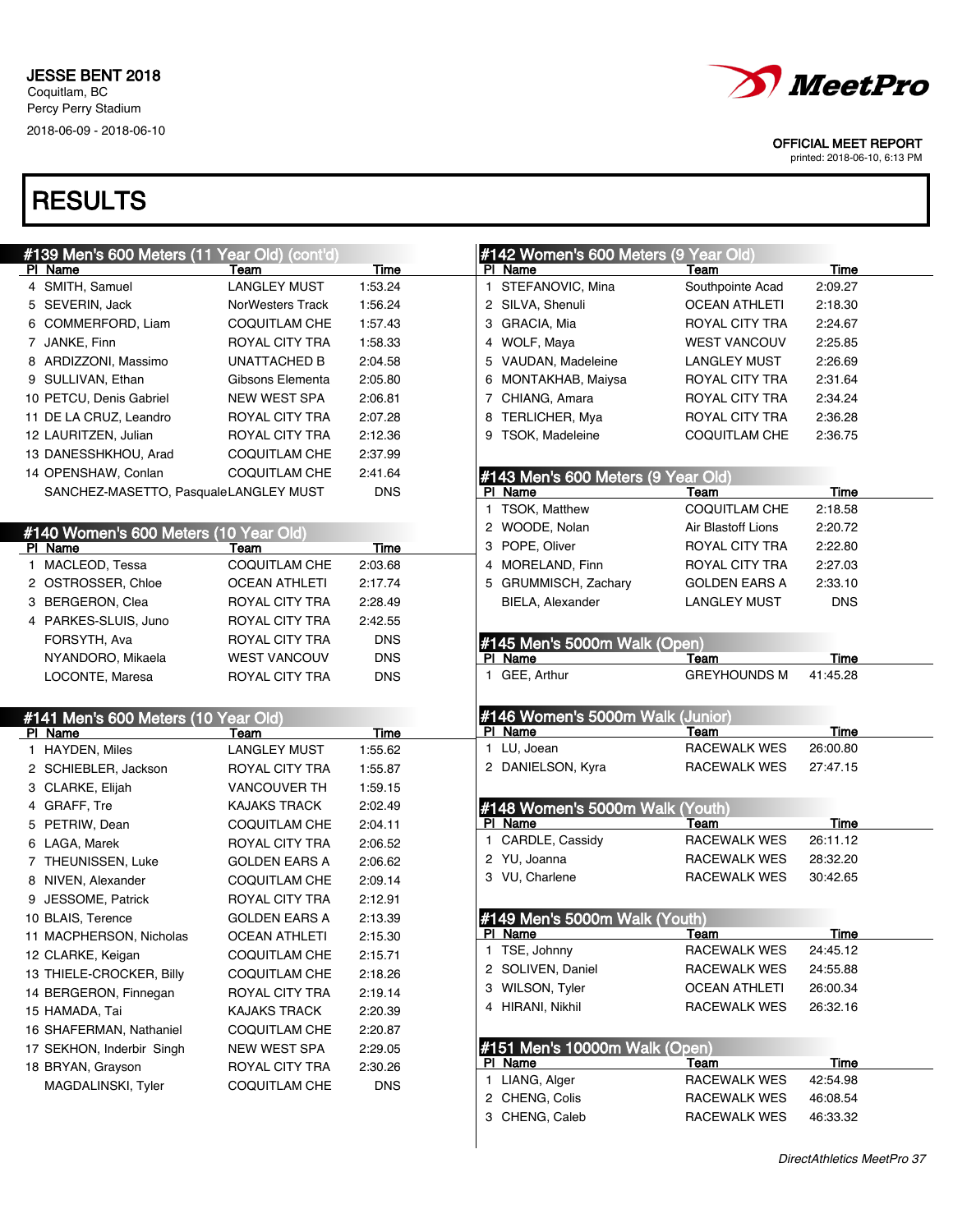JESSE BENT 2018
Coquitlam, BC
Percy Perry Stadium
2018-06-09 - 2018-06-10

OFFICIAL MEET REPORT
printed: 2018-06-10, 6:13 PM

# RESULTS

## #139 Men's 600 Meters (11 Year Old) (cont'd)

| Pl | Name | Team | Time |
|---|---|---|---|
| 4 | SMITH, Samuel | LANGLEY MUST | 1:53.24 |
| 5 | SEVERIN, Jack | NorWesters Track | 1:56.24 |
| 6 | COMMERFORD, Liam | COQUITLAM CHE | 1:57.43 |
| 7 | JANKE, Finn | ROYAL CITY TRA | 1:58.33 |
| 8 | ARDIZZONI, Massimo | UNATTACHED B | 2:04.58 |
| 9 | SULLIVAN, Ethan | Gibsons Elementa | 2:05.80 |
| 10 | PETCU, Denis Gabriel | NEW WEST SPA | 2:06.81 |
| 11 | DE LA CRUZ, Leandro | ROYAL CITY TRA | 2:07.28 |
| 12 | LAURITZEN, Julian | ROYAL CITY TRA | 2:12.36 |
| 13 | DANESSHKHOU, Arad | COQUITLAM CHE | 2:37.99 |
| 14 | OPENSHAW, Conlan | COQUITLAM CHE | 2:41.64 |
| | SANCHEZ-MASETTO, Pasquale | LANGLEY MUST | DNS |

## #140 Women's 600 Meters (10 Year Old)

| Pl | Name | Team | Time |
|---|---|---|---|
| 1 | MACLEOD, Tessa | COQUITLAM CHE | 2:03.68 |
| 2 | OSTROSSER, Chloe | OCEAN ATHLETI | 2:17.74 |
| 3 | BERGERON, Clea | ROYAL CITY TRA | 2:28.49 |
| 4 | PARKES-SLUIS, Juno | ROYAL CITY TRA | 2:42.55 |
| | FORSYTH, Ava | ROYAL CITY TRA | DNS |
| | NYANDORO, Mikaela | WEST VANCOUV | DNS |
| | LOCONTE, Maresa | ROYAL CITY TRA | DNS |

## #141 Men's 600 Meters (10 Year Old)

| Pl | Name | Team | Time |
|---|---|---|---|
| 1 | HAYDEN, Miles | LANGLEY MUST | 1:55.62 |
| 2 | SCHIEBLER, Jackson | ROYAL CITY TRA | 1:55.87 |
| 3 | CLARKE, Elijah | VANCOUVER TH | 1:59.15 |
| 4 | GRAFF, Tre | KAJAKS TRACK | 2:02.49 |
| 5 | PETRIW, Dean | COQUITLAM CHE | 2:04.11 |
| 6 | LAGA, Marek | ROYAL CITY TRA | 2:06.52 |
| 7 | THEUNISSEN, Luke | GOLDEN EARS A | 2:06.62 |
| 8 | NIVEN, Alexander | COQUITLAM CHE | 2:09.14 |
| 9 | JESSOME, Patrick | ROYAL CITY TRA | 2:12.91 |
| 10 | BLAIS, Terence | GOLDEN EARS A | 2:13.39 |
| 11 | MACPHERSON, Nicholas | OCEAN ATHLETI | 2:15.30 |
| 12 | CLARKE, Keigan | COQUITLAM CHE | 2:15.71 |
| 13 | THIELE-CROCKER, Billy | COQUITLAM CHE | 2:18.26 |
| 14 | BERGERON, Finnegan | ROYAL CITY TRA | 2:19.14 |
| 15 | HAMADA, Tai | KAJAKS TRACK | 2:20.39 |
| 16 | SHAFERMAN, Nathaniel | COQUITLAM CHE | 2:20.87 |
| 17 | SEKHON, Inderbir Singh | NEW WEST SPA | 2:29.05 |
| 18 | BRYAN, Grayson | ROYAL CITY TRA | 2:30.26 |
| | MAGDALINSKI, Tyler | COQUITLAM CHE | DNS |

## #142 Women's 600 Meters (9 Year Old)

| Pl | Name | Team | Time |
|---|---|---|---|
| 1 | STEFANOVIC, Mina | Southpointe Acad | 2:09.27 |
| 2 | SILVA, Shenuli | OCEAN ATHLETI | 2:18.30 |
| 3 | GRACIA, Mia | ROYAL CITY TRA | 2:24.67 |
| 4 | WOLF, Maya | WEST VANCOUV | 2:25.85 |
| 5 | VAUDAN, Madeleine | LANGLEY MUST | 2:26.69 |
| 6 | MONTAKHAB, Maiysa | ROYAL CITY TRA | 2:31.64 |
| 7 | CHIANG, Amara | ROYAL CITY TRA | 2:34.24 |
| 8 | TERLICHER, Mya | ROYAL CITY TRA | 2:36.28 |
| 9 | TSOK, Madeleine | COQUITLAM CHE | 2:36.75 |

## #143 Men's 600 Meters (9 Year Old)

| Pl | Name | Team | Time |
|---|---|---|---|
| 1 | TSOK, Matthew | COQUITLAM CHE | 2:18.58 |
| 2 | WOODE, Nolan | Air Blastoff Lions | 2:20.72 |
| 3 | POPE, Oliver | ROYAL CITY TRA | 2:22.80 |
| 4 | MORELAND, Finn | ROYAL CITY TRA | 2:27.03 |
| 5 | GRUMMISCH, Zachary | GOLDEN EARS A | 2:33.10 |
| | BIELA, Alexander | LANGLEY MUST | DNS |

## #145 Men's 5000m Walk (Open)

| Pl | Name | Team | Time |
|---|---|---|---|
| 1 | GEE, Arthur | GREYHOUNDS M | 41:45.28 |

## #146 Women's 5000m Walk (Junior)

| Pl | Name | Team | Time |
|---|---|---|---|
| 1 | LU, Joean | RACEWALK WES | 26:00.80 |
| 2 | DANIELSON, Kyra | RACEWALK WES | 27:47.15 |

## #148 Women's 5000m Walk (Youth)

| Pl | Name | Team | Time |
|---|---|---|---|
| 1 | CARDLE, Cassidy | RACEWALK WES | 26:11.12 |
| 2 | YU, Joanna | RACEWALK WES | 28:32.20 |
| 3 | VU, Charlene | RACEWALK WES | 30:42.65 |

## #149 Men's 5000m Walk (Youth)

| Pl | Name | Team | Time |
|---|---|---|---|
| 1 | TSE, Johnny | RACEWALK WES | 24:45.12 |
| 2 | SOLIVEN, Daniel | RACEWALK WES | 24:55.88 |
| 3 | WILSON, Tyler | OCEAN ATHLETI | 26:00.34 |
| 4 | HIRANI, Nikhil | RACEWALK WES | 26:32.16 |

## #151 Men's 10000m Walk (Open)

| Pl | Name | Team | Time |
|---|---|---|---|
| 1 | LIANG, Alger | RACEWALK WES | 42:54.98 |
| 2 | CHENG, Colis | RACEWALK WES | 46:08.54 |
| 3 | CHENG, Caleb | RACEWALK WES | 46:33.32 |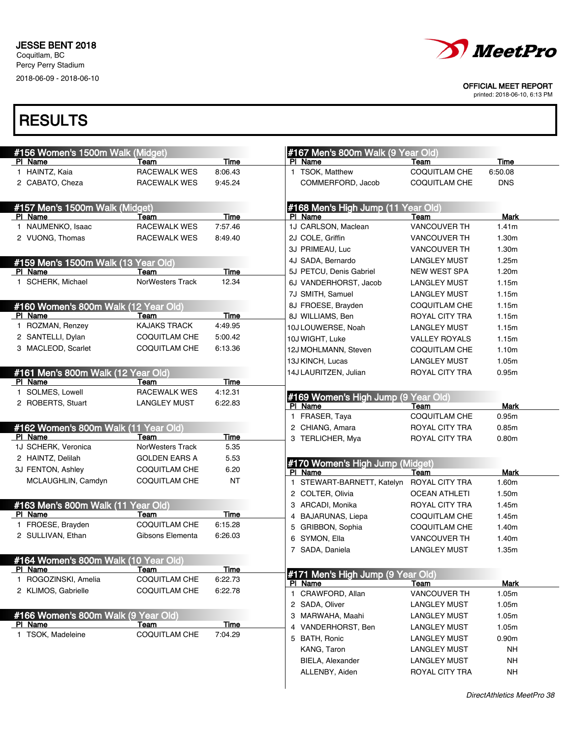JESSE BENT 2018
Coquitlam, BC
Percy Perry Stadium
2018-06-09 - 2018-06-10

OFFICIAL MEET REPORT
printed: 2018-06-10, 6:13 PM

# RESULTS

## #156 Women's 1500m Walk (Midget)

| Pl | Name | Team | Time |
|---|---|---|---|
| 1 | HAINTZ, Kaia | RACEWALK WES | 8:06.43 |
| 2 | CABATO, Cheza | RACEWALK WES | 9:45.24 |

## #157 Men's 1500m Walk (Midget)

| Pl | Name | Team | Time |
|---|---|---|---|
| 1 | NAUMENKO, Isaac | RACEWALK WES | 7:57.46 |
| 2 | VUONG, Thomas | RACEWALK WES | 8:49.40 |

## #159 Men's 1500m Walk (13 Year Old)

| Pl | Name | Team | Time |
|---|---|---|---|
| 1 | SCHERK, Michael | NorWesters Track | 12.34 |

## #160 Women's 800m Walk (12 Year Old)

| Pl | Name | Team | Time |
|---|---|---|---|
| 1 | ROZMAN, Renzey | KAJAKS TRACK | 4:49.95 |
| 2 | SANTELLI, Dylan | COQUITLAM CHE | 5:00.42 |
| 3 | MACLEOD, Scarlet | COQUITLAM CHE | 6:13.36 |

## #161 Men's 800m Walk (12 Year Old)

| Pl | Name | Team | Time |
|---|---|---|---|
| 1 | SOLMES, Lowell | RACEWALK WES | 4:12.31 |
| 2 | ROBERTS, Stuart | LANGLEY MUST | 6:22.83 |

## #162 Women's 800m Walk (11 Year Old)

| Pl | Name | Team | Time |
|---|---|---|---|
| 1J | SCHERK, Veronica | NorWesters Track | 5.35 |
| 2 | HAINTZ, Delilah | GOLDEN EARS A | 5.53 |
| 3J | FENTON, Ashley | COQUITLAM CHE | 6.20 |
|  | MCLAUGHLIN, Camdyn | COQUITLAM CHE | NT |

## #163 Men's 800m Walk (11 Year Old)

| Pl | Name | Team | Time |
|---|---|---|---|
| 1 | FROESE, Brayden | COQUITLAM CHE | 6:15.28 |
| 2 | SULLIVAN, Ethan | Gibsons Elementa | 6:26.03 |

## #164 Women's 800m Walk (10 Year Old)

| Pl | Name | Team | Time |
|---|---|---|---|
| 1 | ROGOZINSKI, Amelia | COQUITLAM CHE | 6:22.73 |
| 2 | KLIMOS, Gabrielle | COQUITLAM CHE | 6:22.78 |

## #166 Women's 800m Walk (9 Year Old)

| Pl | Name | Team | Time |
|---|---|---|---|
| 1 | TSOK, Madeleine | COQUITLAM CHE | 7:04.29 |

## #167 Men's 800m Walk (9 Year Old)

| Pl | Name | Team | Time |
|---|---|---|---|
| 1 | TSOK, Matthew | COQUITLAM CHE | 6:50.08 |
|  | COMMERFORD, Jacob | COQUITLAM CHE | DNS |

## #168 Men's High Jump (11 Year Old)

| Pl | Name | Team | Mark |
|---|---|---|---|
| 1J | CARLSON, Maclean | VANCOUVER TH | 1.41m |
| 2J | COLE, Griffin | VANCOUVER TH | 1.30m |
| 3J | PRIMEAU, Luc | VANCOUVER TH | 1.30m |
| 4J | SADA, Bernardo | LANGLEY MUST | 1.25m |
| 5J | PETCU, Denis Gabriel | NEW WEST SPA | 1.20m |
| 6J | VANDERHORST, Jacob | LANGLEY MUST | 1.15m |
| 7J | SMITH, Samuel | LANGLEY MUST | 1.15m |
| 8J | FROESE, Brayden | COQUITLAM CHE | 1.15m |
| 8J | WILLIAMS, Ben | ROYAL CITY TRA | 1.15m |
| 10J | LOUWERSE, Noah | LANGLEY MUST | 1.15m |
| 10J | WIGHT, Luke | VALLEY ROYALS | 1.15m |
| 12J | MOHLMANN, Steven | COQUITLAM CHE | 1.10m |
| 13J | KINCH, Lucas | LANGLEY MUST | 1.05m |
| 14J | LAURITZEN, Julian | ROYAL CITY TRA | 0.95m |

## #169 Women's High Jump (9 Year Old)

| Pl | Name | Team | Mark |
|---|---|---|---|
| 1 | FRASER, Taya | COQUITLAM CHE | 0.95m |
| 2 | CHIANG, Amara | ROYAL CITY TRA | 0.85m |
| 3 | TERLICHER, Mya | ROYAL CITY TRA | 0.80m |

## #170 Women's High Jump (Midget)

| Pl | Name | Team | Mark |
|---|---|---|---|
| 1 | STEWART-BARNETT, Katelyn | ROYAL CITY TRA | 1.60m |
| 2 | COLTER, Olivia | OCEAN ATHLETI | 1.50m |
| 3 | ARCADI, Monika | ROYAL CITY TRA | 1.45m |
| 4 | BAJARUNAS, Liepa | COQUITLAM CHE | 1.45m |
| 5 | GRIBBON, Sophia | COQUITLAM CHE | 1.40m |
| 6 | SYMON, Ella | VANCOUVER TH | 1.40m |
| 7 | SADA, Daniela | LANGLEY MUST | 1.35m |

## #171 Men's High Jump (9 Year Old)

| Pl | Name | Team | Mark |
|---|---|---|---|
| 1 | CRAWFORD, Allan | VANCOUVER TH | 1.05m |
| 2 | SADA, Oliver | LANGLEY MUST | 1.05m |
| 3 | MARWAHA, Maahi | LANGLEY MUST | 1.05m |
| 4 | VANDERHORST, Ben | LANGLEY MUST | 1.05m |
| 5 | BATH, Ronic | LANGLEY MUST | 0.90m |
|  | KANG, Taron | LANGLEY MUST | NH |
|  | BIELA, Alexander | LANGLEY MUST | NH |
|  | ALLENBY, Aiden | ROYAL CITY TRA | NH |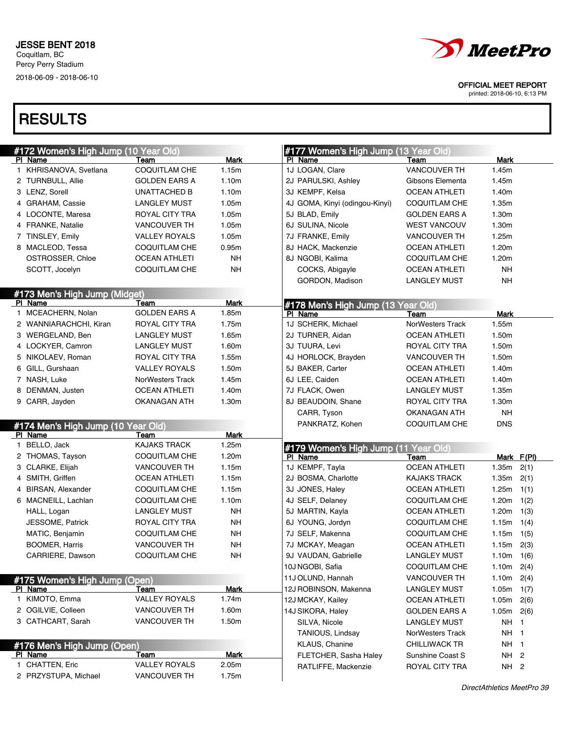JESSE BENT 2018
Coquitlam, BC
Percy Perry Stadium
2018-06-09 - 2018-06-10

OFFICIAL MEET REPORT
printed: 2018-06-10, 6:13 PM

# RESULTS

## #172 Women's High Jump (10 Year Old)

| Pl | Name | Team | Mark |
|---|---|---|---|
| 1 | KHRISANOVA, Svetlana | COQUITLAM CHE | 1.15m |
| 2 | TURNBULL, Allie | GOLDEN EARS A | 1.10m |
| 3 | LENZ, Sorell | UNATTACHED B | 1.10m |
| 4 | GRAHAM, Cassie | LANGLEY MUST | 1.05m |
| 4 | LOCONTE, Maresa | ROYAL CITY TRA | 1.05m |
| 4 | FRANKE, Natalie | VANCOUVER TH | 1.05m |
| 7 | TINSLEY, Emily | VALLEY ROYALS | 1.05m |
| 8 | MACLEOD, Tessa | COQUITLAM CHE | 0.95m |
| | OSTROSSER, Chloe | OCEAN ATHLETI | NH |
| | SCOTT, Jocelyn | COQUITLAM CHE | NH |

## #173 Men's High Jump (Midget)

| Pl | Name | Team | Mark |
|---|---|---|---|
| 1 | MCEACHERN, Nolan | GOLDEN EARS A | 1.85m |
| 2 | WANNIARACHCHI, Kiran | ROYAL CITY TRA | 1.75m |
| 3 | WERGELAND, Ben | LANGLEY MUST | 1.65m |
| 4 | LOCKYER, Camron | LANGLEY MUST | 1.60m |
| 5 | NIKOLAEV, Roman | ROYAL CITY TRA | 1.55m |
| 6 | GILL, Gurshaan | VALLEY ROYALS | 1.50m |
| 7 | NASH, Luke | NorWesters Track | 1.45m |
| 8 | DENMAN, Justen | OCEAN ATHLETI | 1.40m |
| 9 | CARR, Jayden | OKANAGAN ATH | 1.30m |

## #174 Men's High Jump (10 Year Old)

| Pl | Name | Team | Mark |
|---|---|---|---|
| 1 | BELLO, Jack | KAJAKS TRACK | 1.25m |
| 2 | THOMAS, Tayson | COQUITLAM CHE | 1.20m |
| 3 | CLARKE, Elijah | VANCOUVER TH | 1.15m |
| 4 | SMITH, Griffen | OCEAN ATHLETI | 1.15m |
| 4 | BIRSAN, Alexander | COQUITLAM CHE | 1.15m |
| 6 | MACNEILL, Lachlan | COQUITLAM CHE | 1.10m |
| | HALL, Logan | LANGLEY MUST | NH |
| | JESSOME, Patrick | ROYAL CITY TRA | NH |
| | MATIC, Benjamin | COQUITLAM CHE | NH |
| | BOOMER, Harris | VANCOUVER TH | NH |
| | CARRIERE, Dawson | COQUITLAM CHE | NH |

## #175 Women's High Jump (Open)

| Pl | Name | Team | Mark |
|---|---|---|---|
| 1 | KIMOTO, Emma | VALLEY ROYALS | 1.74m |
| 2 | OGILVIE, Colleen | VANCOUVER TH | 1.60m |
| 3 | CATHCART, Sarah | VANCOUVER TH | 1.50m |

## #176 Men's High Jump (Open)

| Pl | Name | Team | Mark |
|---|---|---|---|
| 1 | CHATTEN, Eric | VALLEY ROYALS | 2.05m |
| 2 | PRZYSTUPA, Michael | VANCOUVER TH | 1.75m |

## #177 Women's High Jump (13 Year Old)

| Pl | Name | Team | Mark |
|---|---|---|---|
| 1J | LOGAN, Clare | VANCOUVER TH | 1.45m |
| 2J | PARULSKI, Ashley | Gibsons Elementa | 1.45m |
| 3J | KEMPF, Kelsa | OCEAN ATHLETI | 1.40m |
| 4J | GOMA, Kinyi (odingou-Kinyi) | COQUITLAM CHE | 1.35m |
| 5J | BLAD, Emily | GOLDEN EARS A | 1.30m |
| 6J | SULINA, Nicole | WEST VANCOUV | 1.30m |
| 7J | FRANKE, Emily | VANCOUVER TH | 1.25m |
| 8J | HACK, Mackenzie | OCEAN ATHLETI | 1.20m |
| 8J | NGOBI, Kalima | COQUITLAM CHE | 1.20m |
| | COCKS, Abigayle | OCEAN ATHLETI | NH |
| | GORDON, Madison | LANGLEY MUST | NH |

## #178 Men's High Jump (13 Year Old)

| Pl | Name | Team | Mark |
|---|---|---|---|
| 1J | SCHERK, Michael | NorWesters Track | 1.55m |
| 2J | TURNER, Aidan | OCEAN ATHLETI | 1.50m |
| 3J | TUURA, Levi | ROYAL CITY TRA | 1.50m |
| 4J | HORLOCK, Brayden | VANCOUVER TH | 1.50m |
| 5J | BAKER, Carter | OCEAN ATHLETI | 1.40m |
| 6J | LEE, Caiden | OCEAN ATHLETI | 1.40m |
| 7J | FLACK, Owen | LANGLEY MUST | 1.35m |
| 8J | BEAUDOIN, Shane | ROYAL CITY TRA | 1.30m |
| | CARR, Tyson | OKANAGAN ATH | NH |
| | PANKRATZ, Kohen | COQUITLAM CHE | DNS |

## #179 Women's High Jump (11 Year Old)

| Pl | Name | Team | Mark | F(Pl) |
|---|---|---|---|---|
| 1J | KEMPF, Tayla | OCEAN ATHLETI | 1.35m | 2(1) |
| 2J | BOSMA, Charlotte | KAJAKS TRACK | 1.35m | 2(1) |
| 3J | JONES, Haley | OCEAN ATHLETI | 1.25m | 1(1) |
| 4J | SELF, Delaney | COQUITLAM CHE | 1.20m | 1(2) |
| 5J | MARTIN, Kayla | OCEAN ATHLETI | 1.20m | 1(3) |
| 6J | YOUNG, Jordyn | COQUITLAM CHE | 1.15m | 1(4) |
| 7J | SELF, Makenna | COQUITLAM CHE | 1.15m | 1(5) |
| 7J | MCKAY, Meagan | OCEAN ATHLETI | 1.15m | 2(3) |
| 9J | VAUDAN, Gabrielle | LANGLEY MUST | 1.10m | 1(6) |
| 10J | NGOBI, Safia | COQUITLAM CHE | 1.10m | 2(4) |
| 11J | OLUND, Hannah | VANCOUVER TH | 1.10m | 2(4) |
| 12J | ROBINSON, Makenna | LANGLEY MUST | 1.05m | 1(7) |
| 12J | MCKAY, Kailey | OCEAN ATHLETI | 1.05m | 2(6) |
| 14J | SIKORA, Haley | GOLDEN EARS A | 1.05m | 2(6) |
| | SILVA, Nicole | LANGLEY MUST | NH | 1 |
| | TANIOUS, Lindsay | NorWesters Track | NH | 1 |
| | KLAUS, Chanine | CHILLIWACK TR | NH | 1 |
| | FLETCHER, Sasha Haley | Sunshine Coast S | NH | 2 |
| | RATLIFFE, Mackenzie | ROYAL CITY TRA | NH | 2 |

*DirectAthletics MeetPro 39*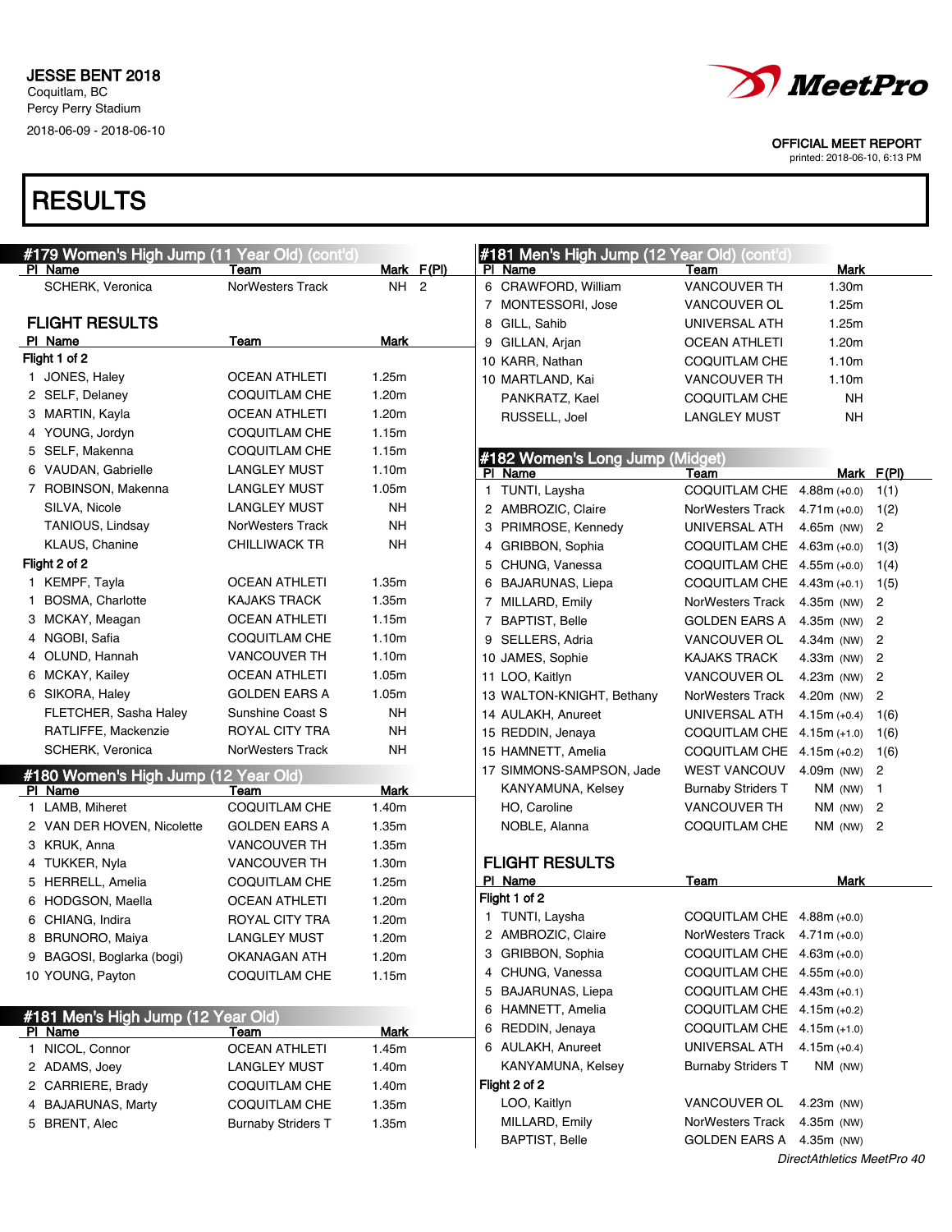JESSE BENT 2018
Coquitlam, BC
Percy Perry Stadium
2018-06-09 - 2018-06-10

**MeetPro**

OFFICIAL MEET REPORT
printed: 2018-06-10, 6:13 PM

# RESULTS

## #179 Women's High Jump (11 Year Old) (cont'd)

| Pl | Name | Team | Mark | F(Pl) |
|---|---|---|---|---|
| | SCHERK, Veronica | NorWesters Track | NH | 2 |

### FLIGHT RESULTS

| Pl | Name | Team | Mark |
|---|---|---|---|
| **Flight 1 of 2** | | | |
| 1 | JONES, Haley | OCEAN ATHLETI | 1.25m |
| 2 | SELF, Delaney | COQUITLAM CHE | 1.20m |
| 3 | MARTIN, Kayla | OCEAN ATHLETI | 1.20m |
| 4 | YOUNG, Jordyn | COQUITLAM CHE | 1.15m |
| 5 | SELF, Makenna | COQUITLAM CHE | 1.15m |
| 6 | VAUDAN, Gabrielle | LANGLEY MUST | 1.10m |
| 7 | ROBINSON, Makenna | LANGLEY MUST | 1.05m |
| | SILVA, Nicole | LANGLEY MUST | NH |
| | TANIOUS, Lindsay | NorWesters Track | NH |
| | KLAUS, Chanine | CHILLIWACK TR | NH |
| **Flight 2 of 2** | | | |
| 1 | KEMPF, Tayla | OCEAN ATHLETI | 1.35m |
| 1 | BOSMA, Charlotte | KAJAKS TRACK | 1.35m |
| 3 | MCKAY, Meagan | OCEAN ATHLETI | 1.15m |
| 4 | NGOBI, Safia | COQUITLAM CHE | 1.10m |
| 4 | OLUND, Hannah | VANCOUVER TH | 1.10m |
| 6 | MCKAY, Kailey | OCEAN ATHLETI | 1.05m |
| 6 | SIKORA, Haley | GOLDEN EARS A | 1.05m |
| | FLETCHER, Sasha Haley | Sunshine Coast S | NH |
| | RATLIFFE, Mackenzie | ROYAL CITY TRA | NH |
| | SCHERK, Veronica | NorWesters Track | NH |

## #180 Women's High Jump (12 Year Old)

| Pl | Name | Team | Mark |
|---|---|---|---|
| 1 | LAMB, Miheret | COQUITLAM CHE | 1.40m |
| 2 | VAN DER HOVEN, Nicolette | GOLDEN EARS A | 1.35m |
| 3 | KRUK, Anna | VANCOUVER TH | 1.35m |
| 4 | TUKKER, Nyla | VANCOUVER TH | 1.30m |
| 5 | HERRELL, Amelia | COQUITLAM CHE | 1.25m |
| 6 | HODGSON, Maella | OCEAN ATHLETI | 1.20m |
| 6 | CHIANG, Indira | ROYAL CITY TRA | 1.20m |
| 8 | BRUNORO, Maiya | LANGLEY MUST | 1.20m |
| 9 | BAGOSI, Boglarka (bogi) | OKANAGAN ATH | 1.20m |
| 10 | YOUNG, Payton | COQUITLAM CHE | 1.15m |

## #181 Men's High Jump (12 Year Old)

| Pl | Name | Team | Mark |
|---|---|---|---|
| 1 | NICOL, Connor | OCEAN ATHLETI | 1.45m |
| 2 | ADAMS, Joey | LANGLEY MUST | 1.40m |
| 2 | CARRIERE, Brady | COQUITLAM CHE | 1.40m |
| 4 | BAJARUNAS, Marty | COQUITLAM CHE | 1.35m |
| 5 | BRENT, Alec | Burnaby Striders T | 1.35m |
| 6 | CRAWFORD, William | VANCOUVER TH | 1.30m |
| 7 | MONTESSORI, Jose | VANCOUVER OL | 1.25m |
| 8 | GILL, Sahib | UNIVERSAL ATH | 1.25m |
| 9 | GILLAN, Arjan | OCEAN ATHLETI | 1.20m |
| 10 | KARR, Nathan | COQUITLAM CHE | 1.10m |
| 10 | MARTLAND, Kai | VANCOUVER TH | 1.10m |
| | PANKRATZ, Kael | COQUITLAM CHE | NH |
| | RUSSELL, Joel | LANGLEY MUST | NH |

## #182 Women's Long Jump (Midget)

| Pl | Name | Team | Mark | F(Pl) |
|---|---|---|---|---|
| 1 | TUNTI, Laysha | COQUITLAM CHE | 4.88m (+0.0) | 1(1) |
| 2 | AMBROZIC, Claire | NorWesters Track | 4.71m (+0.0) | 1(2) |
| 3 | PRIMROSE, Kennedy | UNIVERSAL ATH | 4.65m (NW) | 2 |
| 4 | GRIBBON, Sophia | COQUITLAM CHE | 4.63m (+0.0) | 1(3) |
| 5 | CHUNG, Vanessa | COQUITLAM CHE | 4.55m (+0.0) | 1(4) |
| 6 | BAJARUNAS, Liepa | COQUITLAM CHE | 4.43m (+0.1) | 1(5) |
| 7 | MILLARD, Emily | NorWesters Track | 4.35m (NW) | 2 |
| 7 | BAPTIST, Belle | GOLDEN EARS A | 4.35m (NW) | 2 |
| 9 | SELLERS, Adria | VANCOUVER OL | 4.34m (NW) | 2 |
| 10 | JAMES, Sophie | KAJAKS TRACK | 4.33m (NW) | 2 |
| 11 | LOO, Kaitlyn | VANCOUVER OL | 4.23m (NW) | 2 |
| 13 | WALTON-KNIGHT, Bethany | NorWesters Track | 4.20m (NW) | 2 |
| 14 | AULAKH, Anureet | UNIVERSAL ATH | 4.15m (+0.4) | 1(6) |
| 15 | REDDIN, Jenaya | COQUITLAM CHE | 4.15m (+1.0) | 1(6) |
| 15 | HAMNETT, Amelia | COQUITLAM CHE | 4.15m (+0.2) | 1(6) |
| 17 | SIMMONS-SAMPSON, Jade | WEST VANCOUV | 4.09m (NW) | 2 |
| | KANYAMUNA, Kelsey | Burnaby Striders T | NM (NW) | 1 |
| | HO, Caroline | VANCOUVER TH | NM (NW) | 2 |
| | NOBLE, Alanna | COQUITLAM CHE | NM (NW) | 2 |

### FLIGHT RESULTS

| Pl | Name | Team | Mark |
|---|---|---|---|
| **Flight 1 of 2** | | | |
| 1 | TUNTI, Laysha | COQUITLAM CHE | 4.88m (+0.0) |
| 2 | AMBROZIC, Claire | NorWesters Track | 4.71m (+0.0) |
| 3 | GRIBBON, Sophia | COQUITLAM CHE | 4.63m (+0.0) |
| 4 | CHUNG, Vanessa | COQUITLAM CHE | 4.55m (+0.0) |
| 5 | BAJARUNAS, Liepa | COQUITLAM CHE | 4.43m (+0.1) |
| 6 | HAMNETT, Amelia | COQUITLAM CHE | 4.15m (+0.2) |
| 6 | REDDIN, Jenaya | COQUITLAM CHE | 4.15m (+1.0) |
| 6 | AULAKH, Anureet | UNIVERSAL ATH | 4.15m (+0.4) |
| | KANYAMUNA, Kelsey | Burnaby Striders T | NM (NW) |
| **Flight 2 of 2** | | | |
| | LOO, Kaitlyn | VANCOUVER OL | 4.23m (NW) |
| | MILLARD, Emily | NorWesters Track | 4.35m (NW) |
| | BAPTIST, Belle | GOLDEN EARS A | 4.35m (NW) |

*DirectAthletics MeetPro 40*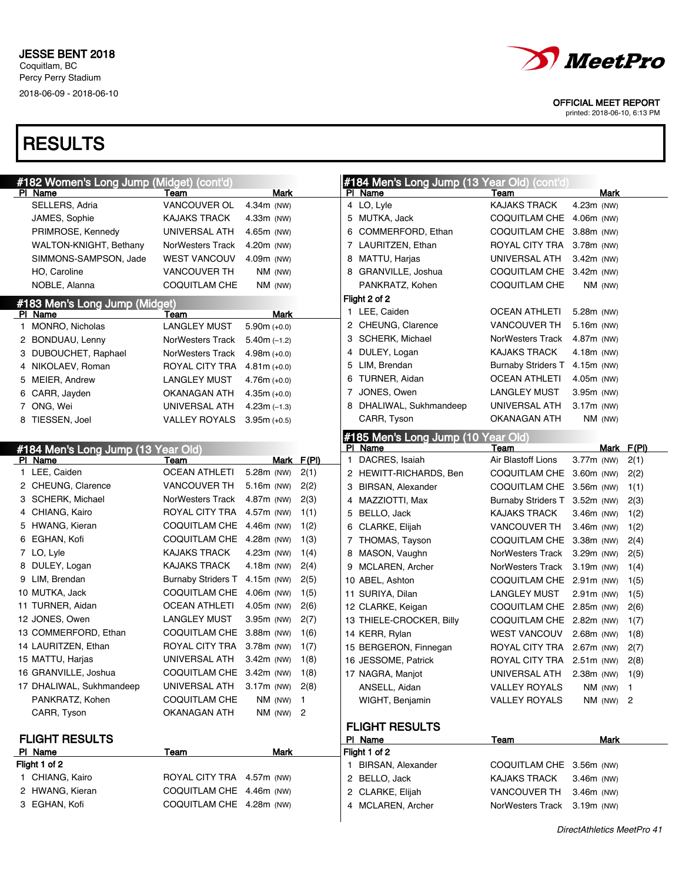JESSE BENT 2018
Coquitlam, BC
Percy Perry Stadium
2018-06-09 - 2018-06-10

OFFICIAL MEET REPORT
printed: 2018-06-10, 6:13 PM

# RESULTS

## #182 Women's Long Jump (Midget) (cont'd)

| Pl | Name | Team | Mark |
|---|---|---|---|
| | SELLERS, Adria | VANCOUVER OL | 4.34m (NW) |
| | JAMES, Sophie | KAJAKS TRACK | 4.33m (NW) |
| | PRIMROSE, Kennedy | UNIVERSAL ATH | 4.65m (NW) |
| | WALTON-KNIGHT, Bethany | NorWesters Track | 4.20m (NW) |
| | SIMMONS-SAMPSON, Jade | WEST VANCOUV | 4.09m (NW) |
| | HO, Caroline | VANCOUVER TH | NM (NW) |
| | NOBLE, Alanna | COQUITLAM CHE | NM (NW) |

## #183 Men's Long Jump (Midget)

| Pl | Name | Team | Mark |
|---|---|---|---|
| 1 | MONRO, Nicholas | LANGLEY MUST | 5.90m (+0.0) |
| 2 | BONDUAU, Lenny | NorWesters Track | 5.40m (–1.2) |
| 3 | DUBOUCHET, Raphael | NorWesters Track | 4.98m (+0.0) |
| 4 | NIKOLAEV, Roman | ROYAL CITY TRA | 4.81m (+0.0) |
| 5 | MEIER, Andrew | LANGLEY MUST | 4.76m (+0.0) |
| 6 | CARR, Jayden | OKANAGAN ATH | 4.35m (+0.0) |
| 7 | ONG, Wei | UNIVERSAL ATH | 4.23m (–1.3) |
| 8 | TIESSEN, Joel | VALLEY ROYALS | 3.95m (+0.5) |

## #184 Men's Long Jump (13 Year Old)

| Pl | Name | Team | Mark | F(Pl) |
|---|---|---|---|---|
| 1 | LEE, Caiden | OCEAN ATHLETI | 5.28m (NW) | 2(1) |
| 2 | CHEUNG, Clarence | VANCOUVER TH | 5.16m (NW) | 2(2) |
| 3 | SCHERK, Michael | NorWesters Track | 4.87m (NW) | 2(3) |
| 4 | CHIANG, Kairo | ROYAL CITY TRA | 4.57m (NW) | 1(1) |
| 5 | HWANG, Kieran | COQUITLAM CHE | 4.46m (NW) | 1(2) |
| 6 | EGHAN, Kofi | COQUITLAM CHE | 4.28m (NW) | 1(3) |
| 7 | LO, Lyle | KAJAKS TRACK | 4.23m (NW) | 1(4) |
| 8 | DULEY, Logan | KAJAKS TRACK | 4.18m (NW) | 2(4) |
| 9 | LIM, Brendan | Burnaby Striders T | 4.15m (NW) | 2(5) |
| 10 | MUTKA, Jack | COQUITLAM CHE | 4.06m (NW) | 1(5) |
| 11 | TURNER, Aidan | OCEAN ATHLETI | 4.05m (NW) | 2(6) |
| 12 | JONES, Owen | LANGLEY MUST | 3.95m (NW) | 2(7) |
| 13 | COMMERFORD, Ethan | COQUITLAM CHE | 3.88m (NW) | 1(6) |
| 14 | LAURITZEN, Ethan | ROYAL CITY TRA | 3.78m (NW) | 1(7) |
| 15 | MATTU, Harjas | UNIVERSAL ATH | 3.42m (NW) | 1(8) |
| 16 | GRANVILLE, Joshua | COQUITLAM CHE | 3.42m (NW) | 1(8) |
| 17 | DHALIWAL, Sukhmandeep | UNIVERSAL ATH | 3.17m (NW) | 2(8) |
| | PANKRATZ, Kohen | COQUITLAM CHE | NM (NW) | 1 |
| | CARR, Tyson | OKANAGAN ATH | NM (NW) | 2 |

### FLIGHT RESULTS

| Pl | Name | Team | Mark |
|---|---|---|---|
| **Flight 1 of 2** | | | |
| 1 | CHIANG, Kairo | ROYAL CITY TRA | 4.57m (NW) |
| 2 | HWANG, Kieran | COQUITLAM CHE | 4.46m (NW) |
| 3 | EGHAN, Kofi | COQUITLAM CHE | 4.28m (NW) |

## #184 Men's Long Jump (13 Year Old) (cont'd)

| Pl | Name | Team | Mark |
|---|---|---|---|
| 4 | LO, Lyle | KAJAKS TRACK | 4.23m (NW) |
| 5 | MUTKA, Jack | COQUITLAM CHE | 4.06m (NW) |
| 6 | COMMERFORD, Ethan | COQUITLAM CHE | 3.88m (NW) |
| 7 | LAURITZEN, Ethan | ROYAL CITY TRA | 3.78m (NW) |
| 8 | MATTU, Harjas | UNIVERSAL ATH | 3.42m (NW) |
| 8 | GRANVILLE, Joshua | COQUITLAM CHE | 3.42m (NW) |
| | PANKRATZ, Kohen | COQUITLAM CHE | NM (NW) |
| **Flight 2 of 2** | | | |
| 1 | LEE, Caiden | OCEAN ATHLETI | 5.28m (NW) |
| 2 | CHEUNG, Clarence | VANCOUVER TH | 5.16m (NW) |
| 3 | SCHERK, Michael | NorWesters Track | 4.87m (NW) |
| 4 | DULEY, Logan | KAJAKS TRACK | 4.18m (NW) |
| 5 | LIM, Brendan | Burnaby Striders T | 4.15m (NW) |
| 6 | TURNER, Aidan | OCEAN ATHLETI | 4.05m (NW) |
| 7 | JONES, Owen | LANGLEY MUST | 3.95m (NW) |
| 8 | DHALIWAL, Sukhmandeep | UNIVERSAL ATH | 3.17m (NW) |
| | CARR, Tyson | OKANAGAN ATH | NM (NW) |

## #185 Men's Long Jump (10 Year Old)

| Pl | Name | Team | Mark | F(Pl) |
|---|---|---|---|---|
| 1 | DACRES, Isaiah | Air Blastoff Lions | 3.77m (NW) | 2(1) |
| 2 | HEWITT-RICHARDS, Ben | COQUITLAM CHE | 3.60m (NW) | 2(2) |
| 3 | BIRSAN, Alexander | COQUITLAM CHE | 3.56m (NW) | 1(1) |
| 4 | MAZZIOTTI, Max | Burnaby Striders T | 3.52m (NW) | 2(3) |
| 5 | BELLO, Jack | KAJAKS TRACK | 3.46m (NW) | 1(2) |
| 6 | CLARKE, Elijah | VANCOUVER TH | 3.46m (NW) | 1(2) |
| 7 | THOMAS, Tayson | COQUITLAM CHE | 3.38m (NW) | 2(4) |
| 8 | MASON, Vaughn | NorWesters Track | 3.29m (NW) | 2(5) |
| 9 | MCLAREN, Archer | NorWesters Track | 3.19m (NW) | 1(4) |
| 10 | ABEL, Ashton | COQUITLAM CHE | 2.91m (NW) | 1(5) |
| 11 | SURIYA, Dilan | LANGLEY MUST | 2.91m (NW) | 1(5) |
| 12 | CLARKE, Keigan | COQUITLAM CHE | 2.85m (NW) | 2(6) |
| 13 | THIELE-CROCKER, Billy | COQUITLAM CHE | 2.82m (NW) | 1(7) |
| 14 | KERR, Rylan | WEST VANCOUV | 2.68m (NW) | 1(8) |
| 15 | BERGERON, Finnegan | ROYAL CITY TRA | 2.67m (NW) | 2(7) |
| 16 | JESSOME, Patrick | ROYAL CITY TRA | 2.51m (NW) | 2(8) |
| 17 | NAGRA, Manjot | UNIVERSAL ATH | 2.38m (NW) | 1(9) |
| | ANSELL, Aidan | VALLEY ROYALS | NM (NW) | 1 |
| | WIGHT, Benjamin | VALLEY ROYALS | NM (NW) | 2 |

### FLIGHT RESULTS

| Pl | Name | Team | Mark |
|---|---|---|---|
| **Flight 1 of 2** | | | |
| 1 | BIRSAN, Alexander | COQUITLAM CHE | 3.56m (NW) |
| 2 | BELLO, Jack | KAJAKS TRACK | 3.46m (NW) |
| 2 | CLARKE, Elijah | VANCOUVER TH | 3.46m (NW) |
| 4 | MCLAREN, Archer | NorWesters Track | 3.19m (NW) |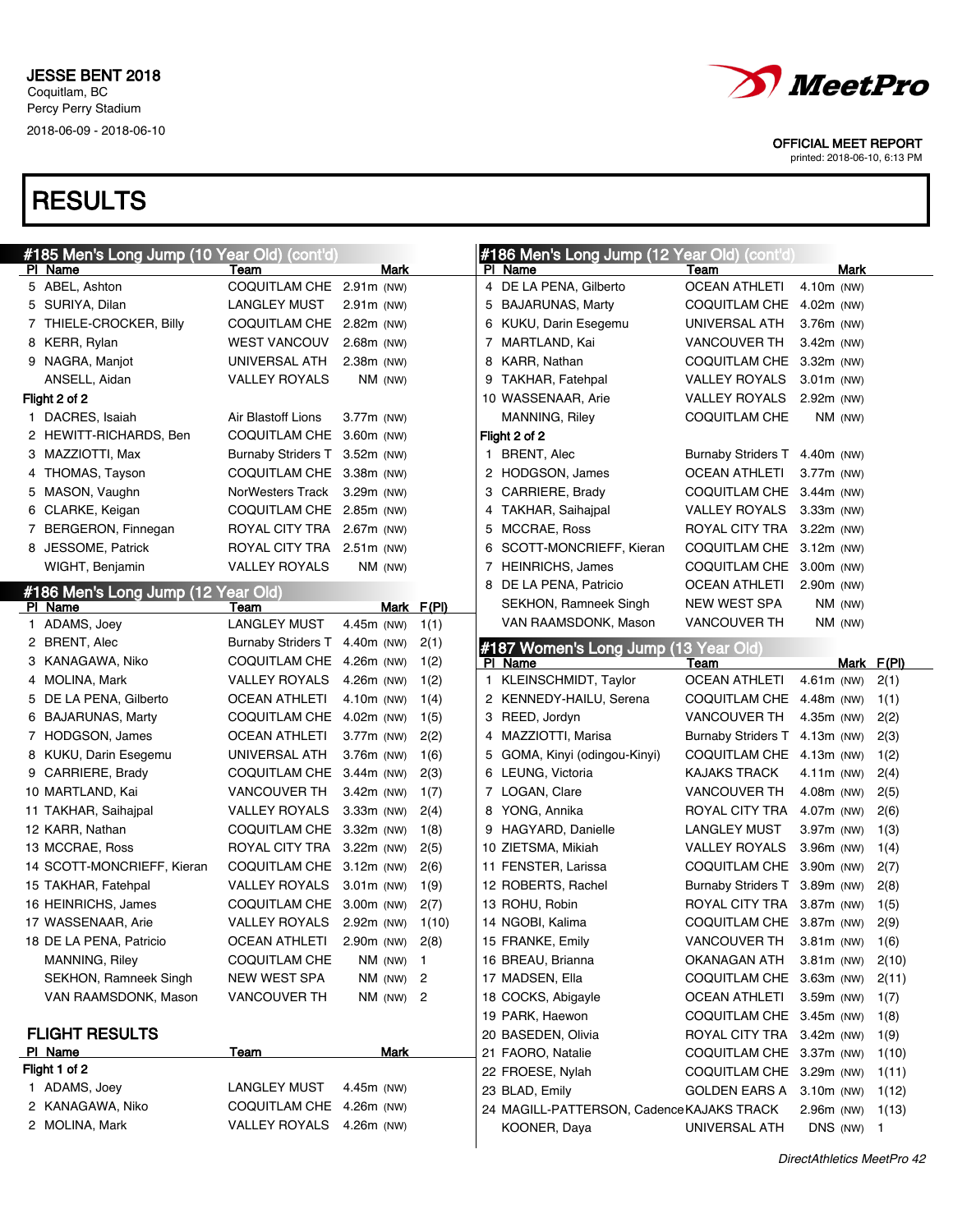JESSE BENT 2018
Coquitlam, BC
Percy Perry Stadium
2018-06-09 - 2018-06-10

OFFICIAL MEET REPORT
printed: 2018-06-10, 6:13 PM

# RESULTS

## #185 Men's Long Jump (10 Year Old) (cont'd)

| Pl | Name | Team | Mark | |
|---|---|---|---|---|
| 5 | ABEL, Ashton | COQUITLAM CHE | 2.91m | (NW) |
| 5 | SURIYA, Dilan | LANGLEY MUST | 2.91m | (NW) |
| 7 | THIELE-CROCKER, Billy | COQUITLAM CHE | 2.82m | (NW) |
| 8 | KERR, Rylan | WEST VANCOUV | 2.68m | (NW) |
| 9 | NAGRA, Manjot | UNIVERSAL ATH | 2.38m | (NW) |
| | ANSELL, Aidan | VALLEY ROYALS | NM | (NW) |

**Flight 2 of 2**

| Pl | Name | Team | Mark | |
|---|---|---|---|---|
| 1 | DACRES, Isaiah | Air Blastoff Lions | 3.77m | (NW) |
| 2 | HEWITT-RICHARDS, Ben | COQUITLAM CHE | 3.60m | (NW) |
| 3 | MAZZIOTTI, Max | Burnaby Striders T | 3.52m | (NW) |
| 4 | THOMAS, Tayson | COQUITLAM CHE | 3.38m | (NW) |
| 5 | MASON, Vaughn | NorWesters Track | 3.29m | (NW) |
| 6 | CLARKE, Keigan | COQUITLAM CHE | 2.85m | (NW) |
| 7 | BERGERON, Finnegan | ROYAL CITY TRA | 2.67m | (NW) |
| 8 | JESSOME, Patrick | ROYAL CITY TRA | 2.51m | (NW) |
| | WIGHT, Benjamin | VALLEY ROYALS | NM | (NW) |

## #186 Men's Long Jump (12 Year Old)

| Pl | Name | Team | Mark | | F(Pl) |
|---|---|---|---|---|---|
| 1 | ADAMS, Joey | LANGLEY MUST | 4.45m | (NW) | 1(1) |
| 2 | BRENT, Alec | Burnaby Striders T | 4.40m | (NW) | 2(1) |
| 3 | KANAGAWA, Niko | COQUITLAM CHE | 4.26m | (NW) | 1(2) |
| 4 | MOLINA, Mark | VALLEY ROYALS | 4.26m | (NW) | 1(2) |
| 5 | DE LA PENA, Gilberto | OCEAN ATHLETI | 4.10m | (NW) | 1(4) |
| 6 | BAJARUNAS, Marty | COQUITLAM CHE | 4.02m | (NW) | 1(5) |
| 7 | HODGSON, James | OCEAN ATHLETI | 3.77m | (NW) | 2(2) |
| 8 | KUKU, Darin Esegemu | UNIVERSAL ATH | 3.76m | (NW) | 1(6) |
| 9 | CARRIERE, Brady | COQUITLAM CHE | 3.44m | (NW) | 2(3) |
| 10 | MARTLAND, Kai | VANCOUVER TH | 3.42m | (NW) | 1(7) |
| 11 | TAKHAR, Saihajpal | VALLEY ROYALS | 3.33m | (NW) | 2(4) |
| 12 | KARR, Nathan | COQUITLAM CHE | 3.32m | (NW) | 1(8) |
| 13 | MCCRAE, Ross | ROYAL CITY TRA | 3.22m | (NW) | 2(5) |
| 14 | SCOTT-MONCRIEFF, Kieran | COQUITLAM CHE | 3.12m | (NW) | 2(6) |
| 15 | TAKHAR, Fatehpal | VALLEY ROYALS | 3.01m | (NW) | 1(9) |
| 16 | HEINRICHS, James | COQUITLAM CHE | 3.00m | (NW) | 2(7) |
| 17 | WASSENAAR, Arie | VALLEY ROYALS | 2.92m | (NW) | 1(10) |
| 18 | DE LA PENA, Patricio | OCEAN ATHLETI | 2.90m | (NW) | 2(8) |
| | MANNING, Riley | COQUITLAM CHE | NM | (NW) | 1 |
| | SEKHON, Ramneek Singh | NEW WEST SPA | NM | (NW) | 2 |
| | VAN RAAMSDONK, Mason | VANCOUVER TH | NM | (NW) | 2 |

### FLIGHT RESULTS

**Flight 1 of 2**

| Pl | Name | Team | Mark | |
|---|---|---|---|---|
| 1 | ADAMS, Joey | LANGLEY MUST | 4.45m | (NW) |
| 2 | KANAGAWA, Niko | COQUITLAM CHE | 4.26m | (NW) |
| 2 | MOLINA, Mark | VALLEY ROYALS | 4.26m | (NW) |

## #186 Men's Long Jump (12 Year Old) (cont'd)

| Pl | Name | Team | Mark | |
|---|---|---|---|---|
| 4 | DE LA PENA, Gilberto | OCEAN ATHLETI | 4.10m | (NW) |
| 5 | BAJARUNAS, Marty | COQUITLAM CHE | 4.02m | (NW) |
| 6 | KUKU, Darin Esegemu | UNIVERSAL ATH | 3.76m | (NW) |
| 7 | MARTLAND, Kai | VANCOUVER TH | 3.42m | (NW) |
| 8 | KARR, Nathan | COQUITLAM CHE | 3.32m | (NW) |
| 9 | TAKHAR, Fatehpal | VALLEY ROYALS | 3.01m | (NW) |
| 10 | WASSENAAR, Arie | VALLEY ROYALS | 2.92m | (NW) |
| | MANNING, Riley | COQUITLAM CHE | NM | (NW) |

**Flight 2 of 2**

| Pl | Name | Team | Mark | |
|---|---|---|---|---|
| 1 | BRENT, Alec | Burnaby Striders T | 4.40m | (NW) |
| 2 | HODGSON, James | OCEAN ATHLETI | 3.77m | (NW) |
| 3 | CARRIERE, Brady | COQUITLAM CHE | 3.44m | (NW) |
| 4 | TAKHAR, Saihajpal | VALLEY ROYALS | 3.33m | (NW) |
| 5 | MCCRAE, Ross | ROYAL CITY TRA | 3.22m | (NW) |
| 6 | SCOTT-MONCRIEFF, Kieran | COQUITLAM CHE | 3.12m | (NW) |
| 7 | HEINRICHS, James | COQUITLAM CHE | 3.00m | (NW) |
| 8 | DE LA PENA, Patricio | OCEAN ATHLETI | 2.90m | (NW) |
| | SEKHON, Ramneek Singh | NEW WEST SPA | NM | (NW) |
| | VAN RAAMSDONK, Mason | VANCOUVER TH | NM | (NW) |

## #187 Women's Long Jump (13 Year Old)

| Pl | Name | Team | Mark | | F(Pl) |
|---|---|---|---|---|---|
| 1 | KLEINSCHMIDT, Taylor | OCEAN ATHLETI | 4.61m | (NW) | 2(1) |
| 2 | KENNEDY-HAILU, Serena | COQUITLAM CHE | 4.48m | (NW) | 1(1) |
| 3 | REED, Jordyn | VANCOUVER TH | 4.35m | (NW) | 2(2) |
| 4 | MAZZIOTTI, Marisa | Burnaby Striders T | 4.13m | (NW) | 2(3) |
| 5 | GOMA, Kinyi (odingou-Kinyi) | COQUITLAM CHE | 4.13m | (NW) | 1(2) |
| 6 | LEUNG, Victoria | KAJAKS TRACK | 4.11m | (NW) | 2(4) |
| 7 | LOGAN, Clare | VANCOUVER TH | 4.08m | (NW) | 2(5) |
| 8 | YONG, Annika | ROYAL CITY TRA | 4.07m | (NW) | 2(6) |
| 9 | HAGYARD, Danielle | LANGLEY MUST | 3.97m | (NW) | 1(3) |
| 10 | ZIETSMA, Mikiah | VALLEY ROYALS | 3.96m | (NW) | 1(4) |
| 11 | FENSTER, Larissa | COQUITLAM CHE | 3.90m | (NW) | 2(7) |
| 12 | ROBERTS, Rachel | Burnaby Striders T | 3.89m | (NW) | 2(8) |
| 13 | ROHU, Robin | ROYAL CITY TRA | 3.87m | (NW) | 1(5) |
| 14 | NGOBI, Kalima | COQUITLAM CHE | 3.87m | (NW) | 2(9) |
| 15 | FRANKE, Emily | VANCOUVER TH | 3.81m | (NW) | 1(6) |
| 16 | BREAU, Brianna | OKANAGAN ATH | 3.81m | (NW) | 2(10) |
| 17 | MADSEN, Ella | COQUITLAM CHE | 3.63m | (NW) | 2(11) |
| 18 | COCKS, Abigayle | OCEAN ATHLETI | 3.59m | (NW) | 1(7) |
| 19 | PARK, Haewon | COQUITLAM CHE | 3.45m | (NW) | 1(8) |
| 20 | BASEDEN, Olivia | ROYAL CITY TRA | 3.42m | (NW) | 1(9) |
| 21 | FAORO, Natalie | COQUITLAM CHE | 3.37m | (NW) | 1(10) |
| 22 | FROESE, Nylah | COQUITLAM CHE | 3.29m | (NW) | 1(11) |
| 23 | BLAD, Emily | GOLDEN EARS A | 3.10m | (NW) | 1(12) |
| 24 | MAGILL-PATTERSON, Cadence | KAJAKS TRACK | 2.96m | (NW) | 1(13) |
| | KOONER, Daya | UNIVERSAL ATH | DNS | (NW) | 1 |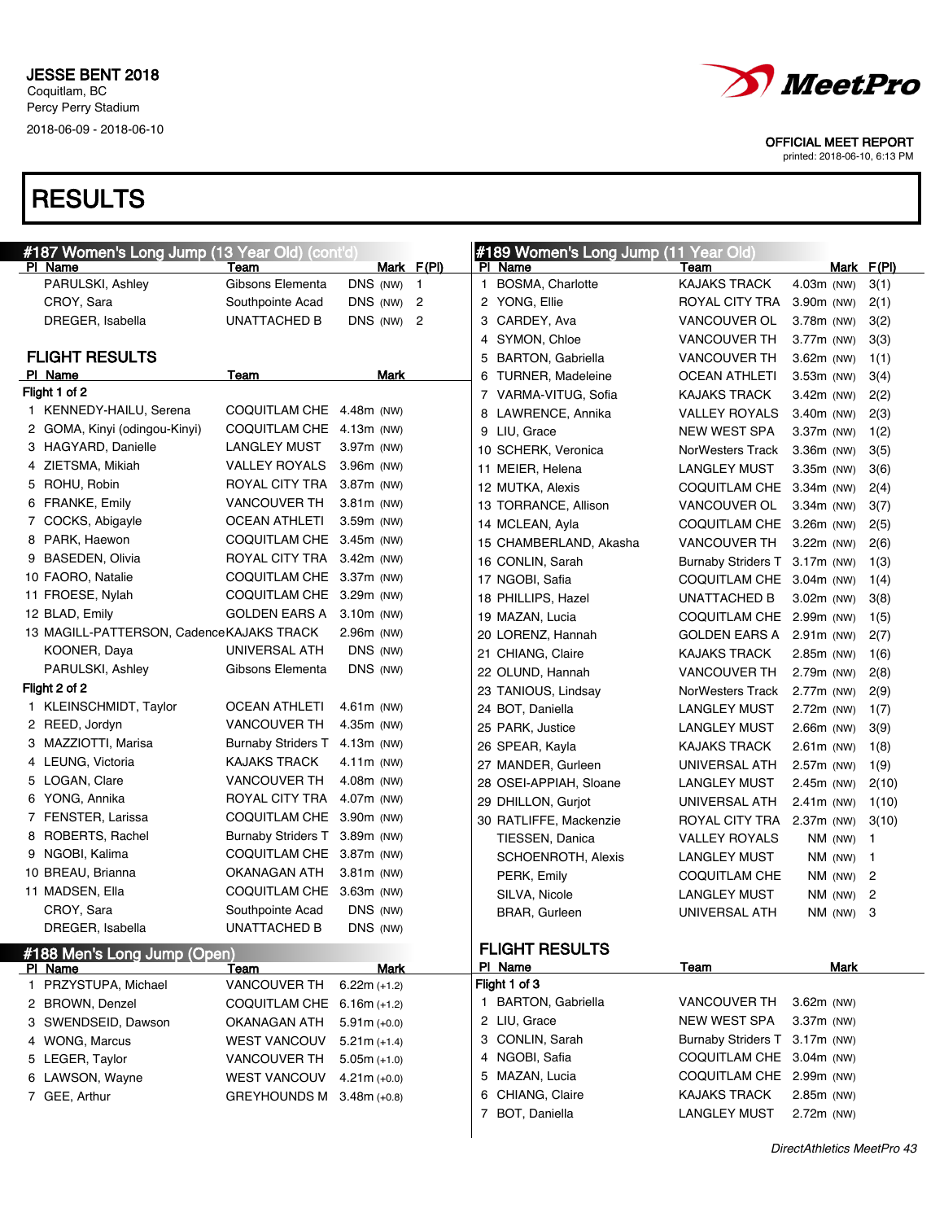JESSE BENT 2018
Coquitlam, BC
Percy Perry Stadium
2018-06-09 - 2018-06-10

OFFICIAL MEET REPORT
printed: 2018-06-10, 6:13 PM

# RESULTS

## #187 Women's Long Jump (13 Year Old) (cont'd)

| Pl | Name | Team | Mark | | F(Pl) |
|---|---|---|---|---|---|
| | PARULSKI, Ashley | Gibsons Elementa | DNS | (NW) | 1 |
| | CROY, Sara | Southpointe Acad | DNS | (NW) | 2 |
| | DREGER, Isabella | UNATTACHED B | DNS | (NW) | 2 |

### FLIGHT RESULTS

| Pl | Name | Team | Mark | |
|---|---|---|---|---|
| **Flight 1 of 2** | | | | |
| 1 | KENNEDY-HAILU, Serena | COQUITLAM CHE | 4.48m | (NW) |
| 2 | GOMA, Kinyi (odingou-Kinyi) | COQUITLAM CHE | 4.13m | (NW) |
| 3 | HAGYARD, Danielle | LANGLEY MUST | 3.97m | (NW) |
| 4 | ZIETSMA, Mikiah | VALLEY ROYALS | 3.96m | (NW) |
| 5 | ROHU, Robin | ROYAL CITY TRA | 3.87m | (NW) |
| 6 | FRANKE, Emily | VANCOUVER TH | 3.81m | (NW) |
| 7 | COCKS, Abigayle | OCEAN ATHLETI | 3.59m | (NW) |
| 8 | PARK, Haewon | COQUITLAM CHE | 3.45m | (NW) |
| 9 | BASEDEN, Olivia | ROYAL CITY TRA | 3.42m | (NW) |
| 10 | FAORO, Natalie | COQUITLAM CHE | 3.37m | (NW) |
| 11 | FROESE, Nylah | COQUITLAM CHE | 3.29m | (NW) |
| 12 | BLAD, Emily | GOLDEN EARS A | 3.10m | (NW) |
| 13 | MAGILL-PATTERSON, Cadence | KAJAKS TRACK | 2.96m | (NW) |
| | KOONER, Daya | UNIVERSAL ATH | DNS | (NW) |
| | PARULSKI, Ashley | Gibsons Elementa | DNS | (NW) |
| **Flight 2 of 2** | | | | |
| 1 | KLEINSCHMIDT, Taylor | OCEAN ATHLETI | 4.61m | (NW) |
| 2 | REED, Jordyn | VANCOUVER TH | 4.35m | (NW) |
| 3 | MAZZIOTTI, Marisa | Burnaby Striders T | 4.13m | (NW) |
| 4 | LEUNG, Victoria | KAJAKS TRACK | 4.11m | (NW) |
| 5 | LOGAN, Clare | VANCOUVER TH | 4.08m | (NW) |
| 6 | YONG, Annika | ROYAL CITY TRA | 4.07m | (NW) |
| 7 | FENSTER, Larissa | COQUITLAM CHE | 3.90m | (NW) |
| 8 | ROBERTS, Rachel | Burnaby Striders T | 3.89m | (NW) |
| 9 | NGOBI, Kalima | COQUITLAM CHE | 3.87m | (NW) |
| 10 | BREAU, Brianna | OKANAGAN ATH | 3.81m | (NW) |
| 11 | MADSEN, Ella | COQUITLAM CHE | 3.63m | (NW) |
| | CROY, Sara | Southpointe Acad | DNS | (NW) |
| | DREGER, Isabella | UNATTACHED B | DNS | (NW) |

## #188 Men's Long Jump (Open)

| Pl | Name | Team | Mark | |
|---|---|---|---|---|
| 1 | PRZYSTUPA, Michael | VANCOUVER TH | 6.22m | (+1.2) |
| 2 | BROWN, Denzel | COQUITLAM CHE | 6.16m | (+1.2) |
| 3 | SWENDSEID, Dawson | OKANAGAN ATH | 5.91m | (+0.0) |
| 4 | WONG, Marcus | WEST VANCOUV | 5.21m | (+1.4) |
| 5 | LEGER, Taylor | VANCOUVER TH | 5.05m | (+1.0) |
| 6 | LAWSON, Wayne | WEST VANCOUV | 4.21m | (+0.0) |
| 7 | GEE, Arthur | GREYHOUNDS M | 3.48m | (+0.8) |

## #189 Women's Long Jump (11 Year Old)

| Pl | Name | Team | Mark | | F(Pl) |
|---|---|---|---|---|---|
| 1 | BOSMA, Charlotte | KAJAKS TRACK | 4.03m | (NW) | 3(1) |
| 2 | YONG, Ellie | ROYAL CITY TRA | 3.90m | (NW) | 2(1) |
| 3 | CARDEY, Ava | VANCOUVER OL | 3.78m | (NW) | 3(2) |
| 4 | SYMON, Chloe | VANCOUVER TH | 3.77m | (NW) | 3(3) |
| 5 | BARTON, Gabriella | VANCOUVER TH | 3.62m | (NW) | 1(1) |
| 6 | TURNER, Madeleine | OCEAN ATHLETI | 3.53m | (NW) | 3(4) |
| 7 | VARMA-VITUG, Sofia | KAJAKS TRACK | 3.42m | (NW) | 2(2) |
| 8 | LAWRENCE, Annika | VALLEY ROYALS | 3.40m | (NW) | 2(3) |
| 9 | LIU, Grace | NEW WEST SPA | 3.37m | (NW) | 1(2) |
| 10 | SCHERK, Veronica | NorWesters Track | 3.36m | (NW) | 3(5) |
| 11 | MEIER, Helena | LANGLEY MUST | 3.35m | (NW) | 3(6) |
| 12 | MUTKA, Alexis | COQUITLAM CHE | 3.34m | (NW) | 2(4) |
| 13 | TORRANCE, Allison | VANCOUVER OL | 3.34m | (NW) | 3(7) |
| 14 | MCLEAN, Ayla | COQUITLAM CHE | 3.26m | (NW) | 2(5) |
| 15 | CHAMBERLAND, Akasha | VANCOUVER TH | 3.22m | (NW) | 2(6) |
| 16 | CONLIN, Sarah | Burnaby Striders T | 3.17m | (NW) | 1(3) |
| 17 | NGOBI, Safia | COQUITLAM CHE | 3.04m | (NW) | 1(4) |
| 18 | PHILLIPS, Hazel | UNATTACHED B | 3.02m | (NW) | 3(8) |
| 19 | MAZAN, Lucia | COQUITLAM CHE | 2.99m | (NW) | 1(5) |
| 20 | LORENZ, Hannah | GOLDEN EARS A | 2.91m | (NW) | 2(7) |
| 21 | CHIANG, Claire | KAJAKS TRACK | 2.85m | (NW) | 1(6) |
| 22 | OLUND, Hannah | VANCOUVER TH | 2.79m | (NW) | 2(8) |
| 23 | TANIOUS, Lindsay | NorWesters Track | 2.77m | (NW) | 2(9) |
| 24 | BOT, Daniella | LANGLEY MUST | 2.72m | (NW) | 1(7) |
| 25 | PARK, Justice | LANGLEY MUST | 2.66m | (NW) | 3(9) |
| 26 | SPEAR, Kayla | KAJAKS TRACK | 2.61m | (NW) | 1(8) |
| 27 | MANDER, Gurleen | UNIVERSAL ATH | 2.57m | (NW) | 1(9) |
| 28 | OSEI-APPIAH, Sloane | LANGLEY MUST | 2.45m | (NW) | 2(10) |
| 29 | DHILLON, Gurjot | UNIVERSAL ATH | 2.41m | (NW) | 1(10) |
| 30 | RATLIFFE, Mackenzie | ROYAL CITY TRA | 2.37m | (NW) | 3(10) |
| | TIESSEN, Danica | VALLEY ROYALS | NM | (NW) | 1 |
| | SCHOENROTH, Alexis | LANGLEY MUST | NM | (NW) | 1 |
| | PERK, Emily | COQUITLAM CHE | NM | (NW) | 2 |
| | SILVA, Nicole | LANGLEY MUST | NM | (NW) | 2 |
| | BRAR, Gurleen | UNIVERSAL ATH | NM | (NW) | 3 |

### FLIGHT RESULTS

| Pl | Name | Team | Mark | |
|---|---|---|---|---|
| **Flight 1 of 3** | | | | |
| 1 | BARTON, Gabriella | VANCOUVER TH | 3.62m | (NW) |
| 2 | LIU, Grace | NEW WEST SPA | 3.37m | (NW) |
| 3 | CONLIN, Sarah | Burnaby Striders T | 3.17m | (NW) |
| 4 | NGOBI, Safia | COQUITLAM CHE | 3.04m | (NW) |
| 5 | MAZAN, Lucia | COQUITLAM CHE | 2.99m | (NW) |
| 6 | CHIANG, Claire | KAJAKS TRACK | 2.85m | (NW) |
| 7 | BOT, Daniella | LANGLEY MUST | 2.72m | (NW) |

*DirectAthletics MeetPro 43*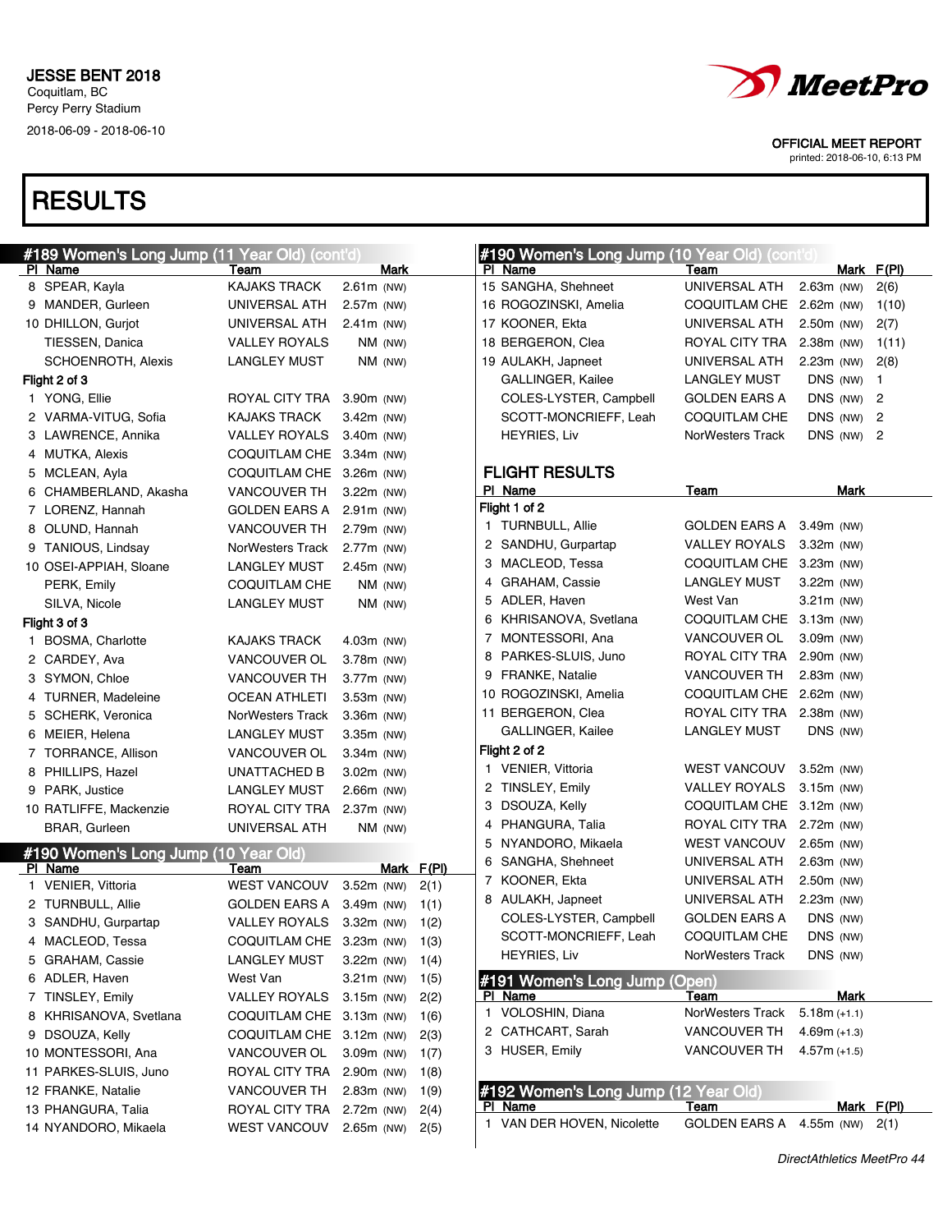JESSE BENT 2018
Coquitlam, BC
Percy Perry Stadium
2018-06-09 - 2018-06-10

MeetPro

OFFICIAL MEET REPORT
printed: 2018-06-10, 6:13 PM

# RESULTS

## #189 Women's Long Jump (11 Year Old) (cont'd)

| Pl | Name | Team | Mark |
|---|---|---|---|
| 8 | SPEAR, Kayla | KAJAKS TRACK | 2.61m (NW) |
| 9 | MANDER, Gurleen | UNIVERSAL ATH | 2.57m (NW) |
| 10 | DHILLON, Gurjot | UNIVERSAL ATH | 2.41m (NW) |
| | TIESSEN, Danica | VALLEY ROYALS | NM (NW) |
| | SCHOENROTH, Alexis | LANGLEY MUST | NM (NW) |
| **Flight 2 of 3** | | | |
| 1 | YONG, Ellie | ROYAL CITY TRA | 3.90m (NW) |
| 2 | VARMA-VITUG, Sofia | KAJAKS TRACK | 3.42m (NW) |
| 3 | LAWRENCE, Annika | VALLEY ROYALS | 3.40m (NW) |
| 4 | MUTKA, Alexis | COQUITLAM CHE | 3.34m (NW) |
| 5 | MCLEAN, Ayla | COQUITLAM CHE | 3.26m (NW) |
| 6 | CHAMBERLAND, Akasha | VANCOUVER TH | 3.22m (NW) |
| 7 | LORENZ, Hannah | GOLDEN EARS A | 2.91m (NW) |
| 8 | OLUND, Hannah | VANCOUVER TH | 2.79m (NW) |
| 9 | TANIOUS, Lindsay | NorWesters Track | 2.77m (NW) |
| 10 | OSEI-APPIAH, Sloane | LANGLEY MUST | 2.45m (NW) |
| | PERK, Emily | COQUITLAM CHE | NM (NW) |
| | SILVA, Nicole | LANGLEY MUST | NM (NW) |
| **Flight 3 of 3** | | | |
| 1 | BOSMA, Charlotte | KAJAKS TRACK | 4.03m (NW) |
| 2 | CARDEY, Ava | VANCOUVER OL | 3.78m (NW) |
| 3 | SYMON, Chloe | VANCOUVER TH | 3.77m (NW) |
| 4 | TURNER, Madeleine | OCEAN ATHLETI | 3.53m (NW) |
| 5 | SCHERK, Veronica | NorWesters Track | 3.36m (NW) |
| 6 | MEIER, Helena | LANGLEY MUST | 3.35m (NW) |
| 7 | TORRANCE, Allison | VANCOUVER OL | 3.34m (NW) |
| 8 | PHILLIPS, Hazel | UNATTACHED B | 3.02m (NW) |
| 9 | PARK, Justice | LANGLEY MUST | 2.66m (NW) |
| 10 | RATLIFFE, Mackenzie | ROYAL CITY TRA | 2.37m (NW) |
| | BRAR, Gurleen | UNIVERSAL ATH | NM (NW) |

## #190 Women's Long Jump (10 Year Old)

| Pl | Name | Team | Mark | F(Pl) |
|---|---|---|---|---|
| 1 | VENIER, Vittoria | WEST VANCOUV | 3.52m (NW) | 2(1) |
| 2 | TURNBULL, Allie | GOLDEN EARS A | 3.49m (NW) | 1(1) |
| 3 | SANDHU, Gurpartap | VALLEY ROYALS | 3.32m (NW) | 1(2) |
| 4 | MACLEOD, Tessa | COQUITLAM CHE | 3.23m (NW) | 1(3) |
| 5 | GRAHAM, Cassie | LANGLEY MUST | 3.22m (NW) | 1(4) |
| 6 | ADLER, Haven | West Van | 3.21m (NW) | 1(5) |
| 7 | TINSLEY, Emily | VALLEY ROYALS | 3.15m (NW) | 2(2) |
| 8 | KHRISANOVA, Svetlana | COQUITLAM CHE | 3.13m (NW) | 1(6) |
| 9 | DSOUZA, Kelly | COQUITLAM CHE | 3.12m (NW) | 2(3) |
| 10 | MONTESSORI, Ana | VANCOUVER OL | 3.09m (NW) | 1(7) |
| 11 | PARKES-SLUIS, Juno | ROYAL CITY TRA | 2.90m (NW) | 1(8) |
| 12 | FRANKE, Natalie | VANCOUVER TH | 2.83m (NW) | 1(9) |
| 13 | PHANGURA, Talia | ROYAL CITY TRA | 2.72m (NW) | 2(4) |
| 14 | NYANDORO, Mikaela | WEST VANCOUV | 2.65m (NW) | 2(5) |
| 15 | SANGHA, Shehneet | UNIVERSAL ATH | 2.63m (NW) | 2(6) |
| 16 | ROGOZINSKI, Amelia | COQUITLAM CHE | 2.62m (NW) | 1(10) |
| 17 | KOONER, Ekta | UNIVERSAL ATH | 2.50m (NW) | 2(7) |
| 18 | BERGERON, Clea | ROYAL CITY TRA | 2.38m (NW) | 1(11) |
| 19 | AULAKH, Japneet | UNIVERSAL ATH | 2.23m (NW) | 2(8) |
| | GALLINGER, Kailee | LANGLEY MUST | DNS (NW) | 1 |
| | COLES-LYSTER, Campbell | GOLDEN EARS A | DNS (NW) | 2 |
| | SCOTT-MONCRIEFF, Leah | COQUITLAM CHE | DNS (NW) | 2 |
| | HEYRIES, Liv | NorWesters Track | DNS (NW) | 2 |

### FLIGHT RESULTS

| Pl | Name | Team | Mark |
|---|---|---|---|
| **Flight 1 of 2** | | | |
| 1 | TURNBULL, Allie | GOLDEN EARS A | 3.49m (NW) |
| 2 | SANDHU, Gurpartap | VALLEY ROYALS | 3.32m (NW) |
| 3 | MACLEOD, Tessa | COQUITLAM CHE | 3.23m (NW) |
| 4 | GRAHAM, Cassie | LANGLEY MUST | 3.22m (NW) |
| 5 | ADLER, Haven | West Van | 3.21m (NW) |
| 6 | KHRISANOVA, Svetlana | COQUITLAM CHE | 3.13m (NW) |
| 7 | MONTESSORI, Ana | VANCOUVER OL | 3.09m (NW) |
| 8 | PARKES-SLUIS, Juno | ROYAL CITY TRA | 2.90m (NW) |
| 9 | FRANKE, Natalie | VANCOUVER TH | 2.83m (NW) |
| 10 | ROGOZINSKI, Amelia | COQUITLAM CHE | 2.62m (NW) |
| 11 | BERGERON, Clea | ROYAL CITY TRA | 2.38m (NW) |
| | GALLINGER, Kailee | LANGLEY MUST | DNS (NW) |
| **Flight 2 of 2** | | | |
| 1 | VENIER, Vittoria | WEST VANCOUV | 3.52m (NW) |
| 2 | TINSLEY, Emily | VALLEY ROYALS | 3.15m (NW) |
| 3 | DSOUZA, Kelly | COQUITLAM CHE | 3.12m (NW) |
| 4 | PHANGURA, Talia | ROYAL CITY TRA | 2.72m (NW) |
| 5 | NYANDORO, Mikaela | WEST VANCOUV | 2.65m (NW) |
| 6 | SANGHA, Shehneet | UNIVERSAL ATH | 2.63m (NW) |
| 7 | KOONER, Ekta | UNIVERSAL ATH | 2.50m (NW) |
| 8 | AULAKH, Japneet | UNIVERSAL ATH | 2.23m (NW) |
| | COLES-LYSTER, Campbell | GOLDEN EARS A | DNS (NW) |
| | SCOTT-MONCRIEFF, Leah | COQUITLAM CHE | DNS (NW) |
| | HEYRIES, Liv | NorWesters Track | DNS (NW) |

## #191 Women's Long Jump (Open)

| Pl | Name | Team | Mark |
|---|---|---|---|
| 1 | VOLOSHIN, Diana | NorWesters Track | 5.18m (+1.1) |
| 2 | CATHCART, Sarah | VANCOUVER TH | 4.69m (+1.3) |
| 3 | HUSER, Emily | VANCOUVER TH | 4.57m (+1.5) |

## #192 Women's Long Jump (12 Year Old)

| Pl | Name | Team | Mark | F(Pl) |
|---|---|---|---|---|
| 1 | VAN DER HOVEN, Nicolette | GOLDEN EARS A | 4.55m (NW) | 2(1) |

DirectAthletics MeetPro 44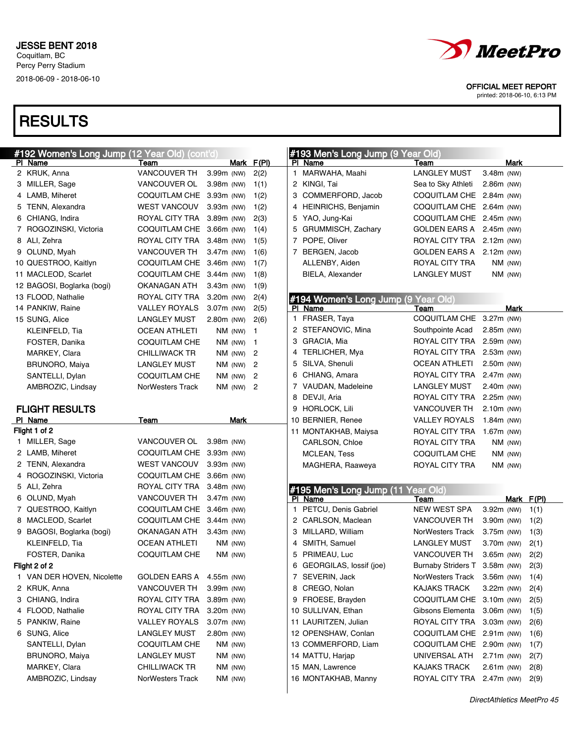JESSE BENT 2018
Coquitlam, BC
Percy Perry Stadium
2018-06-09 - 2018-06-10

OFFICIAL MEET REPORT
printed: 2018-06-10, 6:13 PM

# RESULTS

## #192 Women's Long Jump (12 Year Old) (cont'd)

| Pl | Name | Team | Mark | | F(Pl) |
|---|---|---|---|---|---|
| 2 | KRUK, Anna | VANCOUVER TH | 3.99m | (NW) | 2(2) |
| 3 | MILLER, Sage | VANCOUVER OL | 3.98m | (NW) | 1(1) |
| 4 | LAMB, Miheret | COQUITLAM CHE | 3.93m | (NW) | 1(2) |
| 5 | TENN, Alexandra | WEST VANCOUV | 3.93m | (NW) | 1(2) |
| 6 | CHIANG, Indira | ROYAL CITY TRA | 3.89m | (NW) | 2(3) |
| 7 | ROGOZINSKI, Victoria | COQUITLAM CHE | 3.66m | (NW) | 1(4) |
| 8 | ALI, Zehra | ROYAL CITY TRA | 3.48m | (NW) | 1(5) |
| 9 | OLUND, Myah | VANCOUVER TH | 3.47m | (NW) | 1(6) |
| 10 | QUESTROO, Kaitlyn | COQUITLAM CHE | 3.46m | (NW) | 1(7) |
| 11 | MACLEOD, Scarlet | COQUITLAM CHE | 3.44m | (NW) | 1(8) |
| 12 | BAGOSI, Boglarka (bogi) | OKANAGAN ATH | 3.43m | (NW) | 1(9) |
| 13 | FLOOD, Nathalie | ROYAL CITY TRA | 3.20m | (NW) | 2(4) |
| 14 | PANKIW, Raine | VALLEY ROYALS | 3.07m | (NW) | 2(5) |
| 15 | SUNG, Alice | LANGLEY MUST | 2.80m | (NW) | 2(6) |
| | KLEINFELD, Tia | OCEAN ATHLETI | NM | (NW) | 1 |
| | FOSTER, Danika | COQUITLAM CHE | NM | (NW) | 1 |
| | MARKEY, Clara | CHILLIWACK TR | NM | (NW) | 2 |
| | BRUNORO, Maiya | LANGLEY MUST | NM | (NW) | 2 |
| | SANTELLI, Dylan | COQUITLAM CHE | NM | (NW) | 2 |
| | AMBROZIC, Lindsay | NorWesters Track | NM | (NW) | 2 |

### FLIGHT RESULTS

| Pl | Name | Team | Mark | |
|---|---|---|---|---|
| **Flight 1 of 2** | | | | |
| 1 | MILLER, Sage | VANCOUVER OL | 3.98m | (NW) |
| 2 | LAMB, Miheret | COQUITLAM CHE | 3.93m | (NW) |
| 2 | TENN, Alexandra | WEST VANCOUV | 3.93m | (NW) |
| 4 | ROGOZINSKI, Victoria | COQUITLAM CHE | 3.66m | (NW) |
| 5 | ALI, Zehra | ROYAL CITY TRA | 3.48m | (NW) |
| 6 | OLUND, Myah | VANCOUVER TH | 3.47m | (NW) |
| 7 | QUESTROO, Kaitlyn | COQUITLAM CHE | 3.46m | (NW) |
| 8 | MACLEOD, Scarlet | COQUITLAM CHE | 3.44m | (NW) |
| 9 | BAGOSI, Boglarka (bogi) | OKANAGAN ATH | 3.43m | (NW) |
| | KLEINFELD, Tia | OCEAN ATHLETI | NM | (NW) |
| | FOSTER, Danika | COQUITLAM CHE | NM | (NW) |
| **Flight 2 of 2** | | | | |
| 1 | VAN DER HOVEN, Nicolette | GOLDEN EARS A | 4.55m | (NW) |
| 2 | KRUK, Anna | VANCOUVER TH | 3.99m | (NW) |
| 3 | CHIANG, Indira | ROYAL CITY TRA | 3.89m | (NW) |
| 4 | FLOOD, Nathalie | ROYAL CITY TRA | 3.20m | (NW) |
| 5 | PANKIW, Raine | VALLEY ROYALS | 3.07m | (NW) |
| 6 | SUNG, Alice | LANGLEY MUST | 2.80m | (NW) |
| | SANTELLI, Dylan | COQUITLAM CHE | NM | (NW) |
| | BRUNORO, Maiya | LANGLEY MUST | NM | (NW) |
| | MARKEY, Clara | CHILLIWACK TR | NM | (NW) |
| | AMBROZIC, Lindsay | NorWesters Track | NM | (NW) |

## #193 Men's Long Jump (9 Year Old)

| Pl | Name | Team | Mark | |
|---|---|---|---|---|
| 1 | MARWAHA, Maahi | LANGLEY MUST | 3.48m | (NW) |
| 2 | KINGI, Tai | Sea to Sky Athleti | 2.86m | (NW) |
| 3 | COMMERFORD, Jacob | COQUITLAM CHE | 2.84m | (NW) |
| 4 | HEINRICHS, Benjamin | COQUITLAM CHE | 2.64m | (NW) |
| 5 | YAO, Jung-Kai | COQUITLAM CHE | 2.45m | (NW) |
| 5 | GRUMMISCH, Zachary | GOLDEN EARS A | 2.45m | (NW) |
| 7 | POPE, Oliver | ROYAL CITY TRA | 2.12m | (NW) |
| 7 | BERGEN, Jacob | GOLDEN EARS A | 2.12m | (NW) |
| | ALLENBY, Aiden | ROYAL CITY TRA | NM | (NW) |
| | BIELA, Alexander | LANGLEY MUST | NM | (NW) |

## #194 Women's Long Jump (9 Year Old)

| Pl | Name | Team | Mark | |
|---|---|---|---|---|
| 1 | FRASER, Taya | COQUITLAM CHE | 3.27m | (NW) |
| 2 | STEFANOVIC, Mina | Southpointe Acad | 2.85m | (NW) |
| 3 | GRACIA, Mia | ROYAL CITY TRA | 2.59m | (NW) |
| 4 | TERLICHER, Mya | ROYAL CITY TRA | 2.53m | (NW) |
| 5 | SILVA, Shenuli | OCEAN ATHLETI | 2.50m | (NW) |
| 6 | CHIANG, Amara | ROYAL CITY TRA | 2.47m | (NW) |
| 7 | VAUDAN, Madeleine | LANGLEY MUST | 2.40m | (NW) |
| 8 | DEVJI, Aria | ROYAL CITY TRA | 2.25m | (NW) |
| 9 | HORLOCK, Lili | VANCOUVER TH | 2.10m | (NW) |
| 10 | BERNIER, Renee | VALLEY ROYALS | 1.84m | (NW) |
| 11 | MONTAKHAB, Maiysa | ROYAL CITY TRA | 1.67m | (NW) |
| | CARLSON, Chloe | ROYAL CITY TRA | NM | (NW) |
| | MCLEAN, Tess | COQUITLAM CHE | NM | (NW) |
| | MAGHERA, Raaweya | ROYAL CITY TRA | NM | (NW) |

## #195 Men's Long Jump (11 Year Old)

| Pl | Name | Team | Mark | | F(Pl) |
|---|---|---|---|---|---|
| 1 | PETCU, Denis Gabriel | NEW WEST SPA | 3.92m | (NW) | 1(1) |
| 2 | CARLSON, Maclean | VANCOUVER TH | 3.90m | (NW) | 1(2) |
| 3 | MILLARD, William | NorWesters Track | 3.75m | (NW) | 1(3) |
| 4 | SMITH, Samuel | LANGLEY MUST | 3.70m | (NW) | 2(1) |
| 5 | PRIMEAU, Luc | VANCOUVER TH | 3.65m | (NW) | 2(2) |
| 6 | GEORGILAS, Iossif (joe) | Burnaby Striders T | 3.58m | (NW) | 2(3) |
| 7 | SEVERIN, Jack | NorWesters Track | 3.56m | (NW) | 1(4) |
| 8 | CREGO, Nolan | KAJAKS TRACK | 3.22m | (NW) | 2(4) |
| 9 | FROESE, Brayden | COQUITLAM CHE | 3.10m | (NW) | 2(5) |
| 10 | SULLIVAN, Ethan | Gibsons Elementa | 3.06m | (NW) | 1(5) |
| 11 | LAURITZEN, Julian | ROYAL CITY TRA | 3.03m | (NW) | 2(6) |
| 12 | OPENSHAW, Conlan | COQUITLAM CHE | 2.91m | (NW) | 1(6) |
| 13 | COMMERFORD, Liam | COQUITLAM CHE | 2.90m | (NW) | 1(7) |
| 14 | MATTU, Harjap | UNIVERSAL ATH | 2.71m | (NW) | 2(7) |
| 15 | MAN, Lawrence | KAJAKS TRACK | 2.61m | (NW) | 2(8) |
| 16 | MONTAKHAB, Manny | ROYAL CITY TRA | 2.47m | (NW) | 2(9) |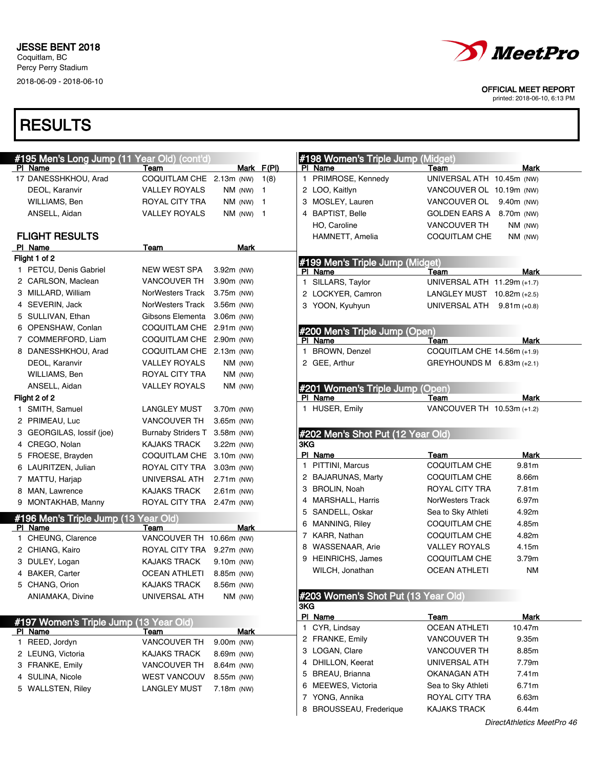# RESULTS

## #195 Men's Long Jump (11 Year Old) (cont'd)

| Pl | Name | Team | Mark | | F(Pl) |
|---|---|---|---|---|---|
| 17 | DANESSHKHOU, Arad | COQUITLAM CHE | 2.13m | (NW) | 1(8) |
| | DEOL, Karanvir | VALLEY ROYALS | NM | (NW) | 1 |
| | WILLIAMS, Ben | ROYAL CITY TRA | NM | (NW) | 1 |
| | ANSELL, Aidan | VALLEY ROYALS | NM | (NW) | 1 |

### FLIGHT RESULTS

| Pl | Name | Team | Mark | |
|---|---|---|---|---|
| **Flight 1 of 2** | | | | |
| 1 | PETCU, Denis Gabriel | NEW WEST SPA | 3.92m | (NW) |
| 2 | CARLSON, Maclean | VANCOUVER TH | 3.90m | (NW) |
| 3 | MILLARD, William | NorWesters Track | 3.75m | (NW) |
| 4 | SEVERIN, Jack | NorWesters Track | 3.56m | (NW) |
| 5 | SULLIVAN, Ethan | Gibsons Elementa | 3.06m | (NW) |
| 6 | OPENSHAW, Conlan | COQUITLAM CHE | 2.91m | (NW) |
| 7 | COMMERFORD, Liam | COQUITLAM CHE | 2.90m | (NW) |
| 8 | DANESSHKHOU, Arad | COQUITLAM CHE | 2.13m | (NW) |
| | DEOL, Karanvir | VALLEY ROYALS | NM | (NW) |
| | WILLIAMS, Ben | ROYAL CITY TRA | NM | (NW) |
| | ANSELL, Aidan | VALLEY ROYALS | NM | (NW) |
| **Flight 2 of 2** | | | | |
| 1 | SMITH, Samuel | LANGLEY MUST | 3.70m | (NW) |
| 2 | PRIMEAU, Luc | VANCOUVER TH | 3.65m | (NW) |
| 3 | GEORGILAS, Iossif (joe) | Burnaby Striders T | 3.58m | (NW) |
| 4 | CREGO, Nolan | KAJAKS TRACK | 3.22m | (NW) |
| 5 | FROESE, Brayden | COQUITLAM CHE | 3.10m | (NW) |
| 6 | LAURITZEN, Julian | ROYAL CITY TRA | 3.03m | (NW) |
| 7 | MATTU, Harjap | UNIVERSAL ATH | 2.71m | (NW) |
| 8 | MAN, Lawrence | KAJAKS TRACK | 2.61m | (NW) |
| 9 | MONTAKHAB, Manny | ROYAL CITY TRA | 2.47m | (NW) |

## #196 Men's Triple Jump (13 Year Old)

| Pl | Name | Team | Mark | |
|---|---|---|---|---|
| 1 | CHEUNG, Clarence | VANCOUVER TH | 10.66m | (NW) |
| 2 | CHIANG, Kairo | ROYAL CITY TRA | 9.27m | (NW) |
| 3 | DULEY, Logan | KAJAKS TRACK | 9.10m | (NW) |
| 4 | BAKER, Carter | OCEAN ATHLETI | 8.85m | (NW) |
| 5 | CHANG, Orion | KAJAKS TRACK | 8.56m | (NW) |
| | ANIAMAKA, Divine | UNIVERSAL ATH | NM | (NW) |

## #197 Women's Triple Jump (13 Year Old)

| Pl | Name | Team | Mark | |
|---|---|---|---|---|
| 1 | REED, Jordyn | VANCOUVER TH | 9.00m | (NW) |
| 2 | LEUNG, Victoria | KAJAKS TRACK | 8.69m | (NW) |
| 3 | FRANKE, Emily | VANCOUVER TH | 8.64m | (NW) |
| 4 | SULINA, Nicole | WEST VANCOUV | 8.55m | (NW) |
| 5 | WALLSTEN, Riley | LANGLEY MUST | 7.18m | (NW) |

## #198 Women's Triple Jump (Midget)

| Pl | Name | Team | Mark | |
|---|---|---|---|---|
| 1 | PRIMROSE, Kennedy | UNIVERSAL ATH | 10.45m | (NW) |
| 2 | LOO, Kaitlyn | VANCOUVER OL | 10.19m | (NW) |
| 3 | MOSLEY, Lauren | VANCOUVER OL | 9.40m | (NW) |
| 4 | BAPTIST, Belle | GOLDEN EARS A | 8.70m | (NW) |
| | HO, Caroline | VANCOUVER TH | NM | (NW) |
| | HAMNETT, Amelia | COQUITLAM CHE | NM | (NW) |

## #199 Men's Triple Jump (Midget)

| Pl | Name | Team | Mark | |
|---|---|---|---|---|
| 1 | SILLARS, Taylor | UNIVERSAL ATH | 11.29m | (+1.7) |
| 2 | LOCKYER, Camron | LANGLEY MUST | 10.82m | (+2.5) |
| 3 | YOON, Kyuhyun | UNIVERSAL ATH | 9.81m | (+0.8) |

## #200 Men's Triple Jump (Open)

| Pl | Name | Team | Mark | |
|---|---|---|---|---|
| 1 | BROWN, Denzel | COQUITLAM CHE | 14.56m | (+1.9) |
| 2 | GEE, Arthur | GREYHOUNDS M | 6.83m | (+2.1) |

## #201 Women's Triple Jump (Open)

| Pl | Name | Team | Mark | |
|---|---|---|---|---|
| 1 | HUSER, Emily | VANCOUVER TH | 10.53m | (+1.2) |

## #202 Men's Shot Put (12 Year Old)

3KG

| Pl | Name | Team | Mark |
|---|---|---|---|
| 1 | PITTINI, Marcus | COQUITLAM CHE | 9.81m |
| 2 | BAJARUNAS, Marty | COQUITLAM CHE | 8.66m |
| 3 | BROLIN, Noah | ROYAL CITY TRA | 7.81m |
| 4 | MARSHALL, Harris | NorWesters Track | 6.97m |
| 5 | SANDELL, Oskar | Sea to Sky Athleti | 4.92m |
| 6 | MANNING, Riley | COQUITLAM CHE | 4.85m |
| 7 | KARR, Nathan | COQUITLAM CHE | 4.82m |
| 8 | WASSENAAR, Arie | VALLEY ROYALS | 4.15m |
| 9 | HEINRICHS, James | COQUITLAM CHE | 3.79m |
| | WILCH, Jonathan | OCEAN ATHLETI | NM |

## #203 Women's Shot Put (13 Year Old)

3KG

| Pl | Name | Team | Mark |
|---|---|---|---|
| 1 | CYR, Lindsay | OCEAN ATHLETI | 10.47m |
| 2 | FRANKE, Emily | VANCOUVER TH | 9.35m |
| 3 | LOGAN, Clare | VANCOUVER TH | 8.85m |
| 4 | DHILLON, Keerat | UNIVERSAL ATH | 7.79m |
| 5 | BREAU, Brianna | OKANAGAN ATH | 7.41m |
| 6 | MEEWES, Victoria | Sea to Sky Athleti | 6.71m |
| 7 | YONG, Annika | ROYAL CITY TRA | 6.63m |
| 8 | BROUSSEAU, Frederique | KAJAKS TRACK | 6.44m |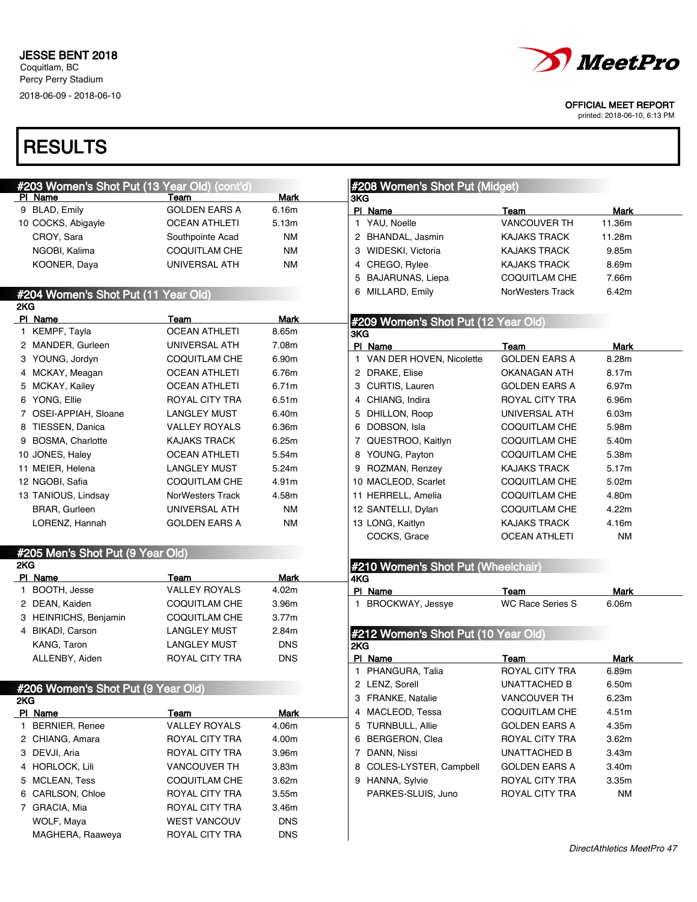JESSE BENT 2018
Coquitlam, BC
Percy Perry Stadium
2018-06-09 - 2018-06-10

OFFICIAL MEET REPORT
printed: 2018-06-10, 6:13 PM

# RESULTS

## #203 Women's Shot Put (13 Year Old) (cont'd)

| Pl | Name | Team | Mark |
|---|---|---|---|
| 9 | BLAD, Emily | GOLDEN EARS A | 6.16m |
| 10 | COCKS, Abigayle | OCEAN ATHLETI | 5.13m |
| | CROY, Sara | Southpointe Acad | NM |
| | NGOBI, Kalima | COQUITLAM CHE | NM |
| | KOONER, Daya | UNIVERSAL ATH | NM |

## #204 Women's Shot Put (11 Year Old)

2KG

| Pl | Name | Team | Mark |
|---|---|---|---|
| 1 | KEMPF, Tayla | OCEAN ATHLETI | 8.65m |
| 2 | MANDER, Gurleen | UNIVERSAL ATH | 7.08m |
| 3 | YOUNG, Jordyn | COQUITLAM CHE | 6.90m |
| 4 | MCKAY, Meagan | OCEAN ATHLETI | 6.76m |
| 5 | MCKAY, Kailey | OCEAN ATHLETI | 6.71m |
| 6 | YONG, Ellie | ROYAL CITY TRA | 6.51m |
| 7 | OSEI-APPIAH, Sloane | LANGLEY MUST | 6.40m |
| 8 | TIESSEN, Danica | VALLEY ROYALS | 6.36m |
| 9 | BOSMA, Charlotte | KAJAKS TRACK | 6.25m |
| 10 | JONES, Haley | OCEAN ATHLETI | 5.54m |
| 11 | MEIER, Helena | LANGLEY MUST | 5.24m |
| 12 | NGOBI, Safia | COQUITLAM CHE | 4.91m |
| 13 | TANIOUS, Lindsay | NorWesters Track | 4.58m |
| | BRAR, Gurleen | UNIVERSAL ATH | NM |
| | LORENZ, Hannah | GOLDEN EARS A | NM |

## #205 Men's Shot Put (9 Year Old)

2KG

| Pl | Name | Team | Mark |
|---|---|---|---|
| 1 | BOOTH, Jesse | VALLEY ROYALS | 4.02m |
| 2 | DEAN, Kaiden | COQUITLAM CHE | 3.96m |
| 3 | HEINRICHS, Benjamin | COQUITLAM CHE | 3.77m |
| 4 | BIKADI, Carson | LANGLEY MUST | 2.84m |
| | KANG, Taron | LANGLEY MUST | DNS |
| | ALLENBY, Aiden | ROYAL CITY TRA | DNS |

## #206 Women's Shot Put (9 Year Old)

2KG

| Pl | Name | Team | Mark |
|---|---|---|---|
| 1 | BERNIER, Renee | VALLEY ROYALS | 4.06m |
| 2 | CHIANG, Amara | ROYAL CITY TRA | 4.00m |
| 3 | DEVJI, Aria | ROYAL CITY TRA | 3.96m |
| 4 | HORLOCK, Lili | VANCOUVER TH | 3.83m |
| 5 | MCLEAN, Tess | COQUITLAM CHE | 3.62m |
| 6 | CARLSON, Chloe | ROYAL CITY TRA | 3.55m |
| 7 | GRACIA, Mia | ROYAL CITY TRA | 3.46m |
| | WOLF, Maya | WEST VANCOUV | DNS |
| | MAGHERA, Raaweya | ROYAL CITY TRA | DNS |

## #208 Women's Shot Put (Midget)

3KG

| Pl | Name | Team | Mark |
|---|---|---|---|
| 1 | YAU, Noelle | VANCOUVER TH | 11.36m |
| 2 | BHANDAL, Jasmin | KAJAKS TRACK | 11.28m |
| 3 | WIDESKI, Victoria | KAJAKS TRACK | 9.85m |
| 4 | CREGO, Rylee | KAJAKS TRACK | 8.69m |
| 5 | BAJARUNAS, Liepa | COQUITLAM CHE | 7.66m |
| 6 | MILLARD, Emily | NorWesters Track | 6.42m |

## #209 Women's Shot Put (12 Year Old)

3KG

| Pl | Name | Team | Mark |
|---|---|---|---|
| 1 | VAN DER HOVEN, Nicolette | GOLDEN EARS A | 8.28m |
| 2 | DRAKE, Elise | OKANAGAN ATH | 8.17m |
| 3 | CURTIS, Lauren | GOLDEN EARS A | 6.97m |
| 4 | CHIANG, Indira | ROYAL CITY TRA | 6.96m |
| 5 | DHILLON, Roop | UNIVERSAL ATH | 6.03m |
| 6 | DOBSON, Isla | COQUITLAM CHE | 5.98m |
| 7 | QUESTROO, Kaitlyn | COQUITLAM CHE | 5.40m |
| 8 | YOUNG, Payton | COQUITLAM CHE | 5.38m |
| 9 | ROZMAN, Renzey | KAJAKS TRACK | 5.17m |
| 10 | MACLEOD, Scarlet | COQUITLAM CHE | 5.02m |
| 11 | HERRELL, Amelia | COQUITLAM CHE | 4.80m |
| 12 | SANTELLI, Dylan | COQUITLAM CHE | 4.22m |
| 13 | LONG, Kaitlyn | KAJAKS TRACK | 4.16m |
| | COCKS, Grace | OCEAN ATHLETI | NM |

## #210 Women's Shot Put (Wheelchair)

4KG

| Pl | Name | Team | Mark |
|---|---|---|---|
| 1 | BROCKWAY, Jessye | WC Race Series S | 6.06m |

## #212 Women's Shot Put (10 Year Old)

2KG

| Pl | Name | Team | Mark |
|---|---|---|---|
| 1 | PHANGURA, Talia | ROYAL CITY TRA | 6.89m |
| 2 | LENZ, Sorell | UNATTACHED B | 6.50m |
| 3 | FRANKE, Natalie | VANCOUVER TH | 6.23m |
| 4 | MACLEOD, Tessa | COQUITLAM CHE | 4.51m |
| 5 | TURNBULL, Allie | GOLDEN EARS A | 4.35m |
| 6 | BERGERON, Clea | ROYAL CITY TRA | 3.62m |
| 7 | DANN, Nissi | UNATTACHED B | 3.43m |
| 8 | COLES-LYSTER, Campbell | GOLDEN EARS A | 3.40m |
| 9 | HANNA, Sylvie | ROYAL CITY TRA | 3.35m |
| | PARKES-SLUIS, Juno | ROYAL CITY TRA | NM |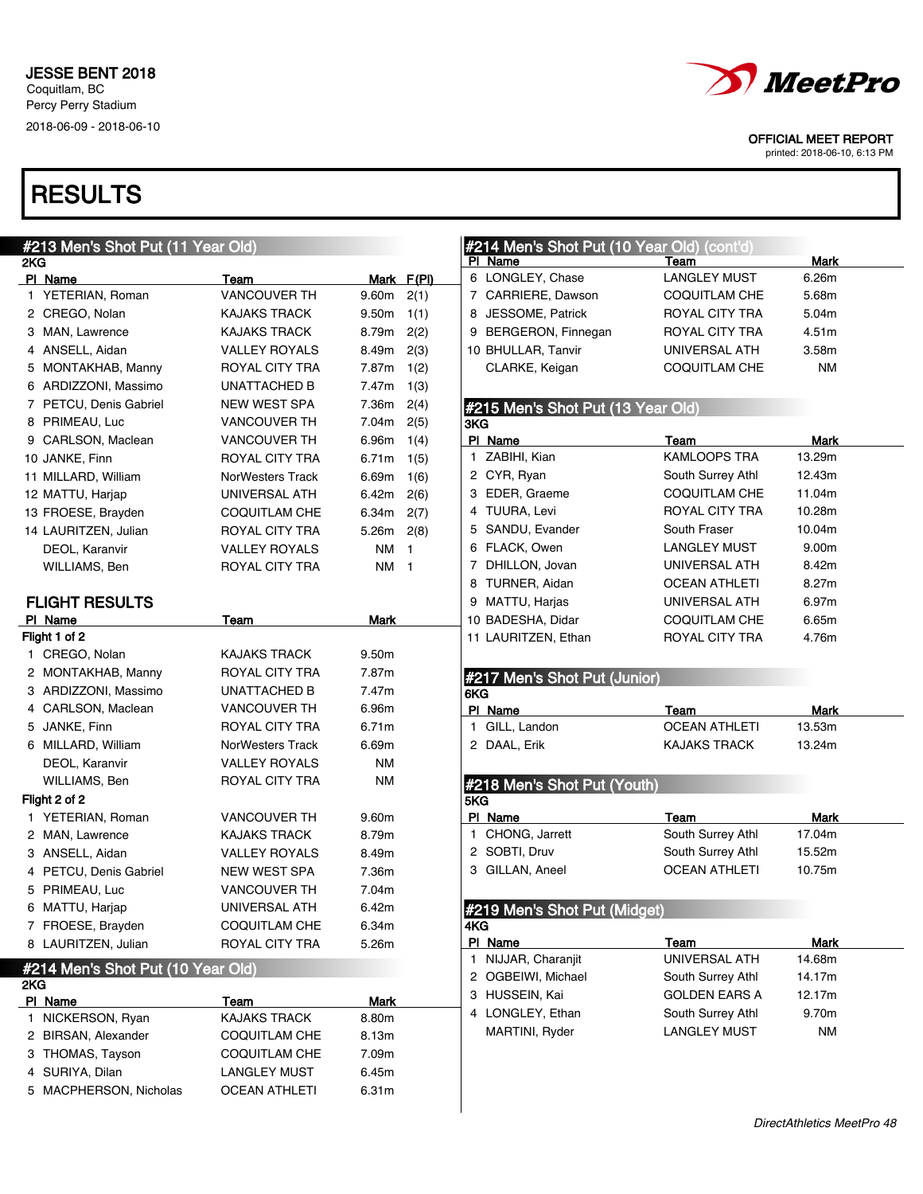# JESSE BENT 2018

Coquitlam, BC
Percy Perry Stadium
2018-06-09 - 2018-06-10

OFFICIAL MEET REPORT
printed: 2018-06-10, 6:13 PM

# RESULTS

## #213 Men's Shot Put (11 Year Old)

2KG

| Pl | Name | Team | Mark | F(Pl) |
|---|---|---|---|---|
| 1 | YETERIAN, Roman | VANCOUVER TH | 9.60m | 2(1) |
| 2 | CREGO, Nolan | KAJAKS TRACK | 9.50m | 1(1) |
| 3 | MAN, Lawrence | KAJAKS TRACK | 8.79m | 2(2) |
| 4 | ANSELL, Aidan | VALLEY ROYALS | 8.49m | 2(3) |
| 5 | MONTAKHAB, Manny | ROYAL CITY TRA | 7.87m | 1(2) |
| 6 | ARDIZZONI, Massimo | UNATTACHED B | 7.47m | 1(3) |
| 7 | PETCU, Denis Gabriel | NEW WEST SPA | 7.36m | 2(4) |
| 8 | PRIMEAU, Luc | VANCOUVER TH | 7.04m | 2(5) |
| 9 | CARLSON, Maclean | VANCOUVER TH | 6.96m | 1(4) |
| 10 | JANKE, Finn | ROYAL CITY TRA | 6.71m | 1(5) |
| 11 | MILLARD, William | NorWesters Track | 6.69m | 1(6) |
| 12 | MATTU, Harjap | UNIVERSAL ATH | 6.42m | 2(6) |
| 13 | FROESE, Brayden | COQUITLAM CHE | 6.34m | 2(7) |
| 14 | LAURITZEN, Julian | ROYAL CITY TRA | 5.26m | 2(8) |
| | DEOL, Karanvir | VALLEY ROYALS | NM | 1 |
| | WILLIAMS, Ben | ROYAL CITY TRA | NM | 1 |

### FLIGHT RESULTS

| Pl | Name | Team | Mark |
|---|---|---|---|
| **Flight 1 of 2** | | | |
| 1 | CREGO, Nolan | KAJAKS TRACK | 9.50m |
| 2 | MONTAKHAB, Manny | ROYAL CITY TRA | 7.87m |
| 3 | ARDIZZONI, Massimo | UNATTACHED B | 7.47m |
| 4 | CARLSON, Maclean | VANCOUVER TH | 6.96m |
| 5 | JANKE, Finn | ROYAL CITY TRA | 6.71m |
| 6 | MILLARD, William | NorWesters Track | 6.69m |
| | DEOL, Karanvir | VALLEY ROYALS | NM |
| | WILLIAMS, Ben | ROYAL CITY TRA | NM |
| **Flight 2 of 2** | | | |
| 1 | YETERIAN, Roman | VANCOUVER TH | 9.60m |
| 2 | MAN, Lawrence | KAJAKS TRACK | 8.79m |
| 3 | ANSELL, Aidan | VALLEY ROYALS | 8.49m |
| 4 | PETCU, Denis Gabriel | NEW WEST SPA | 7.36m |
| 5 | PRIMEAU, Luc | VANCOUVER TH | 7.04m |
| 6 | MATTU, Harjap | UNIVERSAL ATH | 6.42m |
| 7 | FROESE, Brayden | COQUITLAM CHE | 6.34m |
| 8 | LAURITZEN, Julian | ROYAL CITY TRA | 5.26m |

## #214 Men's Shot Put (10 Year Old)

2KG

| Pl | Name | Team | Mark |
|---|---|---|---|
| 1 | NICKERSON, Ryan | KAJAKS TRACK | 8.80m |
| 2 | BIRSAN, Alexander | COQUITLAM CHE | 8.13m |
| 3 | THOMAS, Tayson | COQUITLAM CHE | 7.09m |
| 4 | SURIYA, Dilan | LANGLEY MUST | 6.45m |
| 5 | MACPHERSON, Nicholas | OCEAN ATHLETI | 6.31m |
| 6 | LONGLEY, Chase | LANGLEY MUST | 6.26m |
| 7 | CARRIERE, Dawson | COQUITLAM CHE | 5.68m |
| 8 | JESSOME, Patrick | ROYAL CITY TRA | 5.04m |
| 9 | BERGERON, Finnegan | ROYAL CITY TRA | 4.51m |
| 10 | BHULLAR, Tanvir | UNIVERSAL ATH | 3.58m |
| | CLARKE, Keigan | COQUITLAM CHE | NM |

## #215 Men's Shot Put (13 Year Old)

3KG

| Pl | Name | Team | Mark |
|---|---|---|---|
| 1 | ZABIHI, Kian | KAMLOOPS TRA | 13.29m |
| 2 | CYR, Ryan | South Surrey Athl | 12.43m |
| 3 | EDER, Graeme | COQUITLAM CHE | 11.04m |
| 4 | TUURA, Levi | ROYAL CITY TRA | 10.28m |
| 5 | SANDU, Evander | South Fraser | 10.04m |
| 6 | FLACK, Owen | LANGLEY MUST | 9.00m |
| 7 | DHILLON, Jovan | UNIVERSAL ATH | 8.42m |
| 8 | TURNER, Aidan | OCEAN ATHLETI | 8.27m |
| 9 | MATTU, Harjas | UNIVERSAL ATH | 6.97m |
| 10 | BADESHA, Didar | COQUITLAM CHE | 6.65m |
| 11 | LAURITZEN, Ethan | ROYAL CITY TRA | 4.76m |

## #217 Men's Shot Put (Junior)

6KG

| Pl | Name | Team | Mark |
|---|---|---|---|
| 1 | GILL, Landon | OCEAN ATHLETI | 13.53m |
| 2 | DAAL, Erik | KAJAKS TRACK | 13.24m |

## #218 Men's Shot Put (Youth)

5KG

| Pl | Name | Team | Mark |
|---|---|---|---|
| 1 | CHONG, Jarrett | South Surrey Athl | 17.04m |
| 2 | SOBTI, Druv | South Surrey Athl | 15.52m |
| 3 | GILLAN, Aneel | OCEAN ATHLETI | 10.75m |

## #219 Men's Shot Put (Midget)

4KG

| Pl | Name | Team | Mark |
|---|---|---|---|
| 1 | NIJJAR, Charanjit | UNIVERSAL ATH | 14.68m |
| 2 | OGBEIWI, Michael | South Surrey Athl | 14.17m |
| 3 | HUSSEIN, Kai | GOLDEN EARS A | 12.17m |
| 4 | LONGLEY, Ethan | South Surrey Athl | 9.70m |
| | MARTINI, Ryder | LANGLEY MUST | NM |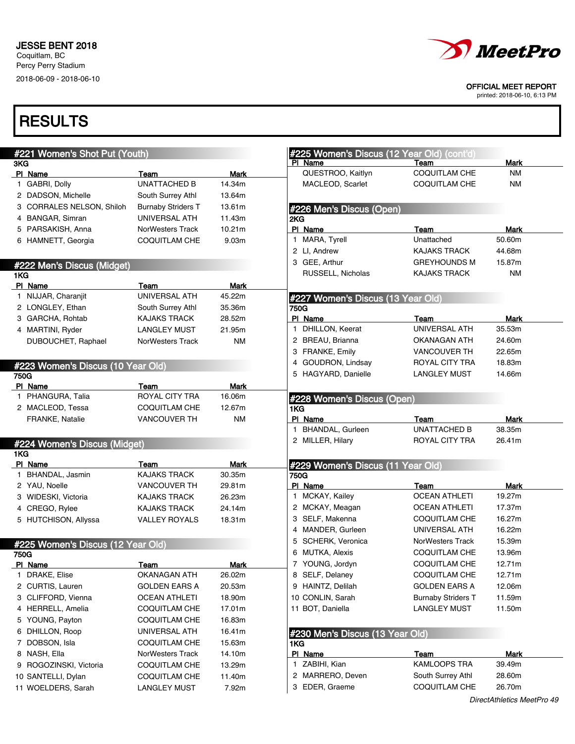JESSE BENT 2018
Coquitlam, BC
Percy Perry Stadium
2018-06-09 - 2018-06-10

OFFICIAL MEET REPORT
printed: 2018-06-10, 6:13 PM

# RESULTS

## #221 Women's Shot Put (Youth)

3KG

| Pl | Name | Team | Mark |
|---|---|---|---|
| 1 | GABRI, Dolly | UNATTACHED B | 14.34m |
| 2 | DADSON, Michelle | South Surrey Athl | 13.64m |
| 3 | CORRALES NELSON, Shiloh | Burnaby Striders T | 13.61m |
| 4 | BANGAR, Simran | UNIVERSAL ATH | 11.43m |
| 5 | PARSAKISH, Anna | NorWesters Track | 10.21m |
| 6 | HAMNETT, Georgia | COQUITLAM CHE | 9.03m |

## #222 Men's Discus (Midget)

1KG

| Pl | Name | Team | Mark |
|---|---|---|---|
| 1 | NIJJAR, Charanjit | UNIVERSAL ATH | 45.22m |
| 2 | LONGLEY, Ethan | South Surrey Athl | 35.36m |
| 3 | GARCHA, Rohtab | KAJAKS TRACK | 28.52m |
| 4 | MARTINI, Ryder | LANGLEY MUST | 21.95m |
| | DUBOUCHET, Raphael | NorWesters Track | NM |

## #223 Women's Discus (10 Year Old)

750G

| Pl | Name | Team | Mark |
|---|---|---|---|
| 1 | PHANGURA, Talia | ROYAL CITY TRA | 16.06m |
| 2 | MACLEOD, Tessa | COQUITLAM CHE | 12.67m |
| | FRANKE, Natalie | VANCOUVER TH | NM |

## #224 Women's Discus (Midget)

1KG

| Pl | Name | Team | Mark |
|---|---|---|---|
| 1 | BHANDAL, Jasmin | KAJAKS TRACK | 30.35m |
| 2 | YAU, Noelle | VANCOUVER TH | 29.81m |
| 3 | WIDESKI, Victoria | KAJAKS TRACK | 26.23m |
| 4 | CREGO, Rylee | KAJAKS TRACK | 24.14m |
| 5 | HUTCHISON, Allyssa | VALLEY ROYALS | 18.31m |

## #225 Women's Discus (12 Year Old)

750G

| Pl | Name | Team | Mark |
|---|---|---|---|
| 1 | DRAKE, Elise | OKANAGAN ATH | 26.02m |
| 2 | CURTIS, Lauren | GOLDEN EARS A | 20.53m |
| 3 | CLIFFORD, Vienna | OCEAN ATHLETI | 18.90m |
| 4 | HERRELL, Amelia | COQUITLAM CHE | 17.01m |
| 5 | YOUNG, Payton | COQUITLAM CHE | 16.83m |
| 6 | DHILLON, Roop | UNIVERSAL ATH | 16.41m |
| 7 | DOBSON, Isla | COQUITLAM CHE | 15.63m |
| 8 | NASH, Ella | NorWesters Track | 14.10m |
| 9 | ROGOZINSKI, Victoria | COQUITLAM CHE | 13.29m |
| 10 | SANTELLI, Dylan | COQUITLAM CHE | 11.40m |
| 11 | WOELDERS, Sarah | LANGLEY MUST | 7.92m |
| | QUESTROO, Kaitlyn | COQUITLAM CHE | NM |
| | MACLEOD, Scarlet | COQUITLAM CHE | NM |

## #226 Men's Discus (Open)

2KG

| Pl | Name | Team | Mark |
|---|---|---|---|
| 1 | MARA, Tyrell | Unattached | 50.60m |
| 2 | LI, Andrew | KAJAKS TRACK | 44.68m |
| 3 | GEE, Arthur | GREYHOUNDS M | 15.87m |
| | RUSSELL, Nicholas | KAJAKS TRACK | NM |

## #227 Women's Discus (13 Year Old)

750G

| Pl | Name | Team | Mark |
|---|---|---|---|
| 1 | DHILLON, Keerat | UNIVERSAL ATH | 35.53m |
| 2 | BREAU, Brianna | OKANAGAN ATH | 24.60m |
| 3 | FRANKE, Emily | VANCOUVER TH | 22.65m |
| 4 | GOUDRON, Lindsay | ROYAL CITY TRA | 18.83m |
| 5 | HAGYARD, Danielle | LANGLEY MUST | 14.66m |

## #228 Women's Discus (Open)

1KG

| Pl | Name | Team | Mark |
|---|---|---|---|
| 1 | BHANDAL, Gurleen | UNATTACHED B | 38.35m |
| 2 | MILLER, Hilary | ROYAL CITY TRA | 26.41m |

## #229 Women's Discus (11 Year Old)

750G

| Pl | Name | Team | Mark |
|---|---|---|---|
| 1 | MCKAY, Kailey | OCEAN ATHLETI | 19.27m |
| 2 | MCKAY, Meagan | OCEAN ATHLETI | 17.37m |
| 3 | SELF, Makenna | COQUITLAM CHE | 16.27m |
| 4 | MANDER, Gurleen | UNIVERSAL ATH | 16.22m |
| 5 | SCHERK, Veronica | NorWesters Track | 15.39m |
| 6 | MUTKA, Alexis | COQUITLAM CHE | 13.96m |
| 7 | YOUNG, Jordyn | COQUITLAM CHE | 12.71m |
| 8 | SELF, Delaney | COQUITLAM CHE | 12.71m |
| 9 | HAINTZ, Delilah | GOLDEN EARS A | 12.06m |
| 10 | CONLIN, Sarah | Burnaby Striders T | 11.59m |
| 11 | BOT, Daniella | LANGLEY MUST | 11.50m |

## #230 Men's Discus (13 Year Old)

1KG

| Pl | Name | Team | Mark |
|---|---|---|---|
| 1 | ZABIHI, Kian | KAMLOOPS TRA | 39.49m |
| 2 | MARRERO, Deven | South Surrey Athl | 28.60m |
| 3 | EDER, Graeme | COQUITLAM CHE | 26.70m |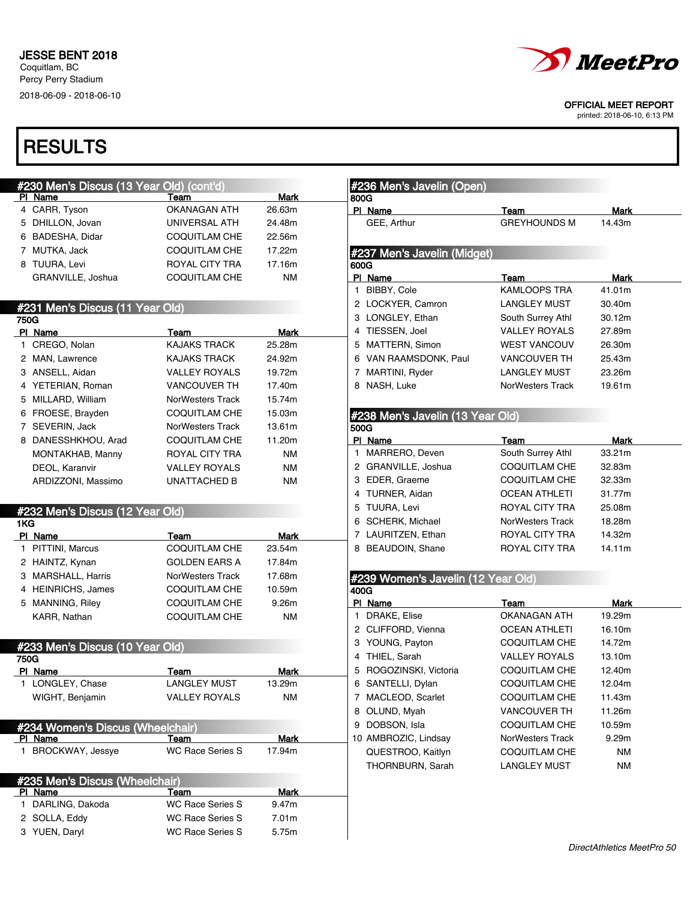JESSE BENT 2018
Coquitlam, BC
Percy Perry Stadium
2018-06-09 - 2018-06-10

OFFICIAL MEET REPORT
printed: 2018-06-10, 6:13 PM

# RESULTS

## #230 Men's Discus (13 Year Old) (cont'd)

| Pl | Name | Team | Mark |
|---|---|---|---|
| 4 | CARR, Tyson | OKANAGAN ATH | 26.63m |
| 5 | DHILLON, Jovan | UNIVERSAL ATH | 24.48m |
| 6 | BADESHA, Didar | COQUITLAM CHE | 22.56m |
| 7 | MUTKA, Jack | COQUITLAM CHE | 17.22m |
| 8 | TUURA, Levi | ROYAL CITY TRA | 17.16m |
| | GRANVILLE, Joshua | COQUITLAM CHE | NM |

## #231 Men's Discus (11 Year Old)

750G

| Pl | Name | Team | Mark |
|---|---|---|---|
| 1 | CREGO, Nolan | KAJAKS TRACK | 25.28m |
| 2 | MAN, Lawrence | KAJAKS TRACK | 24.92m |
| 3 | ANSELL, Aidan | VALLEY ROYALS | 19.72m |
| 4 | YETERIAN, Roman | VANCOUVER TH | 17.40m |
| 5 | MILLARD, William | NorWesters Track | 15.74m |
| 6 | FROESE, Brayden | COQUITLAM CHE | 15.03m |
| 7 | SEVERIN, Jack | NorWesters Track | 13.61m |
| 8 | DANESSHKHOU, Arad | COQUITLAM CHE | 11.20m |
| | MONTAKHAB, Manny | ROYAL CITY TRA | NM |
| | DEOL, Karanvir | VALLEY ROYALS | NM |
| | ARDIZZONI, Massimo | UNATTACHED B | NM |

## #232 Men's Discus (12 Year Old)

1KG

| Pl | Name | Team | Mark |
|---|---|---|---|
| 1 | PITTINI, Marcus | COQUITLAM CHE | 23.54m |
| 2 | HAINTZ, Kynan | GOLDEN EARS A | 17.84m |
| 3 | MARSHALL, Harris | NorWesters Track | 17.68m |
| 4 | HEINRICHS, James | COQUITLAM CHE | 10.59m |
| 5 | MANNING, Riley | COQUITLAM CHE | 9.26m |
| | KARR, Nathan | COQUITLAM CHE | NM |

## #233 Men's Discus (10 Year Old)

750G

| Pl | Name | Team | Mark |
|---|---|---|---|
| 1 | LONGLEY, Chase | LANGLEY MUST | 13.29m |
| | WIGHT, Benjamin | VALLEY ROYALS | NM |

## #234 Women's Discus (Wheelchair)

| Pl | Name | Team | Mark |
|---|---|---|---|
| 1 | BROCKWAY, Jessye | WC Race Series S | 17.94m |

## #235 Men's Discus (Wheelchair)

| Pl | Name | Team | Mark |
|---|---|---|---|
| 1 | DARLING, Dakoda | WC Race Series S | 9.47m |
| 2 | SOLLA, Eddy | WC Race Series S | 7.01m |
| 3 | YUEN, Daryl | WC Race Series S | 5.75m |

## #236 Men's Javelin (Open)

800G

| Pl | Name | Team | Mark |
|---|---|---|---|
| | GEE, Arthur | GREYHOUNDS M | 14.43m |

## #237 Men's Javelin (Midget)

600G

| Pl | Name | Team | Mark |
|---|---|---|---|
| 1 | BIBBY, Cole | KAMLOOPS TRA | 41.01m |
| 2 | LOCKYER, Camron | LANGLEY MUST | 30.40m |
| 3 | LONGLEY, Ethan | South Surrey Athl | 30.12m |
| 4 | TIESSEN, Joel | VALLEY ROYALS | 27.89m |
| 5 | MATTERN, Simon | WEST VANCOUV | 26.30m |
| 6 | VAN RAAMSDONK, Paul | VANCOUVER TH | 25.43m |
| 7 | MARTINI, Ryder | LANGLEY MUST | 23.26m |
| 8 | NASH, Luke | NorWesters Track | 19.61m |

## #238 Men's Javelin (13 Year Old)

500G

| Pl | Name | Team | Mark |
|---|---|---|---|
| 1 | MARRERO, Deven | South Surrey Athl | 33.21m |
| 2 | GRANVILLE, Joshua | COQUITLAM CHE | 32.83m |
| 3 | EDER, Graeme | COQUITLAM CHE | 32.33m |
| 4 | TURNER, Aidan | OCEAN ATHLETI | 31.77m |
| 5 | TUURA, Levi | ROYAL CITY TRA | 25.08m |
| 6 | SCHERK, Michael | NorWesters Track | 18.28m |
| 7 | LAURITZEN, Ethan | ROYAL CITY TRA | 14.32m |
| 8 | BEAUDOIN, Shane | ROYAL CITY TRA | 14.11m |

## #239 Women's Javelin (12 Year Old)

400G

| Pl | Name | Team | Mark |
|---|---|---|---|
| 1 | DRAKE, Elise | OKANAGAN ATH | 19.29m |
| 2 | CLIFFORD, Vienna | OCEAN ATHLETI | 16.10m |
| 3 | YOUNG, Payton | COQUITLAM CHE | 14.72m |
| 4 | THIEL, Sarah | VALLEY ROYALS | 13.10m |
| 5 | ROGOZINSKI, Victoria | COQUITLAM CHE | 12.40m |
| 6 | SANTELLI, Dylan | COQUITLAM CHE | 12.04m |
| 7 | MACLEOD, Scarlet | COQUITLAM CHE | 11.43m |
| 8 | OLUND, Myah | VANCOUVER TH | 11.26m |
| 9 | DOBSON, Isla | COQUITLAM CHE | 10.59m |
| 10 | AMBROZIC, Lindsay | NorWesters Track | 9.29m |
| | QUESTROO, Kaitlyn | COQUITLAM CHE | NM |
| | THORNBURN, Sarah | LANGLEY MUST | NM |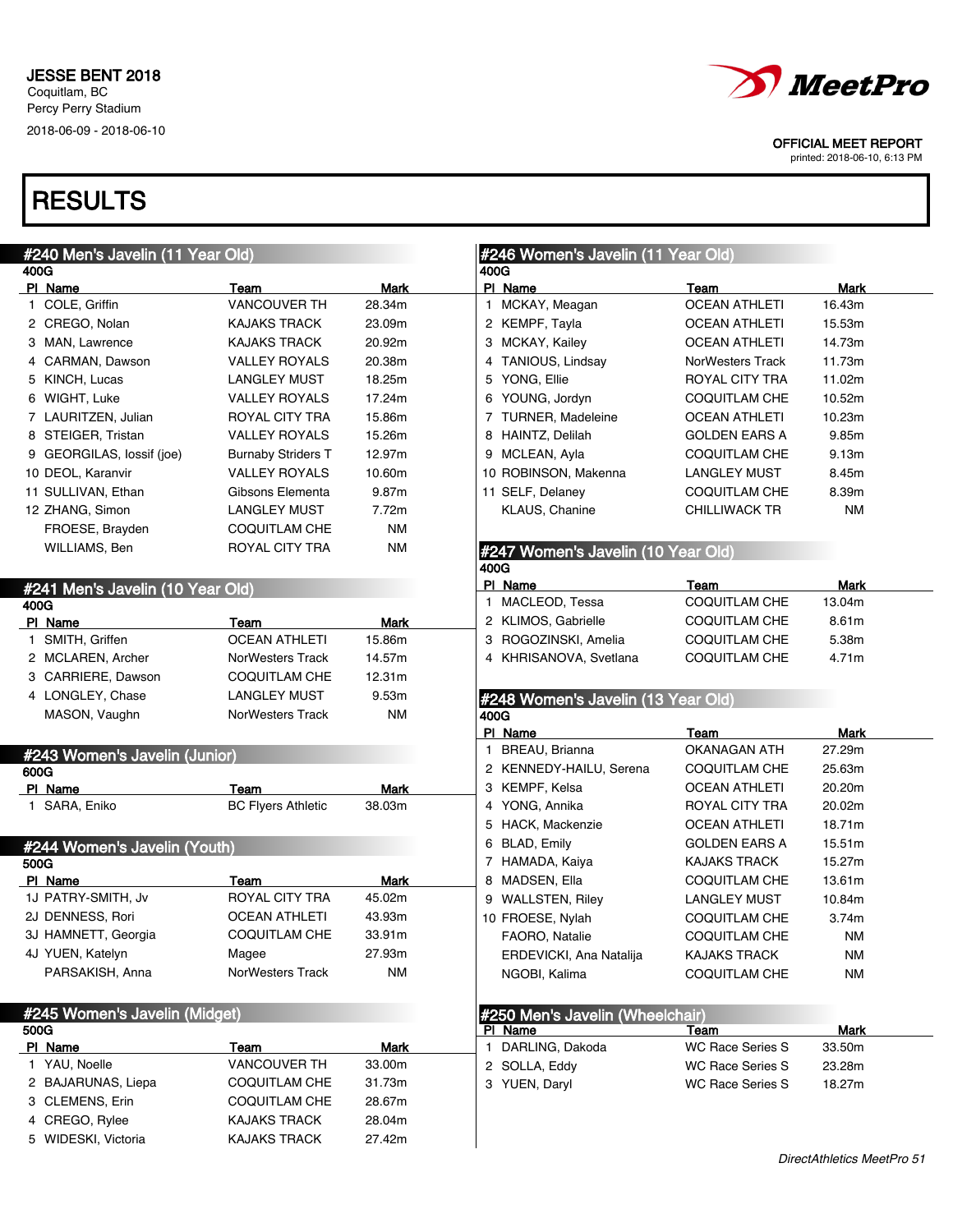JESSE BENT 2018
Coquitlam, BC
Percy Perry Stadium
2018-06-09 - 2018-06-10

OFFICIAL MEET REPORT
printed: 2018-06-10, 6:13 PM

# RESULTS

## #240 Men's Javelin (11 Year Old)

400G

| Pl | Name | Team | Mark |
|---|---|---|---|
| 1 | COLE, Griffin | VANCOUVER TH | 28.34m |
| 2 | CREGO, Nolan | KAJAKS TRACK | 23.09m |
| 3 | MAN, Lawrence | KAJAKS TRACK | 20.92m |
| 4 | CARMAN, Dawson | VALLEY ROYALS | 20.38m |
| 5 | KINCH, Lucas | LANGLEY MUST | 18.25m |
| 6 | WIGHT, Luke | VALLEY ROYALS | 17.24m |
| 7 | LAURITZEN, Julian | ROYAL CITY TRA | 15.86m |
| 8 | STEIGER, Tristan | VALLEY ROYALS | 15.26m |
| 9 | GEORGILAS, Iossif (joe) | Burnaby Striders T | 12.97m |
| 10 | DEOL, Karanvir | VALLEY ROYALS | 10.60m |
| 11 | SULLIVAN, Ethan | Gibsons Elementa | 9.87m |
| 12 | ZHANG, Simon | LANGLEY MUST | 7.72m |
| | FROESE, Brayden | COQUITLAM CHE | NM |
| | WILLIAMS, Ben | ROYAL CITY TRA | NM |

## #241 Men's Javelin (10 Year Old)

400G

| Pl | Name | Team | Mark |
|---|---|---|---|
| 1 | SMITH, Griffen | OCEAN ATHLETI | 15.86m |
| 2 | MCLAREN, Archer | NorWesters Track | 14.57m |
| 3 | CARRIERE, Dawson | COQUITLAM CHE | 12.31m |
| 4 | LONGLEY, Chase | LANGLEY MUST | 9.53m |
| | MASON, Vaughn | NorWesters Track | NM |

## #243 Women's Javelin (Junior)

600G

| Pl | Name | Team | Mark |
|---|---|---|---|
| 1 | SARA, Eniko | BC Flyers Athletic | 38.03m |

## #244 Women's Javelin (Youth)

500G

| Pl | Name | Team | Mark |
|---|---|---|---|
| 1J | PATRY-SMITH, Jv | ROYAL CITY TRA | 45.02m |
| 2J | DENNESS, Rori | OCEAN ATHLETI | 43.93m |
| 3J | HAMNETT, Georgia | COQUITLAM CHE | 33.91m |
| 4J | YUEN, Katelyn | Magee | 27.93m |
| | PARSAKISH, Anna | NorWesters Track | NM |

## #245 Women's Javelin (Midget)

500G

| Pl | Name | Team | Mark |
|---|---|---|---|
| 1 | YAU, Noelle | VANCOUVER TH | 33.00m |
| 2 | BAJARUNAS, Liepa | COQUITLAM CHE | 31.73m |
| 3 | CLEMENS, Erin | COQUITLAM CHE | 28.67m |
| 4 | CREGO, Rylee | KAJAKS TRACK | 28.04m |
| 5 | WIDESKI, Victoria | KAJAKS TRACK | 27.42m |

## #246 Women's Javelin (11 Year Old)

400G

| Pl | Name | Team | Mark |
|---|---|---|---|
| 1 | MCKAY, Meagan | OCEAN ATHLETI | 16.43m |
| 2 | KEMPF, Tayla | OCEAN ATHLETI | 15.53m |
| 3 | MCKAY, Kailey | OCEAN ATHLETI | 14.73m |
| 4 | TANIOUS, Lindsay | NorWesters Track | 11.73m |
| 5 | YONG, Ellie | ROYAL CITY TRA | 11.02m |
| 6 | YOUNG, Jordyn | COQUITLAM CHE | 10.52m |
| 7 | TURNER, Madeleine | OCEAN ATHLETI | 10.23m |
| 8 | HAINTZ, Delilah | GOLDEN EARS A | 9.85m |
| 9 | MCLEAN, Ayla | COQUITLAM CHE | 9.13m |
| 10 | ROBINSON, Makenna | LANGLEY MUST | 8.45m |
| 11 | SELF, Delaney | COQUITLAM CHE | 8.39m |
| | KLAUS, Chanine | CHILLIWACK TR | NM |

## #247 Women's Javelin (10 Year Old)

400G

| Pl | Name | Team | Mark |
|---|---|---|---|
| 1 | MACLEOD, Tessa | COQUITLAM CHE | 13.04m |
| 2 | KLIMOS, Gabrielle | COQUITLAM CHE | 8.61m |
| 3 | ROGOZINSKI, Amelia | COQUITLAM CHE | 5.38m |
| 4 | KHRISANOVA, Svetlana | COQUITLAM CHE | 4.71m |

## #248 Women's Javelin (13 Year Old)

400G

| Pl | Name | Team | Mark |
|---|---|---|---|
| 1 | BREAU, Brianna | OKANAGAN ATH | 27.29m |
| 2 | KENNEDY-HAILU, Serena | COQUITLAM CHE | 25.63m |
| 3 | KEMPF, Kelsa | OCEAN ATHLETI | 20.20m |
| 4 | YONG, Annika | ROYAL CITY TRA | 20.02m |
| 5 | HACK, Mackenzie | OCEAN ATHLETI | 18.71m |
| 6 | BLAD, Emily | GOLDEN EARS A | 15.51m |
| 7 | HAMADA, Kaiya | KAJAKS TRACK | 15.27m |
| 8 | MADSEN, Ella | COQUITLAM CHE | 13.61m |
| 9 | WALLSTEN, Riley | LANGLEY MUST | 10.84m |
| 10 | FROESE, Nylah | COQUITLAM CHE | 3.74m |
| | FAORO, Natalie | COQUITLAM CHE | NM |
| | ERDEVICKI, Ana Natalija | KAJAKS TRACK | NM |
| | NGOBI, Kalima | COQUITLAM CHE | NM |

## #250 Men's Javelin (Wheelchair)

| Pl | Name | Team | Mark |
|---|---|---|---|
| 1 | DARLING, Dakoda | WC Race Series S | 33.50m |
| 2 | SOLLA, Eddy | WC Race Series S | 23.28m |
| 3 | YUEN, Daryl | WC Race Series S | 18.27m |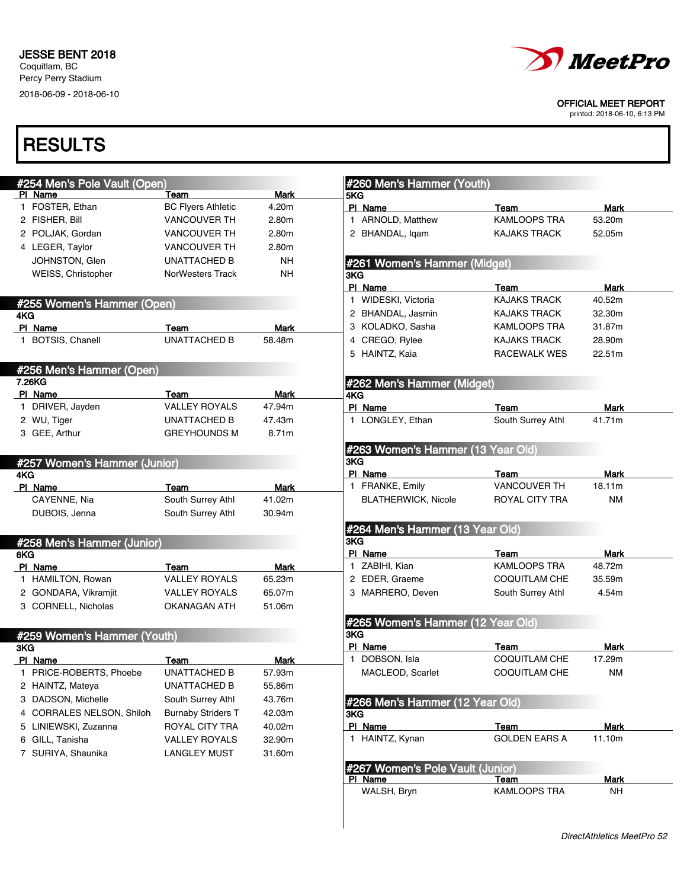JESSE BENT 2018
Coquitlam, BC
Percy Perry Stadium
2018-06-09 - 2018-06-10

OFFICIAL MEET REPORT
printed: 2018-06-10, 6:13 PM

# RESULTS

## #254 Men's Pole Vault (Open)

| Pl | Name | Team | Mark |
|---|---|---|---|
| 1 | FOSTER, Ethan | BC Flyers Athletic | 4.20m |
| 2 | FISHER, Bill | VANCOUVER TH | 2.80m |
| 2 | POLJAK, Gordan | VANCOUVER TH | 2.80m |
| 4 | LEGER, Taylor | VANCOUVER TH | 2.80m |
| | JOHNSTON, Glen | UNATTACHED B | NH |
| | WEISS, Christopher | NorWesters Track | NH |

## #255 Women's Hammer (Open)

4KG

| Pl | Name | Team | Mark |
|---|---|---|---|
| 1 | BOTSIS, Chanell | UNATTACHED B | 58.48m |

## #256 Men's Hammer (Open)

7.26KG

| Pl | Name | Team | Mark |
|---|---|---|---|
| 1 | DRIVER, Jayden | VALLEY ROYALS | 47.94m |
| 2 | WU, Tiger | UNATTACHED B | 47.43m |
| 3 | GEE, Arthur | GREYHOUNDS M | 8.71m |

## #257 Women's Hammer (Junior)

4KG

| Pl | Name | Team | Mark |
|---|---|---|---|
| | CAYENNE, Nia | South Surrey Athl | 41.02m |
| | DUBOIS, Jenna | South Surrey Athl | 30.94m |

## #258 Men's Hammer (Junior)

6KG

| Pl | Name | Team | Mark |
|---|---|---|---|
| 1 | HAMILTON, Rowan | VALLEY ROYALS | 65.23m |
| 2 | GONDARA, Vikramjit | VALLEY ROYALS | 65.07m |
| 3 | CORNELL, Nicholas | OKANAGAN ATH | 51.06m |

## #259 Women's Hammer (Youth)

3KG

| Pl | Name | Team | Mark |
|---|---|---|---|
| 1 | PRICE-ROBERTS, Phoebe | UNATTACHED B | 57.93m |
| 2 | HAINTZ, Mateya | UNATTACHED B | 55.86m |
| 3 | DADSON, Michelle | South Surrey Athl | 43.76m |
| 4 | CORRALES NELSON, Shiloh | Burnaby Striders T | 42.03m |
| 5 | LINIEWSKI, Zuzanna | ROYAL CITY TRA | 40.02m |
| 6 | GILL, Tanisha | VALLEY ROYALS | 32.90m |
| 7 | SURIYA, Shaunika | LANGLEY MUST | 31.60m |

## #260 Men's Hammer (Youth)

5KG

| Pl | Name | Team | Mark |
|---|---|---|---|
| 1 | ARNOLD, Matthew | KAMLOOPS TRA | 53.20m |
| 2 | BHANDAL, Iqam | KAJAKS TRACK | 52.05m |

## #261 Women's Hammer (Midget)

3KG

| Pl | Name | Team | Mark |
|---|---|---|---|
| 1 | WIDESKI, Victoria | KAJAKS TRACK | 40.52m |
| 2 | BHANDAL, Jasmin | KAJAKS TRACK | 32.30m |
| 3 | KOLADKO, Sasha | KAMLOOPS TRA | 31.87m |
| 4 | CREGO, Rylee | KAJAKS TRACK | 28.90m |
| 5 | HAINTZ, Kaia | RACEWALK WES | 22.51m |

## #262 Men's Hammer (Midget)

4KG

| Pl | Name | Team | Mark |
|---|---|---|---|
| 1 | LONGLEY, Ethan | South Surrey Athl | 41.71m |

## #263 Women's Hammer (13 Year Old)

3KG

| Pl | Name | Team | Mark |
|---|---|---|---|
| 1 | FRANKE, Emily | VANCOUVER TH | 18.11m |
| | BLATHERWICK, Nicole | ROYAL CITY TRA | NM |

## #264 Men's Hammer (13 Year Old)

3KG

| Pl | Name | Team | Mark |
|---|---|---|---|
| 1 | ZABIHI, Kian | KAMLOOPS TRA | 48.72m |
| 2 | EDER, Graeme | COQUITLAM CHE | 35.59m |
| 3 | MARRERO, Deven | South Surrey Athl | 4.54m |

## #265 Women's Hammer (12 Year Old)

3KG

| Pl | Name | Team | Mark |
|---|---|---|---|
| 1 | DOBSON, Isla | COQUITLAM CHE | 17.29m |
| | MACLEOD, Scarlet | COQUITLAM CHE | NM |

## #266 Men's Hammer (12 Year Old)

3KG

| Pl | Name | Team | Mark |
|---|---|---|---|
| 1 | HAINTZ, Kynan | GOLDEN EARS A | 11.10m |

## #267 Women's Pole Vault (Junior)

| Pl | Name | Team | Mark |
|---|---|---|---|
| | WALSH, Bryn | KAMLOOPS TRA | NH |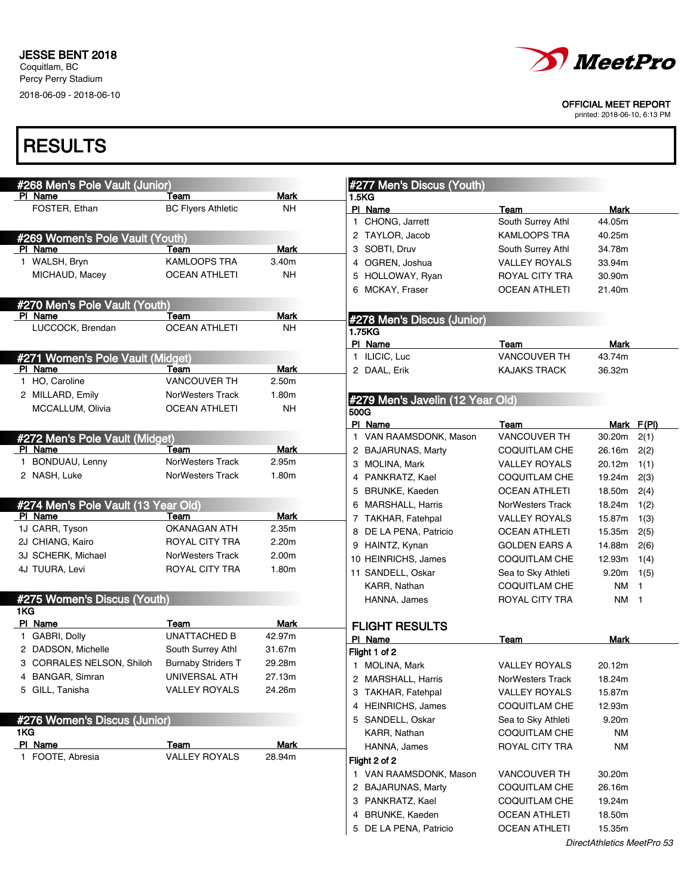**JESSE BENT 2018**
Coquitlam, BC
Percy Perry Stadium
2018-06-09 - 2018-06-10

OFFICIAL MEET REPORT
printed: 2018-06-10, 6:13 PM

# RESULTS

## #268 Men's Pole Vault (Junior)

| Pl | Name | Team | Mark |
|---|---|---|---|
| | FOSTER, Ethan | BC Flyers Athletic | NH |

## #269 Women's Pole Vault (Youth)

| Pl | Name | Team | Mark |
|---|---|---|---|
| 1 | WALSH, Bryn | KAMLOOPS TRA | 3.40m |
| | MICHAUD, Macey | OCEAN ATHLETI | NH |

## #270 Men's Pole Vault (Youth)

| Pl | Name | Team | Mark |
|---|---|---|---|
| | LUCCOCK, Brendan | OCEAN ATHLETI | NH |

## #271 Women's Pole Vault (Midget)

| Pl | Name | Team | Mark |
|---|---|---|---|
| 1 | HO, Caroline | VANCOUVER TH | 2.50m |
| 2 | MILLARD, Emily | NorWesters Track | 1.80m |
| | MCCALLUM, Olivia | OCEAN ATHLETI | NH |

## #272 Men's Pole Vault (Midget)

| Pl | Name | Team | Mark |
|---|---|---|---|
| 1 | BONDUAU, Lenny | NorWesters Track | 2.95m |
| 2 | NASH, Luke | NorWesters Track | 1.80m |

## #274 Men's Pole Vault (13 Year Old)

| Pl | Name | Team | Mark |
|---|---|---|---|
| 1J | CARR, Tyson | OKANAGAN ATH | 2.35m |
| 2J | CHIANG, Kairo | ROYAL CITY TRA | 2.20m |
| 3J | SCHERK, Michael | NorWesters Track | 2.00m |
| 4J | TUURA, Levi | ROYAL CITY TRA | 1.80m |

## #275 Women's Discus (Youth)

1KG

| Pl | Name | Team | Mark |
|---|---|---|---|
| 1 | GABRI, Dolly | UNATTACHED B | 42.97m |
| 2 | DADSON, Michelle | South Surrey Athl | 31.67m |
| 3 | CORRALES NELSON, Shiloh | Burnaby Striders T | 29.28m |
| 4 | BANGAR, Simran | UNIVERSAL ATH | 27.13m |
| 5 | GILL, Tanisha | VALLEY ROYALS | 24.26m |

## #276 Women's Discus (Junior)

1KG

| Pl | Name | Team | Mark |
|---|---|---|---|
| 1 | FOOTE, Abresia | VALLEY ROYALS | 28.94m |

## #277 Men's Discus (Youth)

1.5KG

| Pl | Name | Team | Mark |
|---|---|---|---|
| 1 | CHONG, Jarrett | South Surrey Athl | 44.05m |
| 2 | TAYLOR, Jacob | KAMLOOPS TRA | 40.25m |
| 3 | SOBTI, Dhruv | South Surrey Athl | 34.78m |
| 4 | OGREN, Joshua | VALLEY ROYALS | 33.94m |
| 5 | HOLLOWAY, Ryan | ROYAL CITY TRA | 30.90m |
| 6 | MCKAY, Fraser | OCEAN ATHLETI | 21.40m |

## #278 Men's Discus (Junior)

1.75KG

| Pl | Name | Team | Mark |
|---|---|---|---|
| 1 | ILICIC, Luc | VANCOUVER TH | 43.74m |
| 2 | DAAL, Erik | KAJAKS TRACK | 36.32m |

## #279 Men's Javelin (12 Year Old)

500G

| Pl | Name | Team | Mark | F(Pl) |
|---|---|---|---|---|
| 1 | VAN RAAMSDONK, Mason | VANCOUVER TH | 30.20m | 2(1) |
| 2 | BAJARUNAS, Marty | COQUITLAM CHE | 26.16m | 2(2) |
| 3 | MOLINA, Mark | VALLEY ROYALS | 20.12m | 1(1) |
| 4 | PANKRATZ, Kael | COQUITLAM CHE | 19.24m | 2(3) |
| 5 | BRUNKE, Kaeden | OCEAN ATHLETI | 18.50m | 2(4) |
| 6 | MARSHALL, Harris | NorWesters Track | 18.24m | 1(2) |
| 7 | TAKHAR, Fatehpal | VALLEY ROYALS | 15.87m | 1(3) |
| 8 | DE LA PENA, Patricio | OCEAN ATHLETI | 15.35m | 2(5) |
| 9 | HAINTZ, Kynan | GOLDEN EARS A | 14.88m | 2(6) |
| 10 | HEINRICHS, James | COQUITLAM CHE | 12.93m | 1(4) |
| 11 | SANDELL, Oskar | Sea to Sky Athleti | 9.20m | 1(5) |
| | KARR, Nathan | COQUITLAM CHE | NM | 1 |
| | HANNA, James | ROYAL CITY TRA | NM | 1 |

### FLIGHT RESULTS

| Pl | Name | Team | Mark |
|---|---|---|---|
| **Flight 1 of 2** | | | |
| 1 | MOLINA, Mark | VALLEY ROYALS | 20.12m |
| 2 | MARSHALL, Harris | NorWesters Track | 18.24m |
| 3 | TAKHAR, Fatehpal | VALLEY ROYALS | 15.87m |
| 4 | HEINRICHS, James | COQUITLAM CHE | 12.93m |
| 5 | SANDELL, Oskar | Sea to Sky Athleti | 9.20m |
| | KARR, Nathan | COQUITLAM CHE | NM |
| | HANNA, James | ROYAL CITY TRA | NM |
| **Flight 2 of 2** | | | |
| 1 | VAN RAAMSDONK, Mason | VANCOUVER TH | 30.20m |
| 2 | BAJARUNAS, Marty | COQUITLAM CHE | 26.16m |
| 3 | PANKRATZ, Kael | COQUITLAM CHE | 19.24m |
| 4 | BRUNKE, Kaeden | OCEAN ATHLETI | 18.50m |
| 5 | DE LA PENA, Patricio | OCEAN ATHLETI | 15.35m |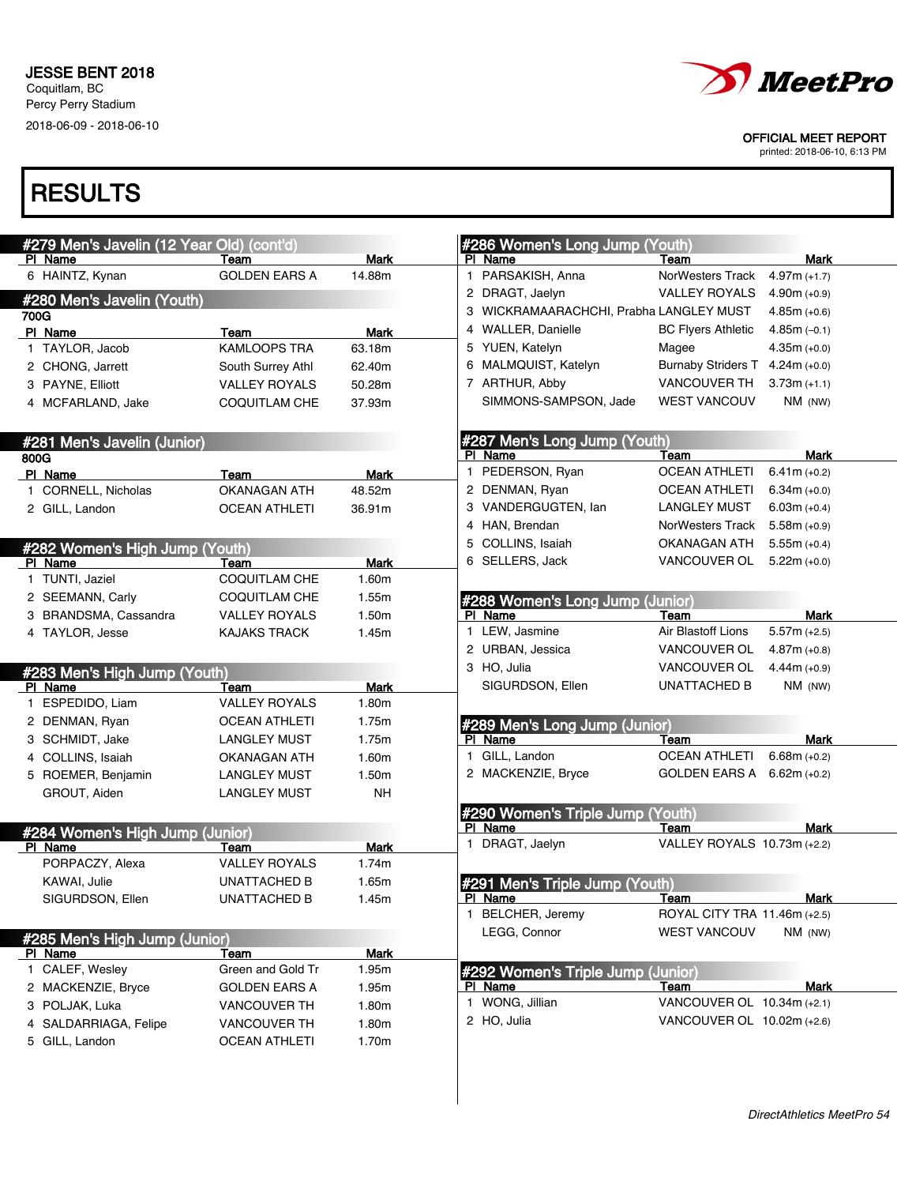JESSE BENT 2018
Coquitlam, BC
Percy Perry Stadium
2018-06-09 - 2018-06-10

OFFICIAL MEET REPORT
printed: 2018-06-10, 6:13 PM

# RESULTS

## #279 Men's Javelin (12 Year Old) (cont'd)

| Pl | Name | Team | Mark |
|---|---|---|---|
| 6 | HAINTZ, Kynan | GOLDEN EARS A | 14.88m |

## #280 Men's Javelin (Youth)

700G

| Pl | Name | Team | Mark |
|---|---|---|---|
| 1 | TAYLOR, Jacob | KAMLOOPS TRA | 63.18m |
| 2 | CHONG, Jarrett | South Surrey Athl | 62.40m |
| 3 | PAYNE, Elliott | VALLEY ROYALS | 50.28m |
| 4 | MCFARLAND, Jake | COQUITLAM CHE | 37.93m |

## #281 Men's Javelin (Junior)

800G

| Pl | Name | Team | Mark |
|---|---|---|---|
| 1 | CORNELL, Nicholas | OKANAGAN ATH | 48.52m |
| 2 | GILL, Landon | OCEAN ATHLETI | 36.91m |

## #282 Women's High Jump (Youth)

| Pl | Name | Team | Mark |
|---|---|---|---|
| 1 | TUNTI, Jaziel | COQUITLAM CHE | 1.60m |
| 2 | SEEMANN, Carly | COQUITLAM CHE | 1.55m |
| 3 | BRANDSMA, Cassandra | VALLEY ROYALS | 1.50m |
| 4 | TAYLOR, Jesse | KAJAKS TRACK | 1.45m |

## #283 Men's High Jump (Youth)

| Pl | Name | Team | Mark |
|---|---|---|---|
| 1 | ESPEDIDO, Liam | VALLEY ROYALS | 1.80m |
| 2 | DENMAN, Ryan | OCEAN ATHLETI | 1.75m |
| 3 | SCHMIDT, Jake | LANGLEY MUST | 1.75m |
| 4 | COLLINS, Isaiah | OKANAGAN ATH | 1.60m |
| 5 | ROEMER, Benjamin | LANGLEY MUST | 1.50m |
| | GROUT, Aiden | LANGLEY MUST | NH |

## #284 Women's High Jump (Junior)

| Pl | Name | Team | Mark |
|---|---|---|---|
| | PORPACZY, Alexa | VALLEY ROYALS | 1.74m |
| | KAWAI, Julie | UNATTACHED B | 1.65m |
| | SIGURDSON, Ellen | UNATTACHED B | 1.45m |

## #285 Men's High Jump (Junior)

| Pl | Name | Team | Mark |
|---|---|---|---|
| 1 | CALEF, Wesley | Green and Gold Tr | 1.95m |
| 2 | MACKENZIE, Bryce | GOLDEN EARS A | 1.95m |
| 3 | POLJAK, Luka | VANCOUVER TH | 1.80m |
| 4 | SALDARRIAGA, Felipe | VANCOUVER TH | 1.80m |
| 5 | GILL, Landon | OCEAN ATHLETI | 1.70m |

## #286 Women's Long Jump (Youth)

| Pl | Name | Team | Mark |
|---|---|---|---|
| 1 | PARSAKISH, Anna | NorWesters Track | 4.97m (+1.7) |
| 2 | DRAGT, Jaelyn | VALLEY ROYALS | 4.90m (+0.9) |
| 3 | WICKRAMAARACHCHI, Prabha | LANGLEY MUST | 4.85m (+0.6) |
| 4 | WALLER, Danielle | BC Flyers Athletic | 4.85m (–0.1) |
| 5 | YUEN, Katelyn | Magee | 4.35m (+0.0) |
| 6 | MALMQUIST, Katelyn | Burnaby Striders T | 4.24m (+0.0) |
| 7 | ARTHUR, Abby | VANCOUVER TH | 3.73m (+1.1) |
| | SIMMONS-SAMPSON, Jade | WEST VANCOUV | NM (NW) |

## #287 Men's Long Jump (Youth)

| Pl | Name | Team | Mark |
|---|---|---|---|
| 1 | PEDERSON, Ryan | OCEAN ATHLETI | 6.41m (+0.2) |
| 2 | DENMAN, Ryan | OCEAN ATHLETI | 6.34m (+0.0) |
| 3 | VANDERGUGTEN, Ian | LANGLEY MUST | 6.03m (+0.4) |
| 4 | HAN, Brendan | NorWesters Track | 5.58m (+0.9) |
| 5 | COLLINS, Isaiah | OKANAGAN ATH | 5.55m (+0.4) |
| 6 | SELLERS, Jack | VANCOUVER OL | 5.22m (+0.0) |

## #288 Women's Long Jump (Junior)

| Pl | Name | Team | Mark |
|---|---|---|---|
| 1 | LEW, Jasmine | Air Blastoff Lions | 5.57m (+2.5) |
| 2 | URBAN, Jessica | VANCOUVER OL | 4.87m (+0.8) |
| 3 | HO, Julia | VANCOUVER OL | 4.44m (+0.9) |
| | SIGURDSON, Ellen | UNATTACHED B | NM (NW) |

## #289 Men's Long Jump (Junior)

| Pl | Name | Team | Mark |
|---|---|---|---|
| 1 | GILL, Landon | OCEAN ATHLETI | 6.68m (+0.2) |
| 2 | MACKENZIE, Bryce | GOLDEN EARS A | 6.62m (+0.2) |

## #290 Women's Triple Jump (Youth)

| Pl | Name | Team | Mark |
|---|---|---|---|
| 1 | DRAGT, Jaelyn | VALLEY ROYALS | 10.73m (+2.2) |

## #291 Men's Triple Jump (Youth)

| Pl | Name | Team | Mark |
|---|---|---|---|
| 1 | BELCHER, Jeremy | ROYAL CITY TRA | 11.46m (+2.5) |
| | LEGG, Connor | WEST VANCOUV | NM (NW) |

## #292 Women's Triple Jump (Junior)

| Pl | Name | Team | Mark |
|---|---|---|---|
| 1 | WONG, Jillian | VANCOUVER OL | 10.34m (+2.1) |
| 2 | HO, Julia | VANCOUVER OL | 10.02m (+2.6) |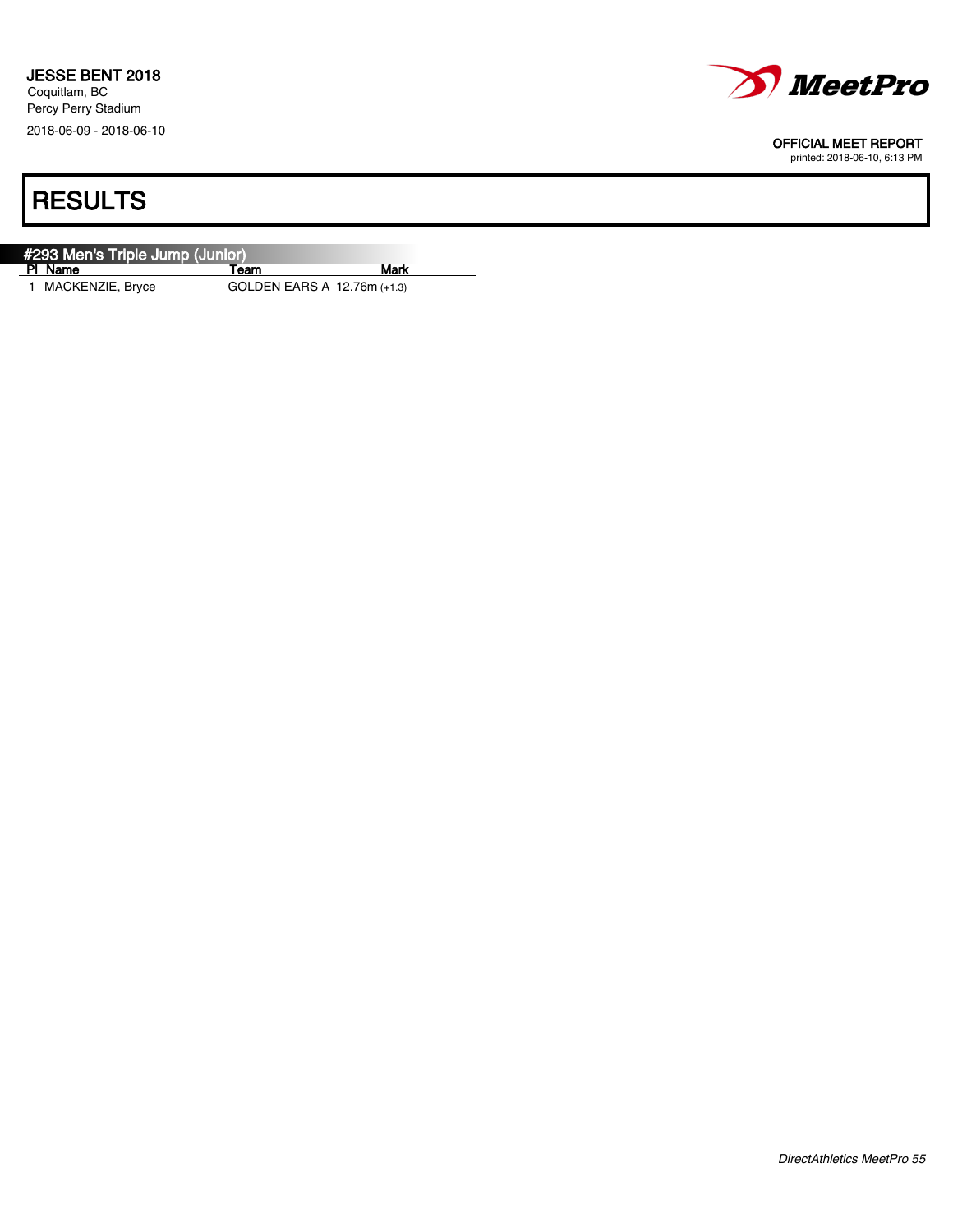JESSE BENT 2018
Coquitlam, BC
Percy Perry Stadium
2018-06-09 - 2018-06-10

OFFICIAL MEET REPORT
printed: 2018-06-10, 6:13 PM

# RESULTS

## #293 Men's Triple Jump (Junior)

| Pl | Name | Team | Mark |
|---|---|---|---|
| 1 | MACKENZIE, Bryce | GOLDEN EARS A | 12.76m (+1.3) |